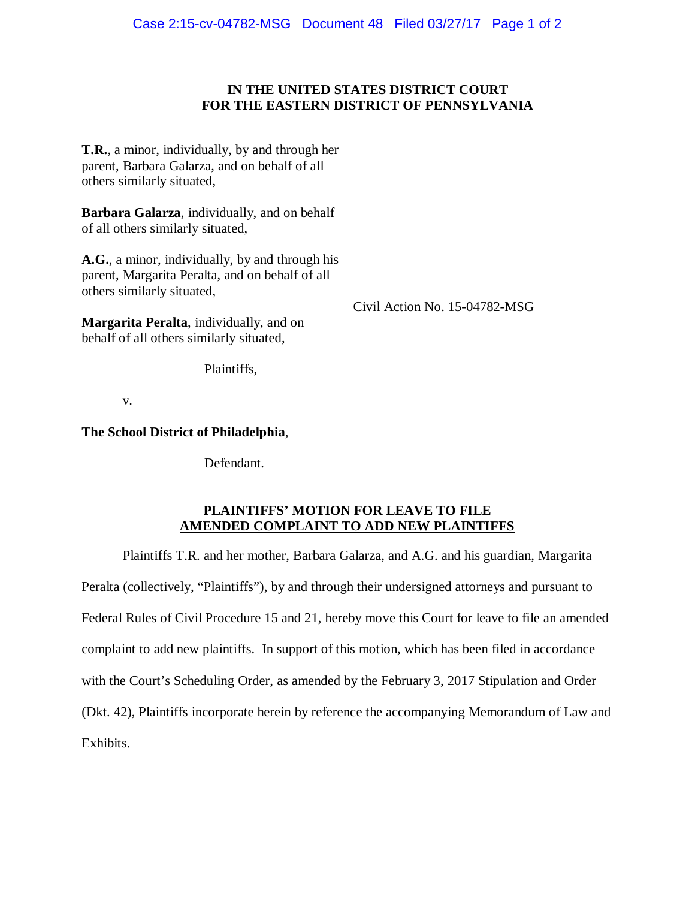# IN THE UNITED STATES DISTRICT COURT FOR THE EASTERN DISTRICT OF PENNSYLVANIA

**T.R.**, a minor, individually, by and through her parent, Barbara Galarza, and on behalf of all others similarly situated,

**Barbara Galarza**, individually, and on behalf of all others similarly situated,

**A.G.**, a minor, individually, by and through his parent, Margarita Peralta, and on behalf of all others similarly situated,

**Margarita Peralta**, individually, and on behalf of all others similarly situated,

Plaintiffs,

v.

**The School District of Philadelphia**,

Defendant.

Civil Action No. 15-04782-MSG

## PLAINTIFFS' MOTION FOR LEAVE TO FILE AMENDED COMPLAINT TO ADD NEW PLAINTIFFS

Plaintiffs T.R. and her mother, Barbara Galarza, and A.G. and his guardian, Margarita Peralta (collectively, "Plaintiffs"), by and through their undersigned attorneys and pursuant to Federal Rules of Civil Procedure 15 and 21, hereby move this Court for leave to file an amended complaint to add new plaintiffs. In support of this motion, which has been filed in accordance with the Court's Scheduling Order, as amended by the February 3, 2017 Stipulation and Order (Dkt. 42), Plaintiffs incorporate herein by reference the accompanying Memorandum of Law and Exhibits.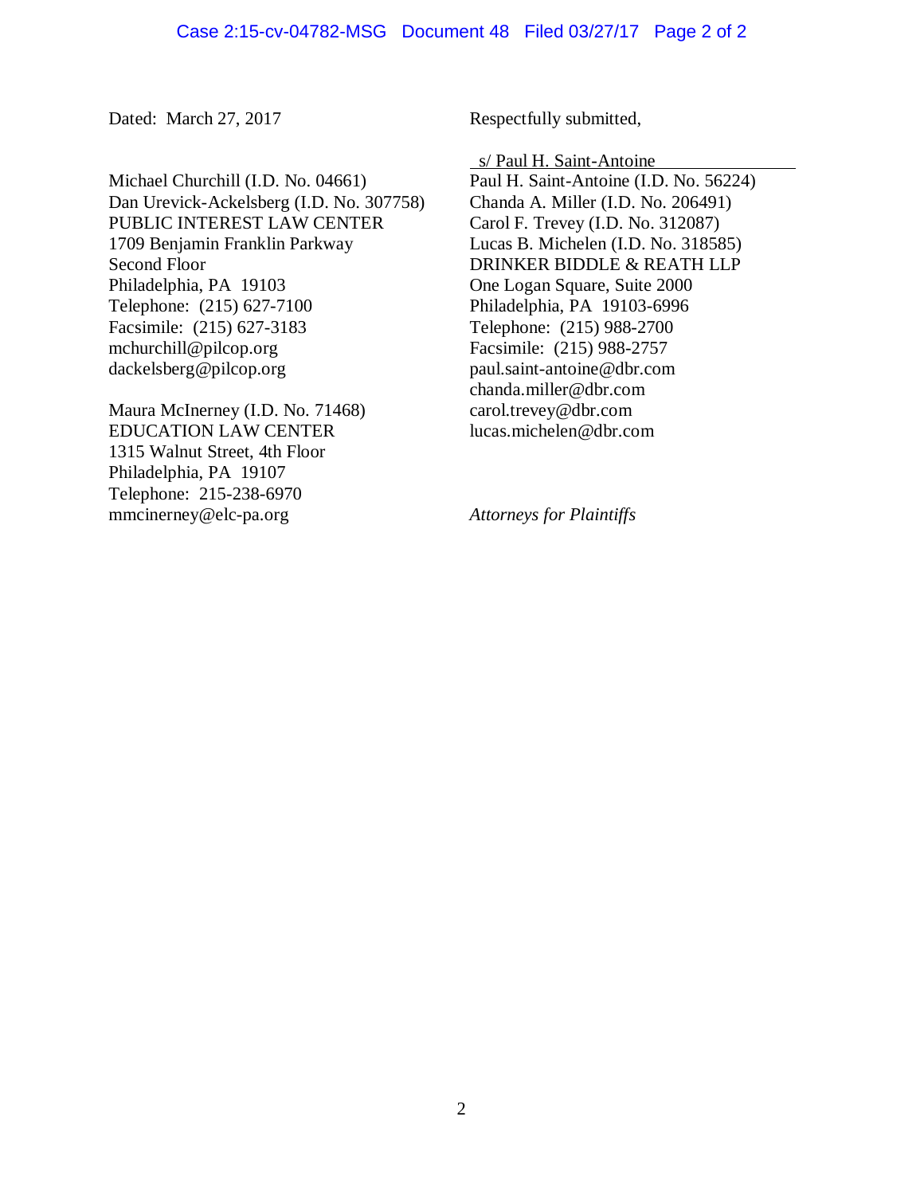Dated: March 27, 2017

Respectfully submitted,

s/ Paul H. Saint-Antoine

Paul H. Saint-Antoine (I.D. No. 56224)
Chanda A. Miller (I.D. No. 206491)
Carol F. Trevey (I.D. No. 312087)
Lucas B. Michelen (I.D. No. 318585)
DRINKER BIDDLE & REATH LLP
One Logan Square, Suite 2000
Philadelphia, PA 19103-6996
Telephone: (215) 988-2700
Facsimile: (215) 988-2757
paul.saint-antoine@dbr.com
chanda.miller@dbr.com
carol.trevey@dbr.com
lucas.michelen@dbr.com

Michael Churchill (I.D. No. 04661)
Dan Urevick-Ackelsberg (I.D. No. 307758)
PUBLIC INTEREST LAW CENTER
1709 Benjamin Franklin Parkway
Second Floor
Philadelphia, PA 19103
Telephone: (215) 627-7100
Facsimile: (215) 627-3183
mchurchill@pilcop.org
dackelsberg@pilcop.org

Maura McInerney (I.D. No. 71468)
EDUCATION LAW CENTER
1315 Walnut Street, 4th Floor
Philadelphia, PA 19107
Telephone: 215-238-6970
mmcinerney@elc-pa.org

*Attorneys for Plaintiffs*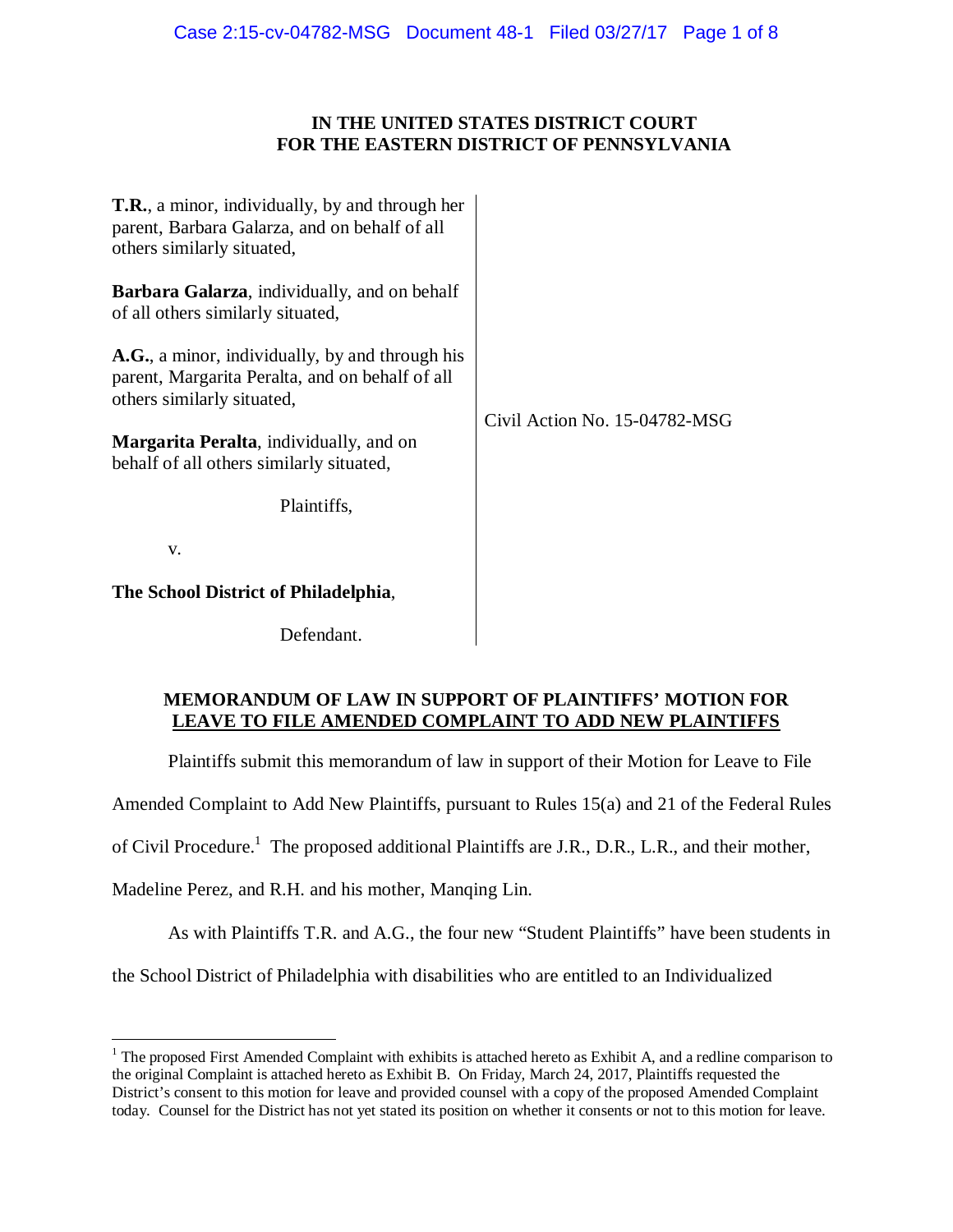# IN THE UNITED STATES DISTRICT COURT
# FOR THE EASTERN DISTRICT OF PENNSYLVANIA

**T.R.**, a minor, individually, by and through her parent, Barbara Galarza, and on behalf of all others similarly situated,

**Barbara Galarza**, individually, and on behalf of all others similarly situated,

**A.G.**, a minor, individually, by and through his parent, Margarita Peralta, and on behalf of all others similarly situated,

**Margarita Peralta**, individually, and on behalf of all others similarly situated,

Plaintiffs,

v.

**The School District of Philadelphia**,

Defendant.

Civil Action No. 15-04782-MSG

## MEMORANDUM OF LAW IN SUPPORT OF PLAINTIFFS' MOTION FOR LEAVE TO FILE AMENDED COMPLAINT TO ADD NEW PLAINTIFFS

Plaintiffs submit this memorandum of law in support of their Motion for Leave to File Amended Complaint to Add New Plaintiffs, pursuant to Rules 15(a) and 21 of the Federal Rules of Civil Procedure.[1] The proposed additional Plaintiffs are J.R., D.R., L.R., and their mother, Madeline Perez, and R.H. and his mother, Manqing Lin.

As with Plaintiffs T.R. and A.G., the four new "Student Plaintiffs" have been students in the School District of Philadelphia with disabilities who are entitled to an Individualized

[1] The proposed First Amended Complaint with exhibits is attached hereto as Exhibit A, and a redline comparison to the original Complaint is attached hereto as Exhibit B. On Friday, March 24, 2017, Plaintiffs requested the District's consent to this motion for leave and provided counsel with a copy of the proposed Amended Complaint today. Counsel for the District has not yet stated its position on whether it consents or not to this motion for leave.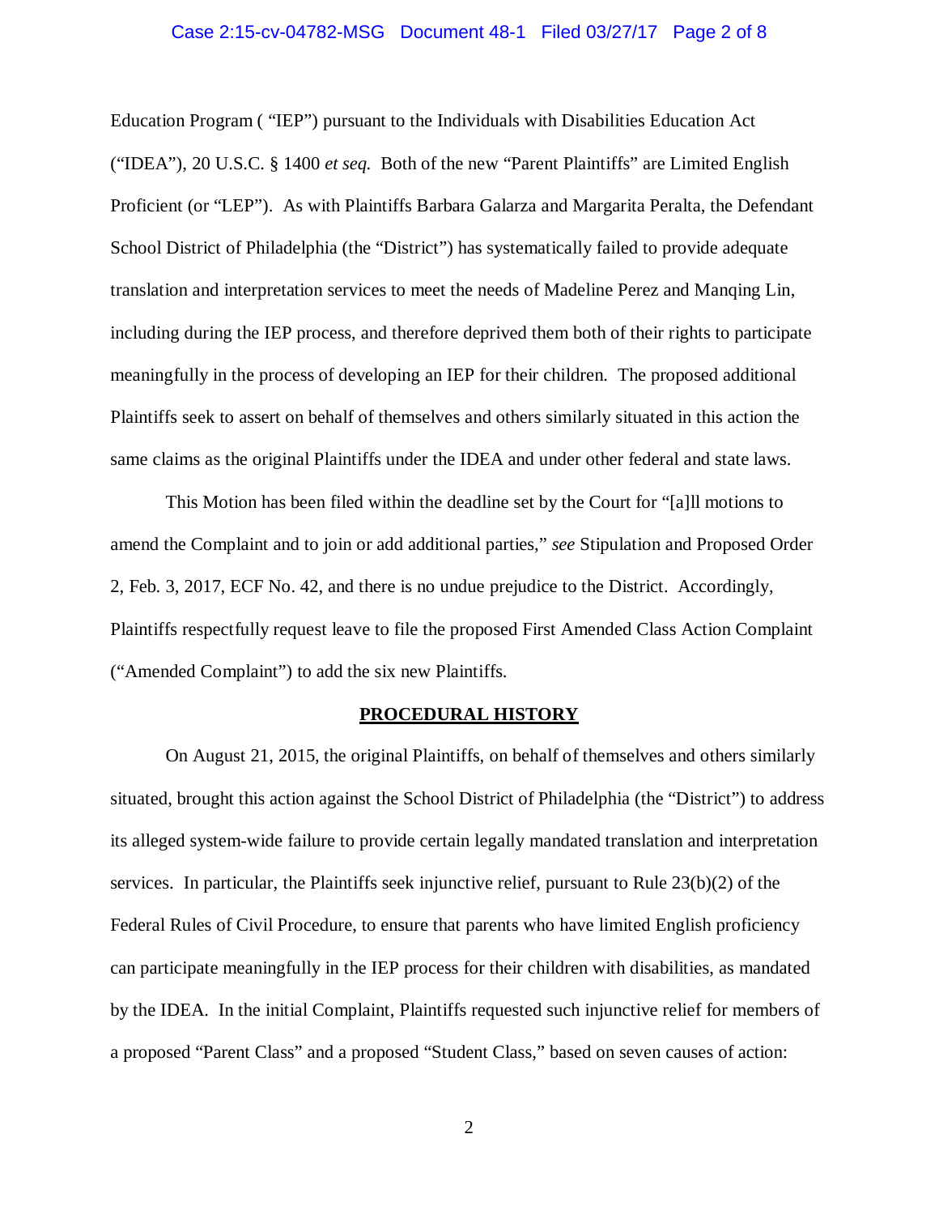Education Program ( "IEP") pursuant to the Individuals with Disabilities Education Act ("IDEA"), 20 U.S.C. § 1400 *et seq.* Both of the new "Parent Plaintiffs" are Limited English Proficient (or "LEP"). As with Plaintiffs Barbara Galarza and Margarita Peralta, the Defendant School District of Philadelphia (the "District") has systematically failed to provide adequate translation and interpretation services to meet the needs of Madeline Perez and Manqing Lin, including during the IEP process, and therefore deprived them both of their rights to participate meaningfully in the process of developing an IEP for their children. The proposed additional Plaintiffs seek to assert on behalf of themselves and others similarly situated in this action the same claims as the original Plaintiffs under the IDEA and under other federal and state laws.

This Motion has been filed within the deadline set by the Court for "[a]ll motions to amend the Complaint and to join or add additional parties," *see* Stipulation and Proposed Order 2, Feb. 3, 2017, ECF No. 42, and there is no undue prejudice to the District. Accordingly, Plaintiffs respectfully request leave to file the proposed First Amended Class Action Complaint ("Amended Complaint") to add the six new Plaintiffs.

## PROCEDURAL HISTORY

On August 21, 2015, the original Plaintiffs, on behalf of themselves and others similarly situated, brought this action against the School District of Philadelphia (the "District") to address its alleged system-wide failure to provide certain legally mandated translation and interpretation services. In particular, the Plaintiffs seek injunctive relief, pursuant to Rule 23(b)(2) of the Federal Rules of Civil Procedure, to ensure that parents who have limited English proficiency can participate meaningfully in the IEP process for their children with disabilities, as mandated by the IDEA. In the initial Complaint, Plaintiffs requested such injunctive relief for members of a proposed "Parent Class" and a proposed "Student Class," based on seven causes of action: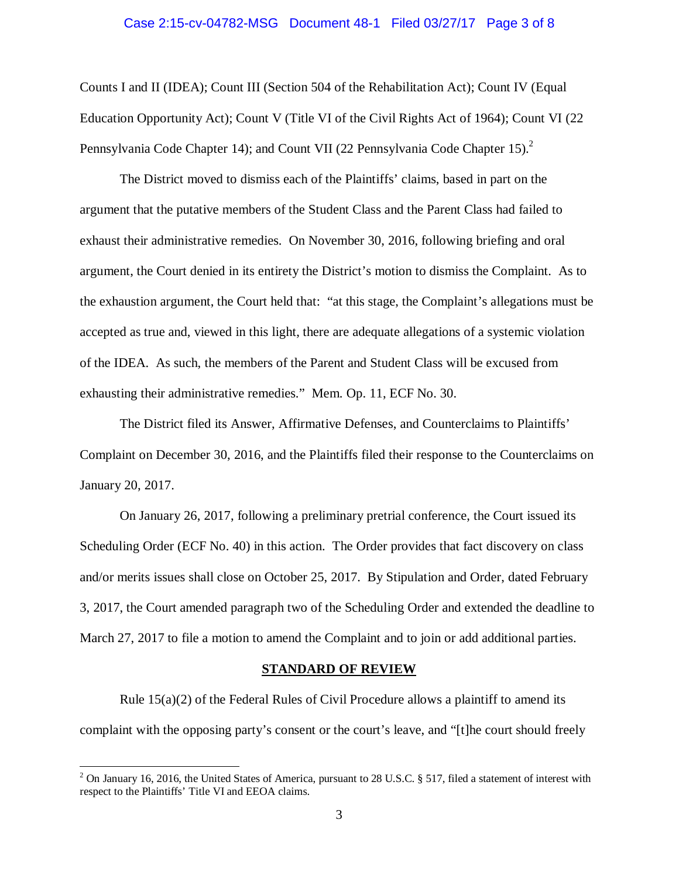Counts I and II (IDEA); Count III (Section 504 of the Rehabilitation Act); Count IV (Equal Education Opportunity Act); Count V (Title VI of the Civil Rights Act of 1964); Count VI (22 Pennsylvania Code Chapter 14); and Count VII (22 Pennsylvania Code Chapter 15).[2]

The District moved to dismiss each of the Plaintiffs' claims, based in part on the argument that the putative members of the Student Class and the Parent Class had failed to exhaust their administrative remedies. On November 30, 2016, following briefing and oral argument, the Court denied in its entirety the District's motion to dismiss the Complaint. As to the exhaustion argument, the Court held that: "at this stage, the Complaint's allegations must be accepted as true and, viewed in this light, there are adequate allegations of a systemic violation of the IDEA. As such, the members of the Parent and Student Class will be excused from exhausting their administrative remedies." Mem. Op. 11, ECF No. 30.

The District filed its Answer, Affirmative Defenses, and Counterclaims to Plaintiffs' Complaint on December 30, 2016, and the Plaintiffs filed their response to the Counterclaims on January 20, 2017.

On January 26, 2017, following a preliminary pretrial conference, the Court issued its Scheduling Order (ECF No. 40) in this action. The Order provides that fact discovery on class and/or merits issues shall close on October 25, 2017. By Stipulation and Order, dated February 3, 2017, the Court amended paragraph two of the Scheduling Order and extended the deadline to March 27, 2017 to file a motion to amend the Complaint and to join or add additional parties.

## STANDARD OF REVIEW

Rule 15(a)(2) of the Federal Rules of Civil Procedure allows a plaintiff to amend its complaint with the opposing party's consent or the court's leave, and "[t]he court should freely

---

[2] On January 16, 2016, the United States of America, pursuant to 28 U.S.C. § 517, filed a statement of interest with respect to the Plaintiffs' Title VI and EEOA claims.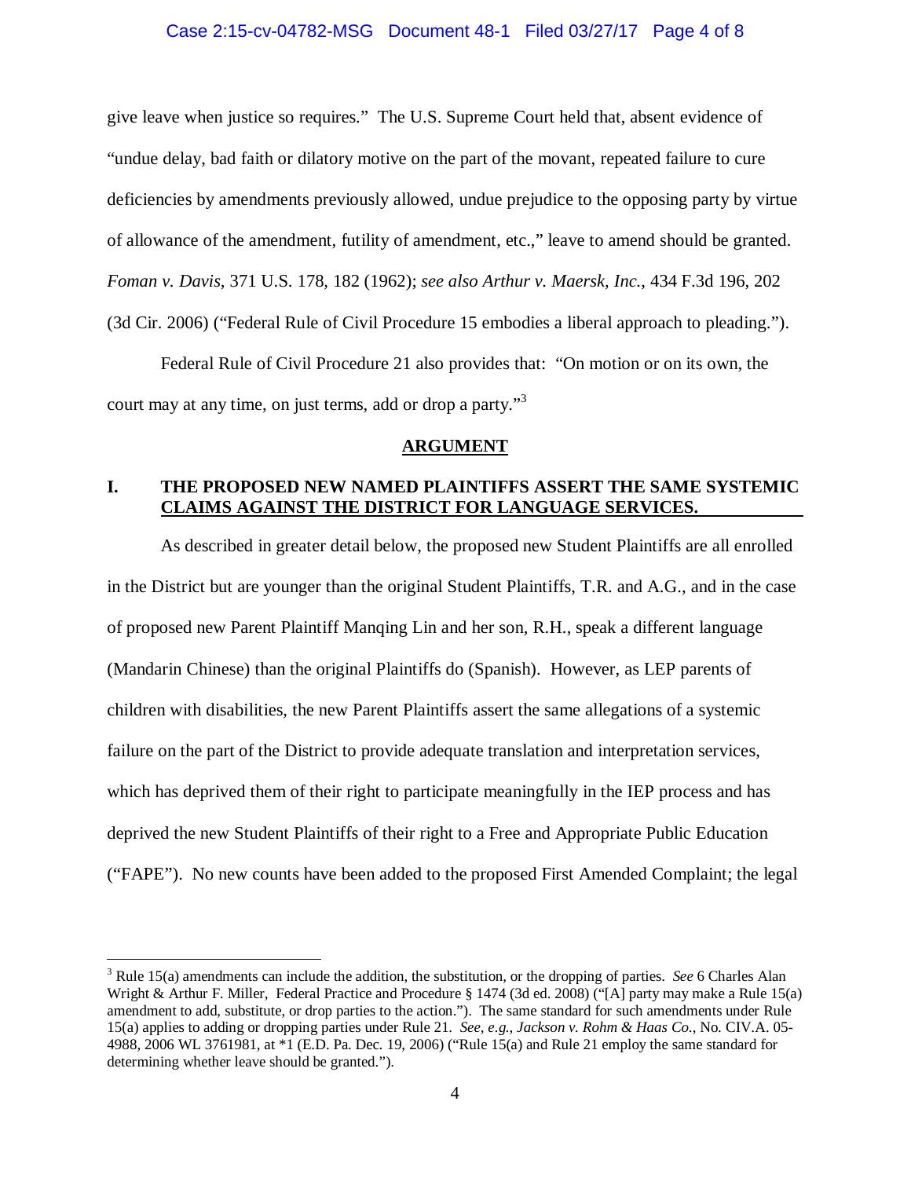give leave when justice so requires." The U.S. Supreme Court held that, absent evidence of "undue delay, bad faith or dilatory motive on the part of the movant, repeated failure to cure deficiencies by amendments previously allowed, undue prejudice to the opposing party by virtue of allowance of the amendment, futility of amendment, etc.," leave to amend should be granted. *Foman v. Davis*, 371 U.S. 178, 182 (1962); *see also Arthur v. Maersk, Inc.*, 434 F.3d 196, 202 (3d Cir. 2006) ("Federal Rule of Civil Procedure 15 embodies a liberal approach to pleading.").

Federal Rule of Civil Procedure 21 also provides that: "On motion or on its own, the court may at any time, on just terms, add or drop a party."[3]

## ARGUMENT

### I. THE PROPOSED NEW NAMED PLAINTIFFS ASSERT THE SAME SYSTEMIC CLAIMS AGAINST THE DISTRICT FOR LANGUAGE SERVICES.

As described in greater detail below, the proposed new Student Plaintiffs are all enrolled in the District but are younger than the original Student Plaintiffs, T.R. and A.G., and in the case of proposed new Parent Plaintiff Manqing Lin and her son, R.H., speak a different language (Mandarin Chinese) than the original Plaintiffs do (Spanish). However, as LEP parents of children with disabilities, the new Parent Plaintiffs assert the same allegations of a systemic failure on the part of the District to provide adequate translation and interpretation services, which has deprived them of their right to participate meaningfully in the IEP process and has deprived the new Student Plaintiffs of their right to a Free and Appropriate Public Education ("FAPE"). No new counts have been added to the proposed First Amended Complaint; the legal

---

[3] Rule 15(a) amendments can include the addition, the substitution, or the dropping of parties. *See* 6 Charles Alan Wright & Arthur F. Miller, Federal Practice and Procedure § 1474 (3d ed. 2008) ("[A] party may make a Rule 15(a) amendment to add, substitute, or drop parties to the action."). The same standard for such amendments under Rule 15(a) applies to adding or dropping parties under Rule 21. *See, e.g.*, *Jackson v. Rohm & Haas Co.*, No. CIV.A. 05-4988, 2006 WL 3761981, at *1 (E.D. Pa. Dec. 19, 2006) ("Rule 15(a) and Rule 21 employ the same standard for determining whether leave should be granted.").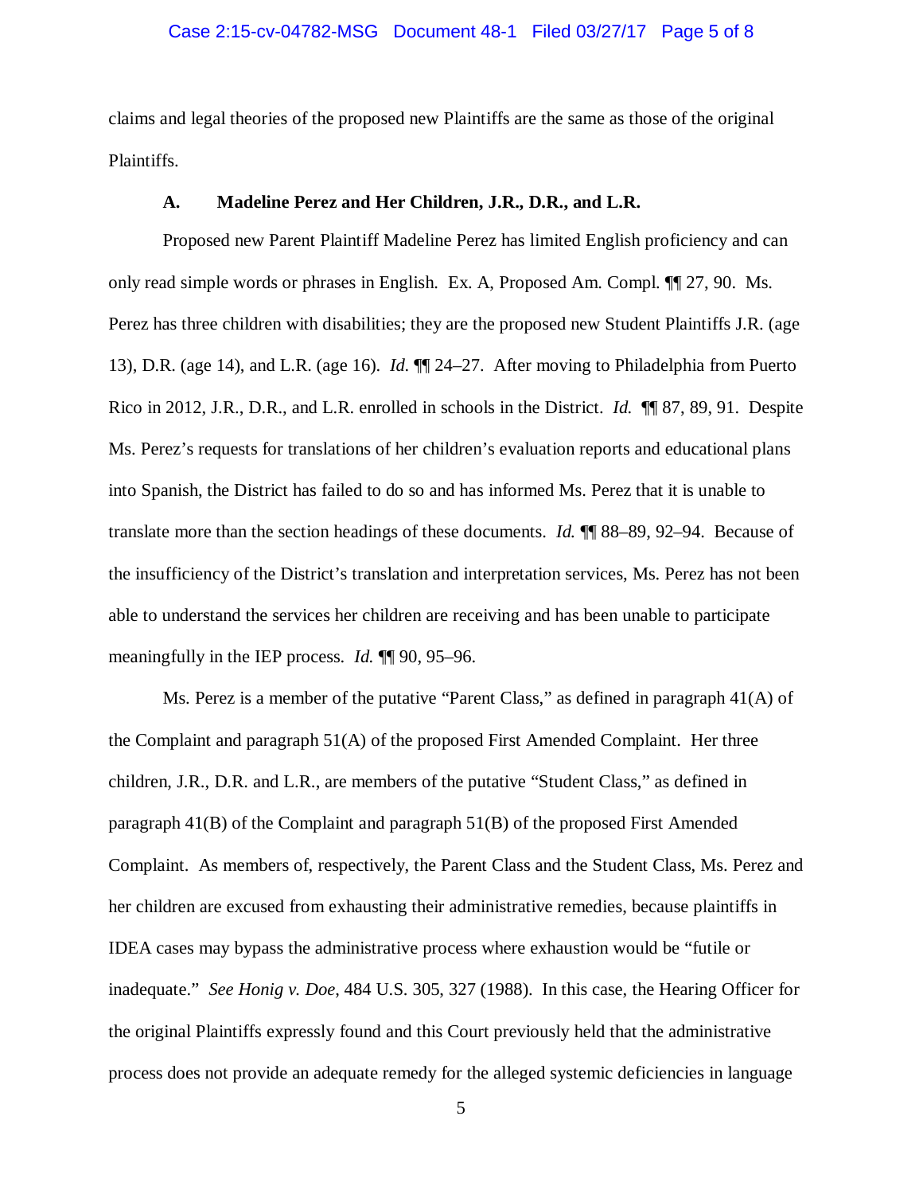claims and legal theories of the proposed new Plaintiffs are the same as those of the original Plaintiffs.

### A. Madeline Perez and Her Children, J.R., D.R., and L.R.

Proposed new Parent Plaintiff Madeline Perez has limited English proficiency and can only read simple words or phrases in English. Ex. A, Proposed Am. Compl. ¶¶ 27, 90. Ms. Perez has three children with disabilities; they are the proposed new Student Plaintiffs J.R. (age 13), D.R. (age 14), and L.R. (age 16). *Id.* ¶¶ 24–27. After moving to Philadelphia from Puerto Rico in 2012, J.R., D.R., and L.R. enrolled in schools in the District. *Id.* ¶¶ 87, 89, 91. Despite Ms. Perez's requests for translations of her children's evaluation reports and educational plans into Spanish, the District has failed to do so and has informed Ms. Perez that it is unable to translate more than the section headings of these documents. *Id.* ¶¶ 88–89, 92–94. Because of the insufficiency of the District's translation and interpretation services, Ms. Perez has not been able to understand the services her children are receiving and has been unable to participate meaningfully in the IEP process. *Id.* ¶¶ 90, 95–96.

Ms. Perez is a member of the putative "Parent Class," as defined in paragraph 41(A) of the Complaint and paragraph 51(A) of the proposed First Amended Complaint. Her three children, J.R., D.R. and L.R., are members of the putative "Student Class," as defined in paragraph 41(B) of the Complaint and paragraph 51(B) of the proposed First Amended Complaint. As members of, respectively, the Parent Class and the Student Class, Ms. Perez and her children are excused from exhausting their administrative remedies, because plaintiffs in IDEA cases may bypass the administrative process where exhaustion would be "futile or inadequate." *See Honig v. Doe*, 484 U.S. 305, 327 (1988). In this case, the Hearing Officer for the original Plaintiffs expressly found and this Court previously held that the administrative process does not provide an adequate remedy for the alleged systemic deficiencies in language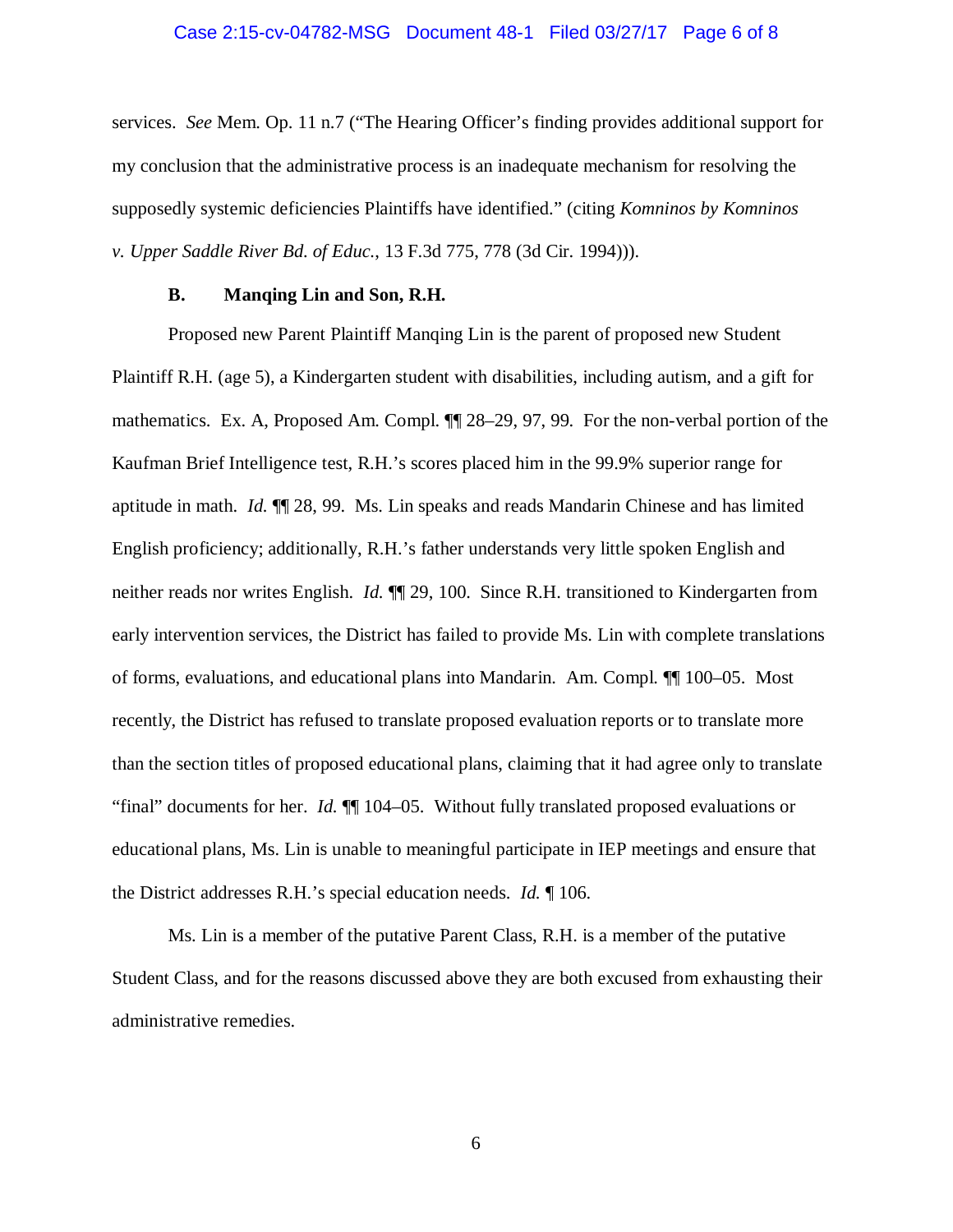services. *See* Mem. Op. 11 n.7 ("The Hearing Officer's finding provides additional support for my conclusion that the administrative process is an inadequate mechanism for resolving the supposedly systemic deficiencies Plaintiffs have identified." (citing *Komninos by Komninos v. Upper Saddle River Bd. of Educ.*, 13 F.3d 775, 778 (3d Cir. 1994))).

### B. Manqing Lin and Son, R.H.

Proposed new Parent Plaintiff Manqing Lin is the parent of proposed new Student Plaintiff R.H. (age 5), a Kindergarten student with disabilities, including autism, and a gift for mathematics. Ex. A, Proposed Am. Compl. ¶¶ 28–29, 97, 99. For the non-verbal portion of the Kaufman Brief Intelligence test, R.H.'s scores placed him in the 99.9% superior range for aptitude in math. *Id.* ¶¶ 28, 99. Ms. Lin speaks and reads Mandarin Chinese and has limited English proficiency; additionally, R.H.'s father understands very little spoken English and neither reads nor writes English. *Id.* ¶¶ 29, 100. Since R.H. transitioned to Kindergarten from early intervention services, the District has failed to provide Ms. Lin with complete translations of forms, evaluations, and educational plans into Mandarin. Am. Compl. ¶¶ 100–05. Most recently, the District has refused to translate proposed evaluation reports or to translate more than the section titles of proposed educational plans, claiming that it had agree only to translate "final" documents for her. *Id.* ¶¶ 104–05. Without fully translated proposed evaluations or educational plans, Ms. Lin is unable to meaningful participate in IEP meetings and ensure that the District addresses R.H.'s special education needs. *Id.* ¶ 106.

Ms. Lin is a member of the putative Parent Class, R.H. is a member of the putative Student Class, and for the reasons discussed above they are both excused from exhausting their administrative remedies.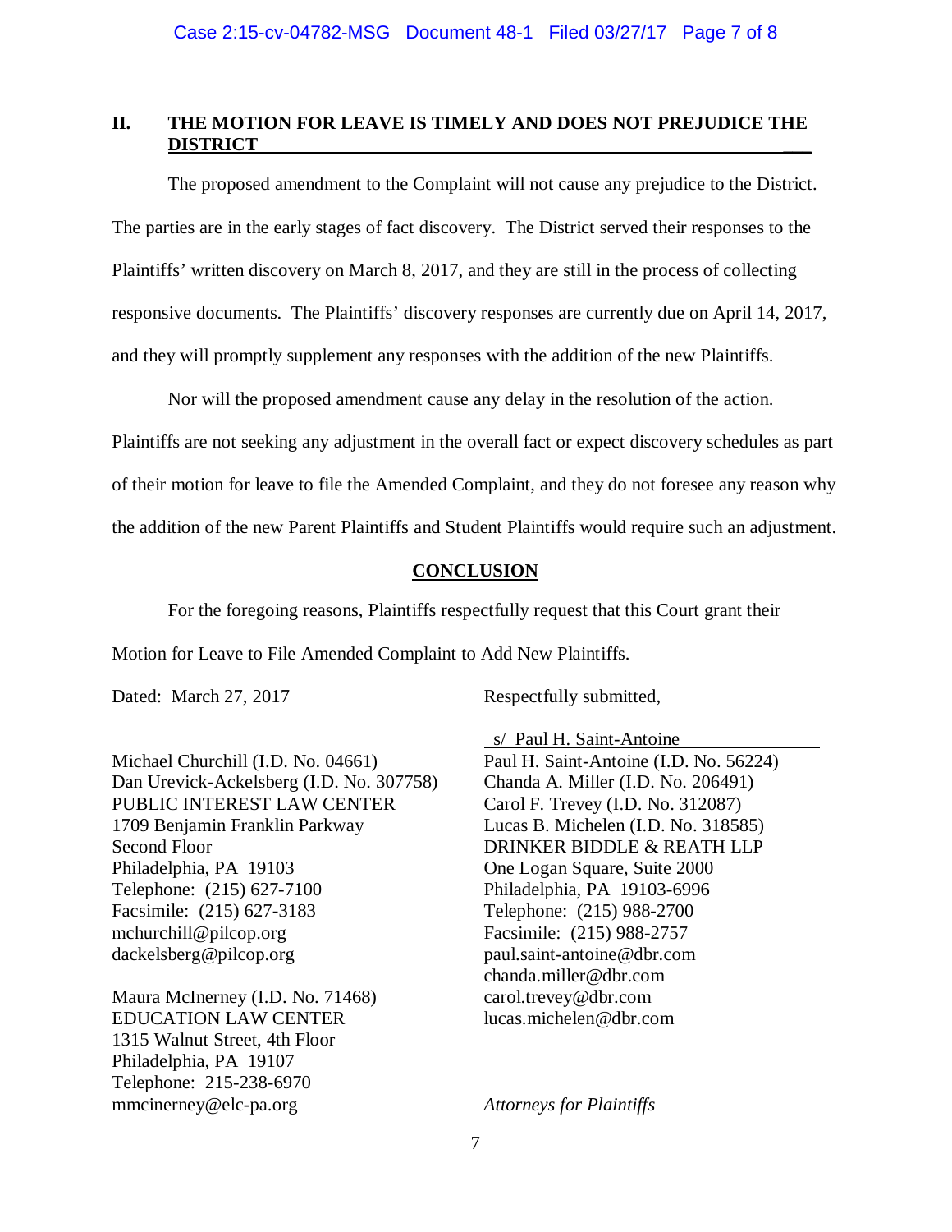## II. THE MOTION FOR LEAVE IS TIMELY AND DOES NOT PREJUDICE THE DISTRICT

The proposed amendment to the Complaint will not cause any prejudice to the District. The parties are in the early stages of fact discovery. The District served their responses to the Plaintiffs' written discovery on March 8, 2017, and they are still in the process of collecting responsive documents. The Plaintiffs' discovery responses are currently due on April 14, 2017, and they will promptly supplement any responses with the addition of the new Plaintiffs.

Nor will the proposed amendment cause any delay in the resolution of the action. Plaintiffs are not seeking any adjustment in the overall fact or expect discovery schedules as part of their motion for leave to file the Amended Complaint, and they do not foresee any reason why the addition of the new Parent Plaintiffs and Student Plaintiffs would require such an adjustment.

## CONCLUSION

For the foregoing reasons, Plaintiffs respectfully request that this Court grant their Motion for Leave to File Amended Complaint to Add New Plaintiffs.

Dated: March 27, 2017

Respectfully submitted,

s/ Paul H. Saint-Antoine

Paul H. Saint-Antoine (I.D. No. 56224)
Chanda A. Miller (I.D. No. 206491)
Carol F. Trevey (I.D. No. 312087)
Lucas B. Michelen (I.D. No. 318585)
DRINKER BIDDLE & REATH LLP
One Logan Square, Suite 2000
Philadelphia, PA 19103-6996
Telephone: (215) 988-2700
Facsimile: (215) 988-2757
paul.saint-antoine@dbr.com
chanda.miller@dbr.com
carol.trevey@dbr.com
lucas.michelen@dbr.com

Michael Churchill (I.D. No. 04661)
Dan Urevick-Ackelsberg (I.D. No. 307758)
PUBLIC INTEREST LAW CENTER
1709 Benjamin Franklin Parkway
Second Floor
Philadelphia, PA 19103
Telephone: (215) 627-7100
Facsimile: (215) 627-3183
mchurchill@pilcop.org
dackelsberg@pilcop.org

Maura McInerney (I.D. No. 71468)
EDUCATION LAW CENTER
1315 Walnut Street, 4th Floor
Philadelphia, PA 19107
Telephone: 215-238-6970
mmcinerney@elc-pa.org

*Attorneys for Plaintiffs*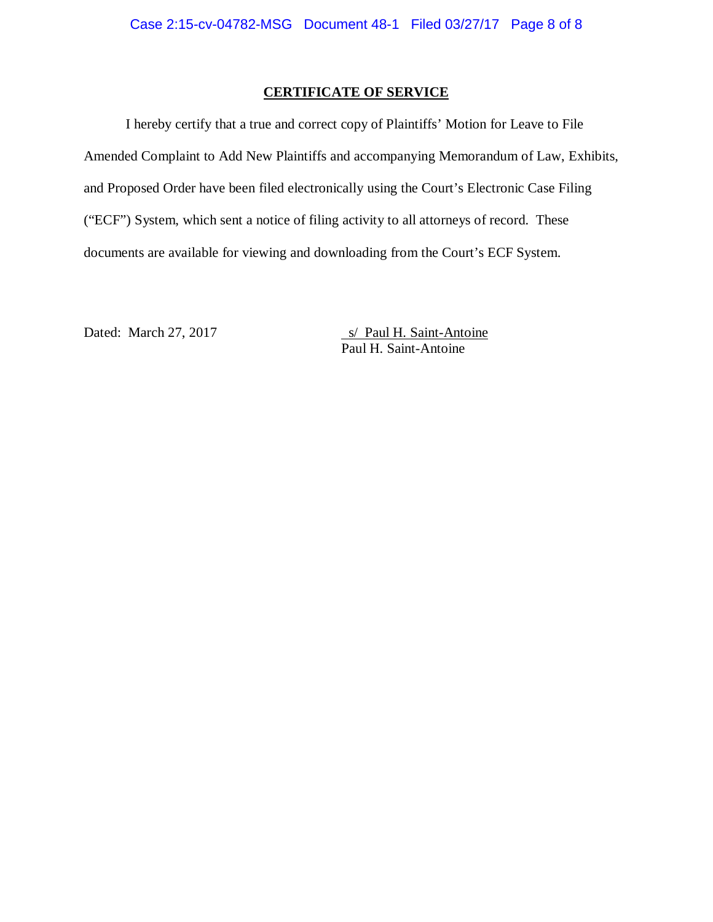# CERTIFICATE OF SERVICE

I hereby certify that a true and correct copy of Plaintiffs' Motion for Leave to File Amended Complaint to Add New Plaintiffs and accompanying Memorandum of Law, Exhibits, and Proposed Order have been filed electronically using the Court's Electronic Case Filing ("ECF") System, which sent a notice of filing activity to all attorneys of record. These documents are available for viewing and downloading from the Court's ECF System.

Dated: March 27, 2017

s/ Paul H. Saint-Antoine
Paul H. Saint-Antoine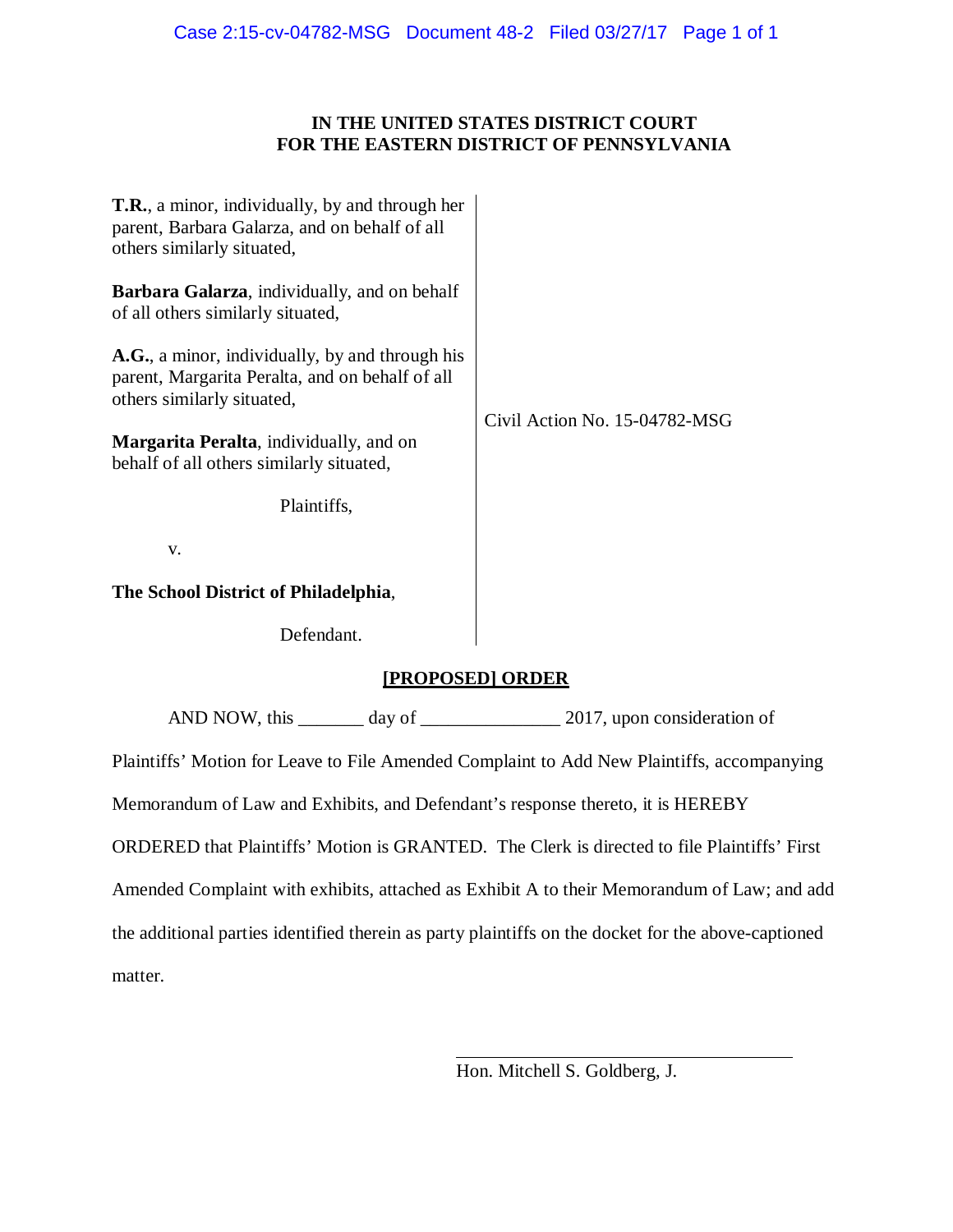**IN THE UNITED STATES DISTRICT COURT**
**FOR THE EASTERN DISTRICT OF PENNSYLVANIA**

**T.R.**, a minor, individually, by and through her parent, Barbara Galarza, and on behalf of all others similarly situated,

**Barbara Galarza**, individually, and on behalf of all others similarly situated,

**A.G.**, a minor, individually, by and through his parent, Margarita Peralta, and on behalf of all others similarly situated,

**Margarita Peralta**, individually, and on behalf of all others similarly situated,

Plaintiffs,

v.

**The School District of Philadelphia**,

Defendant.

Civil Action No. 15-04782-MSG

**[PROPOSED] ORDER**

AND NOW, this _______ day of _______________ 2017, upon consideration of Plaintiffs' Motion for Leave to File Amended Complaint to Add New Plaintiffs, accompanying Memorandum of Law and Exhibits, and Defendant's response thereto, it is HEREBY ORDERED that Plaintiffs' Motion is GRANTED. The Clerk is directed to file Plaintiffs' First Amended Complaint with exhibits, attached as Exhibit A to their Memorandum of Law; and add the additional parties identified therein as party plaintiffs on the docket for the above-captioned matter.

_________________________________

Hon. Mitchell S. Goldberg, J.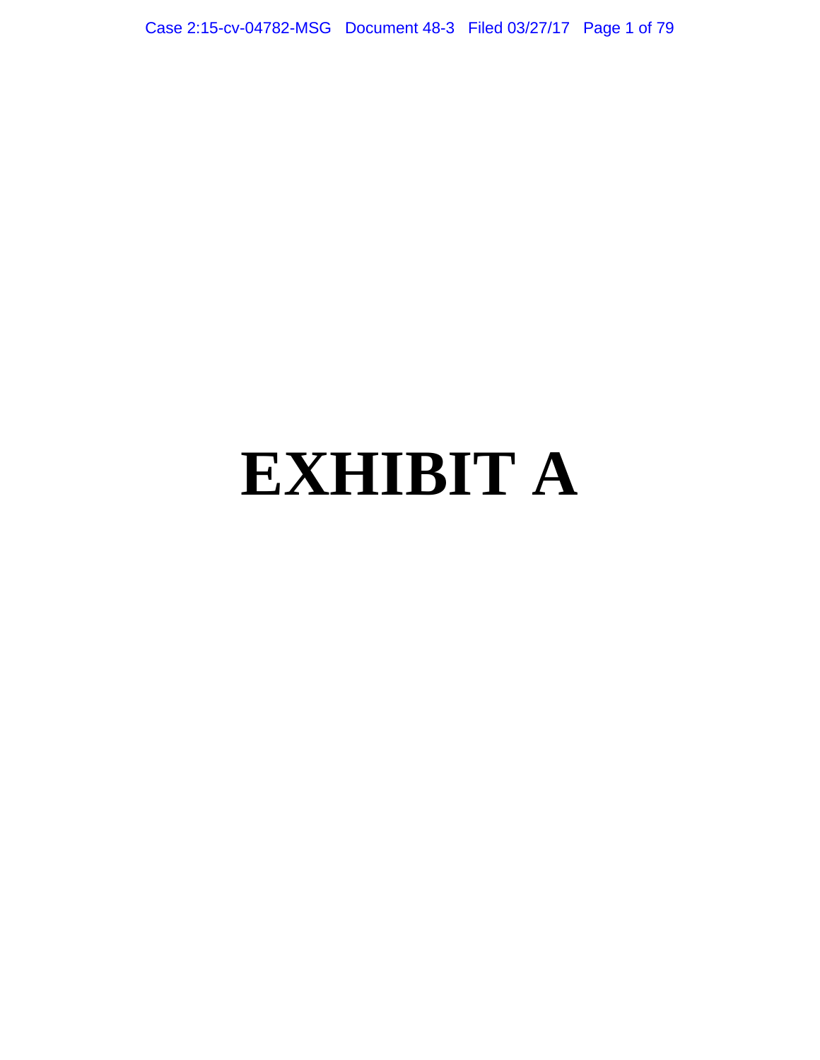# EXHIBIT A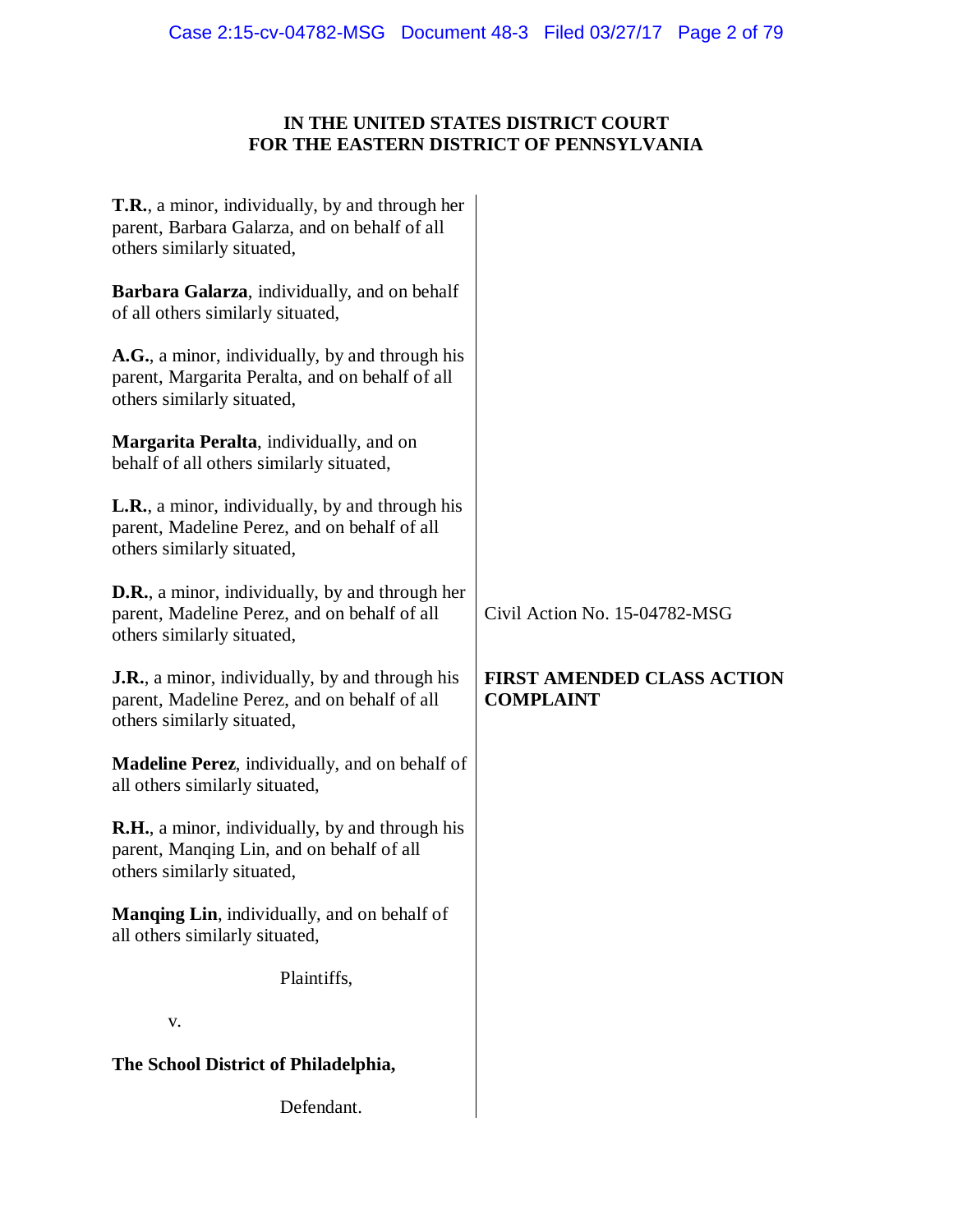# IN THE UNITED STATES DISTRICT COURT
# FOR THE EASTERN DISTRICT OF PENNSYLVANIA

**T.R.**, a minor, individually, by and through her parent, Barbara Galarza, and on behalf of all others similarly situated,

**Barbara Galarza**, individually, and on behalf of all others similarly situated,

**A.G.**, a minor, individually, by and through his parent, Margarita Peralta, and on behalf of all others similarly situated,

**Margarita Peralta**, individually, and on behalf of all others similarly situated,

**L.R.**, a minor, individually, by and through his parent, Madeline Perez, and on behalf of all others similarly situated,

**D.R.**, a minor, individually, by and through her parent, Madeline Perez, and on behalf of all others similarly situated,

**J.R.**, a minor, individually, by and through his parent, Madeline Perez, and on behalf of all others similarly situated,

**Madeline Perez**, individually, and on behalf of all others similarly situated,

**R.H.**, a minor, individually, by and through his parent, Manqing Lin, and on behalf of all others similarly situated,

**Manqing Lin**, individually, and on behalf of all others similarly situated,

Plaintiffs,

v.

**The School District of Philadelphia,**

Defendant.

Civil Action No. 15-04782-MSG

**FIRST AMENDED CLASS ACTION COMPLAINT**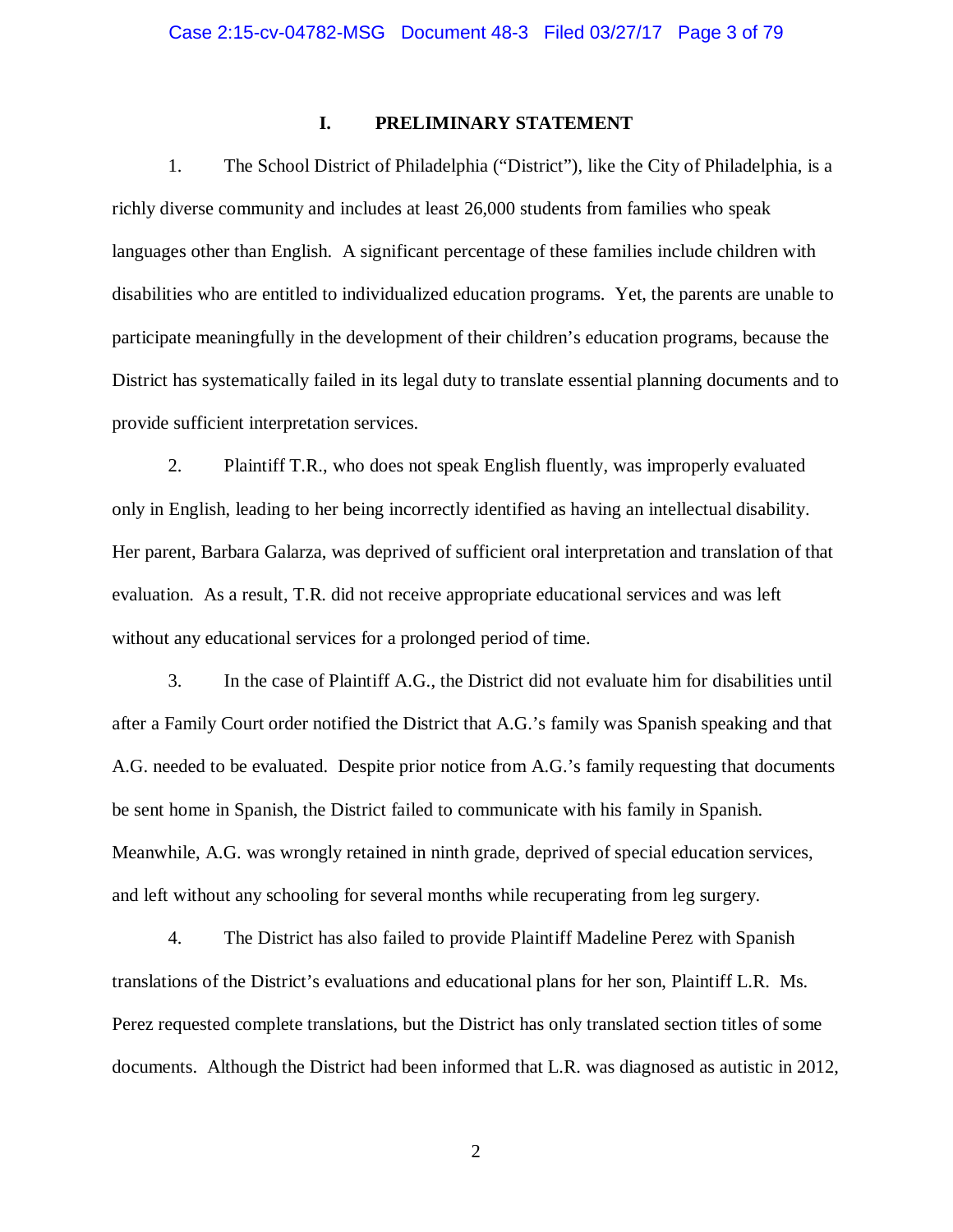## I. PRELIMINARY STATEMENT

1. The School District of Philadelphia ("District"), like the City of Philadelphia, is a richly diverse community and includes at least 26,000 students from families who speak languages other than English. A significant percentage of these families include children with disabilities who are entitled to individualized education programs. Yet, the parents are unable to participate meaningfully in the development of their children's education programs, because the District has systematically failed in its legal duty to translate essential planning documents and to provide sufficient interpretation services.

2. Plaintiff T.R., who does not speak English fluently, was improperly evaluated only in English, leading to her being incorrectly identified as having an intellectual disability. Her parent, Barbara Galarza, was deprived of sufficient oral interpretation and translation of that evaluation. As a result, T.R. did not receive appropriate educational services and was left without any educational services for a prolonged period of time.

3. In the case of Plaintiff A.G., the District did not evaluate him for disabilities until after a Family Court order notified the District that A.G.'s family was Spanish speaking and that A.G. needed to be evaluated. Despite prior notice from A.G.'s family requesting that documents be sent home in Spanish, the District failed to communicate with his family in Spanish. Meanwhile, A.G. was wrongly retained in ninth grade, deprived of special education services, and left without any schooling for several months while recuperating from leg surgery.

4. The District has also failed to provide Plaintiff Madeline Perez with Spanish translations of the District's evaluations and educational plans for her son, Plaintiff L.R. Ms. Perez requested complete translations, but the District has only translated section titles of some documents. Although the District had been informed that L.R. was diagnosed as autistic in 2012,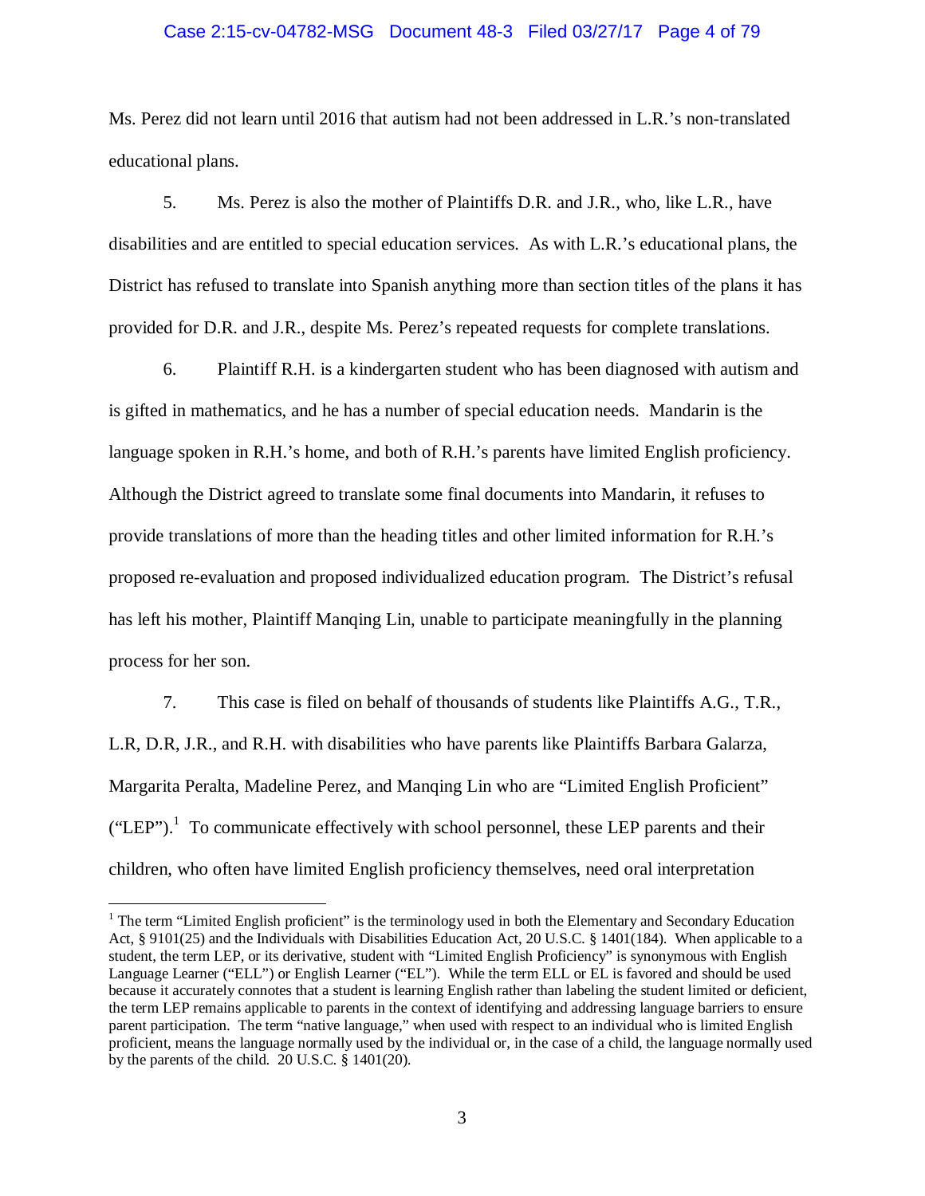Ms. Perez did not learn until 2016 that autism had not been addressed in L.R.'s non-translated educational plans.

5. Ms. Perez is also the mother of Plaintiffs D.R. and J.R., who, like L.R., have disabilities and are entitled to special education services. As with L.R.'s educational plans, the District has refused to translate into Spanish anything more than section titles of the plans it has provided for D.R. and J.R., despite Ms. Perez's repeated requests for complete translations.

6. Plaintiff R.H. is a kindergarten student who has been diagnosed with autism and is gifted in mathematics, and he has a number of special education needs. Mandarin is the language spoken in R.H.'s home, and both of R.H.'s parents have limited English proficiency. Although the District agreed to translate some final documents into Mandarin, it refuses to provide translations of more than the heading titles and other limited information for R.H.'s proposed re-evaluation and proposed individualized education program. The District's refusal has left his mother, Plaintiff Manqing Lin, unable to participate meaningfully in the planning process for her son.

7. This case is filed on behalf of thousands of students like Plaintiffs A.G., T.R., L.R, D.R, J.R., and R.H. with disabilities who have parents like Plaintiffs Barbara Galarza, Margarita Peralta, Madeline Perez, and Manqing Lin who are "Limited English Proficient" ("LEP").[1] To communicate effectively with school personnel, these LEP parents and their children, who often have limited English proficiency themselves, need oral interpretation

---

[1] The term "Limited English proficient" is the terminology used in both the Elementary and Secondary Education Act, § 9101(25) and the Individuals with Disabilities Education Act, 20 U.S.C. § 1401(184). When applicable to a student, the term LEP, or its derivative, student with "Limited English Proficiency" is synonymous with English Language Learner ("ELL") or English Learner ("EL"). While the term ELL or EL is favored and should be used because it accurately connotes that a student is learning English rather than labeling the student limited or deficient, the term LEP remains applicable to parents in the context of identifying and addressing language barriers to ensure parent participation. The term "native language," when used with respect to an individual who is limited English proficient, means the language normally used by the individual or, in the case of a child, the language normally used by the parents of the child. 20 U.S.C. § 1401(20).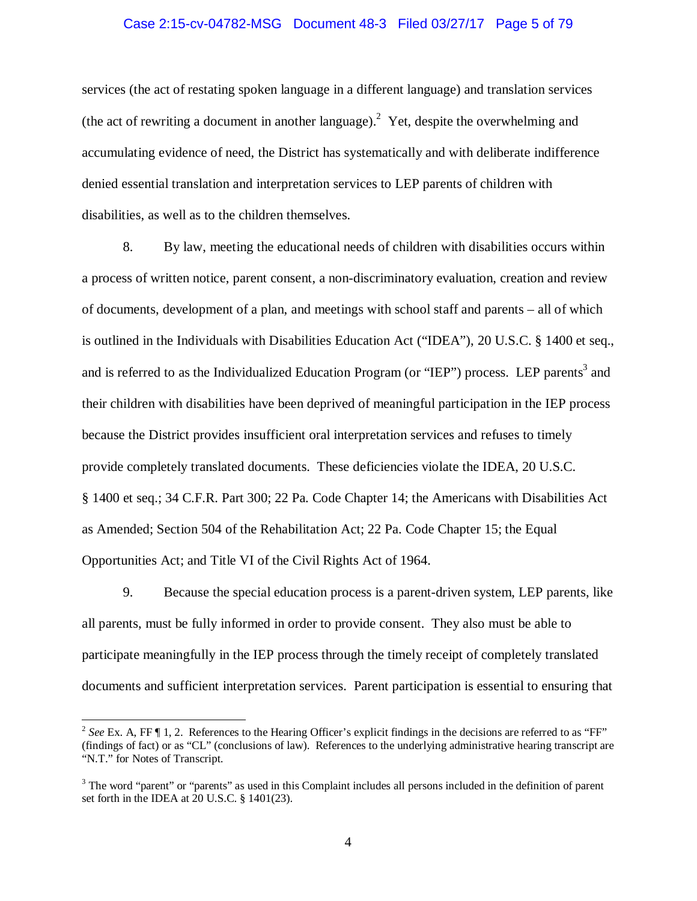services (the act of restating spoken language in a different language) and translation services (the act of rewriting a document in another language).[2] Yet, despite the overwhelming and accumulating evidence of need, the District has systematically and with deliberate indifference denied essential translation and interpretation services to LEP parents of children with disabilities, as well as to the children themselves.

8. By law, meeting the educational needs of children with disabilities occurs within a process of written notice, parent consent, a non-discriminatory evaluation, creation and review of documents, development of a plan, and meetings with school staff and parents – all of which is outlined in the Individuals with Disabilities Education Act ("IDEA"), 20 U.S.C. § 1400 et seq., and is referred to as the Individualized Education Program (or "IEP") process. LEP parents[3] and their children with disabilities have been deprived of meaningful participation in the IEP process because the District provides insufficient oral interpretation services and refuses to timely provide completely translated documents. These deficiencies violate the IDEA, 20 U.S.C. § 1400 et seq.; 34 C.F.R. Part 300; 22 Pa. Code Chapter 14; the Americans with Disabilities Act as Amended; Section 504 of the Rehabilitation Act; 22 Pa. Code Chapter 15; the Equal Opportunities Act; and Title VI of the Civil Rights Act of 1964.

9. Because the special education process is a parent-driven system, LEP parents, like all parents, must be fully informed in order to provide consent. They also must be able to participate meaningfully in the IEP process through the timely receipt of completely translated documents and sufficient interpretation services. Parent participation is essential to ensuring that

---

[2] *See* Ex. A, FF ¶ 1, 2. References to the Hearing Officer's explicit findings in the decisions are referred to as "FF" (findings of fact) or as "CL" (conclusions of law). References to the underlying administrative hearing transcript are "N.T." for Notes of Transcript.

[3] The word "parent" or "parents" as used in this Complaint includes all persons included in the definition of parent set forth in the IDEA at 20 U.S.C. § 1401(23).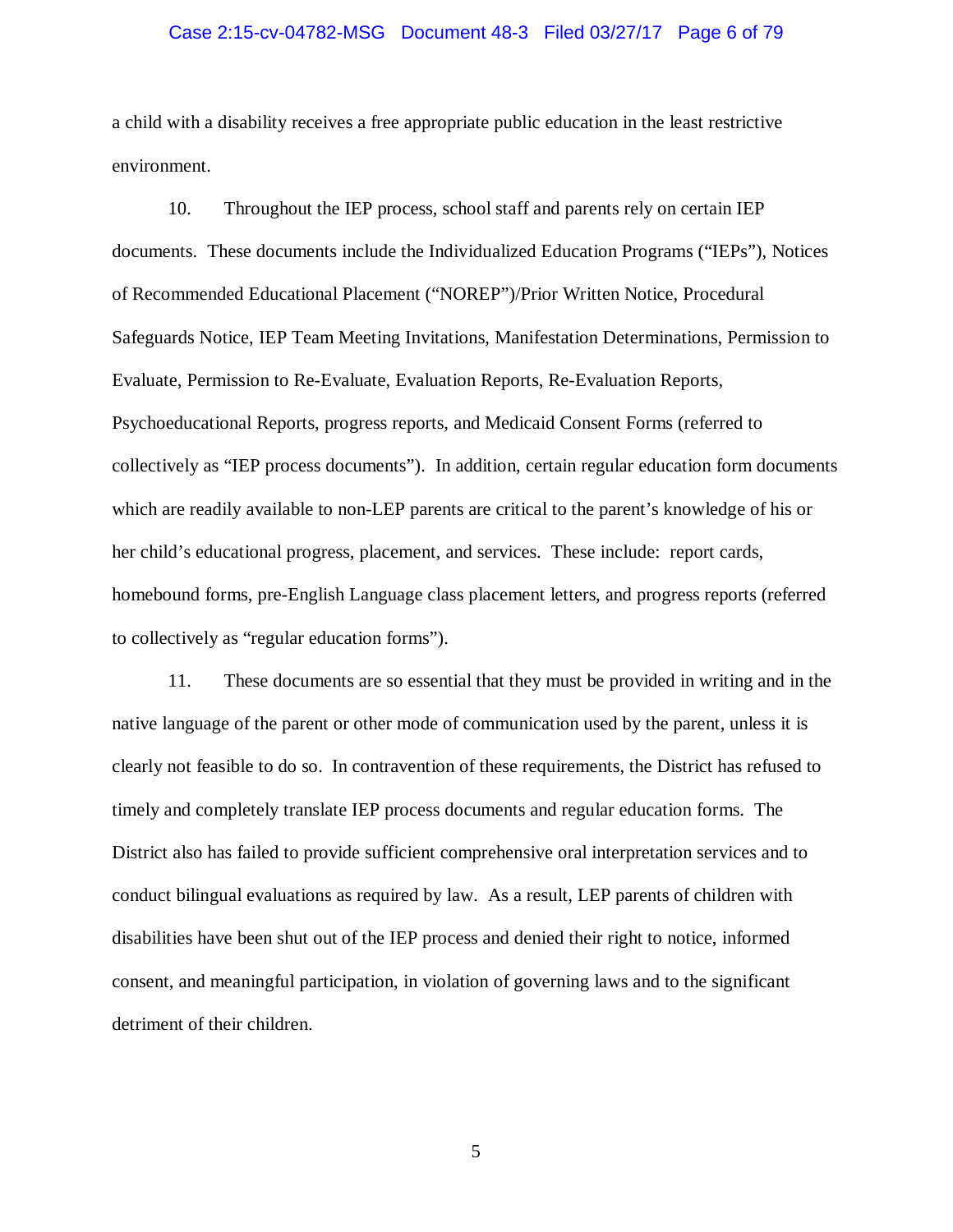a child with a disability receives a free appropriate public education in the least restrictive environment.

10. Throughout the IEP process, school staff and parents rely on certain IEP documents. These documents include the Individualized Education Programs ("IEPs"), Notices of Recommended Educational Placement ("NOREP")/Prior Written Notice, Procedural Safeguards Notice, IEP Team Meeting Invitations, Manifestation Determinations, Permission to Evaluate, Permission to Re-Evaluate, Evaluation Reports, Re-Evaluation Reports, Psychoeducational Reports, progress reports, and Medicaid Consent Forms (referred to collectively as "IEP process documents"). In addition, certain regular education form documents which are readily available to non-LEP parents are critical to the parent's knowledge of his or her child's educational progress, placement, and services. These include: report cards, homebound forms, pre-English Language class placement letters, and progress reports (referred to collectively as "regular education forms").

11. These documents are so essential that they must be provided in writing and in the native language of the parent or other mode of communication used by the parent, unless it is clearly not feasible to do so. In contravention of these requirements, the District has refused to timely and completely translate IEP process documents and regular education forms. The District also has failed to provide sufficient comprehensive oral interpretation services and to conduct bilingual evaluations as required by law. As a result, LEP parents of children with disabilities have been shut out of the IEP process and denied their right to notice, informed consent, and meaningful participation, in violation of governing laws and to the significant detriment of their children.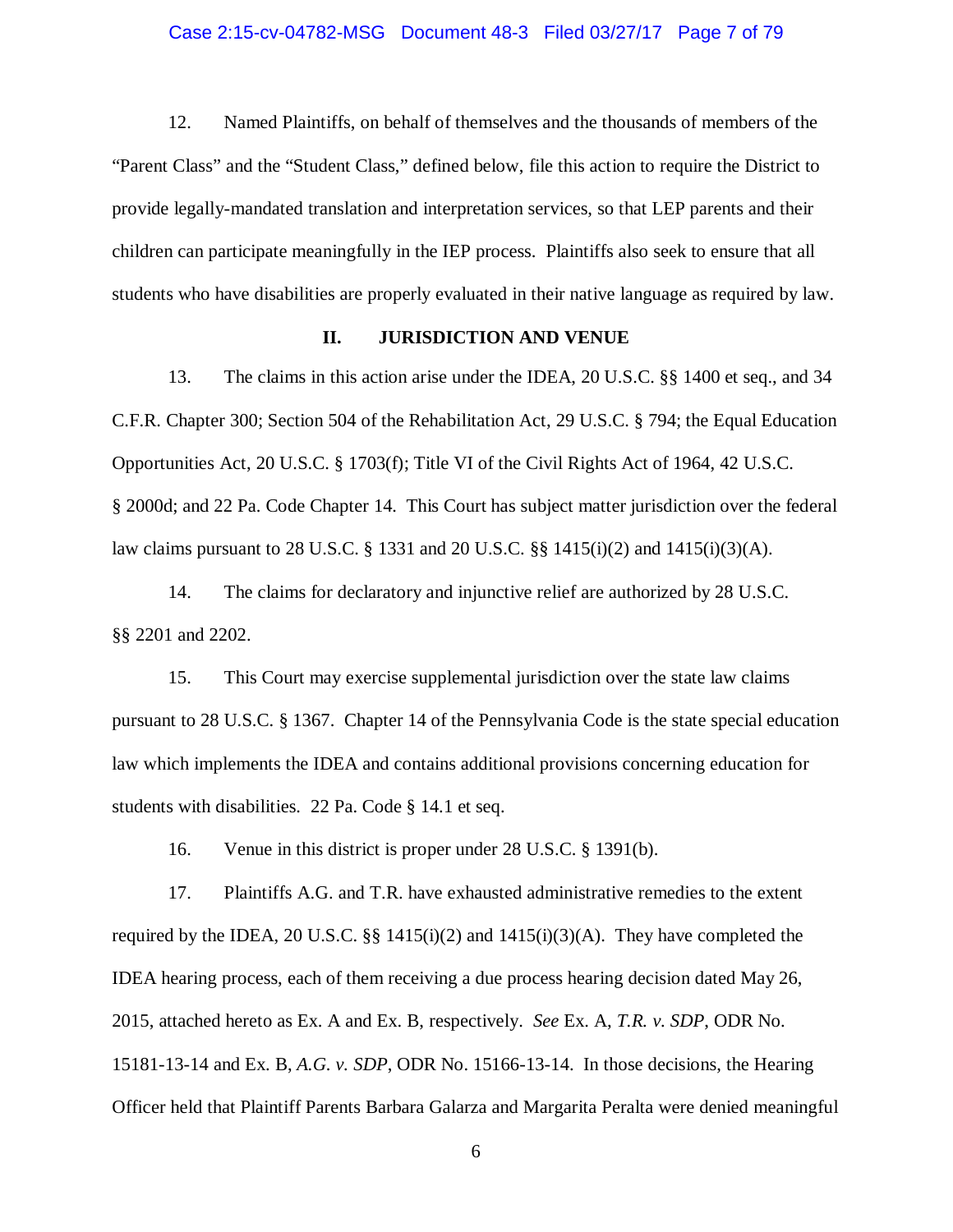12. Named Plaintiffs, on behalf of themselves and the thousands of members of the "Parent Class" and the "Student Class," defined below, file this action to require the District to provide legally-mandated translation and interpretation services, so that LEP parents and their children can participate meaningfully in the IEP process. Plaintiffs also seek to ensure that all students who have disabilities are properly evaluated in their native language as required by law.

## II. JURISDICTION AND VENUE

13. The claims in this action arise under the IDEA, 20 U.S.C. §§ 1400 et seq., and 34 C.F.R. Chapter 300; Section 504 of the Rehabilitation Act, 29 U.S.C. § 794; the Equal Education Opportunities Act, 20 U.S.C. § 1703(f); Title VI of the Civil Rights Act of 1964, 42 U.S.C. § 2000d; and 22 Pa. Code Chapter 14. This Court has subject matter jurisdiction over the federal law claims pursuant to 28 U.S.C. § 1331 and 20 U.S.C. §§ 1415(i)(2) and 1415(i)(3)(A).

14. The claims for declaratory and injunctive relief are authorized by 28 U.S.C. §§ 2201 and 2202.

15. This Court may exercise supplemental jurisdiction over the state law claims pursuant to 28 U.S.C. § 1367. Chapter 14 of the Pennsylvania Code is the state special education law which implements the IDEA and contains additional provisions concerning education for students with disabilities. 22 Pa. Code § 14.1 et seq.

16. Venue in this district is proper under 28 U.S.C. § 1391(b).

17. Plaintiffs A.G. and T.R. have exhausted administrative remedies to the extent required by the IDEA, 20 U.S.C. §§ 1415(i)(2) and 1415(i)(3)(A). They have completed the IDEA hearing process, each of them receiving a due process hearing decision dated May 26, 2015, attached hereto as Ex. A and Ex. B, respectively. *See* Ex. A, *T.R. v. SDP*, ODR No. 15181-13-14 and Ex. B, *A.G. v. SDP*, ODR No. 15166-13-14. In those decisions, the Hearing Officer held that Plaintiff Parents Barbara Galarza and Margarita Peralta were denied meaningful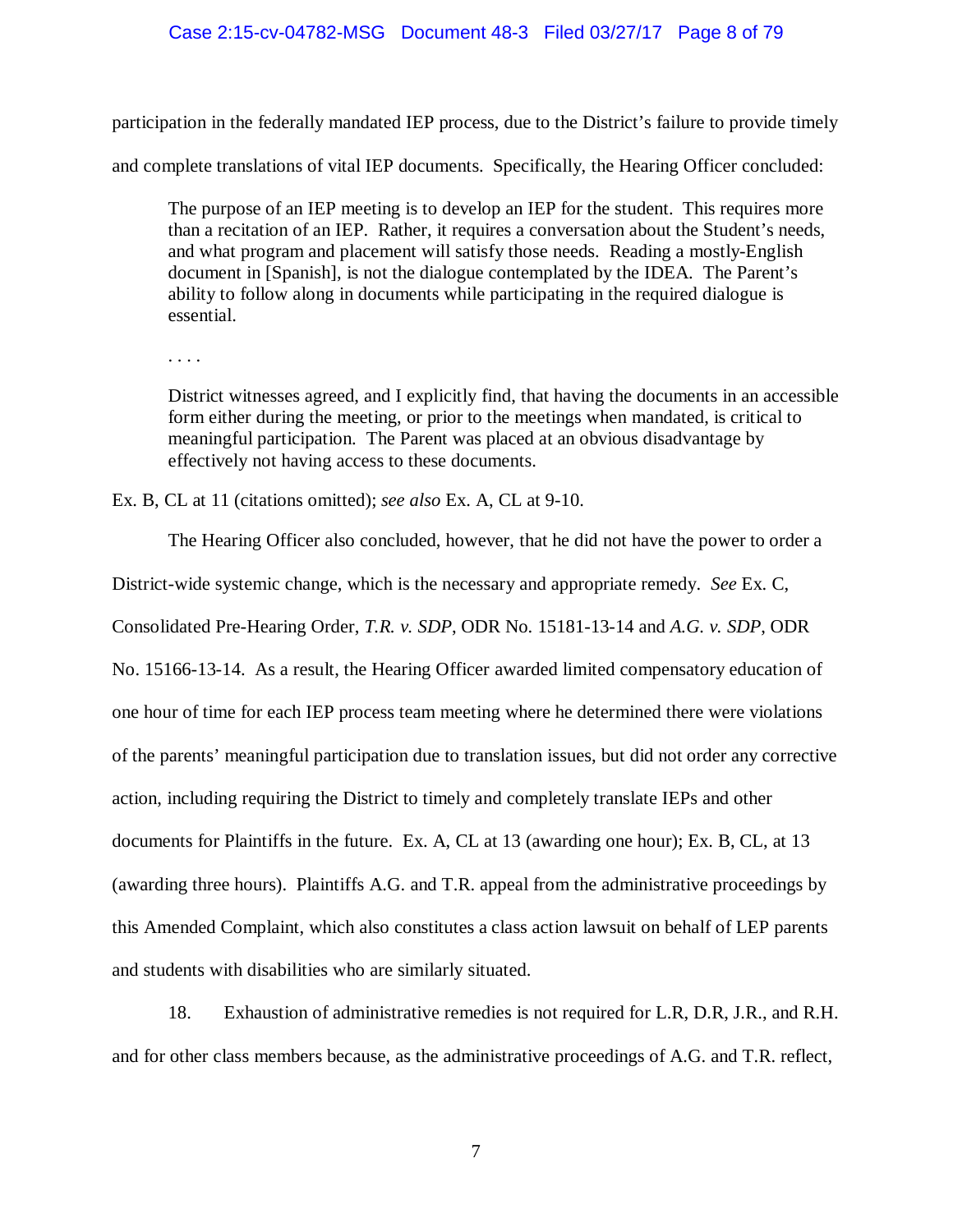participation in the federally mandated IEP process, due to the District's failure to provide timely and complete translations of vital IEP documents. Specifically, the Hearing Officer concluded:

> The purpose of an IEP meeting is to develop an IEP for the student. This requires more than a recitation of an IEP. Rather, it requires a conversation about the Student's needs, and what program and placement will satisfy those needs. Reading a mostly-English document in [Spanish], is not the dialogue contemplated by the IDEA. The Parent's ability to follow along in documents while participating in the required dialogue is essential.
>
> . . . .
>
> District witnesses agreed, and I explicitly find, that having the documents in an accessible form either during the meeting, or prior to the meetings when mandated, is critical to meaningful participation. The Parent was placed at an obvious disadvantage by effectively not having access to these documents.

Ex. B, CL at 11 (citations omitted); *see also* Ex. A, CL at 9-10.

The Hearing Officer also concluded, however, that he did not have the power to order a District-wide systemic change, which is the necessary and appropriate remedy. *See* Ex. C, Consolidated Pre-Hearing Order, *T.R. v. SDP*, ODR No. 15181-13-14 and *A.G. v. SDP*, ODR No. 15166-13-14. As a result, the Hearing Officer awarded limited compensatory education of one hour of time for each IEP process team meeting where he determined there were violations of the parents' meaningful participation due to translation issues, but did not order any corrective action, including requiring the District to timely and completely translate IEPs and other documents for Plaintiffs in the future. Ex. A, CL at 13 (awarding one hour); Ex. B, CL, at 13 (awarding three hours). Plaintiffs A.G. and T.R. appeal from the administrative proceedings by this Amended Complaint, which also constitutes a class action lawsuit on behalf of LEP parents and students with disabilities who are similarly situated.

18. Exhaustion of administrative remedies is not required for L.R, D.R, J.R., and R.H. and for other class members because, as the administrative proceedings of A.G. and T.R. reflect,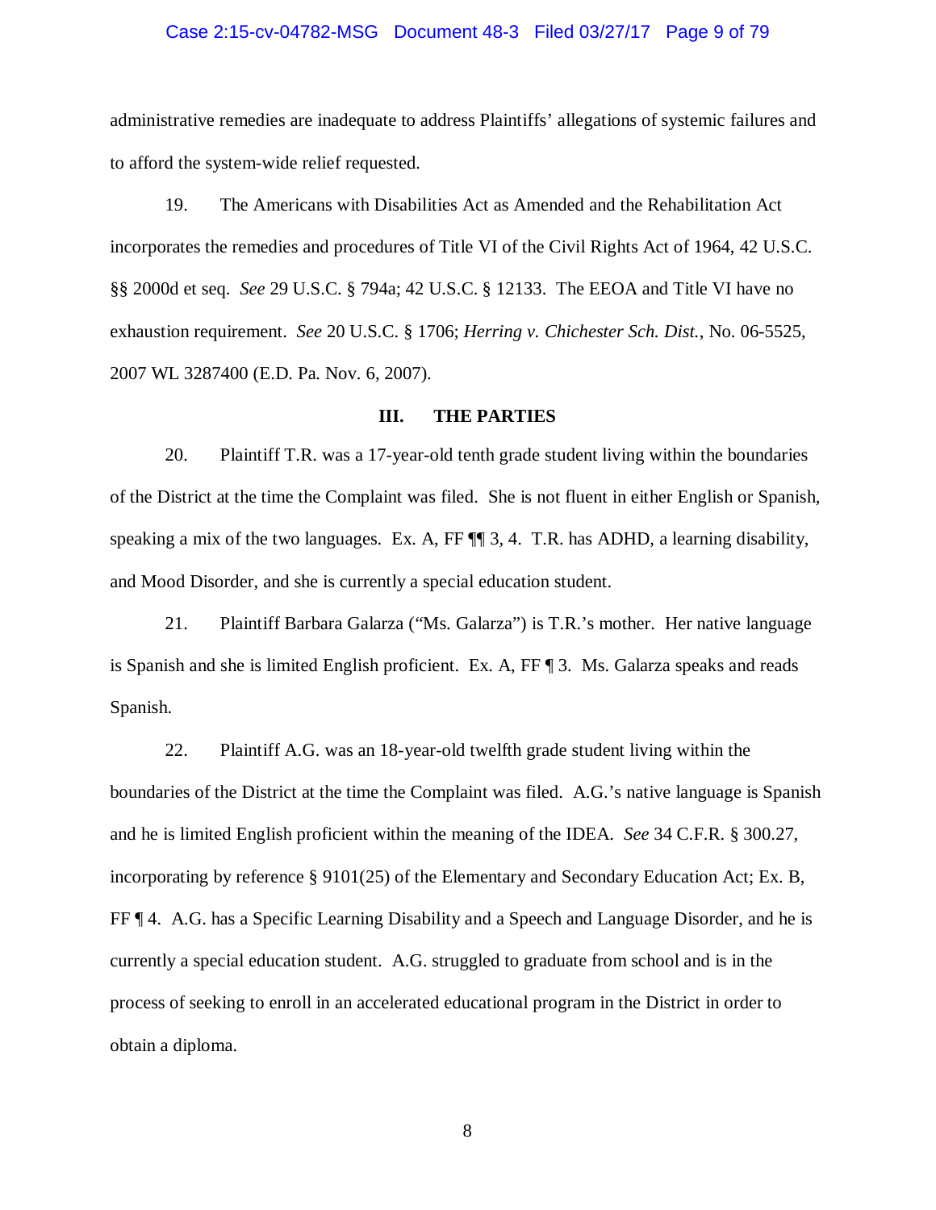administrative remedies are inadequate to address Plaintiffs' allegations of systemic failures and to afford the system-wide relief requested.

19. The Americans with Disabilities Act as Amended and the Rehabilitation Act incorporates the remedies and procedures of Title VI of the Civil Rights Act of 1964, 42 U.S.C. §§ 2000d et seq. *See* 29 U.S.C. § 794a; 42 U.S.C. § 12133. The EEOA and Title VI have no exhaustion requirement. *See* 20 U.S.C. § 1706; *Herring v. Chichester Sch. Dist.*, No. 06-5525, 2007 WL 3287400 (E.D. Pa. Nov. 6, 2007).

## III. THE PARTIES

20. Plaintiff T.R. was a 17-year-old tenth grade student living within the boundaries of the District at the time the Complaint was filed. She is not fluent in either English or Spanish, speaking a mix of the two languages. Ex. A, FF ¶¶ 3, 4. T.R. has ADHD, a learning disability, and Mood Disorder, and she is currently a special education student.

21. Plaintiff Barbara Galarza ("Ms. Galarza") is T.R.'s mother. Her native language is Spanish and she is limited English proficient. Ex. A, FF ¶ 3. Ms. Galarza speaks and reads Spanish.

22. Plaintiff A.G. was an 18-year-old twelfth grade student living within the boundaries of the District at the time the Complaint was filed. A.G.'s native language is Spanish and he is limited English proficient within the meaning of the IDEA. *See* 34 C.F.R. § 300.27, incorporating by reference § 9101(25) of the Elementary and Secondary Education Act; Ex. B, FF ¶ 4. A.G. has a Specific Learning Disability and a Speech and Language Disorder, and he is currently a special education student. A.G. struggled to graduate from school and is in the process of seeking to enroll in an accelerated educational program in the District in order to obtain a diploma.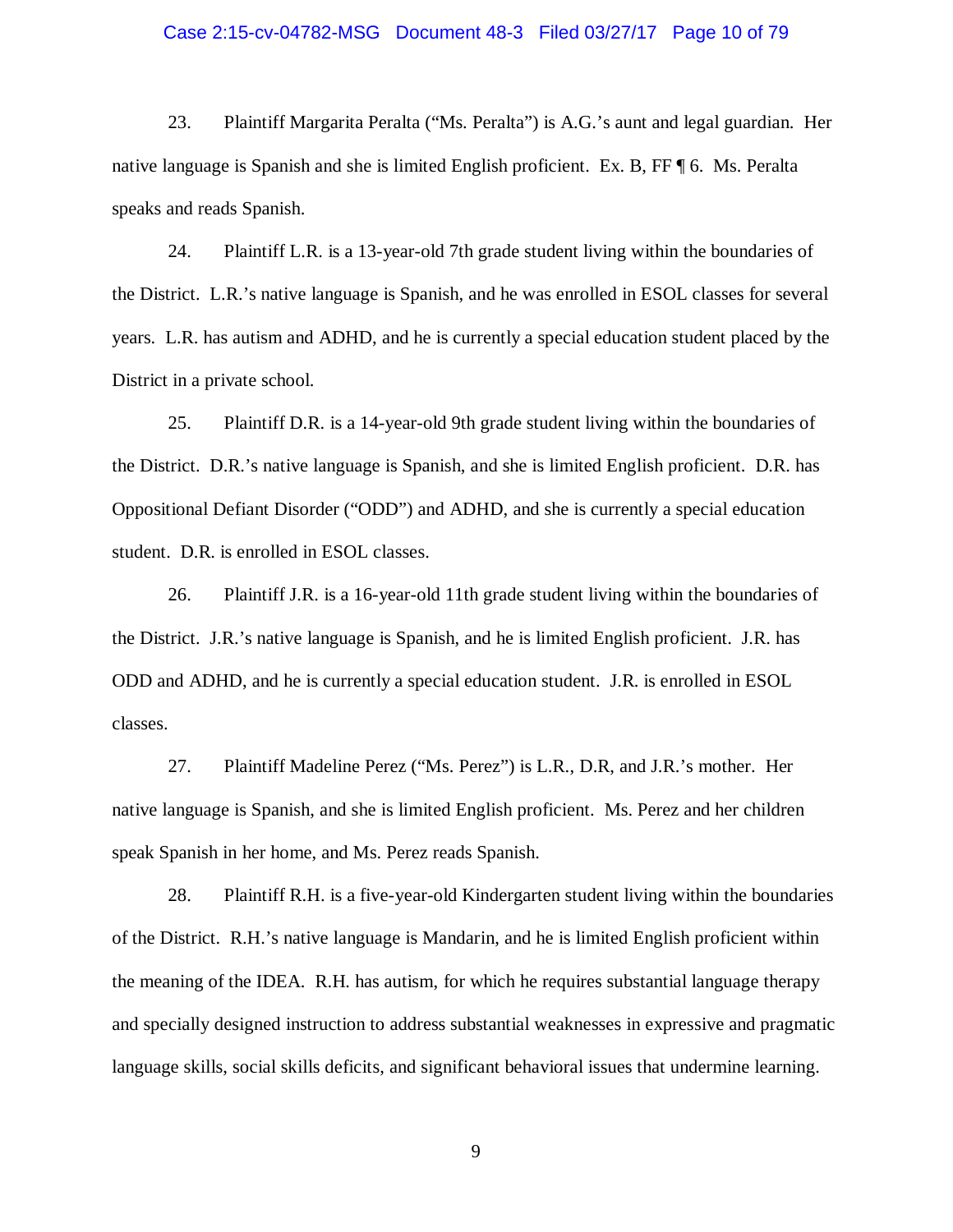23. Plaintiff Margarita Peralta ("Ms. Peralta") is A.G.'s aunt and legal guardian. Her native language is Spanish and she is limited English proficient. Ex. B, FF ¶ 6. Ms. Peralta speaks and reads Spanish.

24. Plaintiff L.R. is a 13-year-old 7th grade student living within the boundaries of the District. L.R.'s native language is Spanish, and he was enrolled in ESOL classes for several years. L.R. has autism and ADHD, and he is currently a special education student placed by the District in a private school.

25. Plaintiff D.R. is a 14-year-old 9th grade student living within the boundaries of the District. D.R.'s native language is Spanish, and she is limited English proficient. D.R. has Oppositional Defiant Disorder ("ODD") and ADHD, and she is currently a special education student. D.R. is enrolled in ESOL classes.

26. Plaintiff J.R. is a 16-year-old 11th grade student living within the boundaries of the District. J.R.'s native language is Spanish, and he is limited English proficient. J.R. has ODD and ADHD, and he is currently a special education student. J.R. is enrolled in ESOL classes.

27. Plaintiff Madeline Perez ("Ms. Perez") is L.R., D.R, and J.R.'s mother. Her native language is Spanish, and she is limited English proficient. Ms. Perez and her children speak Spanish in her home, and Ms. Perez reads Spanish.

28. Plaintiff R.H. is a five-year-old Kindergarten student living within the boundaries of the District. R.H.'s native language is Mandarin, and he is limited English proficient within the meaning of the IDEA. R.H. has autism, for which he requires substantial language therapy and specially designed instruction to address substantial weaknesses in expressive and pragmatic language skills, social skills deficits, and significant behavioral issues that undermine learning.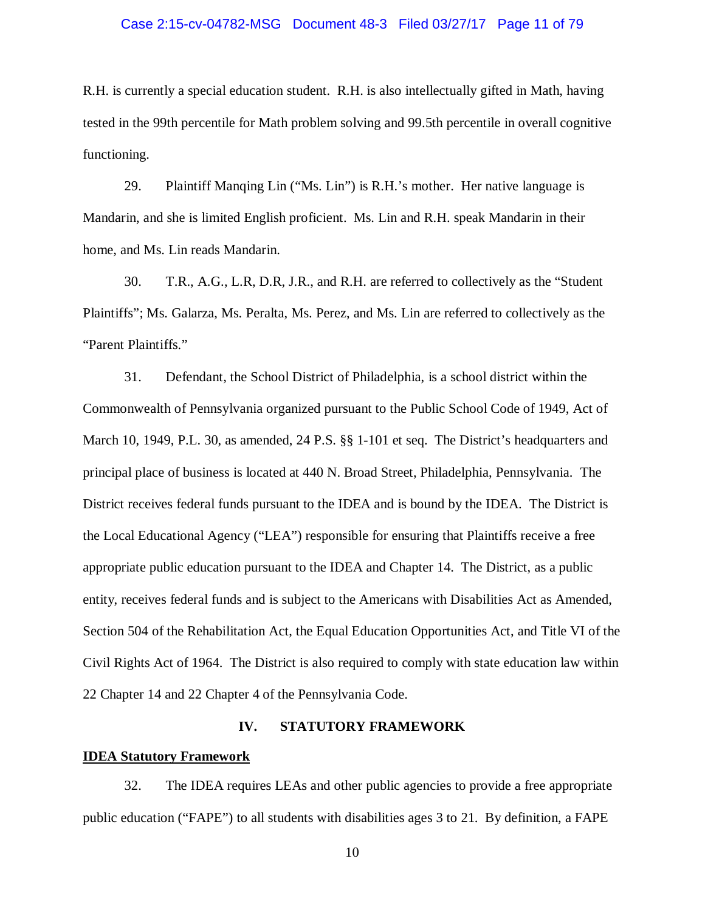R.H. is currently a special education student. R.H. is also intellectually gifted in Math, having tested in the 99th percentile for Math problem solving and 99.5th percentile in overall cognitive functioning.

29. Plaintiff Manqing Lin ("Ms. Lin") is R.H.'s mother. Her native language is Mandarin, and she is limited English proficient. Ms. Lin and R.H. speak Mandarin in their home, and Ms. Lin reads Mandarin.

30. T.R., A.G., L.R, D.R, J.R., and R.H. are referred to collectively as the "Student Plaintiffs"; Ms. Galarza, Ms. Peralta, Ms. Perez, and Ms. Lin are referred to collectively as the "Parent Plaintiffs."

31. Defendant, the School District of Philadelphia, is a school district within the Commonwealth of Pennsylvania organized pursuant to the Public School Code of 1949, Act of March 10, 1949, P.L. 30, as amended, 24 P.S. §§ 1-101 et seq. The District's headquarters and principal place of business is located at 440 N. Broad Street, Philadelphia, Pennsylvania. The District receives federal funds pursuant to the IDEA and is bound by the IDEA. The District is the Local Educational Agency ("LEA") responsible for ensuring that Plaintiffs receive a free appropriate public education pursuant to the IDEA and Chapter 14. The District, as a public entity, receives federal funds and is subject to the Americans with Disabilities Act as Amended, Section 504 of the Rehabilitation Act, the Equal Education Opportunities Act, and Title VI of the Civil Rights Act of 1964. The District is also required to comply with state education law within 22 Chapter 14 and 22 Chapter 4 of the Pennsylvania Code.

## IV. STATUTORY FRAMEWORK

**IDEA Statutory Framework**

32. The IDEA requires LEAs and other public agencies to provide a free appropriate public education ("FAPE") to all students with disabilities ages 3 to 21. By definition, a FAPE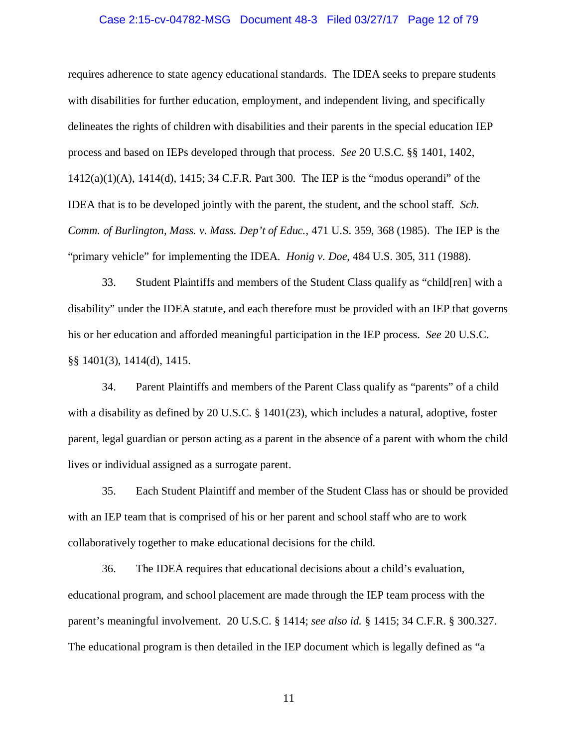requires adherence to state agency educational standards. The IDEA seeks to prepare students with disabilities for further education, employment, and independent living, and specifically delineates the rights of children with disabilities and their parents in the special education IEP process and based on IEPs developed through that process. *See* 20 U.S.C. §§ 1401, 1402, 1412(a)(1)(A), 1414(d), 1415; 34 C.F.R. Part 300. The IEP is the "modus operandi" of the IDEA that is to be developed jointly with the parent, the student, and the school staff. *Sch. Comm. of Burlington, Mass. v. Mass. Dep't of Educ.*, 471 U.S. 359, 368 (1985). The IEP is the "primary vehicle" for implementing the IDEA. *Honig v. Doe*, 484 U.S. 305, 311 (1988).

33. Student Plaintiffs and members of the Student Class qualify as "child[ren] with a disability" under the IDEA statute, and each therefore must be provided with an IEP that governs his or her education and afforded meaningful participation in the IEP process. *See* 20 U.S.C. §§ 1401(3), 1414(d), 1415.

34. Parent Plaintiffs and members of the Parent Class qualify as "parents" of a child with a disability as defined by 20 U.S.C. § 1401(23), which includes a natural, adoptive, foster parent, legal guardian or person acting as a parent in the absence of a parent with whom the child lives or individual assigned as a surrogate parent.

35. Each Student Plaintiff and member of the Student Class has or should be provided with an IEP team that is comprised of his or her parent and school staff who are to work collaboratively together to make educational decisions for the child.

36. The IDEA requires that educational decisions about a child's evaluation, educational program, and school placement are made through the IEP team process with the parent's meaningful involvement. 20 U.S.C. § 1414; *see also id.* § 1415; 34 C.F.R. § 300.327. The educational program is then detailed in the IEP document which is legally defined as "a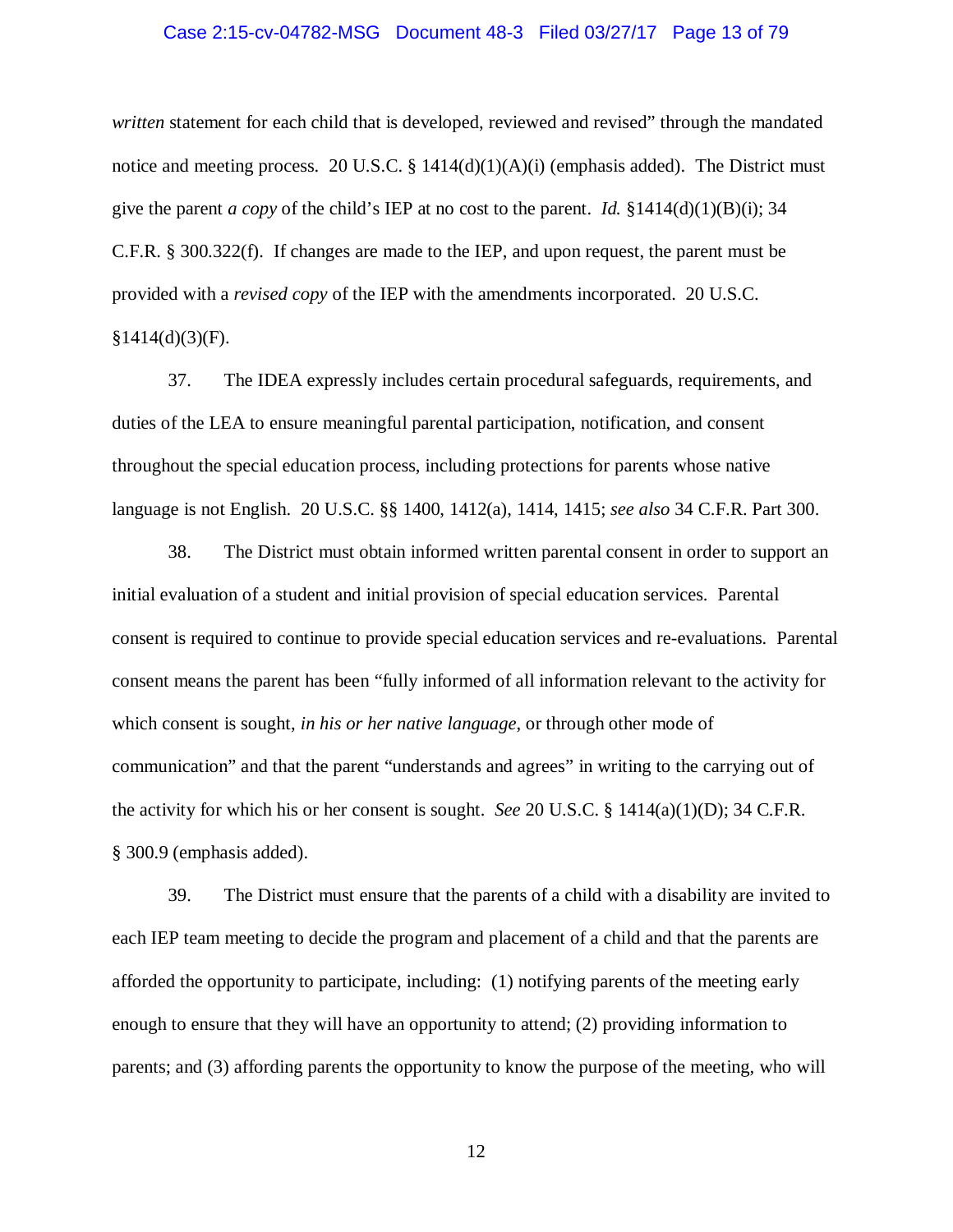*written* statement for each child that is developed, reviewed and revised" through the mandated notice and meeting process. 20 U.S.C. § 1414(d)(1)(A)(i) (emphasis added). The District must give the parent *a copy* of the child's IEP at no cost to the parent. *Id.* §1414(d)(1)(B)(i); 34 C.F.R. § 300.322(f). If changes are made to the IEP, and upon request, the parent must be provided with a *revised copy* of the IEP with the amendments incorporated. 20 U.S.C. §1414(d)(3)(F).

37. The IDEA expressly includes certain procedural safeguards, requirements, and duties of the LEA to ensure meaningful parental participation, notification, and consent throughout the special education process, including protections for parents whose native language is not English. 20 U.S.C. §§ 1400, 1412(a), 1414, 1415; *see also* 34 C.F.R. Part 300.

38. The District must obtain informed written parental consent in order to support an initial evaluation of a student and initial provision of special education services. Parental consent is required to continue to provide special education services and re-evaluations. Parental consent means the parent has been "fully informed of all information relevant to the activity for which consent is sought, *in his or her native language*, or through other mode of communication" and that the parent "understands and agrees" in writing to the carrying out of the activity for which his or her consent is sought. *See* 20 U.S.C. § 1414(a)(1)(D); 34 C.F.R. § 300.9 (emphasis added).

39. The District must ensure that the parents of a child with a disability are invited to each IEP team meeting to decide the program and placement of a child and that the parents are afforded the opportunity to participate, including: (1) notifying parents of the meeting early enough to ensure that they will have an opportunity to attend; (2) providing information to parents; and (3) affording parents the opportunity to know the purpose of the meeting, who will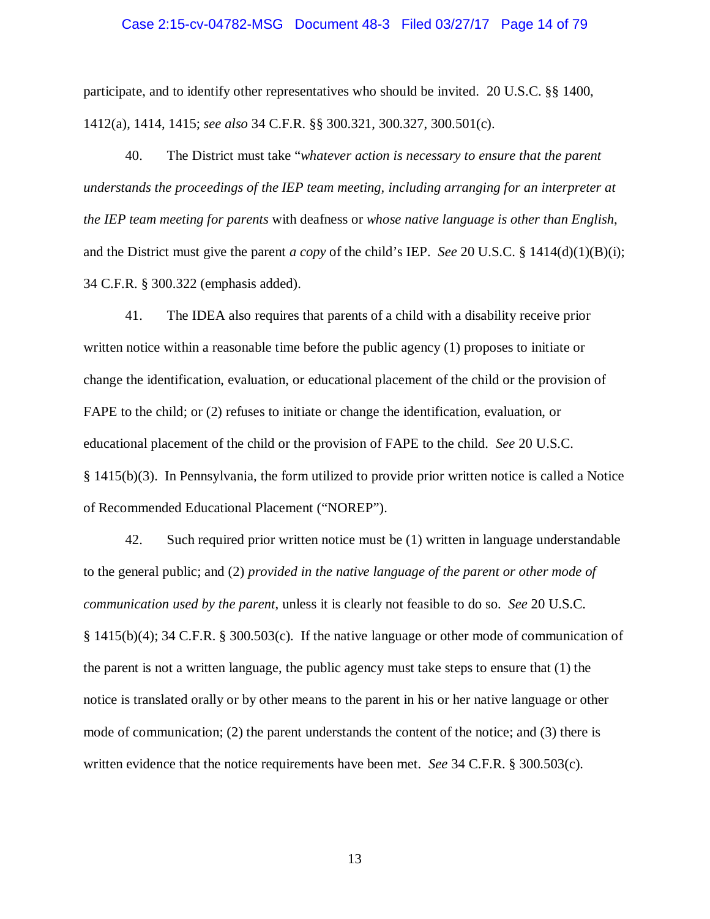participate, and to identify other representatives who should be invited. 20 U.S.C. §§ 1400, 1412(a), 1414, 1415; *see also* 34 C.F.R. §§ 300.321, 300.327, 300.501(c).

40. The District must take "*whatever action is necessary to ensure that the parent understands the proceedings of the IEP team meeting, including arranging for an interpreter at the IEP team meeting for parents* with deafness or *whose native language is other than English*, and the District must give the parent *a copy* of the child's IEP. *See* 20 U.S.C. § 1414(d)(1)(B)(i); 34 C.F.R. § 300.322 (emphasis added).

41. The IDEA also requires that parents of a child with a disability receive prior written notice within a reasonable time before the public agency (1) proposes to initiate or change the identification, evaluation, or educational placement of the child or the provision of FAPE to the child; or (2) refuses to initiate or change the identification, evaluation, or educational placement of the child or the provision of FAPE to the child. *See* 20 U.S.C. § 1415(b)(3). In Pennsylvania, the form utilized to provide prior written notice is called a Notice of Recommended Educational Placement ("NOREP").

42. Such required prior written notice must be (1) written in language understandable to the general public; and (2) *provided in the native language of the parent or other mode of communication used by the parent*, unless it is clearly not feasible to do so. *See* 20 U.S.C. § 1415(b)(4); 34 C.F.R. § 300.503(c). If the native language or other mode of communication of the parent is not a written language, the public agency must take steps to ensure that (1) the notice is translated orally or by other means to the parent in his or her native language or other mode of communication; (2) the parent understands the content of the notice; and (3) there is written evidence that the notice requirements have been met. *See* 34 C.F.R. § 300.503(c).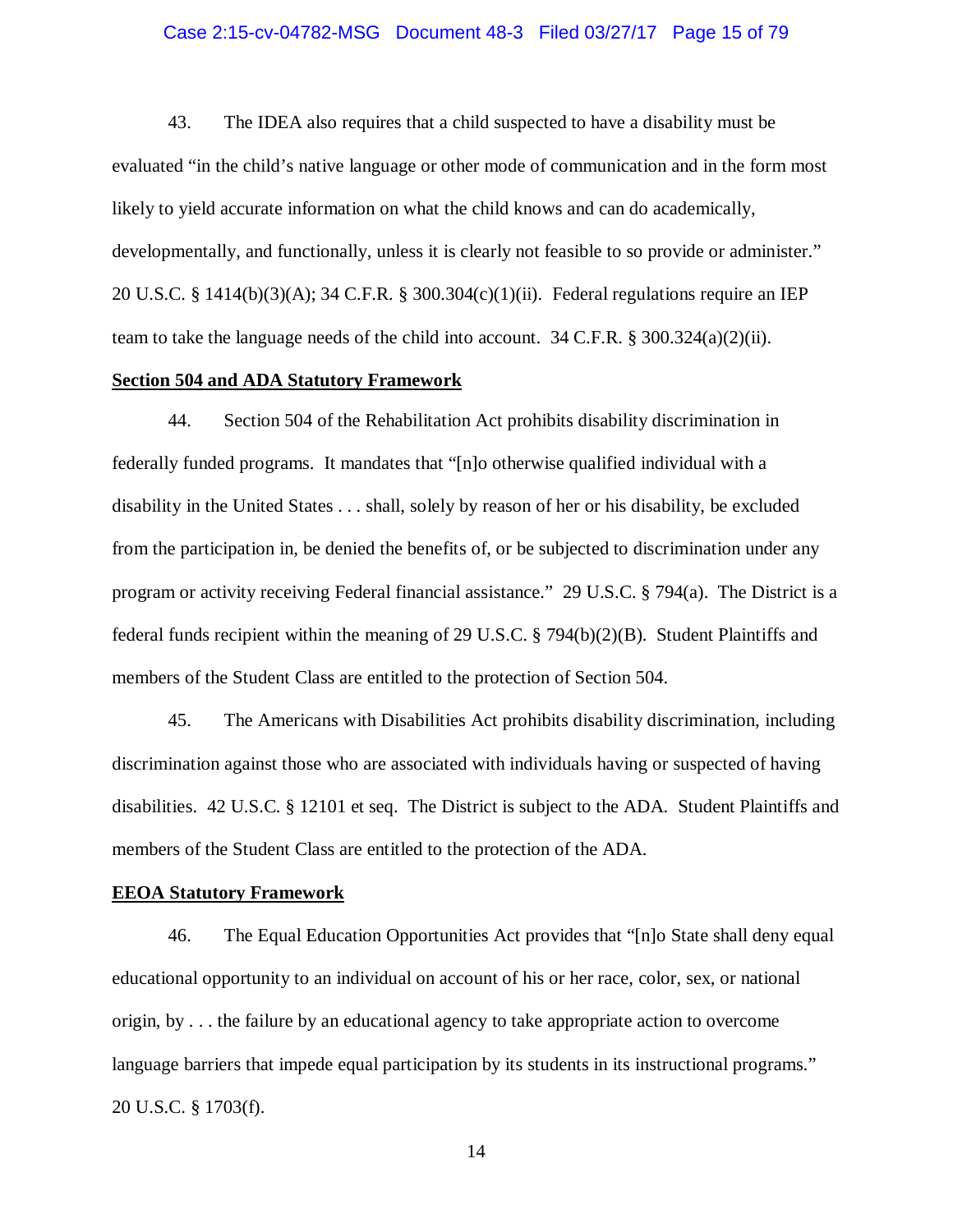43. The IDEA also requires that a child suspected to have a disability must be evaluated "in the child's native language or other mode of communication and in the form most likely to yield accurate information on what the child knows and can do academically, developmentally, and functionally, unless it is clearly not feasible to so provide or administer." 20 U.S.C. § 1414(b)(3)(A); 34 C.F.R. § 300.304(c)(1)(ii). Federal regulations require an IEP team to take the language needs of the child into account. 34 C.F.R. § 300.324(a)(2)(ii).

**Section 504 and ADA Statutory Framework**

44. Section 504 of the Rehabilitation Act prohibits disability discrimination in federally funded programs. It mandates that "[n]o otherwise qualified individual with a disability in the United States . . . shall, solely by reason of her or his disability, be excluded from the participation in, be denied the benefits of, or be subjected to discrimination under any program or activity receiving Federal financial assistance." 29 U.S.C. § 794(a). The District is a federal funds recipient within the meaning of 29 U.S.C. § 794(b)(2)(B). Student Plaintiffs and members of the Student Class are entitled to the protection of Section 504.

45. The Americans with Disabilities Act prohibits disability discrimination, including discrimination against those who are associated with individuals having or suspected of having disabilities. 42 U.S.C. § 12101 et seq. The District is subject to the ADA. Student Plaintiffs and members of the Student Class are entitled to the protection of the ADA.

**EEOA Statutory Framework**

46. The Equal Education Opportunities Act provides that "[n]o State shall deny equal educational opportunity to an individual on account of his or her race, color, sex, or national origin, by . . . the failure by an educational agency to take appropriate action to overcome language barriers that impede equal participation by its students in its instructional programs." 20 U.S.C. § 1703(f).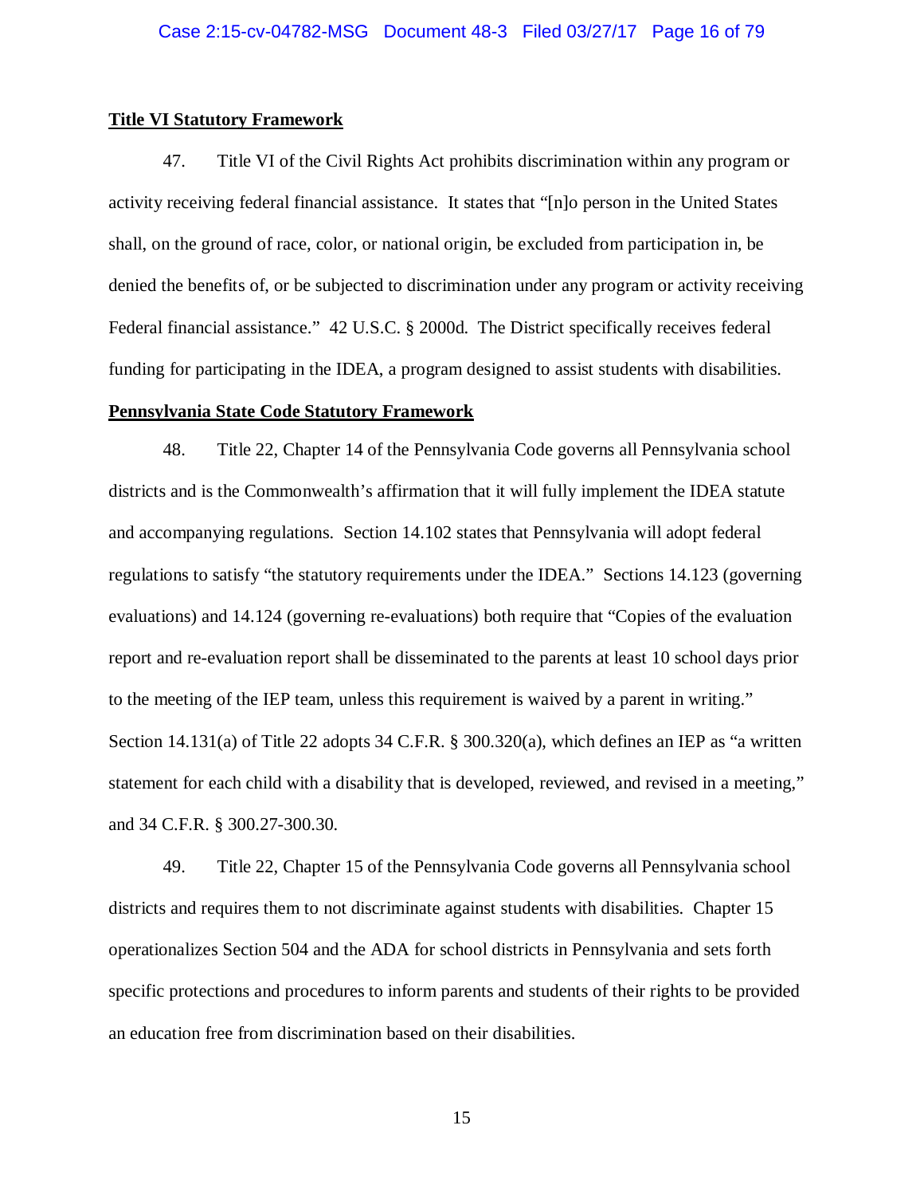**Title VI Statutory Framework**

47. Title VI of the Civil Rights Act prohibits discrimination within any program or activity receiving federal financial assistance. It states that "[n]o person in the United States shall, on the ground of race, color, or national origin, be excluded from participation in, be denied the benefits of, or be subjected to discrimination under any program or activity receiving Federal financial assistance." 42 U.S.C. § 2000d. The District specifically receives federal funding for participating in the IDEA, a program designed to assist students with disabilities.

**Pennsylvania State Code Statutory Framework**

48. Title 22, Chapter 14 of the Pennsylvania Code governs all Pennsylvania school districts and is the Commonwealth's affirmation that it will fully implement the IDEA statute and accompanying regulations. Section 14.102 states that Pennsylvania will adopt federal regulations to satisfy "the statutory requirements under the IDEA." Sections 14.123 (governing evaluations) and 14.124 (governing re-evaluations) both require that "Copies of the evaluation report and re-evaluation report shall be disseminated to the parents at least 10 school days prior to the meeting of the IEP team, unless this requirement is waived by a parent in writing." Section 14.131(a) of Title 22 adopts 34 C.F.R. § 300.320(a), which defines an IEP as "a written statement for each child with a disability that is developed, reviewed, and revised in a meeting," and 34 C.F.R. § 300.27-300.30.

49. Title 22, Chapter 15 of the Pennsylvania Code governs all Pennsylvania school districts and requires them to not discriminate against students with disabilities. Chapter 15 operationalizes Section 504 and the ADA for school districts in Pennsylvania and sets forth specific protections and procedures to inform parents and students of their rights to be provided an education free from discrimination based on their disabilities.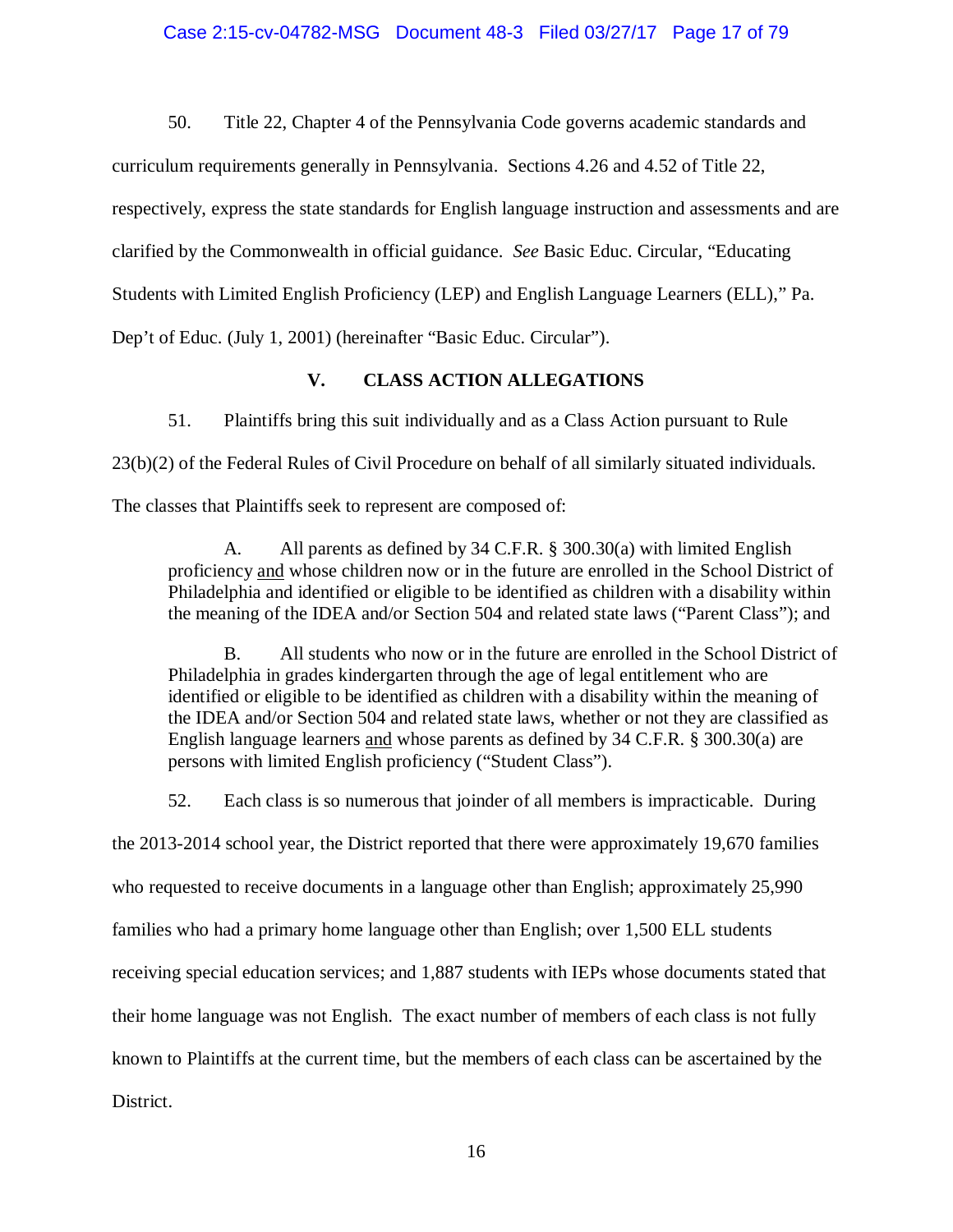50. Title 22, Chapter 4 of the Pennsylvania Code governs academic standards and curriculum requirements generally in Pennsylvania. Sections 4.26 and 4.52 of Title 22, respectively, express the state standards for English language instruction and assessments and are clarified by the Commonwealth in official guidance. *See* Basic Educ. Circular, "Educating Students with Limited English Proficiency (LEP) and English Language Learners (ELL)," Pa. Dep't of Educ. (July 1, 2001) (hereinafter "Basic Educ. Circular").

## V. CLASS ACTION ALLEGATIONS

51. Plaintiffs bring this suit individually and as a Class Action pursuant to Rule 23(b)(2) of the Federal Rules of Civil Procedure on behalf of all similarly situated individuals. The classes that Plaintiffs seek to represent are composed of:

> A. All parents as defined by 34 C.F.R. § 300.30(a) with limited English proficiency <u>and</u> whose children now or in the future are enrolled in the School District of Philadelphia and identified or eligible to be identified as children with a disability within the meaning of the IDEA and/or Section 504 and related state laws ("Parent Class"); and
>
> B. All students who now or in the future are enrolled in the School District of Philadelphia in grades kindergarten through the age of legal entitlement who are identified or eligible to be identified as children with a disability within the meaning of the IDEA and/or Section 504 and related state laws, whether or not they are classified as English language learners <u>and</u> whose parents as defined by 34 C.F.R. § 300.30(a) are persons with limited English proficiency ("Student Class").

52. Each class is so numerous that joinder of all members is impracticable. During the 2013-2014 school year, the District reported that there were approximately 19,670 families who requested to receive documents in a language other than English; approximately 25,990 families who had a primary home language other than English; over 1,500 ELL students receiving special education services; and 1,887 students with IEPs whose documents stated that their home language was not English. The exact number of members of each class is not fully known to Plaintiffs at the current time, but the members of each class can be ascertained by the District.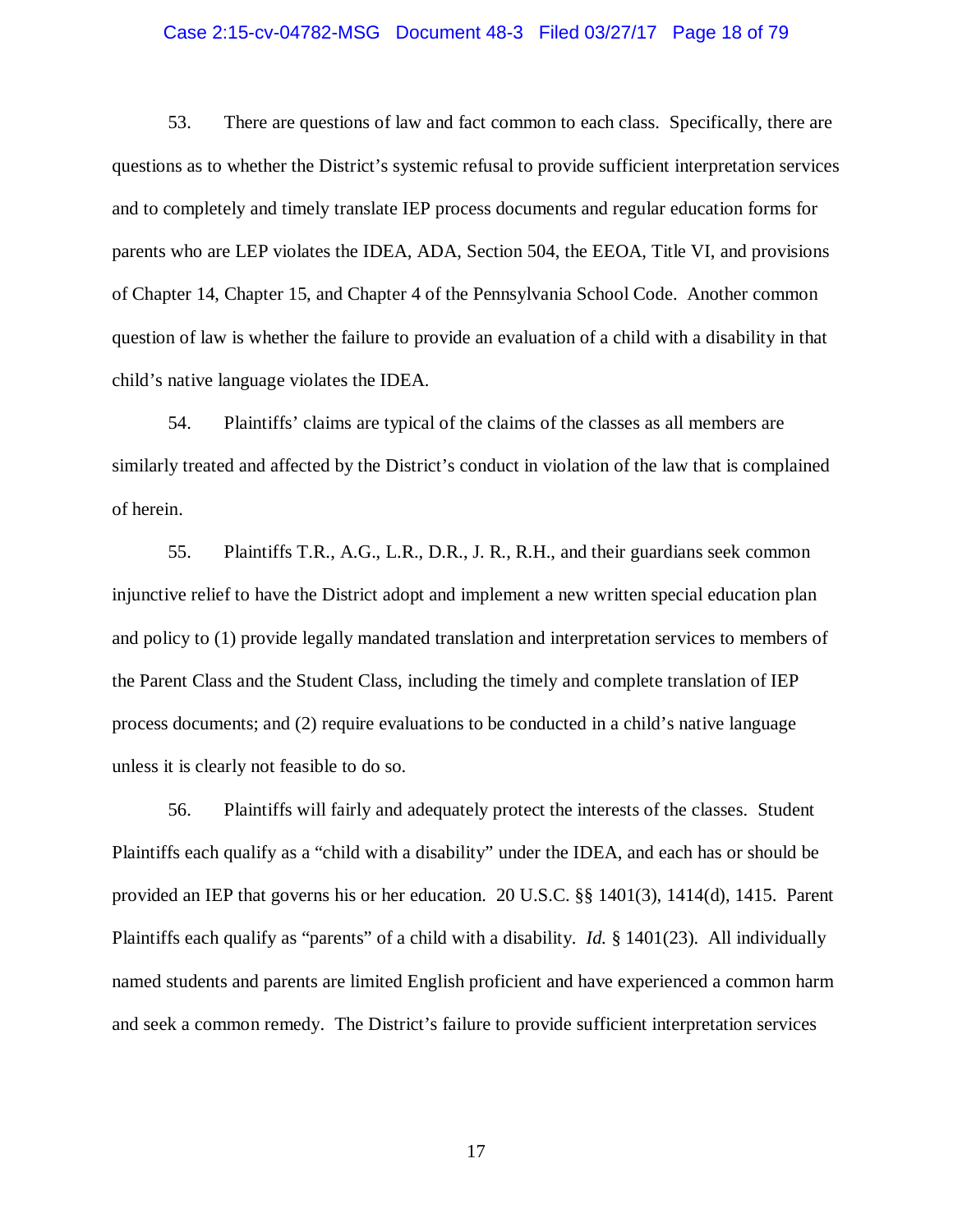53. There are questions of law and fact common to each class. Specifically, there are questions as to whether the District's systemic refusal to provide sufficient interpretation services and to completely and timely translate IEP process documents and regular education forms for parents who are LEP violates the IDEA, ADA, Section 504, the EEOA, Title VI, and provisions of Chapter 14, Chapter 15, and Chapter 4 of the Pennsylvania School Code. Another common question of law is whether the failure to provide an evaluation of a child with a disability in that child's native language violates the IDEA.

54. Plaintiffs' claims are typical of the claims of the classes as all members are similarly treated and affected by the District's conduct in violation of the law that is complained of herein.

55. Plaintiffs T.R., A.G., L.R., D.R., J. R., R.H., and their guardians seek common injunctive relief to have the District adopt and implement a new written special education plan and policy to (1) provide legally mandated translation and interpretation services to members of the Parent Class and the Student Class, including the timely and complete translation of IEP process documents; and (2) require evaluations to be conducted in a child's native language unless it is clearly not feasible to do so.

56. Plaintiffs will fairly and adequately protect the interests of the classes. Student Plaintiffs each qualify as a "child with a disability" under the IDEA, and each has or should be provided an IEP that governs his or her education. 20 U.S.C. §§ 1401(3), 1414(d), 1415. Parent Plaintiffs each qualify as "parents" of a child with a disability. *Id.* § 1401(23). All individually named students and parents are limited English proficient and have experienced a common harm and seek a common remedy. The District's failure to provide sufficient interpretation services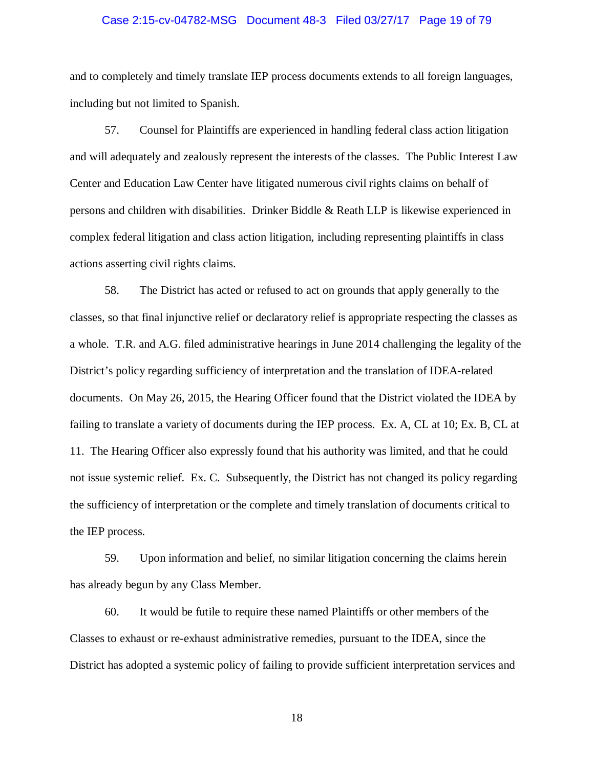and to completely and timely translate IEP process documents extends to all foreign languages, including but not limited to Spanish.

57. Counsel for Plaintiffs are experienced in handling federal class action litigation and will adequately and zealously represent the interests of the classes. The Public Interest Law Center and Education Law Center have litigated numerous civil rights claims on behalf of persons and children with disabilities. Drinker Biddle & Reath LLP is likewise experienced in complex federal litigation and class action litigation, including representing plaintiffs in class actions asserting civil rights claims.

58. The District has acted or refused to act on grounds that apply generally to the classes, so that final injunctive relief or declaratory relief is appropriate respecting the classes as a whole. T.R. and A.G. filed administrative hearings in June 2014 challenging the legality of the District's policy regarding sufficiency of interpretation and the translation of IDEA-related documents. On May 26, 2015, the Hearing Officer found that the District violated the IDEA by failing to translate a variety of documents during the IEP process. Ex. A, CL at 10; Ex. B, CL at 11. The Hearing Officer also expressly found that his authority was limited, and that he could not issue systemic relief. Ex. C. Subsequently, the District has not changed its policy regarding the sufficiency of interpretation or the complete and timely translation of documents critical to the IEP process.

59. Upon information and belief, no similar litigation concerning the claims herein has already begun by any Class Member.

60. It would be futile to require these named Plaintiffs or other members of the Classes to exhaust or re-exhaust administrative remedies, pursuant to the IDEA, since the District has adopted a systemic policy of failing to provide sufficient interpretation services and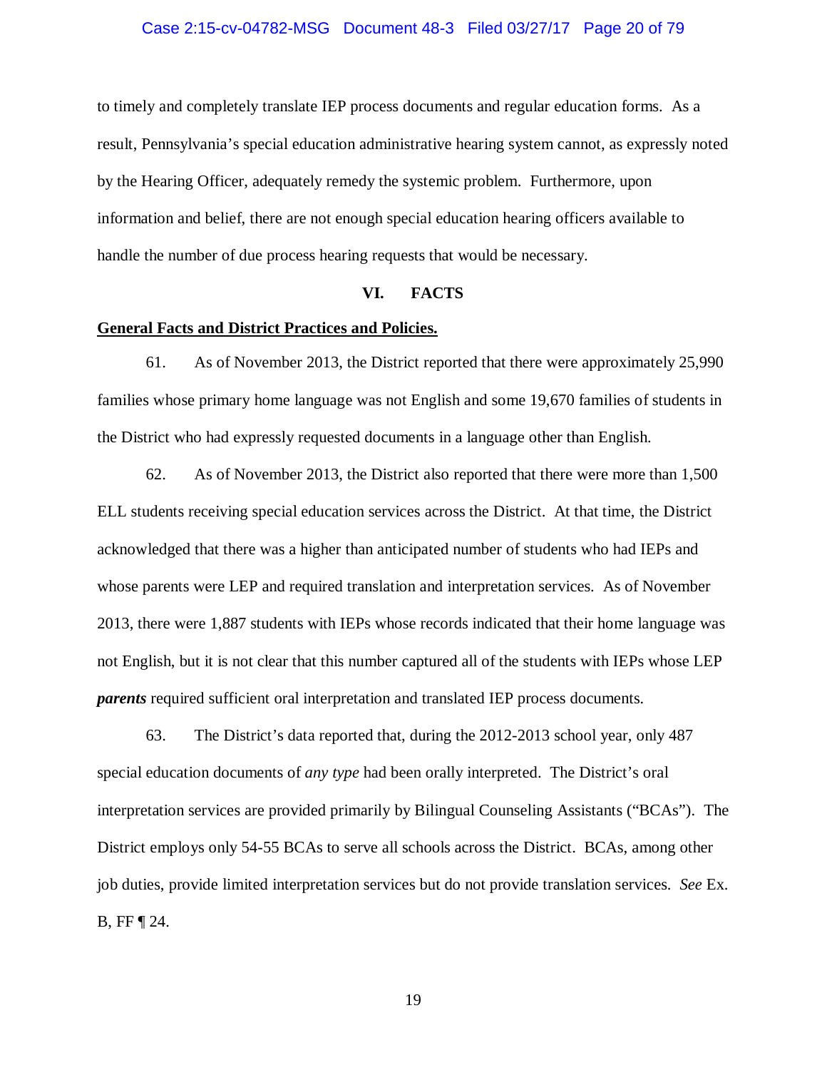to timely and completely translate IEP process documents and regular education forms. As a result, Pennsylvania's special education administrative hearing system cannot, as expressly noted by the Hearing Officer, adequately remedy the systemic problem. Furthermore, upon information and belief, there are not enough special education hearing officers available to handle the number of due process hearing requests that would be necessary.

## VI. FACTS

**General Facts and District Practices and Policies.**

61. As of November 2013, the District reported that there were approximately 25,990 families whose primary home language was not English and some 19,670 families of students in the District who had expressly requested documents in a language other than English.

62. As of November 2013, the District also reported that there were more than 1,500 ELL students receiving special education services across the District. At that time, the District acknowledged that there was a higher than anticipated number of students who had IEPs and whose parents were LEP and required translation and interpretation services. As of November 2013, there were 1,887 students with IEPs whose records indicated that their home language was not English, but it is not clear that this number captured all of the students with IEPs whose LEP ***parents*** required sufficient oral interpretation and translated IEP process documents.

63. The District's data reported that, during the 2012-2013 school year, only 487 special education documents of *any type* had been orally interpreted. The District's oral interpretation services are provided primarily by Bilingual Counseling Assistants ("BCAs"). The District employs only 54-55 BCAs to serve all schools across the District. BCAs, among other job duties, provide limited interpretation services but do not provide translation services. *See* Ex. B, FF ¶ 24.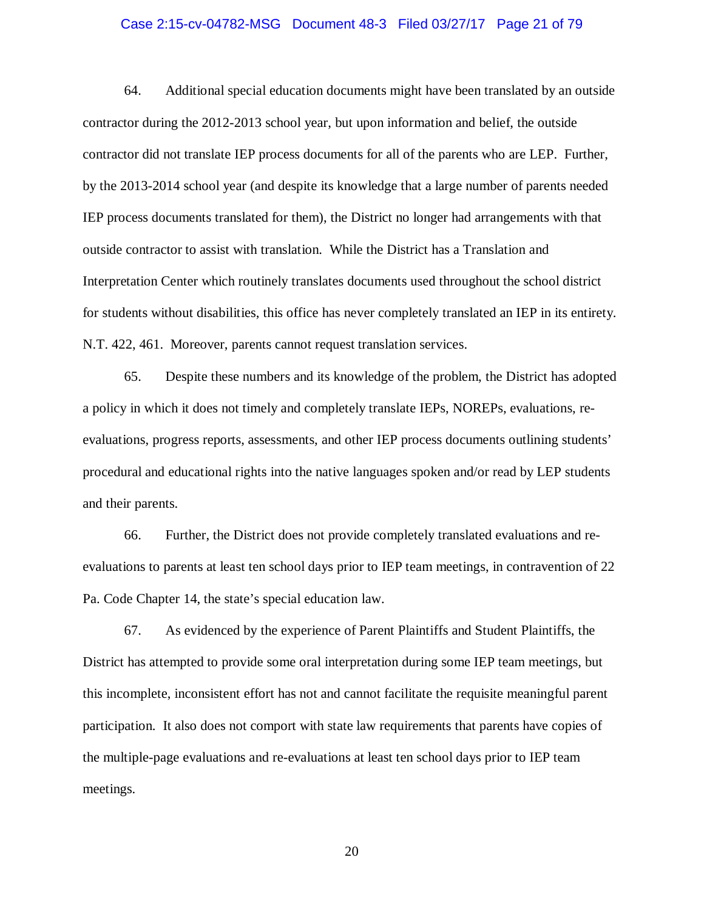64. Additional special education documents might have been translated by an outside contractor during the 2012-2013 school year, but upon information and belief, the outside contractor did not translate IEP process documents for all of the parents who are LEP. Further, by the 2013-2014 school year (and despite its knowledge that a large number of parents needed IEP process documents translated for them), the District no longer had arrangements with that outside contractor to assist with translation. While the District has a Translation and Interpretation Center which routinely translates documents used throughout the school district for students without disabilities, this office has never completely translated an IEP in its entirety. N.T. 422, 461. Moreover, parents cannot request translation services.

65. Despite these numbers and its knowledge of the problem, the District has adopted a policy in which it does not timely and completely translate IEPs, NOREPs, evaluations, re-evaluations, progress reports, assessments, and other IEP process documents outlining students' procedural and educational rights into the native languages spoken and/or read by LEP students and their parents.

66. Further, the District does not provide completely translated evaluations and re-evaluations to parents at least ten school days prior to IEP team meetings, in contravention of 22 Pa. Code Chapter 14, the state's special education law.

67. As evidenced by the experience of Parent Plaintiffs and Student Plaintiffs, the District has attempted to provide some oral interpretation during some IEP team meetings, but this incomplete, inconsistent effort has not and cannot facilitate the requisite meaningful parent participation. It also does not comport with state law requirements that parents have copies of the multiple-page evaluations and re-evaluations at least ten school days prior to IEP team meetings.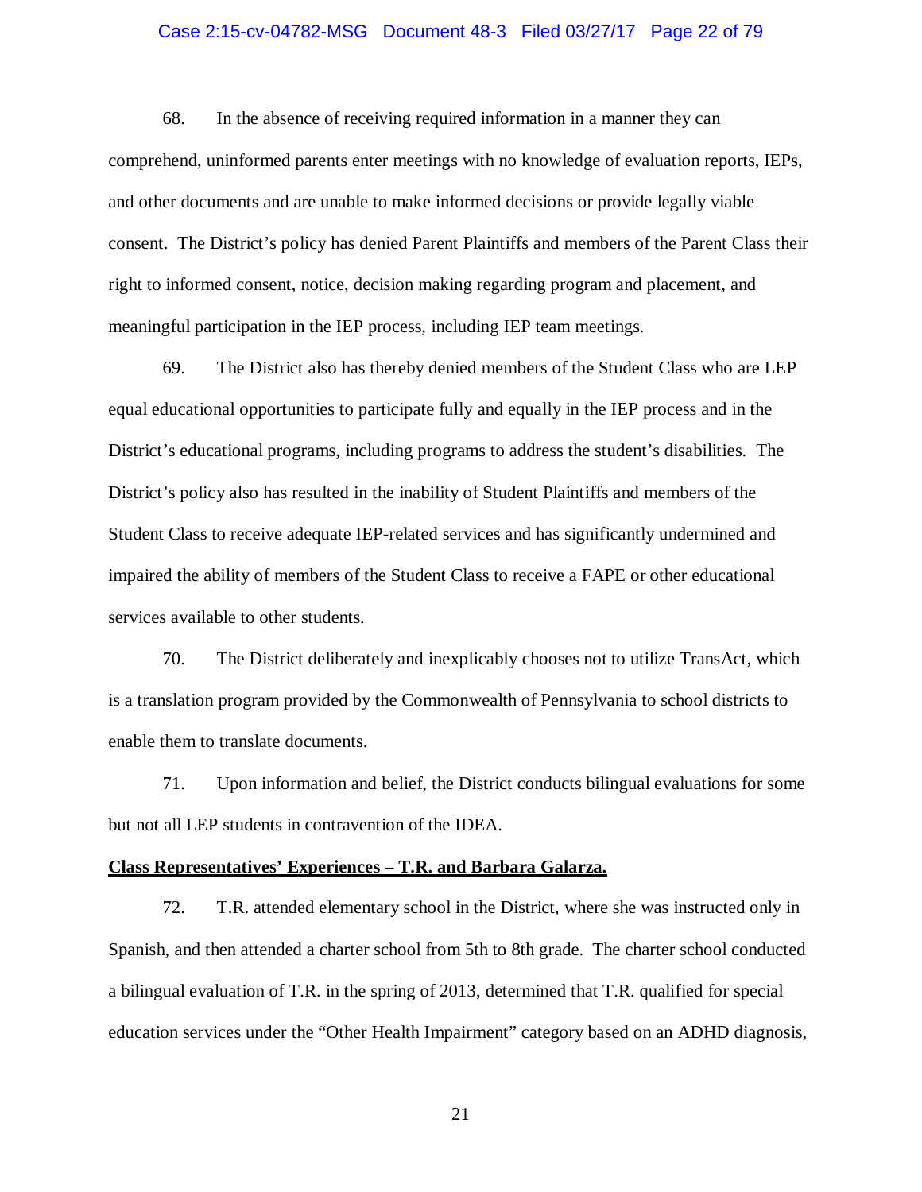68. In the absence of receiving required information in a manner they can comprehend, uninformed parents enter meetings with no knowledge of evaluation reports, IEPs, and other documents and are unable to make informed decisions or provide legally viable consent. The District's policy has denied Parent Plaintiffs and members of the Parent Class their right to informed consent, notice, decision making regarding program and placement, and meaningful participation in the IEP process, including IEP team meetings.

69. The District also has thereby denied members of the Student Class who are LEP equal educational opportunities to participate fully and equally in the IEP process and in the District's educational programs, including programs to address the student's disabilities. The District's policy also has resulted in the inability of Student Plaintiffs and members of the Student Class to receive adequate IEP-related services and has significantly undermined and impaired the ability of members of the Student Class to receive a FAPE or other educational services available to other students.

70. The District deliberately and inexplicably chooses not to utilize TransAct, which is a translation program provided by the Commonwealth of Pennsylvania to school districts to enable them to translate documents.

71. Upon information and belief, the District conducts bilingual evaluations for some but not all LEP students in contravention of the IDEA.

**Class Representatives' Experiences – T.R. and Barbara Galarza.**

72. T.R. attended elementary school in the District, where she was instructed only in Spanish, and then attended a charter school from 5th to 8th grade. The charter school conducted a bilingual evaluation of T.R. in the spring of 2013, determined that T.R. qualified for special education services under the "Other Health Impairment" category based on an ADHD diagnosis,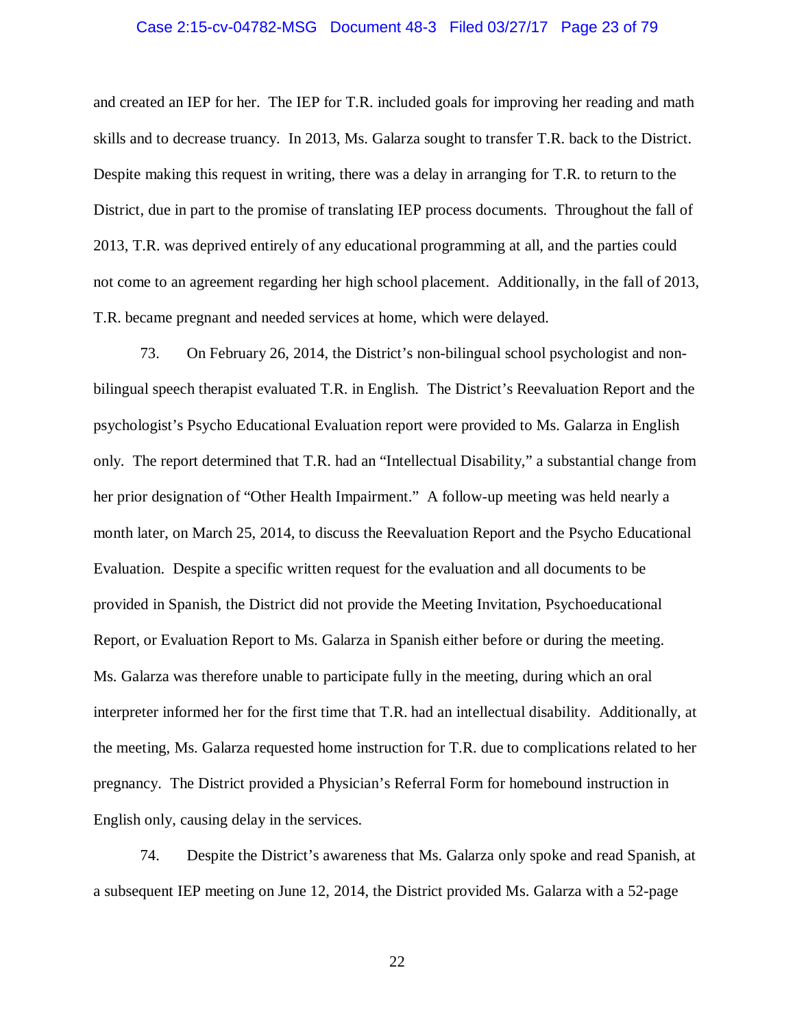and created an IEP for her. The IEP for T.R. included goals for improving her reading and math skills and to decrease truancy. In 2013, Ms. Galarza sought to transfer T.R. back to the District. Despite making this request in writing, there was a delay in arranging for T.R. to return to the District, due in part to the promise of translating IEP process documents. Throughout the fall of 2013, T.R. was deprived entirely of any educational programming at all, and the parties could not come to an agreement regarding her high school placement. Additionally, in the fall of 2013, T.R. became pregnant and needed services at home, which were delayed.

73. On February 26, 2014, the District's non-bilingual school psychologist and non-bilingual speech therapist evaluated T.R. in English. The District's Reevaluation Report and the psychologist's Psycho Educational Evaluation report were provided to Ms. Galarza in English only. The report determined that T.R. had an "Intellectual Disability," a substantial change from her prior designation of "Other Health Impairment." A follow-up meeting was held nearly a month later, on March 25, 2014, to discuss the Reevaluation Report and the Psycho Educational Evaluation. Despite a specific written request for the evaluation and all documents to be provided in Spanish, the District did not provide the Meeting Invitation, Psychoeducational Report, or Evaluation Report to Ms. Galarza in Spanish either before or during the meeting. Ms. Galarza was therefore unable to participate fully in the meeting, during which an oral interpreter informed her for the first time that T.R. had an intellectual disability. Additionally, at the meeting, Ms. Galarza requested home instruction for T.R. due to complications related to her pregnancy. The District provided a Physician's Referral Form for homebound instruction in English only, causing delay in the services.

74. Despite the District's awareness that Ms. Galarza only spoke and read Spanish, at a subsequent IEP meeting on June 12, 2014, the District provided Ms. Galarza with a 52-page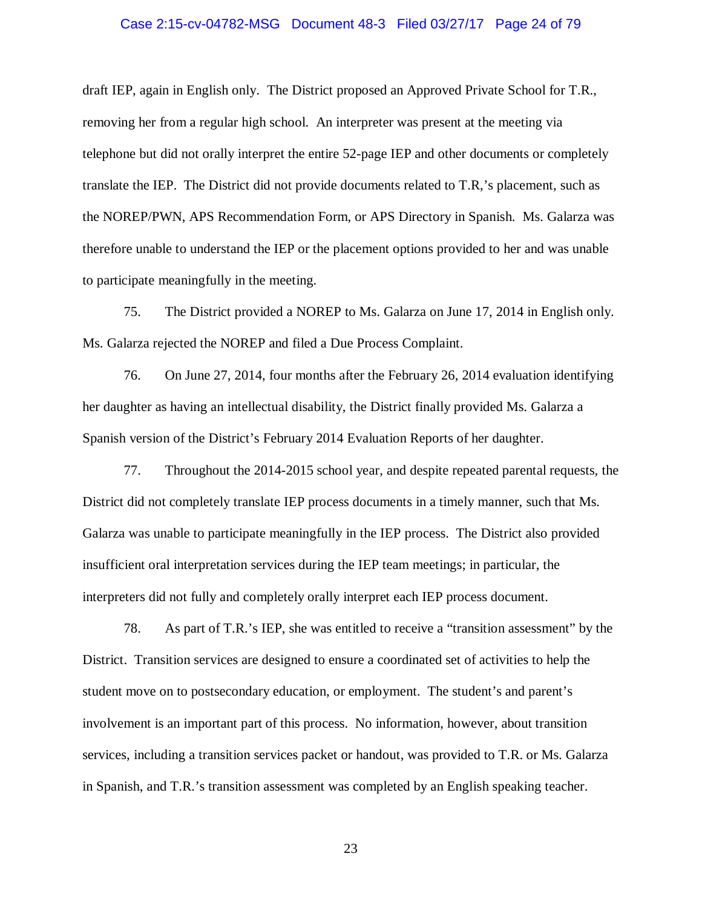draft IEP, again in English only. The District proposed an Approved Private School for T.R., removing her from a regular high school. An interpreter was present at the meeting via telephone but did not orally interpret the entire 52-page IEP and other documents or completely translate the IEP. The District did not provide documents related to T.R,'s placement, such as the NOREP/PWN, APS Recommendation Form, or APS Directory in Spanish. Ms. Galarza was therefore unable to understand the IEP or the placement options provided to her and was unable to participate meaningfully in the meeting.

75. The District provided a NOREP to Ms. Galarza on June 17, 2014 in English only. Ms. Galarza rejected the NOREP and filed a Due Process Complaint.

76. On June 27, 2014, four months after the February 26, 2014 evaluation identifying her daughter as having an intellectual disability, the District finally provided Ms. Galarza a Spanish version of the District's February 2014 Evaluation Reports of her daughter.

77. Throughout the 2014-2015 school year, and despite repeated parental requests, the District did not completely translate IEP process documents in a timely manner, such that Ms. Galarza was unable to participate meaningfully in the IEP process. The District also provided insufficient oral interpretation services during the IEP team meetings; in particular, the interpreters did not fully and completely orally interpret each IEP process document.

78. As part of T.R.'s IEP, she was entitled to receive a "transition assessment" by the District. Transition services are designed to ensure a coordinated set of activities to help the student move on to postsecondary education, or employment. The student's and parent's involvement is an important part of this process. No information, however, about transition services, including a transition services packet or handout, was provided to T.R. or Ms. Galarza in Spanish, and T.R.'s transition assessment was completed by an English speaking teacher.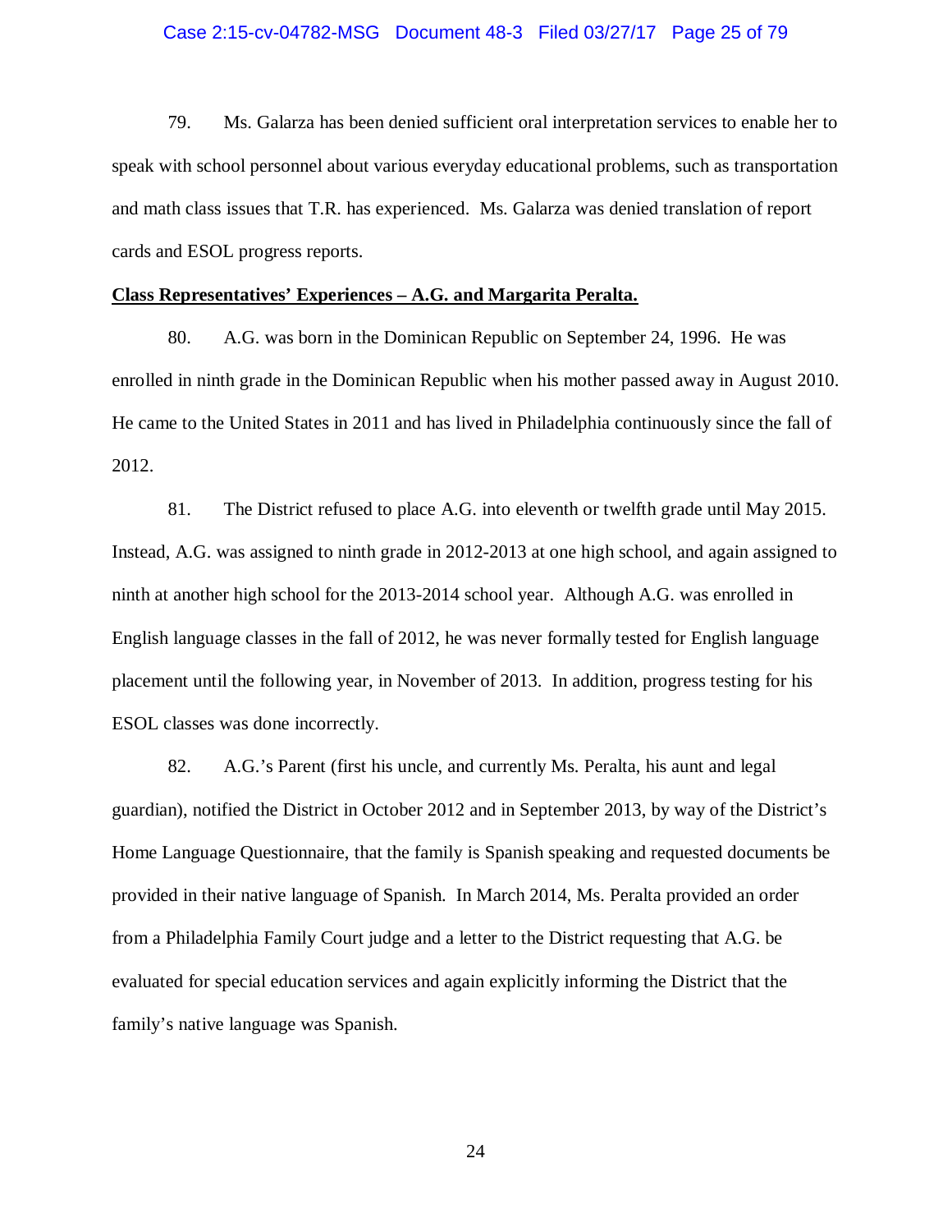79. Ms. Galarza has been denied sufficient oral interpretation services to enable her to speak with school personnel about various everyday educational problems, such as transportation and math class issues that T.R. has experienced. Ms. Galarza was denied translation of report cards and ESOL progress reports.

**Class Representatives' Experiences – A.G. and Margarita Peralta.**

80. A.G. was born in the Dominican Republic on September 24, 1996. He was enrolled in ninth grade in the Dominican Republic when his mother passed away in August 2010. He came to the United States in 2011 and has lived in Philadelphia continuously since the fall of 2012.

81. The District refused to place A.G. into eleventh or twelfth grade until May 2015. Instead, A.G. was assigned to ninth grade in 2012-2013 at one high school, and again assigned to ninth at another high school for the 2013-2014 school year. Although A.G. was enrolled in English language classes in the fall of 2012, he was never formally tested for English language placement until the following year, in November of 2013. In addition, progress testing for his ESOL classes was done incorrectly.

82. A.G.'s Parent (first his uncle, and currently Ms. Peralta, his aunt and legal guardian), notified the District in October 2012 and in September 2013, by way of the District's Home Language Questionnaire, that the family is Spanish speaking and requested documents be provided in their native language of Spanish. In March 2014, Ms. Peralta provided an order from a Philadelphia Family Court judge and a letter to the District requesting that A.G. be evaluated for special education services and again explicitly informing the District that the family's native language was Spanish.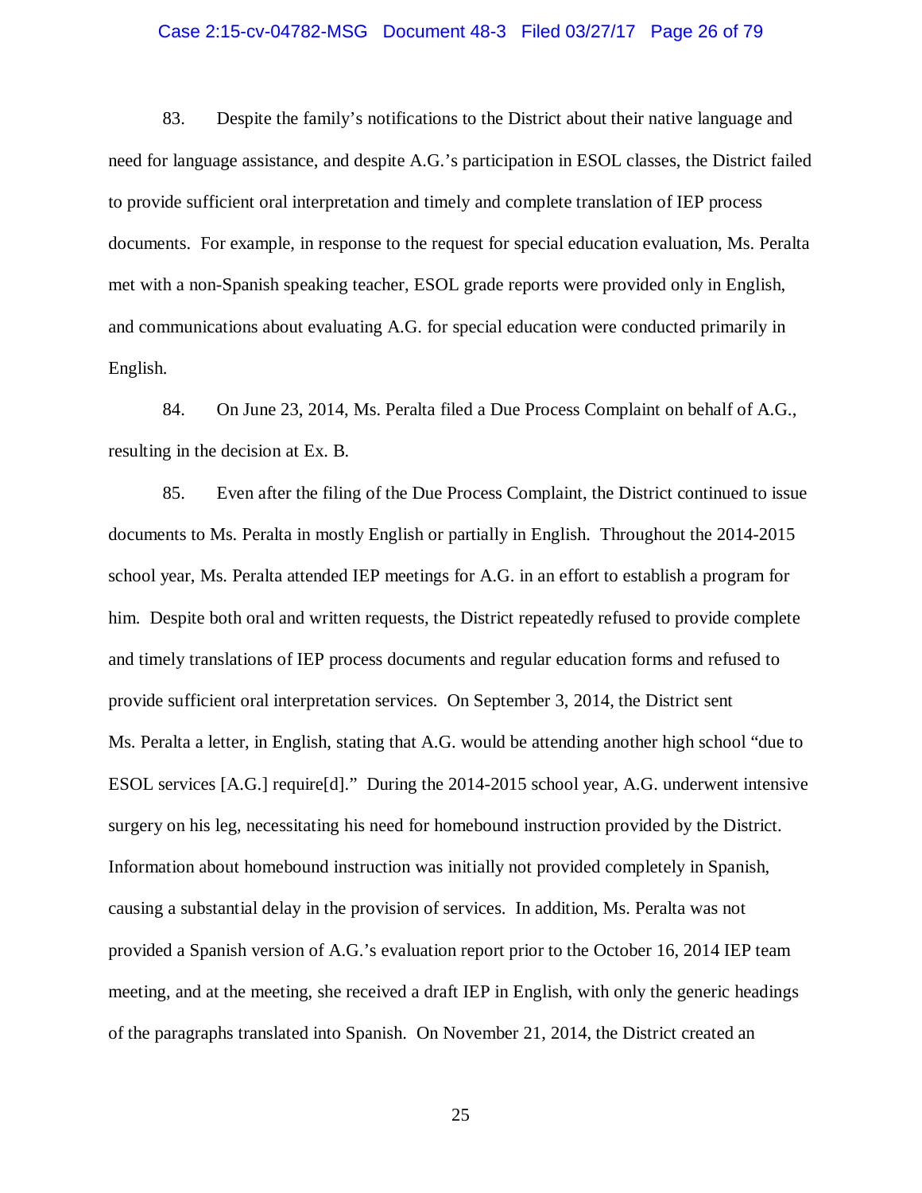83. Despite the family's notifications to the District about their native language and need for language assistance, and despite A.G.'s participation in ESOL classes, the District failed to provide sufficient oral interpretation and timely and complete translation of IEP process documents. For example, in response to the request for special education evaluation, Ms. Peralta met with a non-Spanish speaking teacher, ESOL grade reports were provided only in English, and communications about evaluating A.G. for special education were conducted primarily in English.

84. On June 23, 2014, Ms. Peralta filed a Due Process Complaint on behalf of A.G., resulting in the decision at Ex. B.

85. Even after the filing of the Due Process Complaint, the District continued to issue documents to Ms. Peralta in mostly English or partially in English. Throughout the 2014-2015 school year, Ms. Peralta attended IEP meetings for A.G. in an effort to establish a program for him. Despite both oral and written requests, the District repeatedly refused to provide complete and timely translations of IEP process documents and regular education forms and refused to provide sufficient oral interpretation services. On September 3, 2014, the District sent Ms. Peralta a letter, in English, stating that A.G. would be attending another high school "due to ESOL services [A.G.] require[d]." During the 2014-2015 school year, A.G. underwent intensive surgery on his leg, necessitating his need for homebound instruction provided by the District. Information about homebound instruction was initially not provided completely in Spanish, causing a substantial delay in the provision of services. In addition, Ms. Peralta was not provided a Spanish version of A.G.'s evaluation report prior to the October 16, 2014 IEP team meeting, and at the meeting, she received a draft IEP in English, with only the generic headings of the paragraphs translated into Spanish. On November 21, 2014, the District created an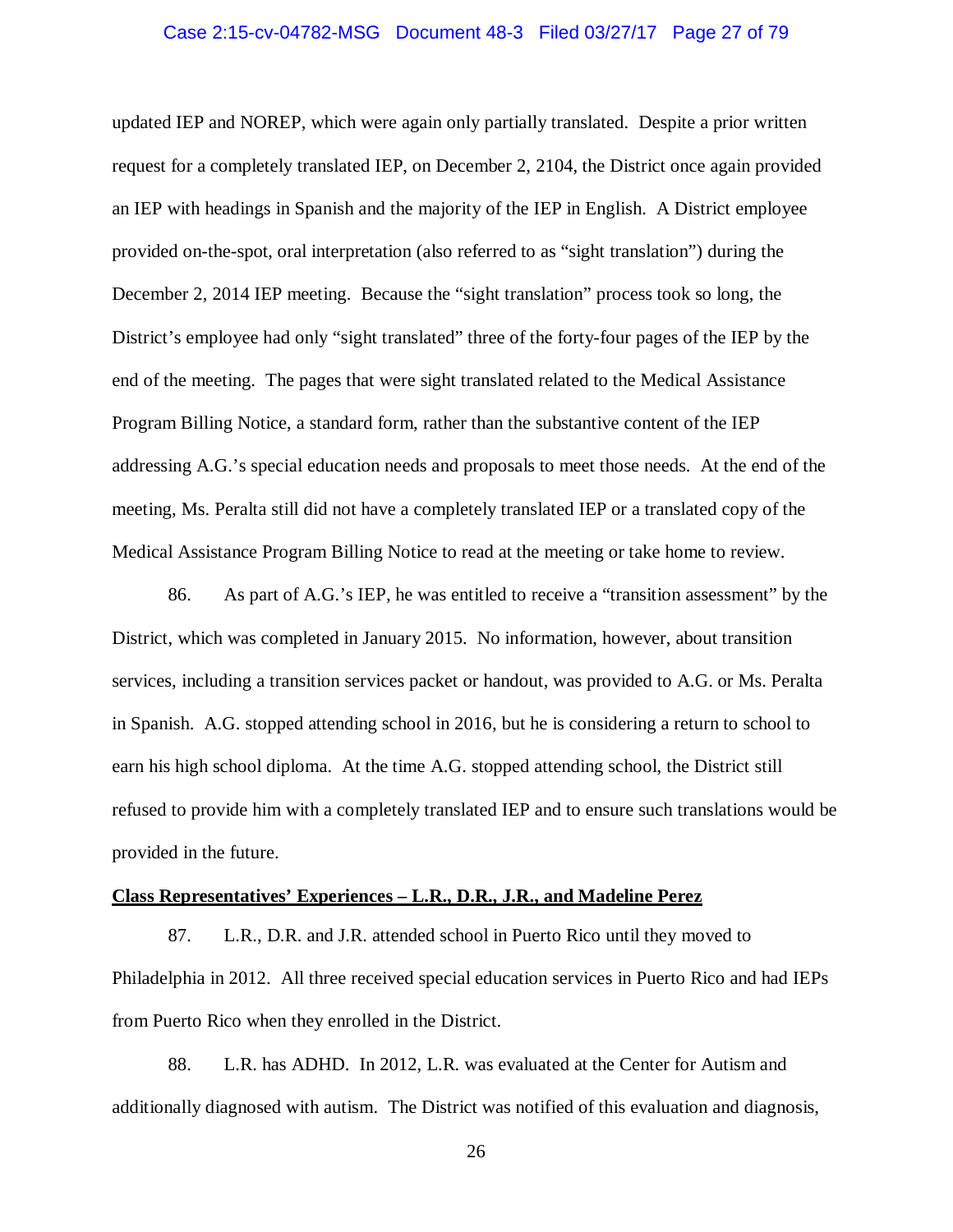updated IEP and NOREP, which were again only partially translated. Despite a prior written request for a completely translated IEP, on December 2, 2104, the District once again provided an IEP with headings in Spanish and the majority of the IEP in English. A District employee provided on-the-spot, oral interpretation (also referred to as "sight translation") during the December 2, 2014 IEP meeting. Because the "sight translation" process took so long, the District's employee had only "sight translated" three of the forty-four pages of the IEP by the end of the meeting. The pages that were sight translated related to the Medical Assistance Program Billing Notice, a standard form, rather than the substantive content of the IEP addressing A.G.'s special education needs and proposals to meet those needs. At the end of the meeting, Ms. Peralta still did not have a completely translated IEP or a translated copy of the Medical Assistance Program Billing Notice to read at the meeting or take home to review.

86. As part of A.G.'s IEP, he was entitled to receive a "transition assessment" by the District, which was completed in January 2015. No information, however, about transition services, including a transition services packet or handout, was provided to A.G. or Ms. Peralta in Spanish. A.G. stopped attending school in 2016, but he is considering a return to school to earn his high school diploma. At the time A.G. stopped attending school, the District still refused to provide him with a completely translated IEP and to ensure such translations would be provided in the future.

**<u>Class Representatives' Experiences – L.R., D.R., J.R., and Madeline Perez</u>**

87. L.R., D.R. and J.R. attended school in Puerto Rico until they moved to Philadelphia in 2012. All three received special education services in Puerto Rico and had IEPs from Puerto Rico when they enrolled in the District.

88. L.R. has ADHD. In 2012, L.R. was evaluated at the Center for Autism and additionally diagnosed with autism. The District was notified of this evaluation and diagnosis,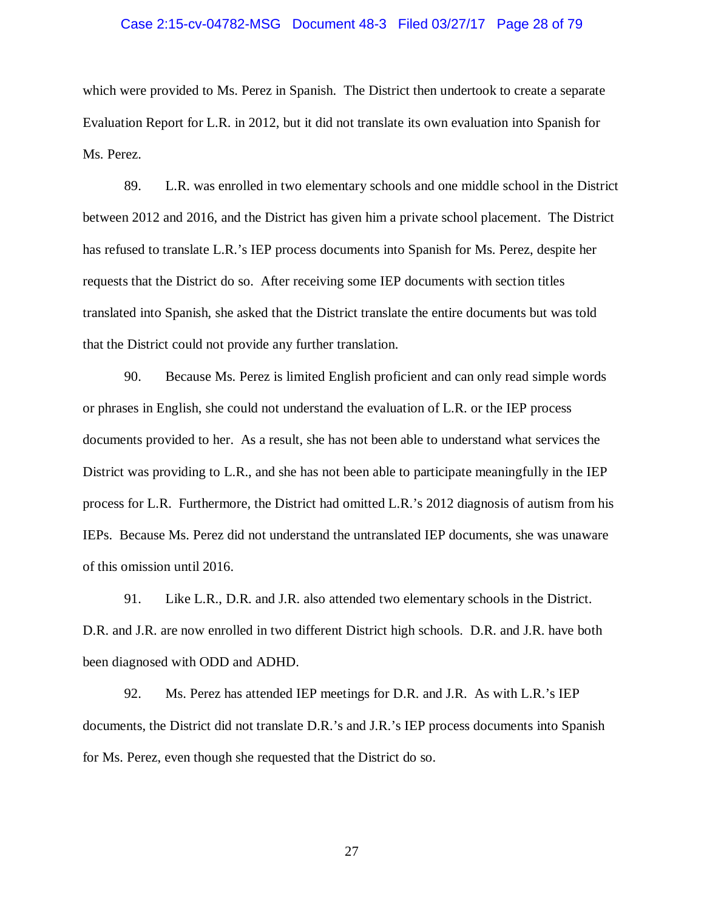which were provided to Ms. Perez in Spanish. The District then undertook to create a separate Evaluation Report for L.R. in 2012, but it did not translate its own evaluation into Spanish for Ms. Perez.

89. L.R. was enrolled in two elementary schools and one middle school in the District between 2012 and 2016, and the District has given him a private school placement. The District has refused to translate L.R.'s IEP process documents into Spanish for Ms. Perez, despite her requests that the District do so. After receiving some IEP documents with section titles translated into Spanish, she asked that the District translate the entire documents but was told that the District could not provide any further translation.

90. Because Ms. Perez is limited English proficient and can only read simple words or phrases in English, she could not understand the evaluation of L.R. or the IEP process documents provided to her. As a result, she has not been able to understand what services the District was providing to L.R., and she has not been able to participate meaningfully in the IEP process for L.R. Furthermore, the District had omitted L.R.'s 2012 diagnosis of autism from his IEPs. Because Ms. Perez did not understand the untranslated IEP documents, she was unaware of this omission until 2016.

91. Like L.R., D.R. and J.R. also attended two elementary schools in the District. D.R. and J.R. are now enrolled in two different District high schools. D.R. and J.R. have both been diagnosed with ODD and ADHD.

92. Ms. Perez has attended IEP meetings for D.R. and J.R. As with L.R.'s IEP documents, the District did not translate D.R.'s and J.R.'s IEP process documents into Spanish for Ms. Perez, even though she requested that the District do so.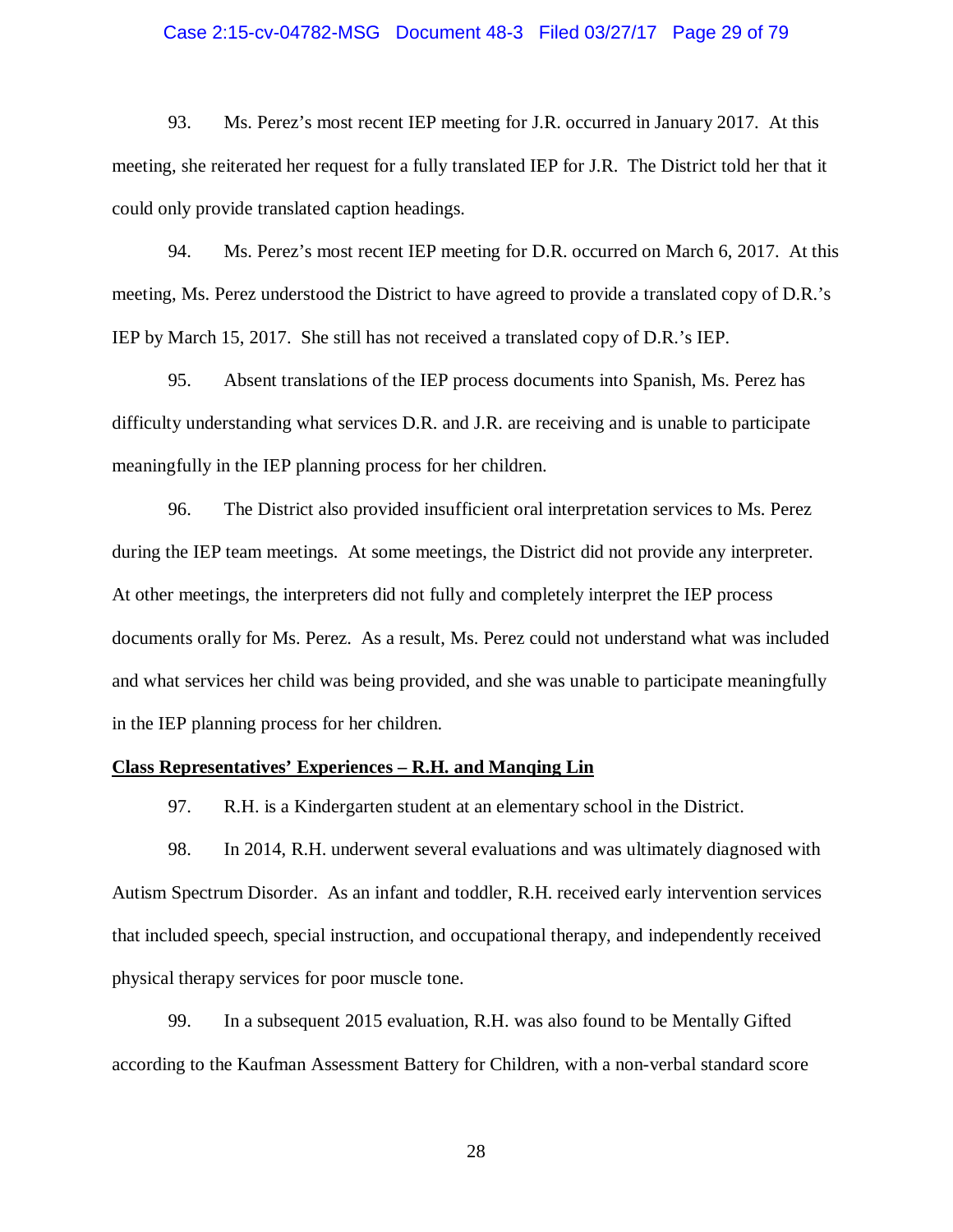93. Ms. Perez's most recent IEP meeting for J.R. occurred in January 2017. At this meeting, she reiterated her request for a fully translated IEP for J.R. The District told her that it could only provide translated caption headings.

94. Ms. Perez's most recent IEP meeting for D.R. occurred on March 6, 2017. At this meeting, Ms. Perez understood the District to have agreed to provide a translated copy of D.R.'s IEP by March 15, 2017. She still has not received a translated copy of D.R.'s IEP.

95. Absent translations of the IEP process documents into Spanish, Ms. Perez has difficulty understanding what services D.R. and J.R. are receiving and is unable to participate meaningfully in the IEP planning process for her children.

96. The District also provided insufficient oral interpretation services to Ms. Perez during the IEP team meetings. At some meetings, the District did not provide any interpreter. At other meetings, the interpreters did not fully and completely interpret the IEP process documents orally for Ms. Perez. As a result, Ms. Perez could not understand what was included and what services her child was being provided, and she was unable to participate meaningfully in the IEP planning process for her children.

**<u>Class Representatives' Experiences – R.H. and Manqing Lin</u>**

97. R.H. is a Kindergarten student at an elementary school in the District.

98. In 2014, R.H. underwent several evaluations and was ultimately diagnosed with Autism Spectrum Disorder. As an infant and toddler, R.H. received early intervention services that included speech, special instruction, and occupational therapy, and independently received physical therapy services for poor muscle tone.

99. In a subsequent 2015 evaluation, R.H. was also found to be Mentally Gifted according to the Kaufman Assessment Battery for Children, with a non-verbal standard score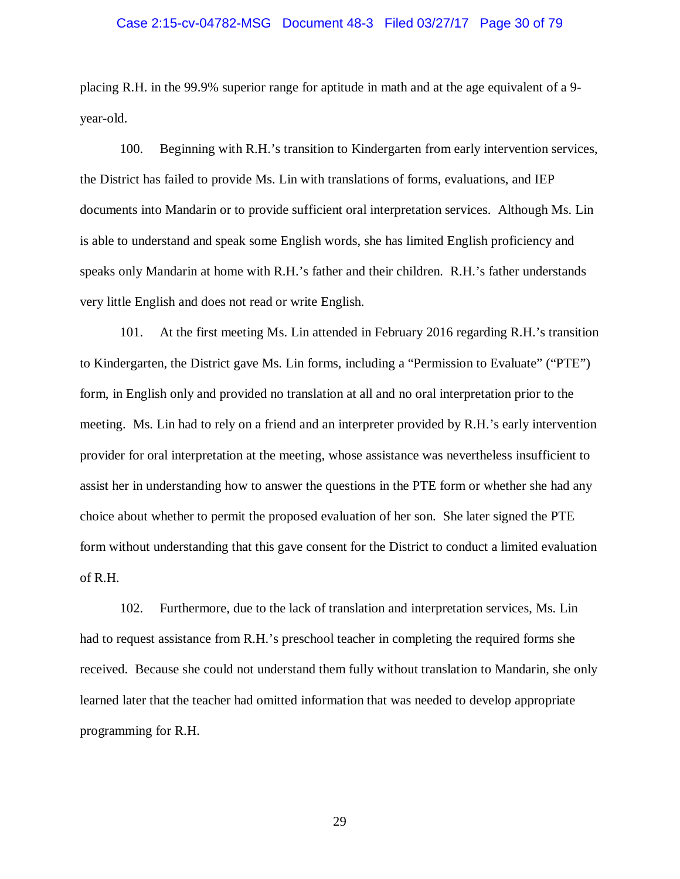placing R.H. in the 99.9% superior range for aptitude in math and at the age equivalent of a 9-year-old.

100. Beginning with R.H.'s transition to Kindergarten from early intervention services, the District has failed to provide Ms. Lin with translations of forms, evaluations, and IEP documents into Mandarin or to provide sufficient oral interpretation services. Although Ms. Lin is able to understand and speak some English words, she has limited English proficiency and speaks only Mandarin at home with R.H.'s father and their children. R.H.'s father understands very little English and does not read or write English.

101. At the first meeting Ms. Lin attended in February 2016 regarding R.H.'s transition to Kindergarten, the District gave Ms. Lin forms, including a "Permission to Evaluate" ("PTE") form, in English only and provided no translation at all and no oral interpretation prior to the meeting. Ms. Lin had to rely on a friend and an interpreter provided by R.H.'s early intervention provider for oral interpretation at the meeting, whose assistance was nevertheless insufficient to assist her in understanding how to answer the questions in the PTE form or whether she had any choice about whether to permit the proposed evaluation of her son. She later signed the PTE form without understanding that this gave consent for the District to conduct a limited evaluation of R.H.

102. Furthermore, due to the lack of translation and interpretation services, Ms. Lin had to request assistance from R.H.'s preschool teacher in completing the required forms she received. Because she could not understand them fully without translation to Mandarin, she only learned later that the teacher had omitted information that was needed to develop appropriate programming for R.H.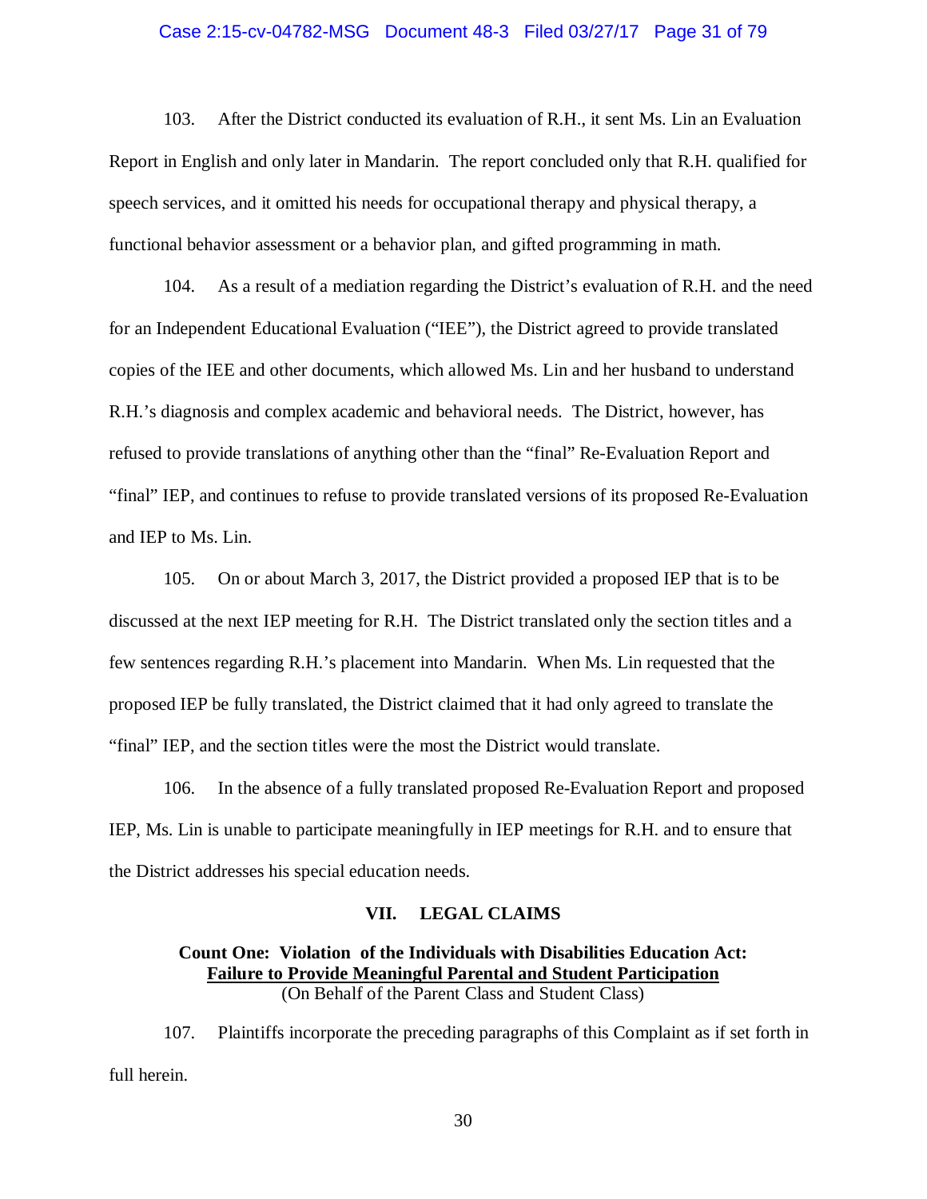103. After the District conducted its evaluation of R.H., it sent Ms. Lin an Evaluation Report in English and only later in Mandarin. The report concluded only that R.H. qualified for speech services, and it omitted his needs for occupational therapy and physical therapy, a functional behavior assessment or a behavior plan, and gifted programming in math.

104. As a result of a mediation regarding the District's evaluation of R.H. and the need for an Independent Educational Evaluation ("IEE"), the District agreed to provide translated copies of the IEE and other documents, which allowed Ms. Lin and her husband to understand R.H.'s diagnosis and complex academic and behavioral needs. The District, however, has refused to provide translations of anything other than the "final" Re-Evaluation Report and "final" IEP, and continues to refuse to provide translated versions of its proposed Re-Evaluation and IEP to Ms. Lin.

105. On or about March 3, 2017, the District provided a proposed IEP that is to be discussed at the next IEP meeting for R.H. The District translated only the section titles and a few sentences regarding R.H.'s placement into Mandarin. When Ms. Lin requested that the proposed IEP be fully translated, the District claimed that it had only agreed to translate the "final" IEP, and the section titles were the most the District would translate.

106. In the absence of a fully translated proposed Re-Evaluation Report and proposed IEP, Ms. Lin is unable to participate meaningfully in IEP meetings for R.H. and to ensure that the District addresses his special education needs.

## VII. LEGAL CLAIMS

### Count One: Violation of the Individuals with Disabilities Education Act: <u>Failure to Provide Meaningful Parental and Student Participation</u>

(On Behalf of the Parent Class and Student Class)

107. Plaintiffs incorporate the preceding paragraphs of this Complaint as if set forth in full herein.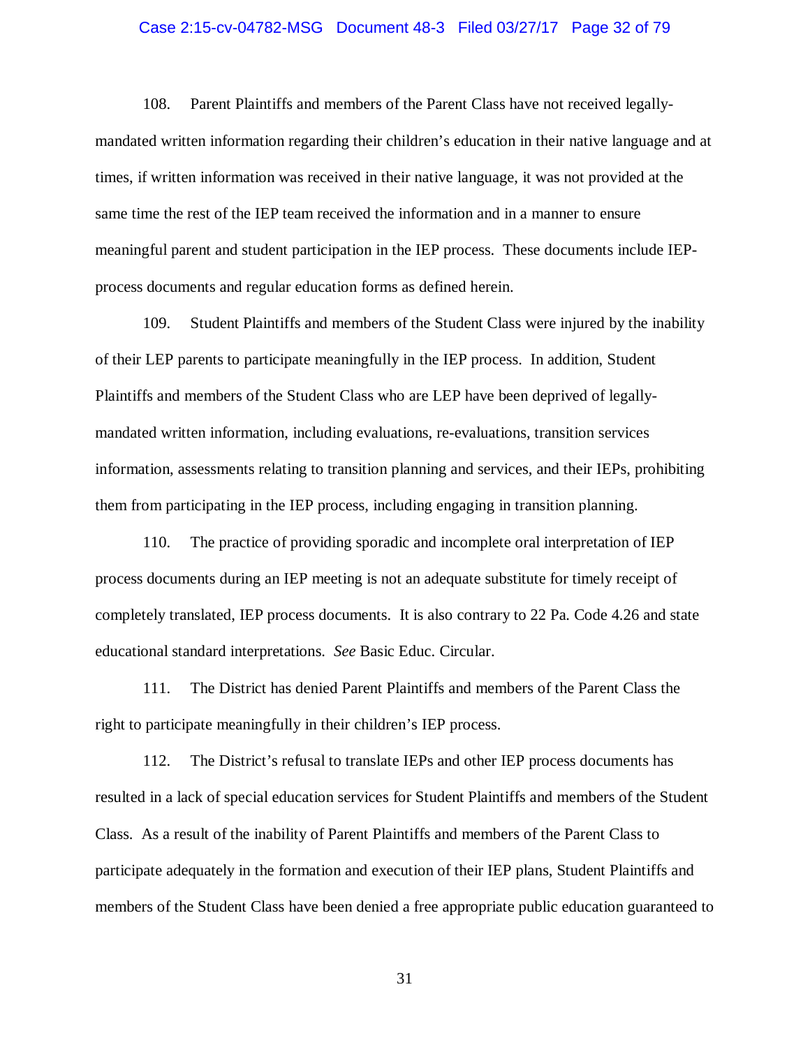108. Parent Plaintiffs and members of the Parent Class have not received legally-mandated written information regarding their children's education in their native language and at times, if written information was received in their native language, it was not provided at the same time the rest of the IEP team received the information and in a manner to ensure meaningful parent and student participation in the IEP process. These documents include IEP-process documents and regular education forms as defined herein.

109. Student Plaintiffs and members of the Student Class were injured by the inability of their LEP parents to participate meaningfully in the IEP process. In addition, Student Plaintiffs and members of the Student Class who are LEP have been deprived of legally-mandated written information, including evaluations, re-evaluations, transition services information, assessments relating to transition planning and services, and their IEPs, prohibiting them from participating in the IEP process, including engaging in transition planning.

110. The practice of providing sporadic and incomplete oral interpretation of IEP process documents during an IEP meeting is not an adequate substitute for timely receipt of completely translated, IEP process documents. It is also contrary to 22 Pa. Code 4.26 and state educational standard interpretations. *See* Basic Educ. Circular.

111. The District has denied Parent Plaintiffs and members of the Parent Class the right to participate meaningfully in their children's IEP process.

112. The District's refusal to translate IEPs and other IEP process documents has resulted in a lack of special education services for Student Plaintiffs and members of the Student Class. As a result of the inability of Parent Plaintiffs and members of the Parent Class to participate adequately in the formation and execution of their IEP plans, Student Plaintiffs and members of the Student Class have been denied a free appropriate public education guaranteed to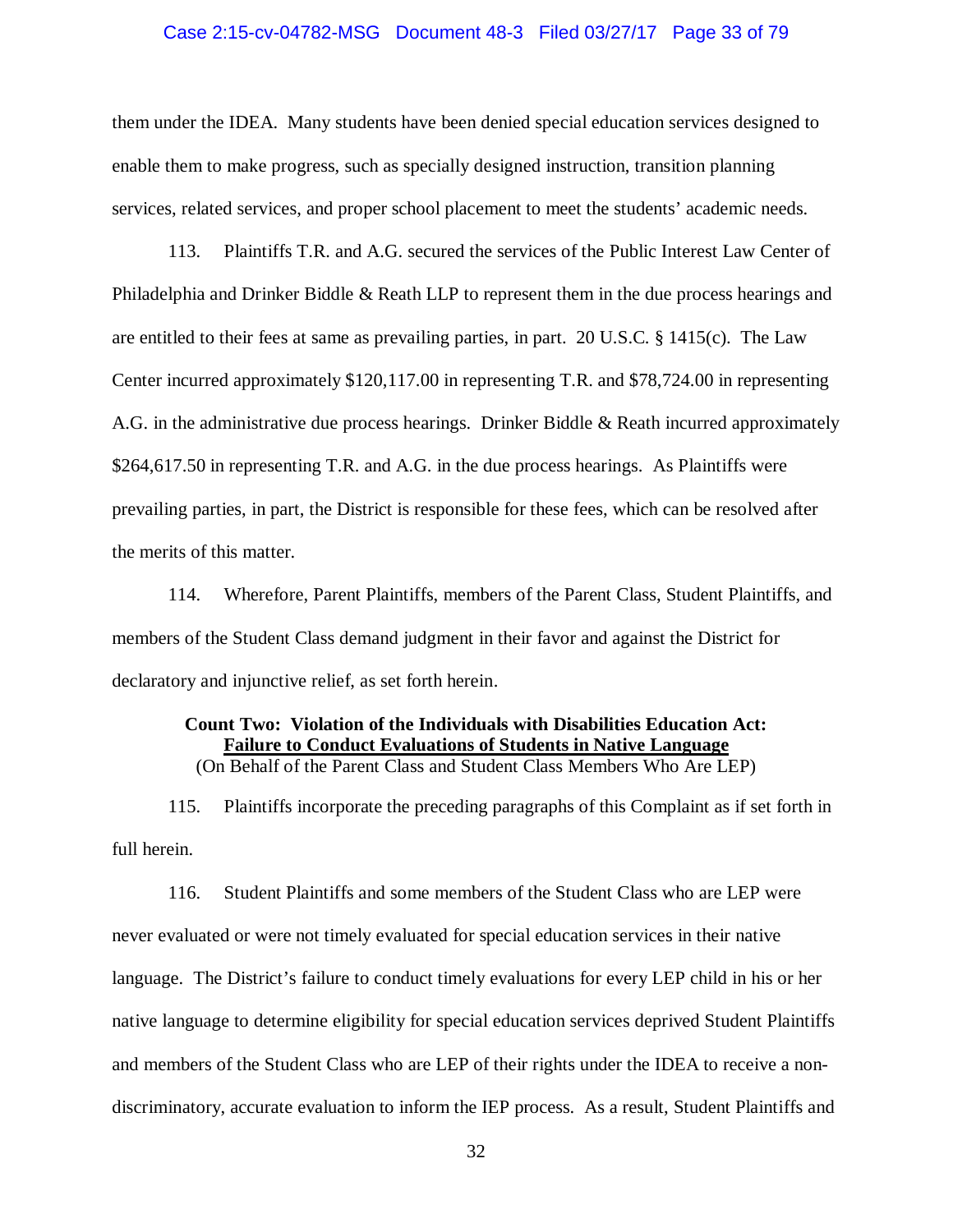them under the IDEA. Many students have been denied special education services designed to enable them to make progress, such as specially designed instruction, transition planning services, related services, and proper school placement to meet the students' academic needs.

113. Plaintiffs T.R. and A.G. secured the services of the Public Interest Law Center of Philadelphia and Drinker Biddle & Reath LLP to represent them in the due process hearings and are entitled to their fees at same as prevailing parties, in part. 20 U.S.C. § 1415(c). The Law Center incurred approximately $120,117.00 in representing T.R. and $78,724.00 in representing A.G. in the administrative due process hearings. Drinker Biddle & Reath incurred approximately $264,617.50 in representing T.R. and A.G. in the due process hearings. As Plaintiffs were prevailing parties, in part, the District is responsible for these fees, which can be resolved after the merits of this matter.

114. Wherefore, Parent Plaintiffs, members of the Parent Class, Student Plaintiffs, and members of the Student Class demand judgment in their favor and against the District for declaratory and injunctive relief, as set forth herein.

**Count Two: Violation of the Individuals with Disabilities Education Act:**
**<u>Failure to Conduct Evaluations of Students in Native Language</u>**
(On Behalf of the Parent Class and Student Class Members Who Are LEP)

115. Plaintiffs incorporate the preceding paragraphs of this Complaint as if set forth in full herein.

116. Student Plaintiffs and some members of the Student Class who are LEP were never evaluated or were not timely evaluated for special education services in their native language. The District's failure to conduct timely evaluations for every LEP child in his or her native language to determine eligibility for special education services deprived Student Plaintiffs and members of the Student Class who are LEP of their rights under the IDEA to receive a non-discriminatory, accurate evaluation to inform the IEP process. As a result, Student Plaintiffs and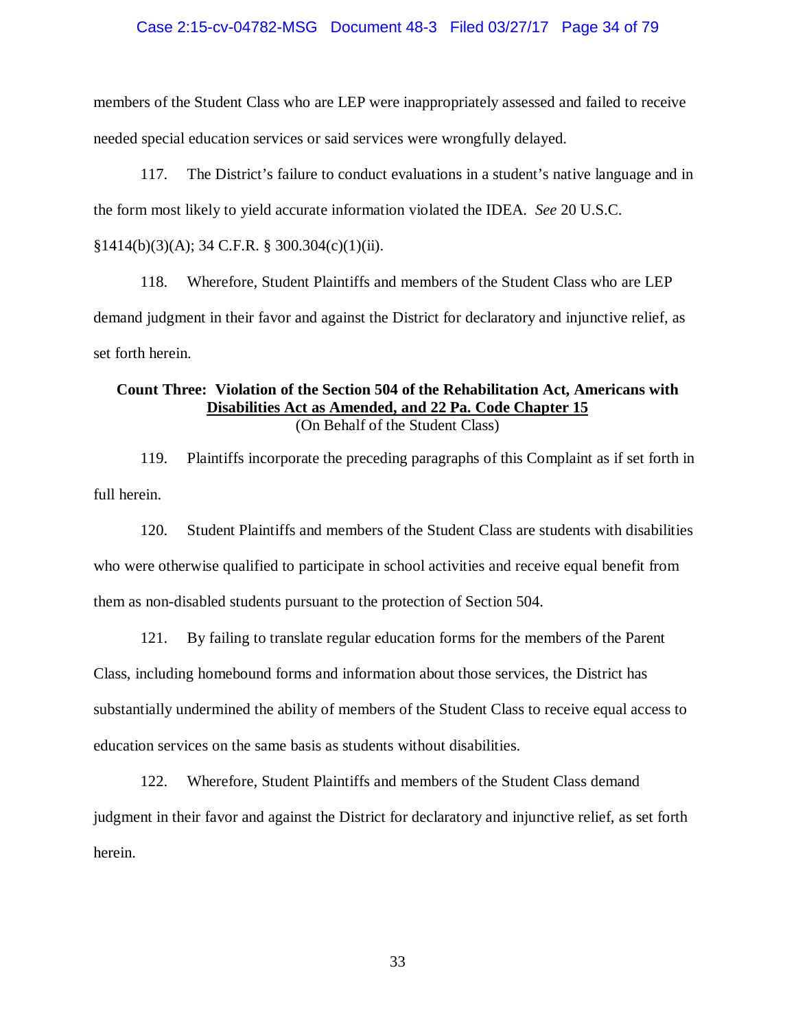members of the Student Class who are LEP were inappropriately assessed and failed to receive needed special education services or said services were wrongfully delayed.

117. The District's failure to conduct evaluations in a student's native language and in the form most likely to yield accurate information violated the IDEA. *See* 20 U.S.C. §1414(b)(3)(A); 34 C.F.R. § 300.304(c)(1)(ii).

118. Wherefore, Student Plaintiffs and members of the Student Class who are LEP demand judgment in their favor and against the District for declaratory and injunctive relief, as set forth herein.

**Count Three: Violation of the Section 504 of the Rehabilitation Act, Americans with <u>Disabilities Act as Amended, and 22 Pa. Code Chapter 15</u>**
(On Behalf of the Student Class)

119. Plaintiffs incorporate the preceding paragraphs of this Complaint as if set forth in full herein.

120. Student Plaintiffs and members of the Student Class are students with disabilities who were otherwise qualified to participate in school activities and receive equal benefit from them as non-disabled students pursuant to the protection of Section 504.

121. By failing to translate regular education forms for the members of the Parent Class, including homebound forms and information about those services, the District has substantially undermined the ability of members of the Student Class to receive equal access to education services on the same basis as students without disabilities.

122. Wherefore, Student Plaintiffs and members of the Student Class demand judgment in their favor and against the District for declaratory and injunctive relief, as set forth herein.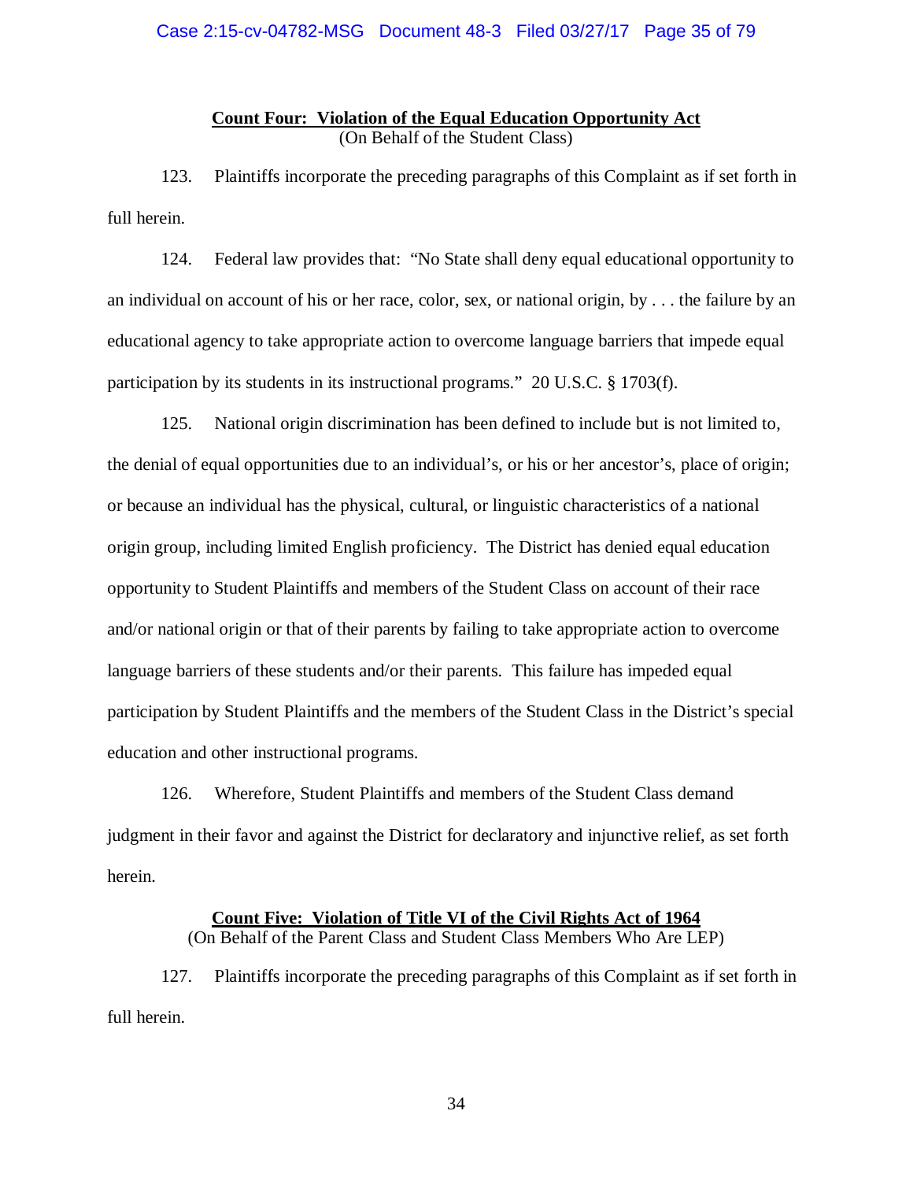**Count Four: Violation of the Equal Education Opportunity Act**
(On Behalf of the Student Class)

123. Plaintiffs incorporate the preceding paragraphs of this Complaint as if set forth in full herein.

124. Federal law provides that: "No State shall deny equal educational opportunity to an individual on account of his or her race, color, sex, or national origin, by . . . the failure by an educational agency to take appropriate action to overcome language barriers that impede equal participation by its students in its instructional programs." 20 U.S.C. § 1703(f).

125. National origin discrimination has been defined to include but is not limited to, the denial of equal opportunities due to an individual's, or his or her ancestor's, place of origin; or because an individual has the physical, cultural, or linguistic characteristics of a national origin group, including limited English proficiency. The District has denied equal education opportunity to Student Plaintiffs and members of the Student Class on account of their race and/or national origin or that of their parents by failing to take appropriate action to overcome language barriers of these students and/or their parents. This failure has impeded equal participation by Student Plaintiffs and the members of the Student Class in the District's special education and other instructional programs.

126. Wherefore, Student Plaintiffs and members of the Student Class demand judgment in their favor and against the District for declaratory and injunctive relief, as set forth herein.

**Count Five: Violation of Title VI of the Civil Rights Act of 1964**
(On Behalf of the Parent Class and Student Class Members Who Are LEP)

127. Plaintiffs incorporate the preceding paragraphs of this Complaint as if set forth in full herein.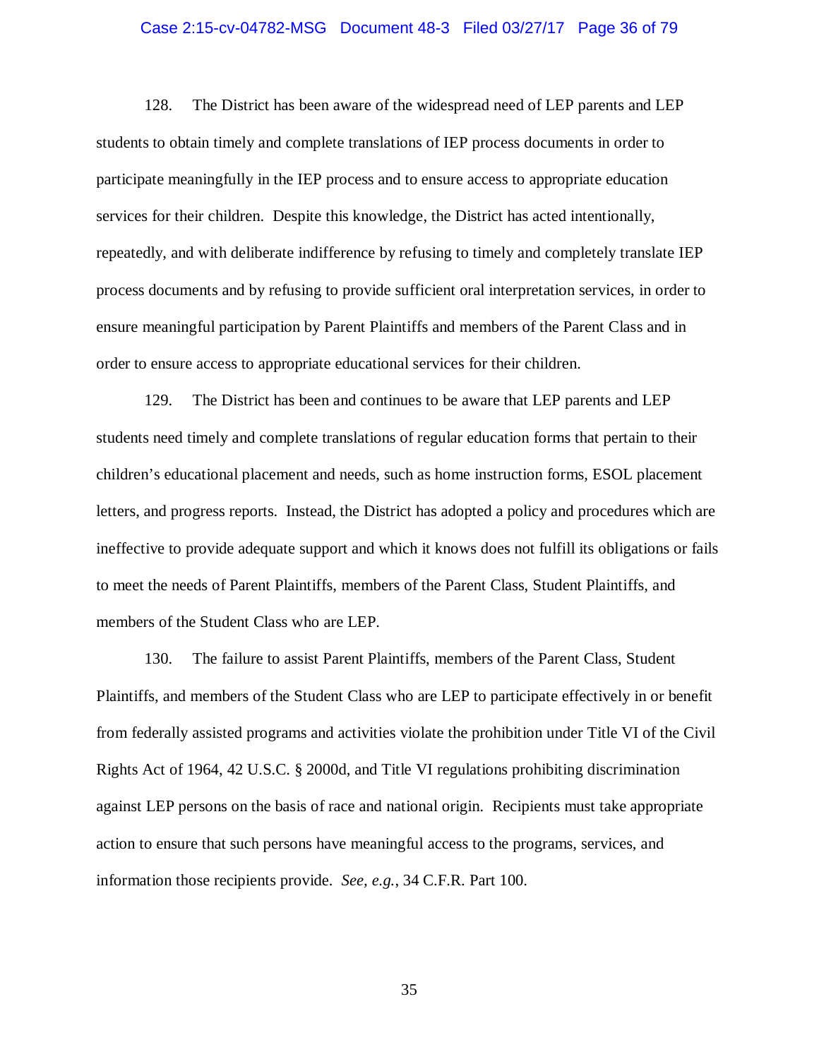128. The District has been aware of the widespread need of LEP parents and LEP students to obtain timely and complete translations of IEP process documents in order to participate meaningfully in the IEP process and to ensure access to appropriate education services for their children. Despite this knowledge, the District has acted intentionally, repeatedly, and with deliberate indifference by refusing to timely and completely translate IEP process documents and by refusing to provide sufficient oral interpretation services, in order to ensure meaningful participation by Parent Plaintiffs and members of the Parent Class and in order to ensure access to appropriate educational services for their children.

129. The District has been and continues to be aware that LEP parents and LEP students need timely and complete translations of regular education forms that pertain to their children's educational placement and needs, such as home instruction forms, ESOL placement letters, and progress reports. Instead, the District has adopted a policy and procedures which are ineffective to provide adequate support and which it knows does not fulfill its obligations or fails to meet the needs of Parent Plaintiffs, members of the Parent Class, Student Plaintiffs, and members of the Student Class who are LEP.

130. The failure to assist Parent Plaintiffs, members of the Parent Class, Student Plaintiffs, and members of the Student Class who are LEP to participate effectively in or benefit from federally assisted programs and activities violate the prohibition under Title VI of the Civil Rights Act of 1964, 42 U.S.C. § 2000d, and Title VI regulations prohibiting discrimination against LEP persons on the basis of race and national origin. Recipients must take appropriate action to ensure that such persons have meaningful access to the programs, services, and information those recipients provide. *See, e.g.*, 34 C.F.R. Part 100.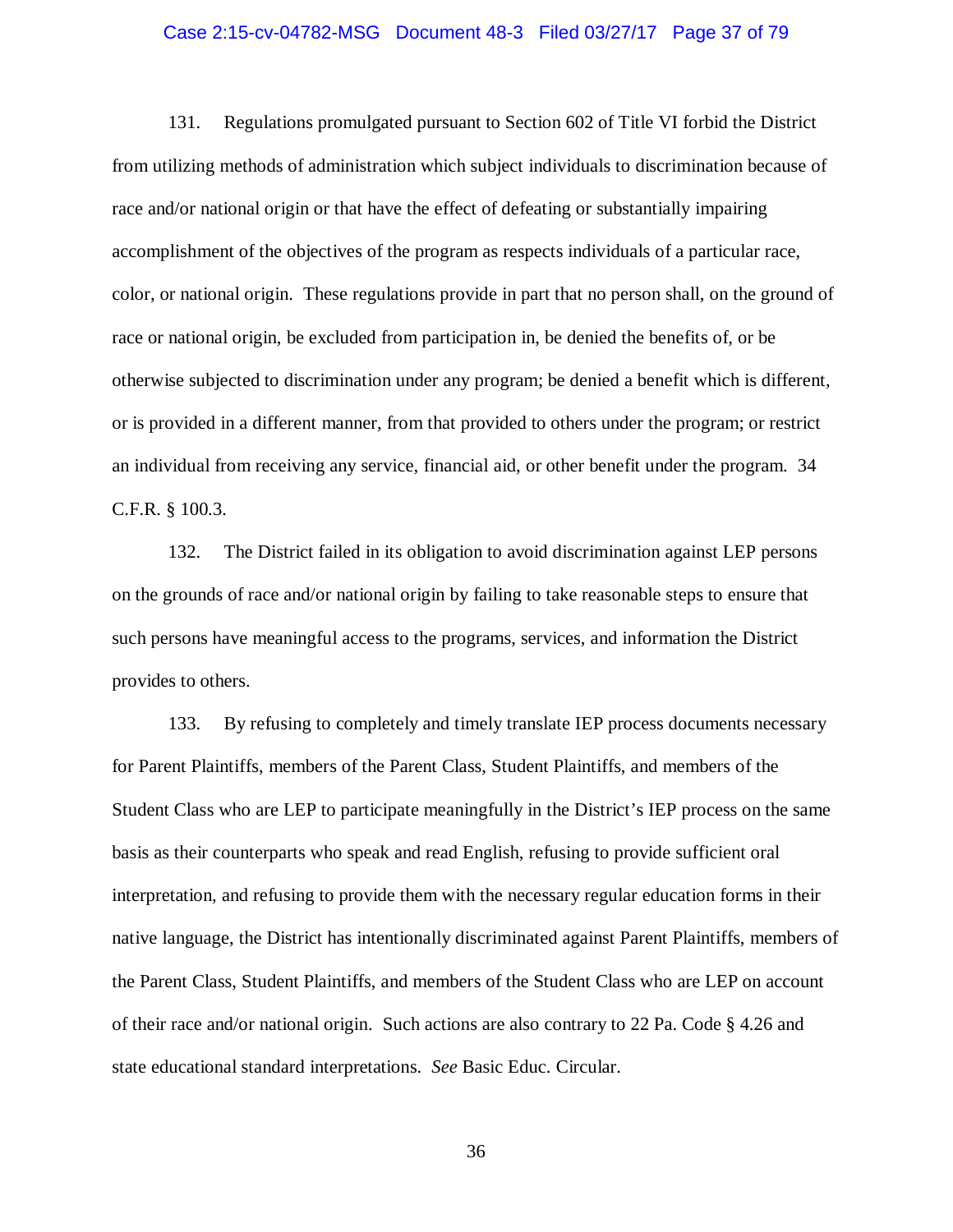131. Regulations promulgated pursuant to Section 602 of Title VI forbid the District from utilizing methods of administration which subject individuals to discrimination because of race and/or national origin or that have the effect of defeating or substantially impairing accomplishment of the objectives of the program as respects individuals of a particular race, color, or national origin. These regulations provide in part that no person shall, on the ground of race or national origin, be excluded from participation in, be denied the benefits of, or be otherwise subjected to discrimination under any program; be denied a benefit which is different, or is provided in a different manner, from that provided to others under the program; or restrict an individual from receiving any service, financial aid, or other benefit under the program. 34 C.F.R. § 100.3.

132. The District failed in its obligation to avoid discrimination against LEP persons on the grounds of race and/or national origin by failing to take reasonable steps to ensure that such persons have meaningful access to the programs, services, and information the District provides to others.

133. By refusing to completely and timely translate IEP process documents necessary for Parent Plaintiffs, members of the Parent Class, Student Plaintiffs, and members of the Student Class who are LEP to participate meaningfully in the District's IEP process on the same basis as their counterparts who speak and read English, refusing to provide sufficient oral interpretation, and refusing to provide them with the necessary regular education forms in their native language, the District has intentionally discriminated against Parent Plaintiffs, members of the Parent Class, Student Plaintiffs, and members of the Student Class who are LEP on account of their race and/or national origin. Such actions are also contrary to 22 Pa. Code § 4.26 and state educational standard interpretations. *See* Basic Educ. Circular.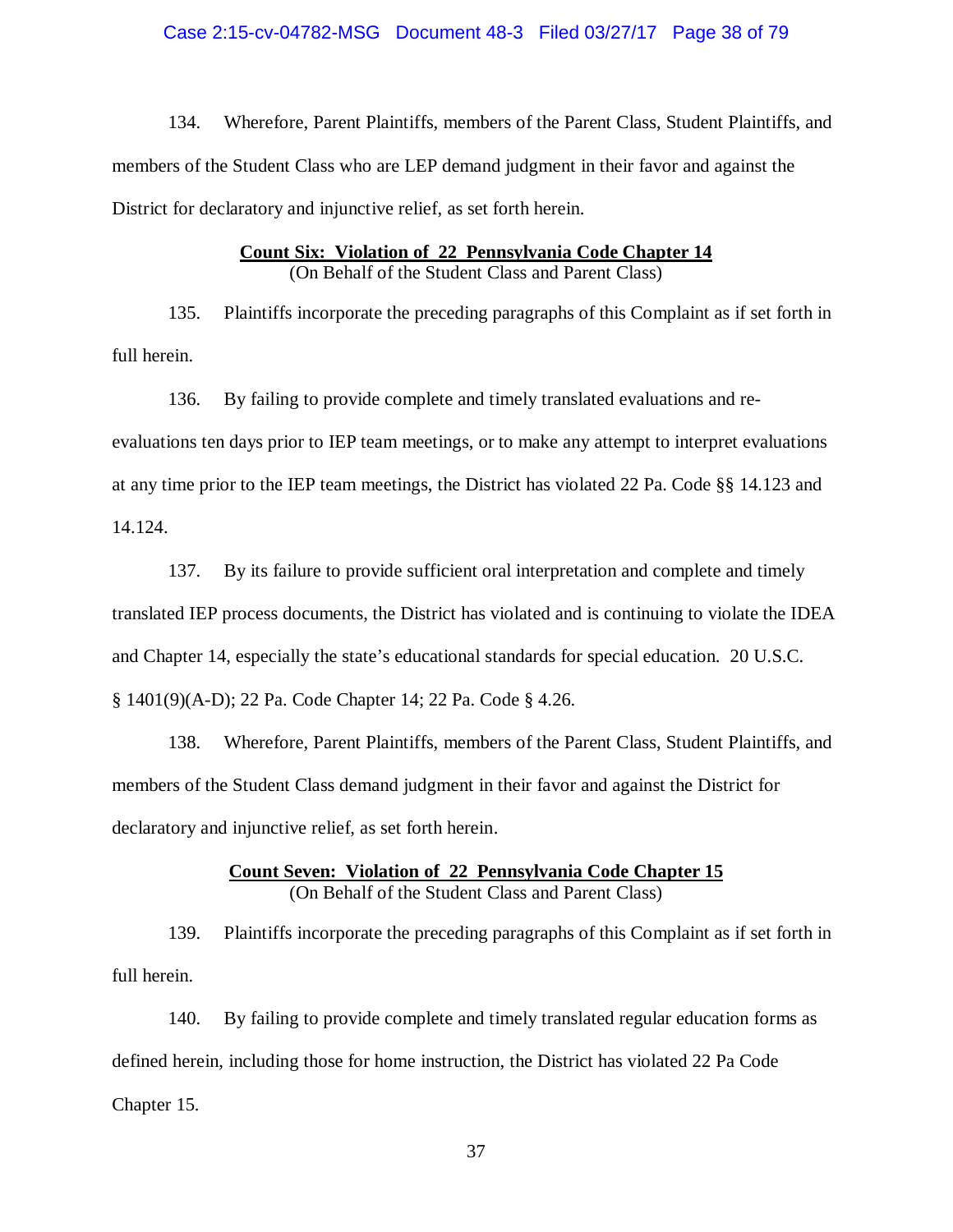134. Wherefore, Parent Plaintiffs, members of the Parent Class, Student Plaintiffs, and members of the Student Class who are LEP demand judgment in their favor and against the District for declaratory and injunctive relief, as set forth herein.

**<u>Count Six: Violation of 22 Pennsylvania Code Chapter 14</u>**
(On Behalf of the Student Class and Parent Class)

135. Plaintiffs incorporate the preceding paragraphs of this Complaint as if set forth in full herein.

136. By failing to provide complete and timely translated evaluations and re-evaluations ten days prior to IEP team meetings, or to make any attempt to interpret evaluations at any time prior to the IEP team meetings, the District has violated 22 Pa. Code §§ 14.123 and 14.124.

137. By its failure to provide sufficient oral interpretation and complete and timely translated IEP process documents, the District has violated and is continuing to violate the IDEA and Chapter 14, especially the state's educational standards for special education. 20 U.S.C. § 1401(9)(A-D); 22 Pa. Code Chapter 14; 22 Pa. Code § 4.26.

138. Wherefore, Parent Plaintiffs, members of the Parent Class, Student Plaintiffs, and members of the Student Class demand judgment in their favor and against the District for declaratory and injunctive relief, as set forth herein.

**<u>Count Seven: Violation of 22 Pennsylvania Code Chapter 15</u>**
(On Behalf of the Student Class and Parent Class)

139. Plaintiffs incorporate the preceding paragraphs of this Complaint as if set forth in full herein.

140. By failing to provide complete and timely translated regular education forms as defined herein, including those for home instruction, the District has violated 22 Pa Code Chapter 15.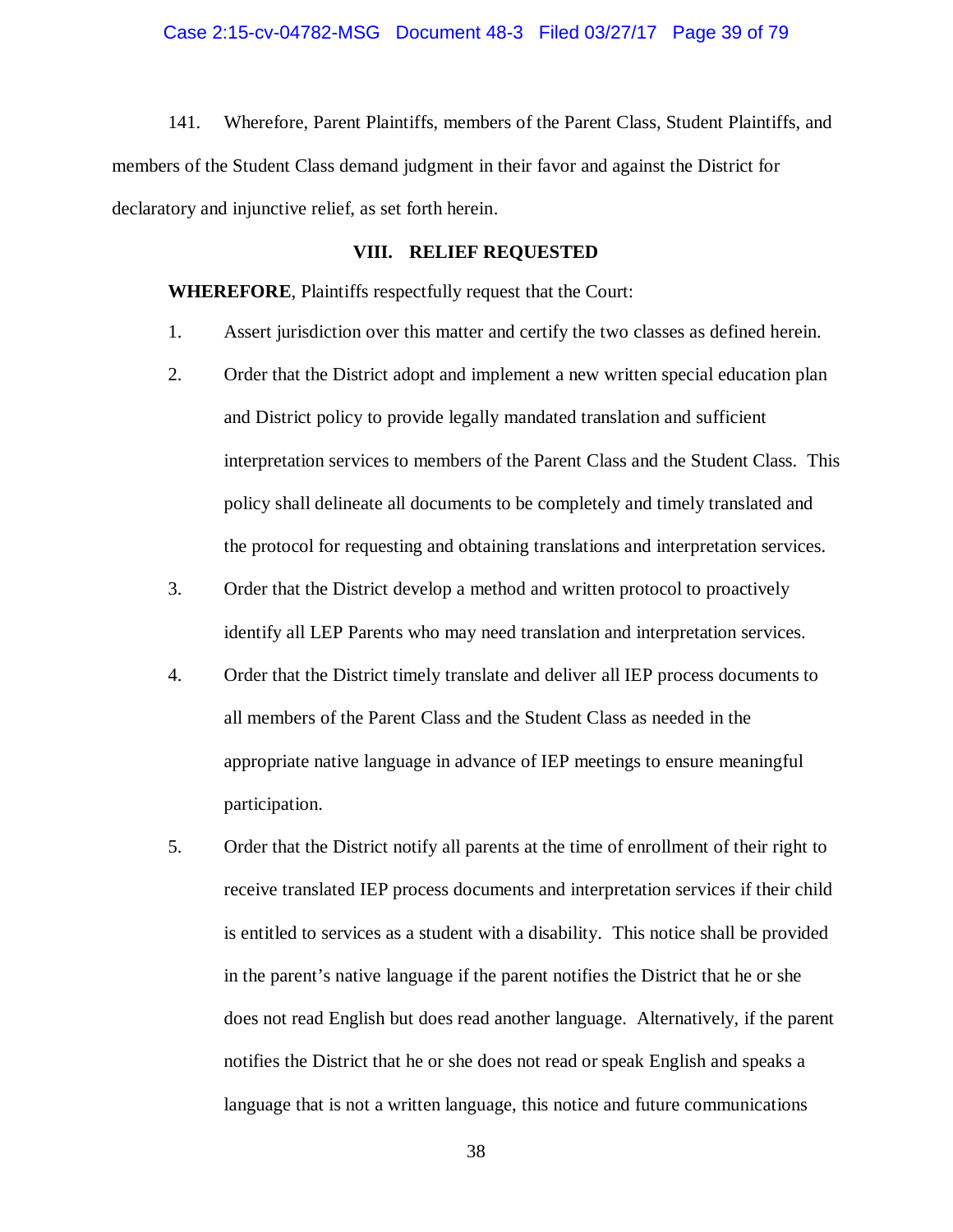141. Wherefore, Parent Plaintiffs, members of the Parent Class, Student Plaintiffs, and members of the Student Class demand judgment in their favor and against the District for declaratory and injunctive relief, as set forth herein.

## VIII. RELIEF REQUESTED

**WHEREFORE**, Plaintiffs respectfully request that the Court:

1. Assert jurisdiction over this matter and certify the two classes as defined herein.
2. Order that the District adopt and implement a new written special education plan and District policy to provide legally mandated translation and sufficient interpretation services to members of the Parent Class and the Student Class. This policy shall delineate all documents to be completely and timely translated and the protocol for requesting and obtaining translations and interpretation services.
3. Order that the District develop a method and written protocol to proactively identify all LEP Parents who may need translation and interpretation services.
4. Order that the District timely translate and deliver all IEP process documents to all members of the Parent Class and the Student Class as needed in the appropriate native language in advance of IEP meetings to ensure meaningful participation.
5. Order that the District notify all parents at the time of enrollment of their right to receive translated IEP process documents and interpretation services if their child is entitled to services as a student with a disability. This notice shall be provided in the parent's native language if the parent notifies the District that he or she does not read English but does read another language. Alternatively, if the parent notifies the District that he or she does not read or speak English and speaks a language that is not a written language, this notice and future communications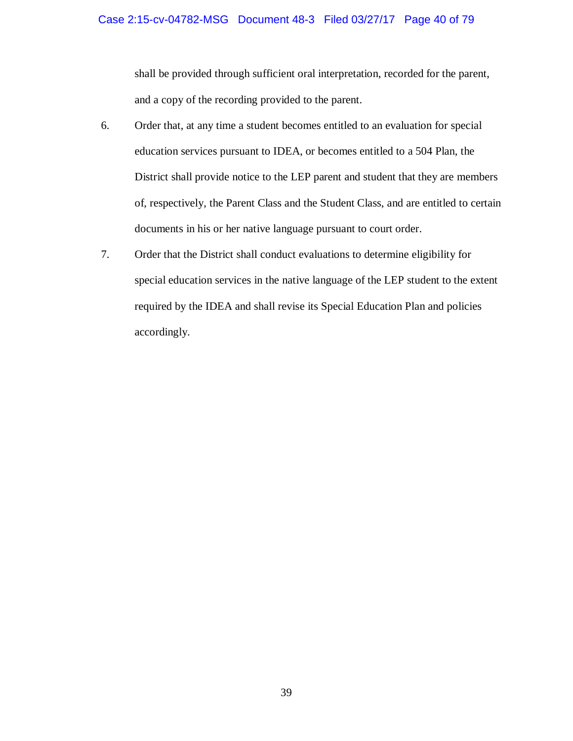shall be provided through sufficient oral interpretation, recorded for the parent, and a copy of the recording provided to the parent.

6. Order that, at any time a student becomes entitled to an evaluation for special education services pursuant to IDEA, or becomes entitled to a 504 Plan, the District shall provide notice to the LEP parent and student that they are members of, respectively, the Parent Class and the Student Class, and are entitled to certain documents in his or her native language pursuant to court order.

7. Order that the District shall conduct evaluations to determine eligibility for special education services in the native language of the LEP student to the extent required by the IDEA and shall revise its Special Education Plan and policies accordingly.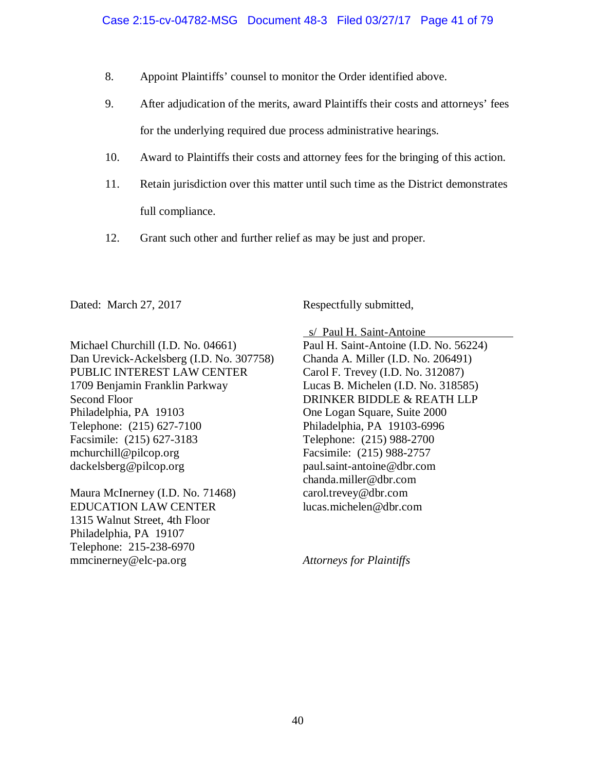8. Appoint Plaintiffs' counsel to monitor the Order identified above.

9. After adjudication of the merits, award Plaintiffs their costs and attorneys' fees for the underlying required due process administrative hearings.

10. Award to Plaintiffs their costs and attorney fees for the bringing of this action.

11. Retain jurisdiction over this matter until such time as the District demonstrates full compliance.

12. Grant such other and further relief as may be just and proper.

Dated: March 27, 2017

Respectfully submitted,

s/ Paul H. Saint-Antoine

Paul H. Saint-Antoine (I.D. No. 56224)
Chanda A. Miller (I.D. No. 206491)
Carol F. Trevey (I.D. No. 312087)
Lucas B. Michelen (I.D. No. 318585)
DRINKER BIDDLE & REATH LLP
One Logan Square, Suite 2000
Philadelphia, PA 19103-6996
Telephone: (215) 988-2700
Facsimile: (215) 988-2757
paul.saint-antoine@dbr.com
chanda.miller@dbr.com
carol.trevey@dbr.com
lucas.michelen@dbr.com

Michael Churchill (I.D. No. 04661)
Dan Urevick-Ackelsberg (I.D. No. 307758)
PUBLIC INTEREST LAW CENTER
1709 Benjamin Franklin Parkway
Second Floor
Philadelphia, PA 19103
Telephone: (215) 627-7100
Facsimile: (215) 627-3183
mchurchill@pilcop.org
dackelsberg@pilcop.org

Maura McInerney (I.D. No. 71468)
EDUCATION LAW CENTER
1315 Walnut Street, 4th Floor
Philadelphia, PA 19107
Telephone: 215-238-6970
mmcinerney@elc-pa.org

*Attorneys for Plaintiffs*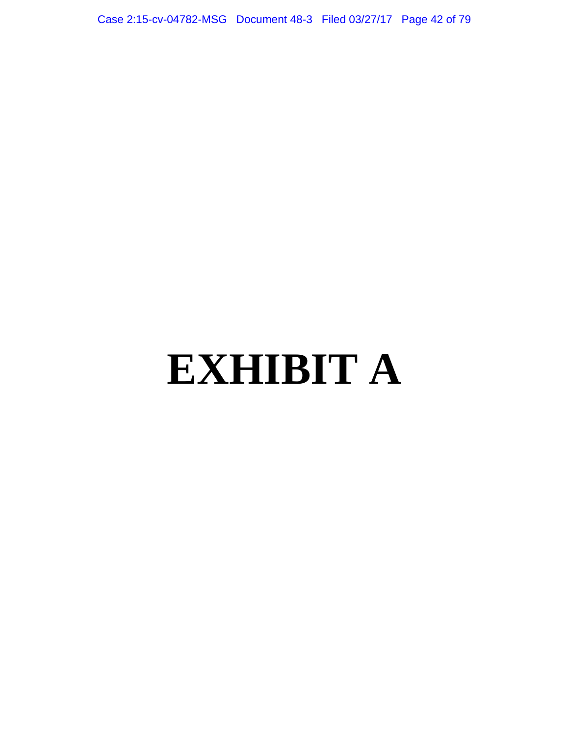# EXHIBIT A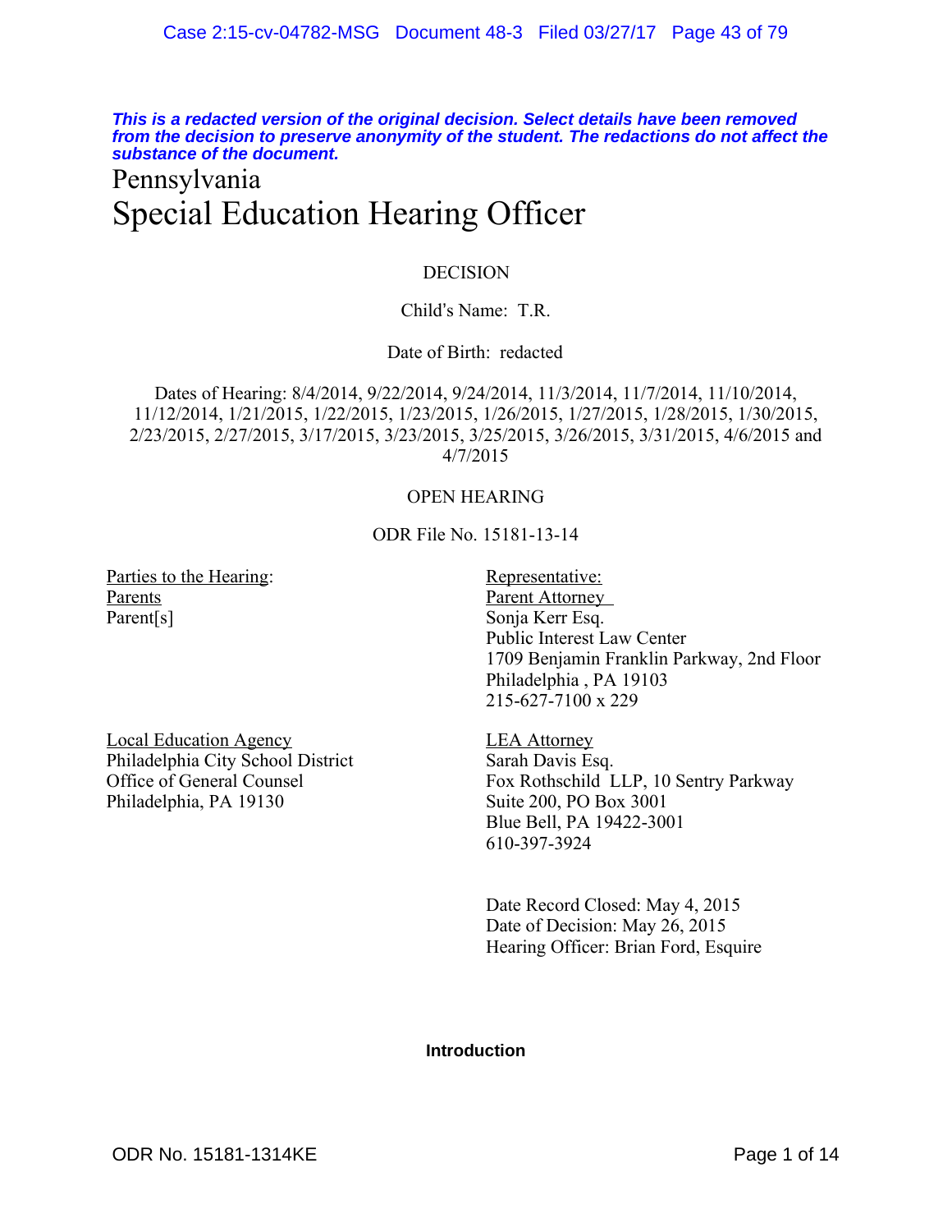*This is a redacted version of the original decision. Select details have been removed from the decision to preserve anonymity of the student. The redactions do not affect the substance of the document.*

Pennsylvania

# Special Education Hearing Officer

DECISION

Child's Name: T.R.

Date of Birth: redacted

Dates of Hearing: 8/4/2014, 9/22/2014, 9/24/2014, 11/3/2014, 11/7/2014, 11/10/2014, 11/12/2014, 1/21/2015, 1/22/2015, 1/23/2015, 1/26/2015, 1/27/2015, 1/28/2015, 1/30/2015, 2/23/2015, 2/27/2015, 3/17/2015, 3/23/2015, 3/25/2015, 3/26/2015, 3/31/2015, 4/6/2015 and 4/7/2015

OPEN HEARING

ODR File No. 15181-13-14

| Parties to the Hearing: | Representative: |
|---|---|
| Parents<br>Parent[s] | Parent Attorney<br>Sonja Kerr Esq.<br>Public Interest Law Center<br>1709 Benjamin Franklin Parkway, 2nd Floor<br>Philadelphia , PA 19103<br>215-627-7100 x 229 |
| Local Education Agency<br>Philadelphia City School District<br>Office of General Counsel<br>Philadelphia, PA 19130 | LEA Attorney<br>Sarah Davis Esq.<br>Fox Rothschild LLP, 10 Sentry Parkway<br>Suite 200, PO Box 3001<br>Blue Bell, PA 19422-3001<br>610-397-3924 |

Date Record Closed: May 4, 2015
Date of Decision: May 26, 2015
Hearing Officer: Brian Ford, Esquire

## Introduction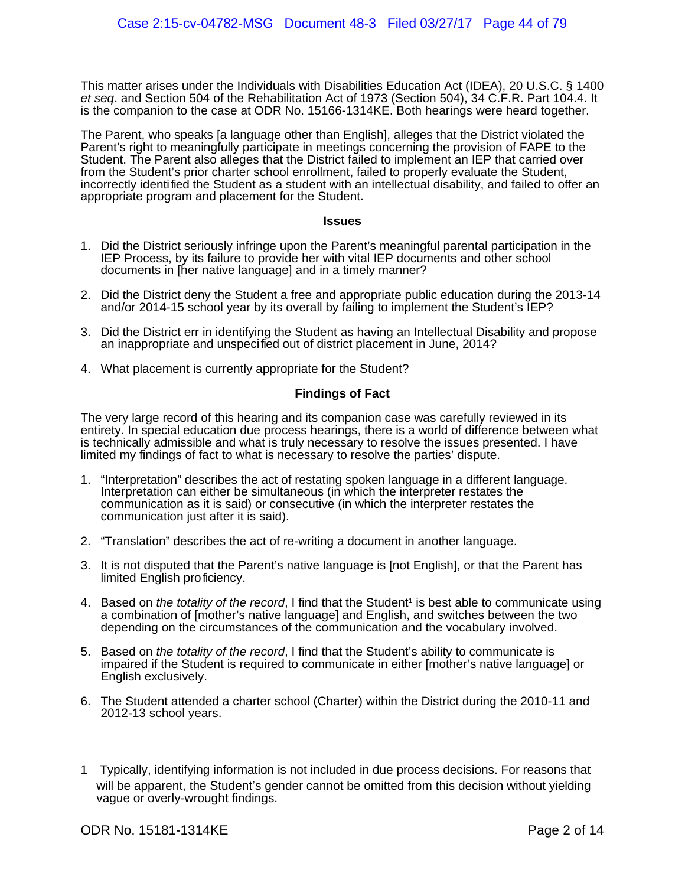This matter arises under the Individuals with Disabilities Education Act (IDEA), 20 U.S.C. § 1400 *et seq*. and Section 504 of the Rehabilitation Act of 1973 (Section 504), 34 C.F.R. Part 104.4. It is the companion to the case at ODR No. 15166-1314KE. Both hearings were heard together.

The Parent, who speaks [a language other than English], alleges that the District violated the Parent's right to meaningfully participate in meetings concerning the provision of FAPE to the Student. The Parent also alleges that the District failed to implement an IEP that carried over from the Student's prior charter school enrollment, failed to properly evaluate the Student, incorrectly identified the Student as a student with an intellectual disability, and failed to offer an appropriate program and placement for the Student.

## Issues

1. Did the District seriously infringe upon the Parent's meaningful parental participation in the IEP Process, by its failure to provide her with vital IEP documents and other school documents in [her native language] and in a timely manner?

2. Did the District deny the Student a free and appropriate public education during the 2013-14 and/or 2014-15 school year by its overall by failing to implement the Student's IEP?

3. Did the District err in identifying the Student as having an Intellectual Disability and propose an inappropriate and unspecified out of district placement in June, 2014?

4. What placement is currently appropriate for the Student?

## Findings of Fact

The very large record of this hearing and its companion case was carefully reviewed in its entirety. In special education due process hearings, there is a world of difference between what is technically admissible and what is truly necessary to resolve the issues presented. I have limited my findings of fact to what is necessary to resolve the parties' dispute.

1. "Interpretation" describes the act of restating spoken language in a different language. Interpretation can either be simultaneous (in which the interpreter restates the communication as it is said) or consecutive (in which the interpreter restates the communication just after it is said).

2. "Translation" describes the act of re-writing a document in another language.

3. It is not disputed that the Parent's native language is [not English], or that the Parent has limited English proficiency.

4. Based on *the totality of the record*, I find that the Student[1] is best able to communicate using a combination of [mother's native language] and English, and switches between the two depending on the circumstances of the communication and the vocabulary involved.

5. Based on *the totality of the record*, I find that the Student's ability to communicate is impaired if the Student is required to communicate in either [mother's native language] or English exclusively.

6. The Student attended a charter school (Charter) within the District during the 2010-11 and 2012-13 school years.

---

1 Typically, identifying information is not included in due process decisions. For reasons that will be apparent, the Student's gender cannot be omitted from this decision without yielding vague or overly-wrought findings.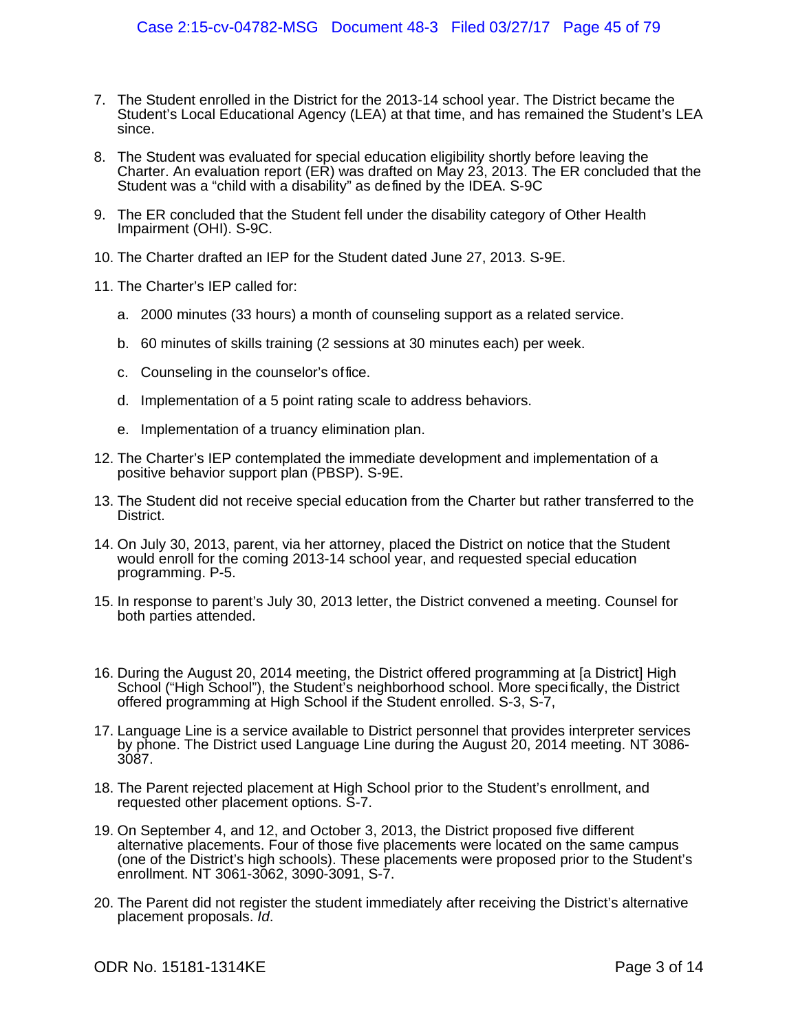7. The Student enrolled in the District for the 2013-14 school year. The District became the Student's Local Educational Agency (LEA) at that time, and has remained the Student's LEA since.

8. The Student was evaluated for special education eligibility shortly before leaving the Charter. An evaluation report (ER) was drafted on May 23, 2013. The ER concluded that the Student was a "child with a disability" as defined by the IDEA. S-9C

9. The ER concluded that the Student fell under the disability category of Other Health Impairment (OHI). S-9C.

10. The Charter drafted an IEP for the Student dated June 27, 2013. S-9E.

11. The Charter's IEP called for:

    a. 2000 minutes (33 hours) a month of counseling support as a related service.

    b. 60 minutes of skills training (2 sessions at 30 minutes each) per week.

    c. Counseling in the counselor's office.

    d. Implementation of a 5 point rating scale to address behaviors.

    e. Implementation of a truancy elimination plan.

12. The Charter's IEP contemplated the immediate development and implementation of a positive behavior support plan (PBSP). S-9E.

13. The Student did not receive special education from the Charter but rather transferred to the District.

14. On July 30, 2013, parent, via her attorney, placed the District on notice that the Student would enroll for the coming 2013-14 school year, and requested special education programming. P-5.

15. In response to parent's July 30, 2013 letter, the District convened a meeting. Counsel for both parties attended.

16. During the August 20, 2014 meeting, the District offered programming at [a District] High School ("High School"), the Student's neighborhood school. More specifically, the District offered programming at High School if the Student enrolled. S-3, S-7,

17. Language Line is a service available to District personnel that provides interpreter services by phone. The District used Language Line during the August 20, 2014 meeting. NT 3086-3087.

18. The Parent rejected placement at High School prior to the Student's enrollment, and requested other placement options. S-7.

19. On September 4, and 12, and October 3, 2013, the District proposed five different alternative placements. Four of those five placements were located on the same campus (one of the District's high schools). These placements were proposed prior to the Student's enrollment. NT 3061-3062, 3090-3091, S-7.

20. The Parent did not register the student immediately after receiving the District's alternative placement proposals. *Id*.

ODR No. 15181-1314KE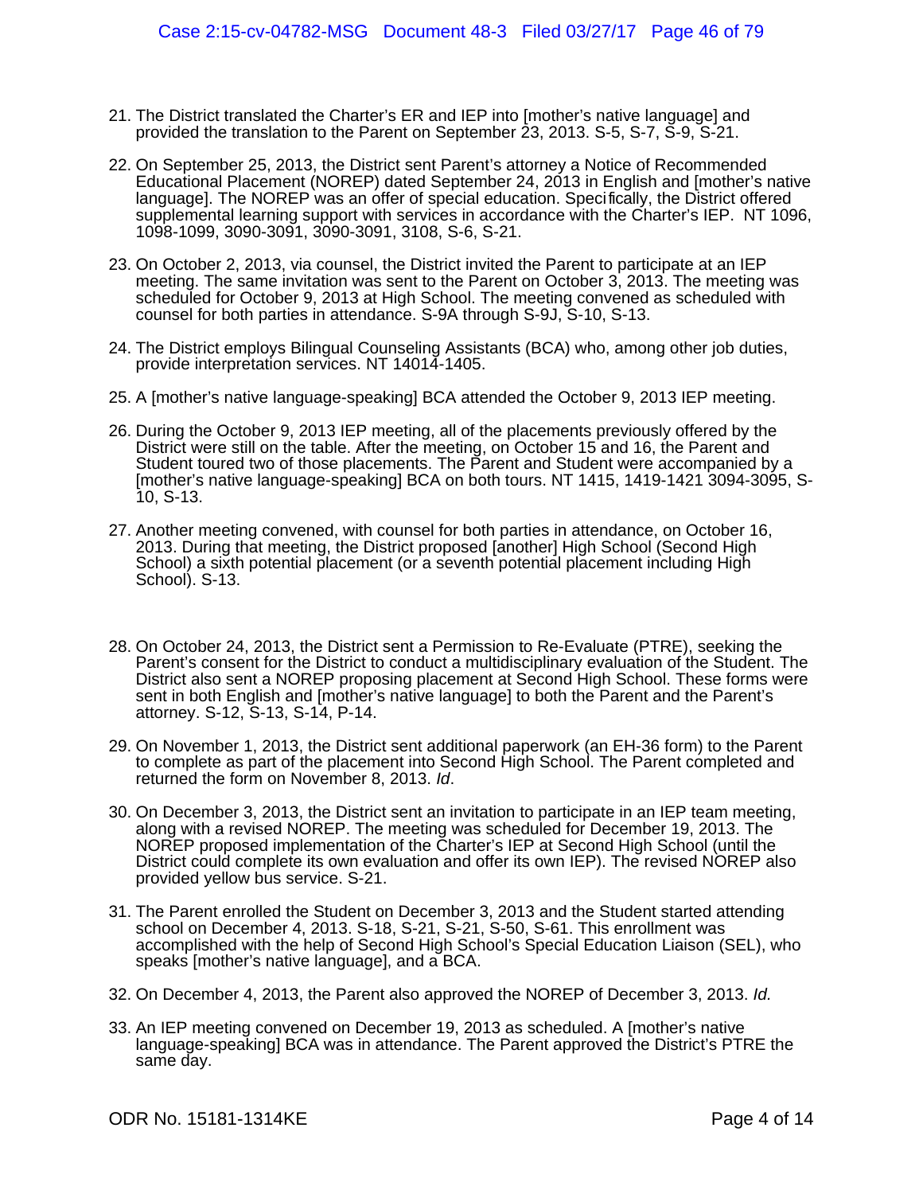21. The District translated the Charter's ER and IEP into [mother's native language] and provided the translation to the Parent on September 23, 2013. S-5, S-7, S-9, S-21.

22. On September 25, 2013, the District sent Parent's attorney a Notice of Recommended Educational Placement (NOREP) dated September 24, 2013 in English and [mother's native language]. The NOREP was an offer of special education. Specifically, the District offered supplemental learning support with services in accordance with the Charter's IEP. NT 1096, 1098-1099, 3090-3091, 3090-3091, 3108, S-6, S-21.

23. On October 2, 2013, via counsel, the District invited the Parent to participate at an IEP meeting. The same invitation was sent to the Parent on October 3, 2013. The meeting was scheduled for October 9, 2013 at High School. The meeting convened as scheduled with counsel for both parties in attendance. S-9A through S-9J, S-10, S-13.

24. The District employs Bilingual Counseling Assistants (BCA) who, among other job duties, provide interpretation services. NT 14014-1405.

25. A [mother's native language-speaking] BCA attended the October 9, 2013 IEP meeting.

26. During the October 9, 2013 IEP meeting, all of the placements previously offered by the District were still on the table. After the meeting, on October 15 and 16, the Parent and Student toured two of those placements. The Parent and Student were accompanied by a [mother's native language-speaking] BCA on both tours. NT 1415, 1419-1421 3094-3095, S-10, S-13.

27. Another meeting convened, with counsel for both parties in attendance, on October 16, 2013. During that meeting, the District proposed [another] High School (Second High School) a sixth potential placement (or a seventh potential placement including High School). S-13.

28. On October 24, 2013, the District sent a Permission to Re-Evaluate (PTRE), seeking the Parent's consent for the District to conduct a multidisciplinary evaluation of the Student. The District also sent a NOREP proposing placement at Second High School. These forms were sent in both English and [mother's native language] to both the Parent and the Parent's attorney. S-12, S-13, S-14, P-14.

29. On November 1, 2013, the District sent additional paperwork (an EH-36 form) to the Parent to complete as part of the placement into Second High School. The Parent completed and returned the form on November 8, 2013. *Id*.

30. On December 3, 2013, the District sent an invitation to participate in an IEP team meeting, along with a revised NOREP. The meeting was scheduled for December 19, 2013. The NOREP proposed implementation of the Charter's IEP at Second High School (until the District could complete its own evaluation and offer its own IEP). The revised NOREP also provided yellow bus service. S-21.

31. The Parent enrolled the Student on December 3, 2013 and the Student started attending school on December 4, 2013. S-18, S-21, S-21, S-50, S-61. This enrollment was accomplished with the help of Second High School's Special Education Liaison (SEL), who speaks [mother's native language], and a BCA.

32. On December 4, 2013, the Parent also approved the NOREP of December 3, 2013. *Id.*

33. An IEP meeting convened on December 19, 2013 as scheduled. A [mother's native language-speaking] BCA was in attendance. The Parent approved the District's PTRE the same day.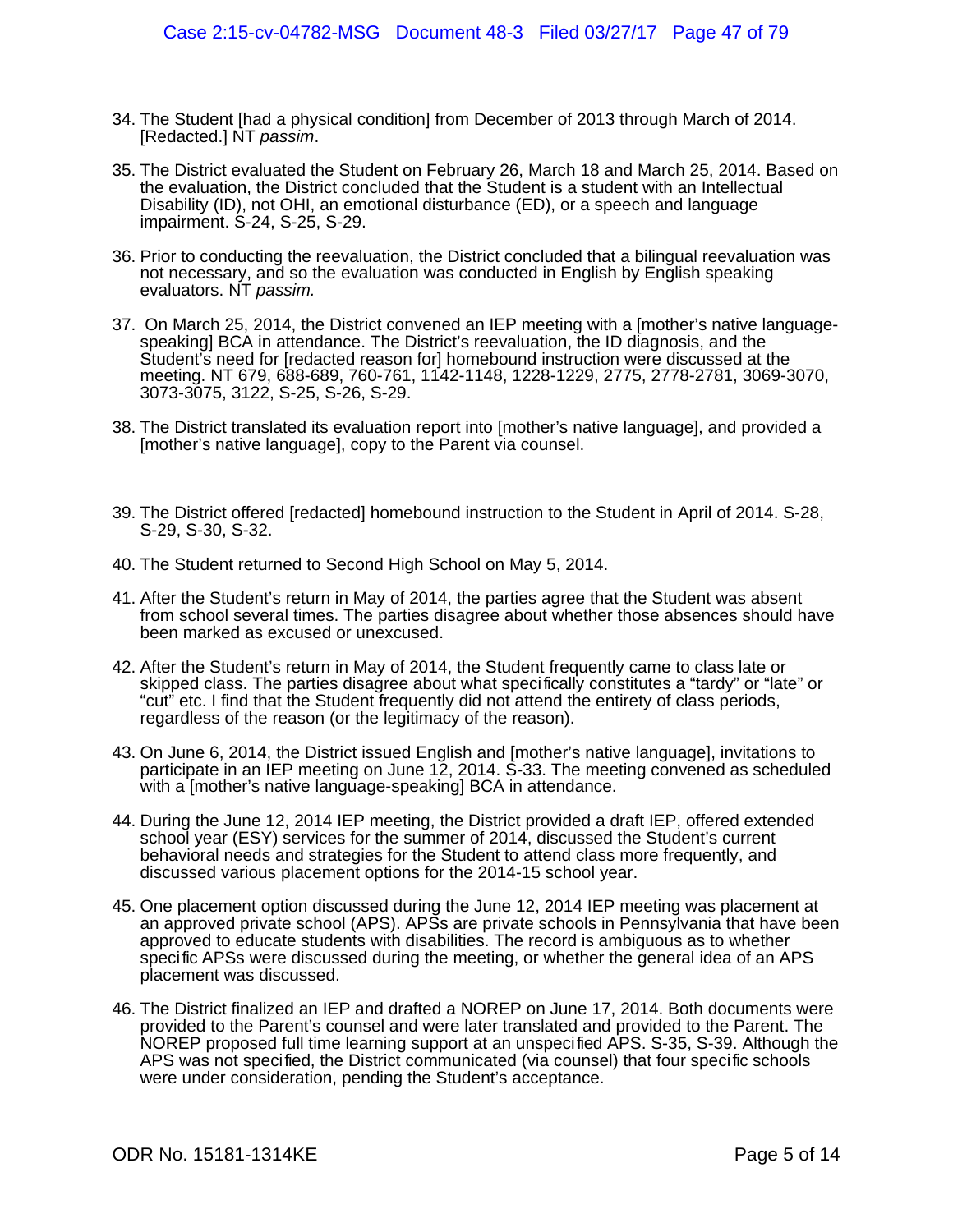34. The Student [had a physical condition] from December of 2013 through March of 2014. [Redacted.] NT *passim*.

35. The District evaluated the Student on February 26, March 18 and March 25, 2014. Based on the evaluation, the District concluded that the Student is a student with an Intellectual Disability (ID), not OHI, an emotional disturbance (ED), or a speech and language impairment. S-24, S-25, S-29.

36. Prior to conducting the reevaluation, the District concluded that a bilingual reevaluation was not necessary, and so the evaluation was conducted in English by English speaking evaluators. NT *passim.*

37. On March 25, 2014, the District convened an IEP meeting with a [mother's native language-speaking] BCA in attendance. The District's reevaluation, the ID diagnosis, and the Student's need for [redacted reason for] homebound instruction were discussed at the meeting. NT 679, 688-689, 760-761, 1142-1148, 1228-1229, 2775, 2778-2781, 3069-3070, 3073-3075, 3122, S-25, S-26, S-29.

38. The District translated its evaluation report into [mother's native language], and provided a [mother's native language], copy to the Parent via counsel.

39. The District offered [redacted] homebound instruction to the Student in April of 2014. S-28, S-29, S-30, S-32.

40. The Student returned to Second High School on May 5, 2014.

41. After the Student's return in May of 2014, the parties agree that the Student was absent from school several times. The parties disagree about whether those absences should have been marked as excused or unexcused.

42. After the Student's return in May of 2014, the Student frequently came to class late or skipped class. The parties disagree about what specifically constitutes a "tardy" or "late" or "cut" etc. I find that the Student frequently did not attend the entirety of class periods, regardless of the reason (or the legitimacy of the reason).

43. On June 6, 2014, the District issued English and [mother's native language], invitations to participate in an IEP meeting on June 12, 2014. S-33. The meeting convened as scheduled with a [mother's native language-speaking] BCA in attendance.

44. During the June 12, 2014 IEP meeting, the District provided a draft IEP, offered extended school year (ESY) services for the summer of 2014, discussed the Student's current behavioral needs and strategies for the Student to attend class more frequently, and discussed various placement options for the 2014-15 school year.

45. One placement option discussed during the June 12, 2014 IEP meeting was placement at an approved private school (APS). APSs are private schools in Pennsylvania that have been approved to educate students with disabilities. The record is ambiguous as to whether specific APSs were discussed during the meeting, or whether the general idea of an APS placement was discussed.

46. The District finalized an IEP and drafted a NOREP on June 17, 2014. Both documents were provided to the Parent's counsel and were later translated and provided to the Parent. The NOREP proposed full time learning support at an unspecified APS. S-35, S-39. Although the APS was not specified, the District communicated (via counsel) that four specific schools were under consideration, pending the Student's acceptance.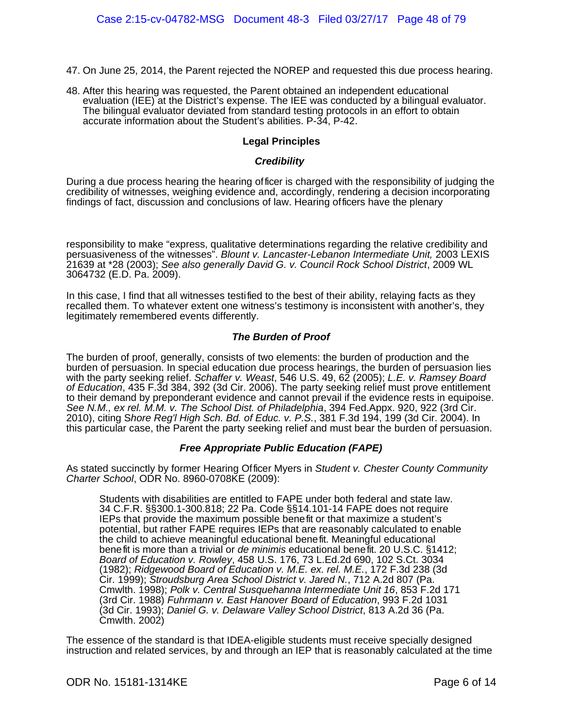47. On June 25, 2014, the Parent rejected the NOREP and requested this due process hearing.

48. After this hearing was requested, the Parent obtained an independent educational evaluation (IEE) at the District's expense. The IEE was conducted by a bilingual evaluator. The bilingual evaluator deviated from standard testing protocols in an effort to obtain accurate information about the Student's abilities. P-34, P-42.

## Legal Principles

### *Credibility*

During a due process hearing the hearing officer is charged with the responsibility of judging the credibility of witnesses, weighing evidence and, accordingly, rendering a decision incorporating findings of fact, discussion and conclusions of law. Hearing officers have the plenary responsibility to make "express, qualitative determinations regarding the relative credibility and persuasiveness of the witnesses". *Blount v. Lancaster-Lebanon Intermediate Unit,* 2003 LEXIS 21639 at *28 (2003); *See also generally David G. v. Council Rock School District*, 2009 WL 3064732 (E.D. Pa. 2009).

In this case, I find that all witnesses testified to the best of their ability, relaying facts as they recalled them. To whatever extent one witness's testimony is inconsistent with another's, they legitimately remembered events differently.

### *The Burden of Proof*

The burden of proof, generally, consists of two elements: the burden of production and the burden of persuasion. In special education due process hearings, the burden of persuasion lies with the party seeking relief. *Schaffer v. Weast*, 546 U.S. 49, 62 (2005); *L.E. v. Ramsey Board of Education*, 435 F.3d 384, 392 (3d Cir. 2006). The party seeking relief must prove entitlement to their demand by preponderant evidence and cannot prevail if the evidence rests in equipoise. *See N.M., ex rel. M.M. v. The School Dist. of Philadelphia*, 394 Fed.Appx. 920, 922 (3rd Cir. 2010), citing S*hore Reg'l High Sch. Bd. of Educ. v. P.S.*, 381 F.3d 194, 199 (3d Cir. 2004). In this particular case, the Parent the party seeking relief and must bear the burden of persuasion.

### *Free Appropriate Public Education (FAPE)*

As stated succinctly by former Hearing Officer Myers in *Student v. Chester County Community Charter School*, ODR No. 8960-0708KE (2009):

> Students with disabilities are entitled to FAPE under both federal and state law. 34 C.F.R. §§300.1-300.818; 22 Pa. Code §§14.101-14 FAPE does not require IEPs that provide the maximum possible benefit or that maximize a student's potential, but rather FAPE requires IEPs that are reasonably calculated to enable the child to achieve meaningful educational benefit. Meaningful educational benefit is more than a trivial or *de minimis* educational benefit. 20 U.S.C. §1412; *Board of Education v. Rowley*, 458 U.S. 176, 73 L.Ed.2d 690, 102 S.Ct. 3034 (1982); *Ridgewood Board of Education v. M.E. ex. rel. M.E.*, 172 F.3d 238 (3d Cir. 1999); *Stroudsburg Area School District v. Jared N.*, 712 A.2d 807 (Pa. Cmwlth. 1998); *Polk v. Central Susquehanna Intermediate Unit 16*, 853 F.2d 171 (3rd Cir. 1988) *Fuhrmann v. East Hanover Board of Education*, 993 F.2d 1031 (3d Cir. 1993); *Daniel G. v. Delaware Valley School District*, 813 A.2d 36 (Pa. Cmwlth. 2002)

The essence of the standard is that IDEA-eligible students must receive specially designed instruction and related services, by and through an IEP that is reasonably calculated at the time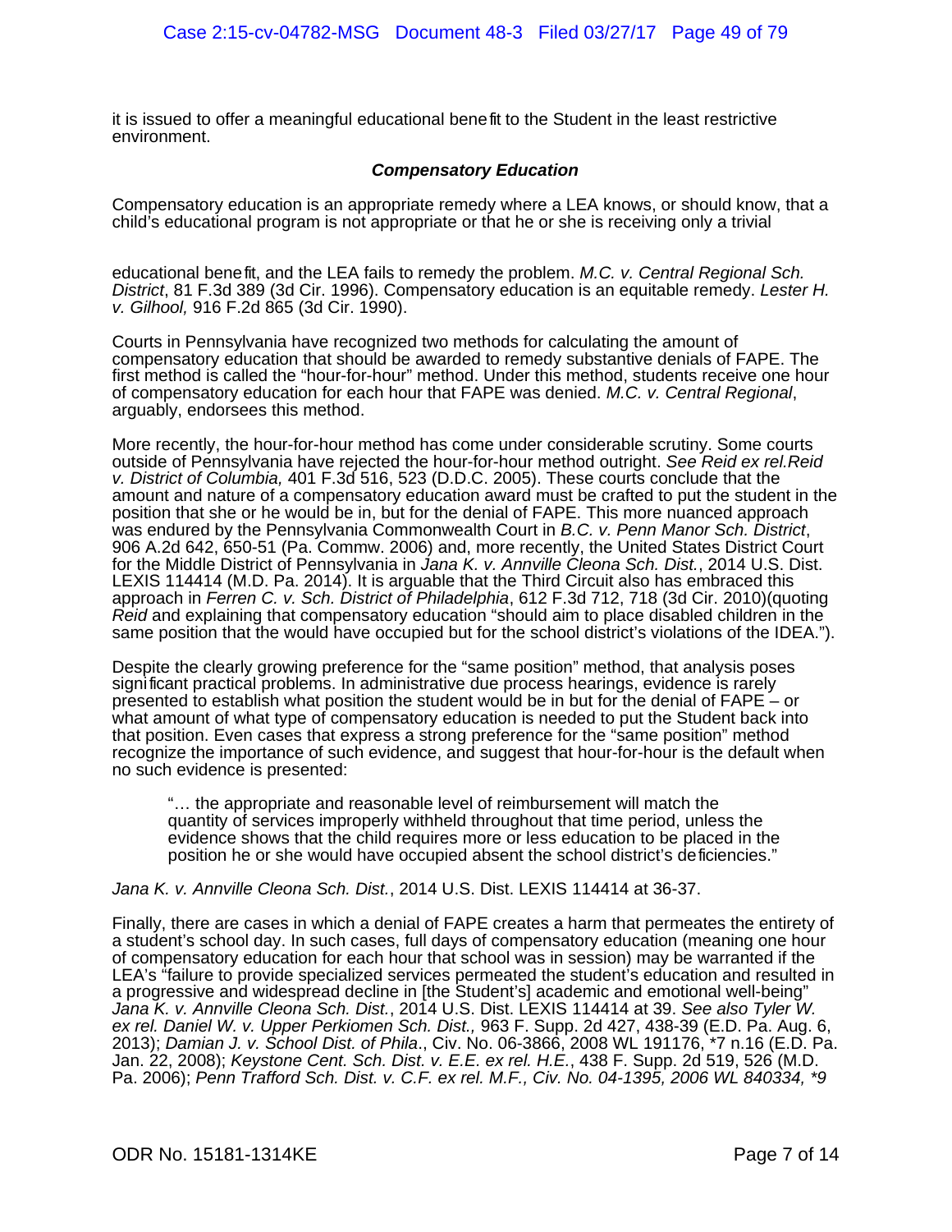it is issued to offer a meaningful educational benefit to the Student in the least restrictive environment.

### *Compensatory Education*

Compensatory education is an appropriate remedy where a LEA knows, or should know, that a child's educational program is not appropriate or that he or she is receiving only a trivial educational benefit, and the LEA fails to remedy the problem. *M.C. v. Central Regional Sch. District*, 81 F.3d 389 (3d Cir. 1996). Compensatory education is an equitable remedy. *Lester H. v. Gilhool,* 916 F.2d 865 (3d Cir. 1990).

Courts in Pennsylvania have recognized two methods for calculating the amount of compensatory education that should be awarded to remedy substantive denials of FAPE. The first method is called the "hour-for-hour" method. Under this method, students receive one hour of compensatory education for each hour that FAPE was denied. *M.C. v. Central Regional*, arguably, endorsees this method.

More recently, the hour-for-hour method has come under considerable scrutiny. Some courts outside of Pennsylvania have rejected the hour-for-hour method outright. *See Reid ex rel.Reid v. District of Columbia,* 401 F.3d 516, 523 (D.D.C. 2005). These courts conclude that the amount and nature of a compensatory education award must be crafted to put the student in the position that she or he would be in, but for the denial of FAPE. This more nuanced approach was endured by the Pennsylvania Commonwealth Court in *B.C. v. Penn Manor Sch. District*, 906 A.2d 642, 650-51 (Pa. Commw. 2006) and, more recently, the United States District Court for the Middle District of Pennsylvania in *Jana K. v. Annville Cleona Sch. Dist.*, 2014 U.S. Dist. LEXIS 114414 (M.D. Pa. 2014). It is arguable that the Third Circuit also has embraced this approach in *Ferren C. v. Sch. District of Philadelphia*, 612 F.3d 712, 718 (3d Cir. 2010)(quoting *Reid* and explaining that compensatory education "should aim to place disabled children in the same position that the would have occupied but for the school district's violations of the IDEA.").

Despite the clearly growing preference for the "same position" method, that analysis poses significant practical problems. In administrative due process hearings, evidence is rarely presented to establish what position the student would be in but for the denial of FAPE – or what amount of what type of compensatory education is needed to put the Student back into that position. Even cases that express a strong preference for the "same position" method recognize the importance of such evidence, and suggest that hour-for-hour is the default when no such evidence is presented:

> "… the appropriate and reasonable level of reimbursement will match the quantity of services improperly withheld throughout that time period, unless the evidence shows that the child requires more or less education to be placed in the position he or she would have occupied absent the school district's deficiencies."

*Jana K. v. Annville Cleona Sch. Dist.*, 2014 U.S. Dist. LEXIS 114414 at 36-37.

Finally, there are cases in which a denial of FAPE creates a harm that permeates the entirety of a student's school day. In such cases, full days of compensatory education (meaning one hour of compensatory education for each hour that school was in session) may be warranted if the LEA's "failure to provide specialized services permeated the student's education and resulted in a progressive and widespread decline in [the Student's] academic and emotional well-being" *Jana K. v. Annville Cleona Sch. Dist.*, 2014 U.S. Dist. LEXIS 114414 at 39. *See also Tyler W. ex rel. Daniel W. v. Upper Perkiomen Sch. Dist.,* 963 F. Supp. 2d 427, 438-39 (E.D. Pa. Aug. 6, 2013); *Damian J. v. School Dist. of Phila*., Civ. No. 06-3866, 2008 WL 191176, *7 n.16 (E.D. Pa. Jan. 22, 2008); *Keystone Cent. Sch. Dist. v. E.E. ex rel. H.E.*, 438 F. Supp. 2d 519, 526 (M.D. Pa. 2006); *Penn Trafford Sch. Dist. v. C.F. ex rel. M.F., Civ. No. 04-1395, 2006 WL 840334, *9*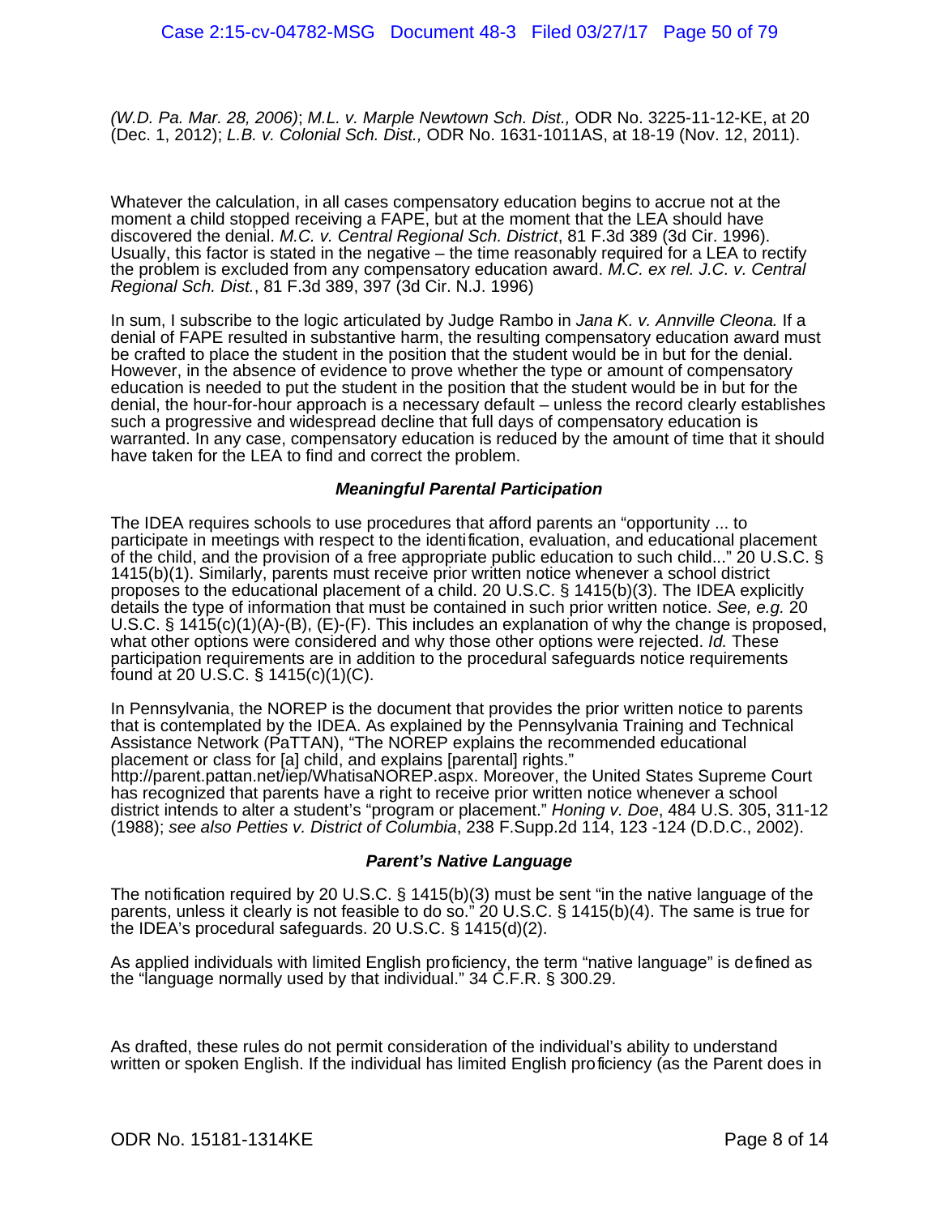*(W.D. Pa. Mar. 28, 2006)*; *M.L. v. Marple Newtown Sch. Dist.,* ODR No. 3225-11-12-KE, at 20 (Dec. 1, 2012); *L.B. v. Colonial Sch. Dist.,* ODR No. 1631-1011AS, at 18-19 (Nov. 12, 2011).

Whatever the calculation, in all cases compensatory education begins to accrue not at the moment a child stopped receiving a FAPE, but at the moment that the LEA should have discovered the denial. *M.C. v. Central Regional Sch. District*, 81 F.3d 389 (3d Cir. 1996). Usually, this factor is stated in the negative – the time reasonably required for a LEA to rectify the problem is excluded from any compensatory education award. *M.C. ex rel. J.C. v. Central Regional Sch. Dist.*, 81 F.3d 389, 397 (3d Cir. N.J. 1996)

In sum, I subscribe to the logic articulated by Judge Rambo in *Jana K. v. Annville Cleona.* If a denial of FAPE resulted in substantive harm, the resulting compensatory education award must be crafted to place the student in the position that the student would be in but for the denial. However, in the absence of evidence to prove whether the type or amount of compensatory education is needed to put the student in the position that the student would be in but for the denial, the hour-for-hour approach is a necessary default – unless the record clearly establishes such a progressive and widespread decline that full days of compensatory education is warranted. In any case, compensatory education is reduced by the amount of time that it should have taken for the LEA to find and correct the problem.

### ***Meaningful Parental Participation***

The IDEA requires schools to use procedures that afford parents an "opportunity ... to participate in meetings with respect to the identification, evaluation, and educational placement of the child, and the provision of a free appropriate public education to such child..." 20 U.S.C. § 1415(b)(1). Similarly, parents must receive prior written notice whenever a school district proposes to the educational placement of a child. 20 U.S.C. § 1415(b)(3). The IDEA explicitly details the type of information that must be contained in such prior written notice. *See, e.g.* 20 U.S.C. § 1415(c)(1)(A)-(B), (E)-(F). This includes an explanation of why the change is proposed, what other options were considered and why those other options were rejected. *Id.* These participation requirements are in addition to the procedural safeguards notice requirements found at 20 U.S.C. § 1415(c)(1)(C).

In Pennsylvania, the NOREP is the document that provides the prior written notice to parents that is contemplated by the IDEA. As explained by the Pennsylvania Training and Technical Assistance Network (PaTTAN), "The NOREP explains the recommended educational placement or class for [a] child, and explains [parental] rights." http://parent.pattan.net/iep/WhatisaNOREP.aspx. Moreover, the United States Supreme Court has recognized that parents have a right to receive prior written notice whenever a school district intends to alter a student's "program or placement." *Honing v. Doe*, 484 U.S. 305, 311-12 (1988); *see also Petties v. District of Columbia*, 238 F.Supp.2d 114, 123 -124 (D.D.C., 2002).

### ***Parent's Native Language***

The notification required by 20 U.S.C. § 1415(b)(3) must be sent "in the native language of the parents, unless it clearly is not feasible to do so." 20 U.S.C. § 1415(b)(4). The same is true for the IDEA's procedural safeguards. 20 U.S.C. § 1415(d)(2).

As applied individuals with limited English proficiency, the term "native language" is defined as the "language normally used by that individual." 34 C.F.R. § 300.29.

As drafted, these rules do not permit consideration of the individual's ability to understand written or spoken English. If the individual has limited English proficiency (as the Parent does in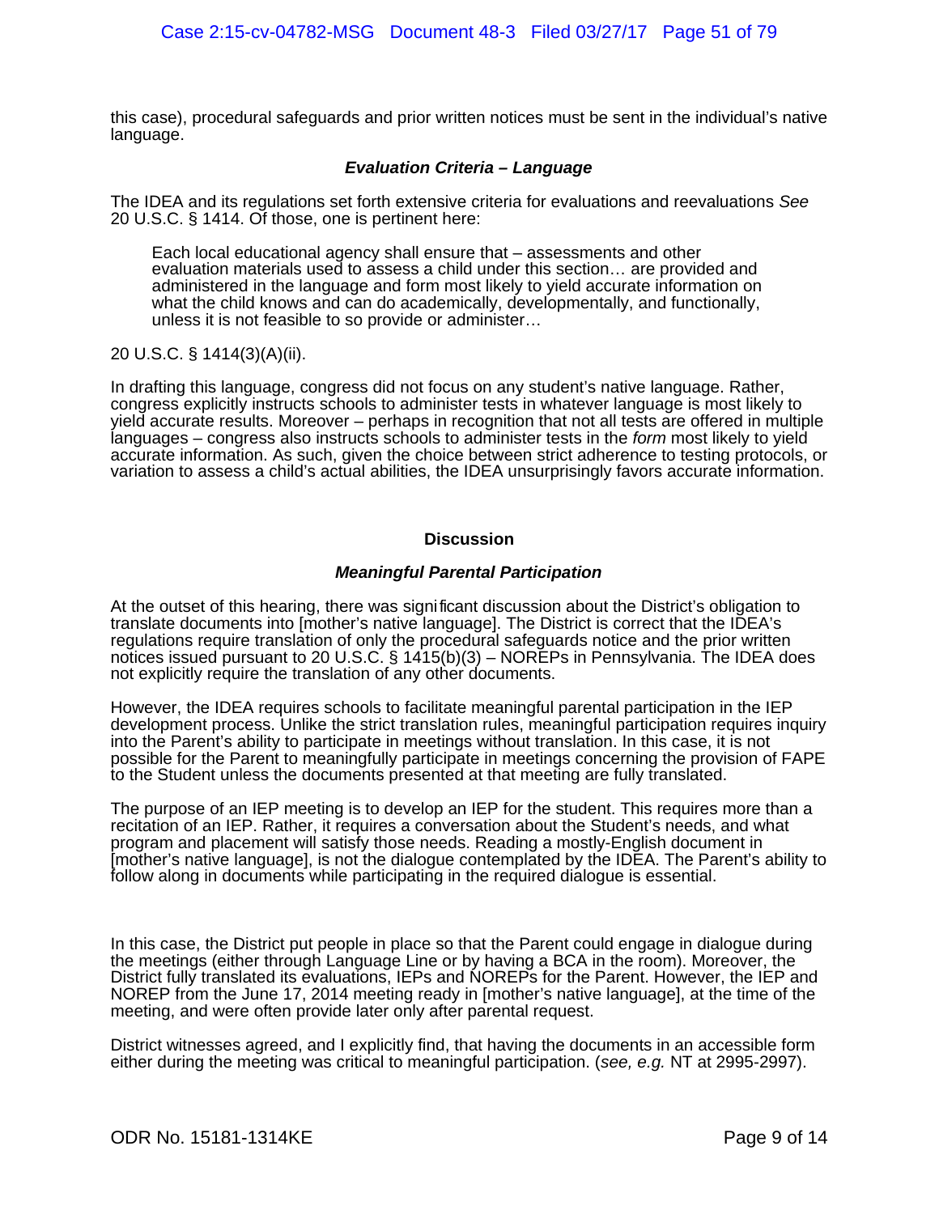this case), procedural safeguards and prior written notices must be sent in the individual's native language.

### *Evaluation Criteria – Language*

The IDEA and its regulations set forth extensive criteria for evaluations and reevaluations *See* 20 U.S.C. § 1414. Of those, one is pertinent here:

> Each local educational agency shall ensure that – assessments and other evaluation materials used to assess a child under this section… are provided and administered in the language and form most likely to yield accurate information on what the child knows and can do academically, developmentally, and functionally, unless it is not feasible to so provide or administer…

20 U.S.C. § 1414(3)(A)(ii).

In drafting this language, congress did not focus on any student's native language. Rather, congress explicitly instructs schools to administer tests in whatever language is most likely to yield accurate results. Moreover – perhaps in recognition that not all tests are offered in multiple languages – congress also instructs schools to administer tests in the *form* most likely to yield accurate information. As such, given the choice between strict adherence to testing protocols, or variation to assess a child's actual abilities, the IDEA unsurprisingly favors accurate information.

## Discussion

### *Meaningful Parental Participation*

At the outset of this hearing, there was significant discussion about the District's obligation to translate documents into [mother's native language]. The District is correct that the IDEA's regulations require translation of only the procedural safeguards notice and the prior written notices issued pursuant to 20 U.S.C. § 1415(b)(3) – NOREPs in Pennsylvania. The IDEA does not explicitly require the translation of any other documents.

However, the IDEA requires schools to facilitate meaningful parental participation in the IEP development process. Unlike the strict translation rules, meaningful participation requires inquiry into the Parent's ability to participate in meetings without translation. In this case, it is not possible for the Parent to meaningfully participate in meetings concerning the provision of FAPE to the Student unless the documents presented at that meeting are fully translated.

The purpose of an IEP meeting is to develop an IEP for the student. This requires more than a recitation of an IEP. Rather, it requires a conversation about the Student's needs, and what program and placement will satisfy those needs. Reading a mostly-English document in [mother's native language], is not the dialogue contemplated by the IDEA. The Parent's ability to follow along in documents while participating in the required dialogue is essential.

In this case, the District put people in place so that the Parent could engage in dialogue during the meetings (either through Language Line or by having a BCA in the room). Moreover, the District fully translated its evaluations, IEPs and NOREPs for the Parent. However, the IEP and NOREP from the June 17, 2014 meeting ready in [mother's native language], at the time of the meeting, and were often provide later only after parental request.

District witnesses agreed, and I explicitly find, that having the documents in an accessible form either during the meeting was critical to meaningful participation. (*see, e.g.* NT at 2995-2997).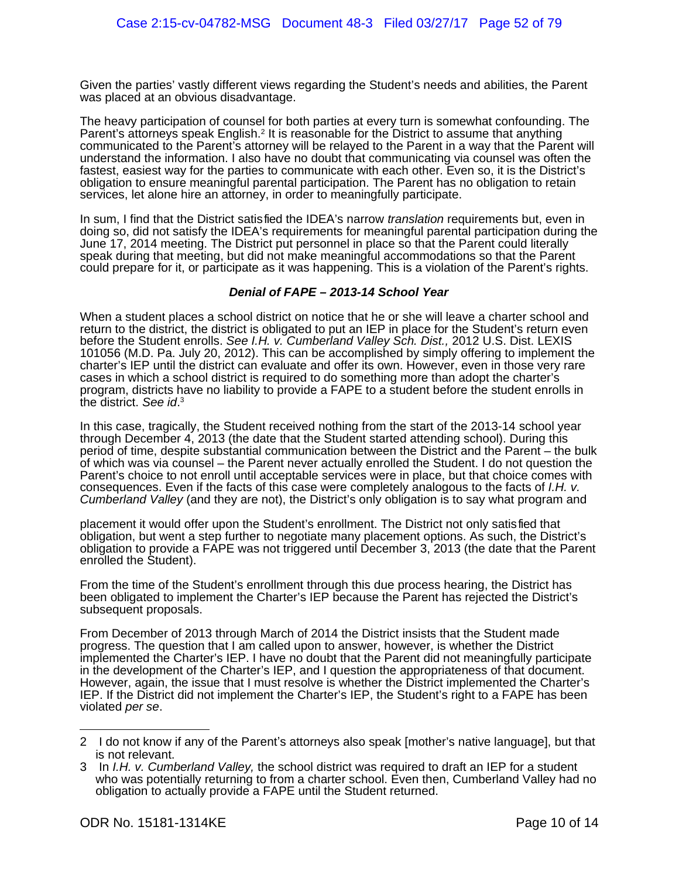Given the parties' vastly different views regarding the Student's needs and abilities, the Parent was placed at an obvious disadvantage.

The heavy participation of counsel for both parties at every turn is somewhat confounding. The Parent's attorneys speak English.[2] It is reasonable for the District to assume that anything communicated to the Parent's attorney will be relayed to the Parent in a way that the Parent will understand the information. I also have no doubt that communicating via counsel was often the fastest, easiest way for the parties to communicate with each other. Even so, it is the District's obligation to ensure meaningful parental participation. The Parent has no obligation to retain services, let alone hire an attorney, in order to meaningfully participate.

In sum, I find that the District satisfied the IDEA's narrow *translation* requirements but, even in doing so, did not satisfy the IDEA's requirements for meaningful parental participation during the June 17, 2014 meeting. The District put personnel in place so that the Parent could literally speak during that meeting, but did not make meaningful accommodations so that the Parent could prepare for it, or participate as it was happening. This is a violation of the Parent's rights.

### ***Denial of FAPE – 2013-14 School Year***

When a student places a school district on notice that he or she will leave a charter school and return to the district, the district is obligated to put an IEP in place for the Student's return even before the Student enrolls. *See I.H. v. Cumberland Valley Sch. Dist.,* 2012 U.S. Dist. LEXIS 101056 (M.D. Pa. July 20, 2012). This can be accomplished by simply offering to implement the charter's IEP until the district can evaluate and offer its own. However, even in those very rare cases in which a school district is required to do something more than adopt the charter's program, districts have no liability to provide a FAPE to a student before the student enrolls in the district. *See id*.[3]

In this case, tragically, the Student received nothing from the start of the 2013-14 school year through December 4, 2013 (the date that the Student started attending school). During this period of time, despite substantial communication between the District and the Parent – the bulk of which was via counsel – the Parent never actually enrolled the Student. I do not question the Parent's choice to not enroll until acceptable services were in place, but that choice comes with consequences. Even if the facts of this case were completely analogous to the facts of *I.H. v. Cumberland Valley* (and they are not), the District's only obligation is to say what program and placement it would offer upon the Student's enrollment. The District not only satisfied that obligation, but went a step further to negotiate many placement options. As such, the District's obligation to provide a FAPE was not triggered until December 3, 2013 (the date that the Parent enrolled the Student).

From the time of the Student's enrollment through this due process hearing, the District has been obligated to implement the Charter's IEP because the Parent has rejected the District's subsequent proposals.

From December of 2013 through March of 2014 the District insists that the Student made progress. The question that I am called upon to answer, however, is whether the District implemented the Charter's IEP. I have no doubt that the Parent did not meaningfully participate in the development of the Charter's IEP, and I question the appropriateness of that document. However, again, the issue that I must resolve is whether the District implemented the Charter's IEP. If the District did not implement the Charter's IEP, the Student's right to a FAPE has been violated *per se*.

---

2 I do not know if any of the Parent's attorneys also speak [mother's native language], but that is not relevant.

3 In *I.H. v. Cumberland Valley,* the school district was required to draft an IEP for a student who was potentially returning to from a charter school. Even then, Cumberland Valley had no obligation to actually provide a FAPE until the Student returned.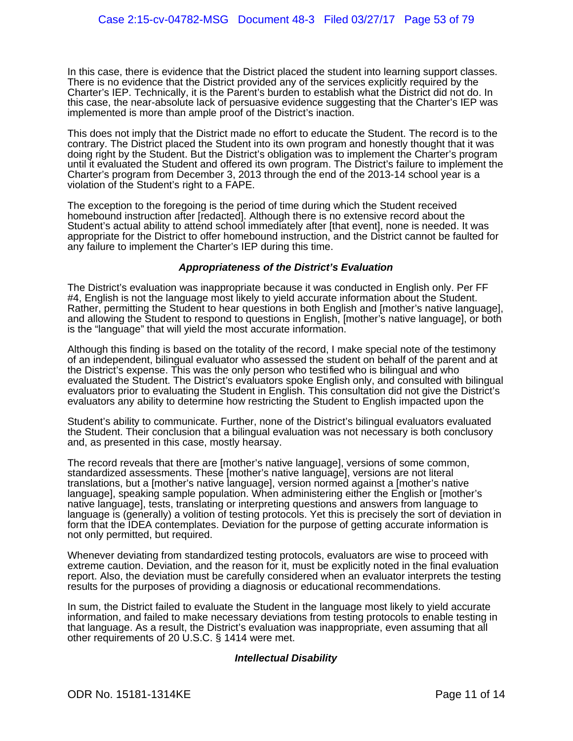In this case, there is evidence that the District placed the student into learning support classes. There is no evidence that the District provided any of the services explicitly required by the Charter's IEP. Technically, it is the Parent's burden to establish what the District did not do. In this case, the near-absolute lack of persuasive evidence suggesting that the Charter's IEP was implemented is more than ample proof of the District's inaction.

This does not imply that the District made no effort to educate the Student. The record is to the contrary. The District placed the Student into its own program and honestly thought that it was doing right by the Student. But the District's obligation was to implement the Charter's program until it evaluated the Student and offered its own program. The District's failure to implement the Charter's program from December 3, 2013 through the end of the 2013-14 school year is a violation of the Student's right to a FAPE.

The exception to the foregoing is the period of time during which the Student received homebound instruction after [redacted]. Although there is no extensive record about the Student's actual ability to attend school immediately after [that event], none is needed. It was appropriate for the District to offer homebound instruction, and the District cannot be faulted for any failure to implement the Charter's IEP during this time.

### *Appropriateness of the District's Evaluation*

The District's evaluation was inappropriate because it was conducted in English only. Per FF #4, English is not the language most likely to yield accurate information about the Student. Rather, permitting the Student to hear questions in both English and [mother's native language], and allowing the Student to respond to questions in English, [mother's native language], or both is the "language" that will yield the most accurate information.

Although this finding is based on the totality of the record, I make special note of the testimony of an independent, bilingual evaluator who assessed the student on behalf of the parent and at the District's expense. This was the only person who testified who is bilingual and who evaluated the Student. The District's evaluators spoke English only, and consulted with bilingual evaluators prior to evaluating the Student in English. This consultation did not give the District's evaluators any ability to determine how restricting the Student to English impacted upon the Student's ability to communicate. Further, none of the District's bilingual evaluators evaluated the Student. Their conclusion that a bilingual evaluation was not necessary is both conclusory and, as presented in this case, mostly hearsay.

The record reveals that there are [mother's native language], versions of some common, standardized assessments. These [mother's native language], versions are not literal translations, but a [mother's native language], version normed against a [mother's native language], speaking sample population. When administering either the English or [mother's native language], tests, translating or interpreting questions and answers from language to language is (generally) a volition of testing protocols. Yet this is precisely the sort of deviation in form that the IDEA contemplates. Deviation for the purpose of getting accurate information is not only permitted, but required.

Whenever deviating from standardized testing protocols, evaluators are wise to proceed with extreme caution. Deviation, and the reason for it, must be explicitly noted in the final evaluation report. Also, the deviation must be carefully considered when an evaluator interprets the testing results for the purposes of providing a diagnosis or educational recommendations.

In sum, the District failed to evaluate the Student in the language most likely to yield accurate information, and failed to make necessary deviations from testing protocols to enable testing in that language. As a result, the District's evaluation was inappropriate, even assuming that all other requirements of 20 U.S.C. § 1414 were met.

### *Intellectual Disability*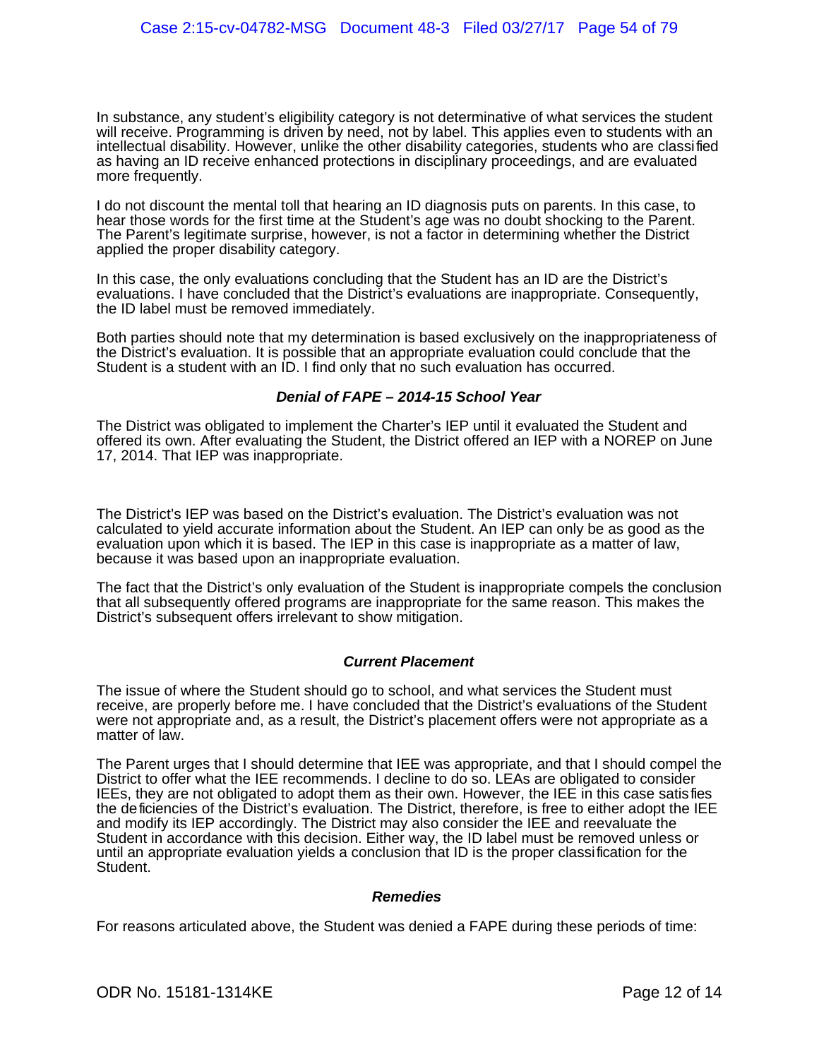In substance, any student's eligibility category is not determinative of what services the student will receive. Programming is driven by need, not by label. This applies even to students with an intellectual disability. However, unlike the other disability categories, students who are classified as having an ID receive enhanced protections in disciplinary proceedings, and are evaluated more frequently.

I do not discount the mental toll that hearing an ID diagnosis puts on parents. In this case, to hear those words for the first time at the Student's age was no doubt shocking to the Parent. The Parent's legitimate surprise, however, is not a factor in determining whether the District applied the proper disability category.

In this case, the only evaluations concluding that the Student has an ID are the District's evaluations. I have concluded that the District's evaluations are inappropriate. Consequently, the ID label must be removed immediately.

Both parties should note that my determination is based exclusively on the inappropriateness of the District's evaluation. It is possible that an appropriate evaluation could conclude that the Student is a student with an ID. I find only that no such evaluation has occurred.

### *Denial of FAPE – 2014-15 School Year*

The District was obligated to implement the Charter's IEP until it evaluated the Student and offered its own. After evaluating the Student, the District offered an IEP with a NOREP on June 17, 2014. That IEP was inappropriate.

The District's IEP was based on the District's evaluation. The District's evaluation was not calculated to yield accurate information about the Student. An IEP can only be as good as the evaluation upon which it is based. The IEP in this case is inappropriate as a matter of law, because it was based upon an inappropriate evaluation.

The fact that the District's only evaluation of the Student is inappropriate compels the conclusion that all subsequently offered programs are inappropriate for the same reason. This makes the District's subsequent offers irrelevant to show mitigation.

### *Current Placement*

The issue of where the Student should go to school, and what services the Student must receive, are properly before me. I have concluded that the District's evaluations of the Student were not appropriate and, as a result, the District's placement offers were not appropriate as a matter of law.

The Parent urges that I should determine that IEE was appropriate, and that I should compel the District to offer what the IEE recommends. I decline to do so. LEAs are obligated to consider IEEs, they are not obligated to adopt them as their own. However, the IEE in this case satisfies the deficiencies of the District's evaluation. The District, therefore, is free to either adopt the IEE and modify its IEP accordingly. The District may also consider the IEE and reevaluate the Student in accordance with this decision. Either way, the ID label must be removed unless or until an appropriate evaluation yields a conclusion that ID is the proper classification for the Student.

### *Remedies*

For reasons articulated above, the Student was denied a FAPE during these periods of time: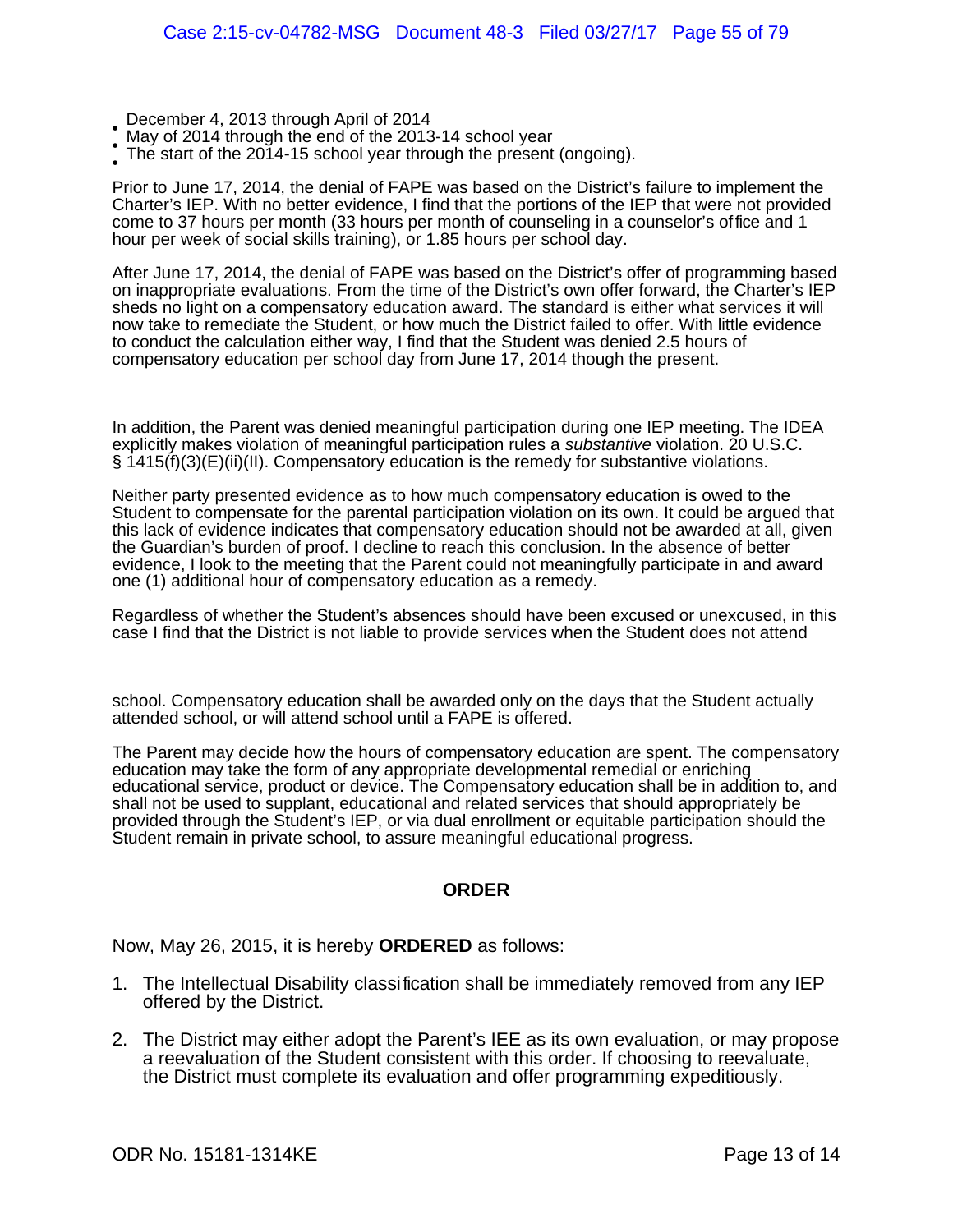- December 4, 2013 through April of 2014
- May of 2014 through the end of the 2013-14 school year
- The start of the 2014-15 school year through the present (ongoing).

Prior to June 17, 2014, the denial of FAPE was based on the District's failure to implement the Charter's IEP. With no better evidence, I find that the portions of the IEP that were not provided come to 37 hours per month (33 hours per month of counseling in a counselor's office and 1 hour per week of social skills training), or 1.85 hours per school day.

After June 17, 2014, the denial of FAPE was based on the District's offer of programming based on inappropriate evaluations. From the time of the District's own offer forward, the Charter's IEP sheds no light on a compensatory education award. The standard is either what services it will now take to remediate the Student, or how much the District failed to offer. With little evidence to conduct the calculation either way, I find that the Student was denied 2.5 hours of compensatory education per school day from June 17, 2014 though the present.

In addition, the Parent was denied meaningful participation during one IEP meeting. The IDEA explicitly makes violation of meaningful participation rules a *substantive* violation. 20 U.S.C. § 1415(f)(3)(E)(ii)(II). Compensatory education is the remedy for substantive violations.

Neither party presented evidence as to how much compensatory education is owed to the Student to compensate for the parental participation violation on its own. It could be argued that this lack of evidence indicates that compensatory education should not be awarded at all, given the Guardian's burden of proof. I decline to reach this conclusion. In the absence of better evidence, I look to the meeting that the Parent could not meaningfully participate in and award one (1) additional hour of compensatory education as a remedy.

Regardless of whether the Student's absences should have been excused or unexcused, in this case I find that the District is not liable to provide services when the Student does not attend school. Compensatory education shall be awarded only on the days that the Student actually attended school, or will attend school until a FAPE is offered.

The Parent may decide how the hours of compensatory education are spent. The compensatory education may take the form of any appropriate developmental remedial or enriching educational service, product or device. The Compensatory education shall be in addition to, and shall not be used to supplant, educational and related services that should appropriately be provided through the Student's IEP, or via dual enrollment or equitable participation should the Student remain in private school, to assure meaningful educational progress.

## ORDER

Now, May 26, 2015, it is hereby **ORDERED** as follows:

1. The Intellectual Disability classification shall be immediately removed from any IEP offered by the District.

2. The District may either adopt the Parent's IEE as its own evaluation, or may propose a reevaluation of the Student consistent with this order. If choosing to reevaluate, the District must complete its evaluation and offer programming expeditiously.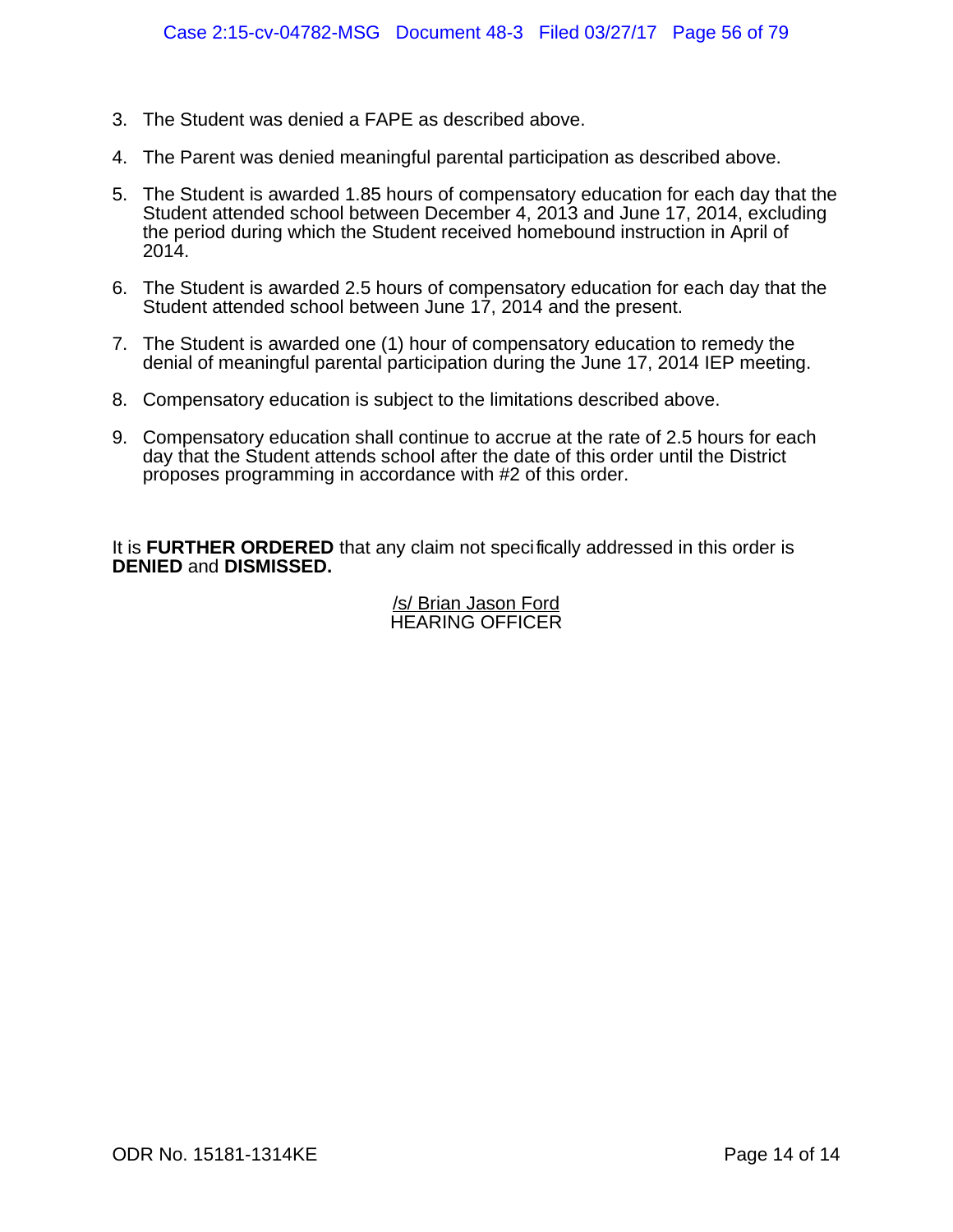3. The Student was denied a FAPE as described above.
4. The Parent was denied meaningful parental participation as described above.
5. The Student is awarded 1.85 hours of compensatory education for each day that the Student attended school between December 4, 2013 and June 17, 2014, excluding the period during which the Student received homebound instruction in April of 2014.
6. The Student is awarded 2.5 hours of compensatory education for each day that the Student attended school between June 17, 2014 and the present.
7. The Student is awarded one (1) hour of compensatory education to remedy the denial of meaningful parental participation during the June 17, 2014 IEP meeting.
8. Compensatory education is subject to the limitations described above.
9. Compensatory education shall continue to accrue at the rate of 2.5 hours for each day that the Student attends school after the date of this order until the District proposes programming in accordance with #2 of this order.

It is **FURTHER ORDERED** that any claim not specifically addressed in this order is **DENIED** and **DISMISSED.**

/s/ Brian Jason Ford
HEARING OFFICER

ODR No. 15181-1314KE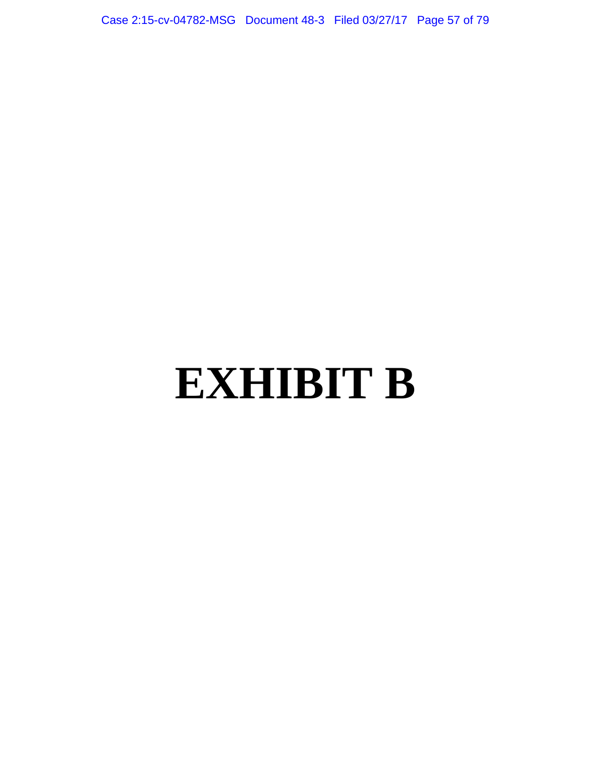# EXHIBIT B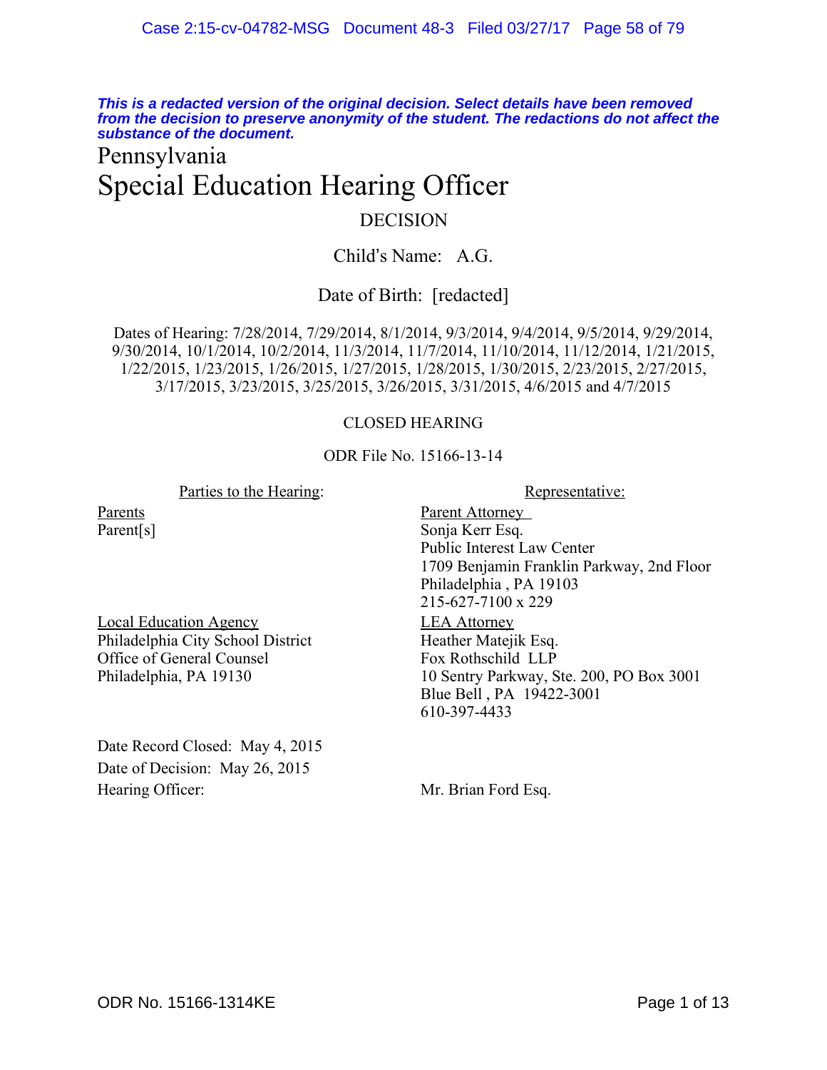***This is a redacted version of the original decision. Select details have been removed from the decision to preserve anonymity of the student. The redactions do not affect the substance of the document.***

# Pennsylvania
# Special Education Hearing Officer

## DECISION

Child's Name: A.G.

Date of Birth: [redacted]

Dates of Hearing: 7/28/2014, 7/29/2014, 8/1/2014, 9/3/2014, 9/4/2014, 9/5/2014, 9/29/2014, 9/30/2014, 10/1/2014, 10/2/2014, 11/3/2014, 11/7/2014, 11/10/2014, 11/12/2014, 1/21/2015, 1/22/2015, 1/23/2015, 1/26/2015, 1/27/2015, 1/28/2015, 1/30/2015, 2/23/2015, 2/27/2015, 3/17/2015, 3/23/2015, 3/25/2015, 3/26/2015, 3/31/2015, 4/6/2015 and 4/7/2015

CLOSED HEARING

ODR File No. 15166-13-14

| Parties to the Hearing: | Representative: |
|---|---|
| Parents<br>Parent[s] | Parent Attorney<br>Sonja Kerr Esq.<br>Public Interest Law Center<br>1709 Benjamin Franklin Parkway, 2nd Floor<br>Philadelphia , PA 19103<br>215-627-7100 x 229 |
| Local Education Agency<br>Philadelphia City School District<br>Office of General Counsel<br>Philadelphia, PA 19130 | LEA Attorney<br>Heather Matejik Esq.<br>Fox Rothschild LLP<br>10 Sentry Parkway, Ste. 200, PO Box 3001<br>Blue Bell , PA 19422-3001<br>610-397-4433 |

Date Record Closed: May 4, 2015

Date of Decision: May 26, 2015

Hearing Officer: Mr. Brian Ford Esq.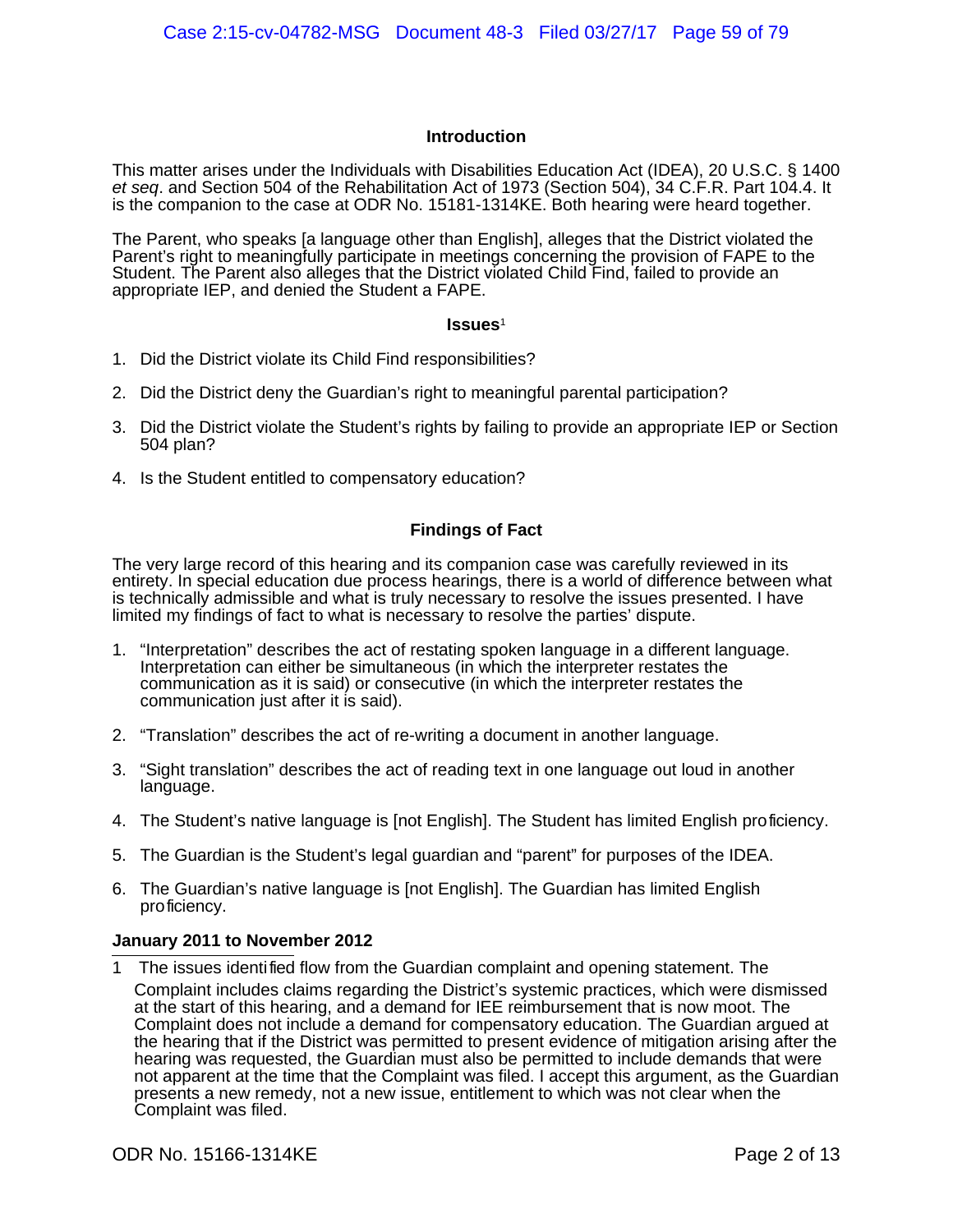## Introduction

This matter arises under the Individuals with Disabilities Education Act (IDEA), 20 U.S.C. § 1400 *et seq*. and Section 504 of the Rehabilitation Act of 1973 (Section 504), 34 C.F.R. Part 104.4. It is the companion to the case at ODR No. 15181-1314KE. Both hearing were heard together.

The Parent, who speaks [a language other than English], alleges that the District violated the Parent's right to meaningfully participate in meetings concerning the provision of FAPE to the Student. The Parent also alleges that the District violated Child Find, failed to provide an appropriate IEP, and denied the Student a FAPE.

## Issues[1]

1. Did the District violate its Child Find responsibilities?
2. Did the District deny the Guardian's right to meaningful parental participation?
3. Did the District violate the Student's rights by failing to provide an appropriate IEP or Section 504 plan?
4. Is the Student entitled to compensatory education?

## Findings of Fact

The very large record of this hearing and its companion case was carefully reviewed in its entirety. In special education due process hearings, there is a world of difference between what is technically admissible and what is truly necessary to resolve the issues presented. I have limited my findings of fact to what is necessary to resolve the parties' dispute.

1. "Interpretation" describes the act of restating spoken language in a different language. Interpretation can either be simultaneous (in which the interpreter restates the communication as it is said) or consecutive (in which the interpreter restates the communication just after it is said).
2. "Translation" describes the act of re-writing a document in another language.
3. "Sight translation" describes the act of reading text in one language out loud in another language.
4. The Student's native language is [not English]. The Student has limited English proficiency.
5. The Guardian is the Student's legal guardian and "parent" for purposes of the IDEA.
6. The Guardian's native language is [not English]. The Guardian has limited English proficiency.

### January 2011 to November 2012

---

1 The issues identified flow from the Guardian complaint and opening statement. The Complaint includes claims regarding the District's systemic practices, which were dismissed at the start of this hearing, and a demand for IEE reimbursement that is now moot. The Complaint does not include a demand for compensatory education. The Guardian argued at the hearing that if the District was permitted to present evidence of mitigation arising after the hearing was requested, the Guardian must also be permitted to include demands that were not apparent at the time that the Complaint was filed. I accept this argument, as the Guardian presents a new remedy, not a new issue, entitlement to which was not clear when the Complaint was filed.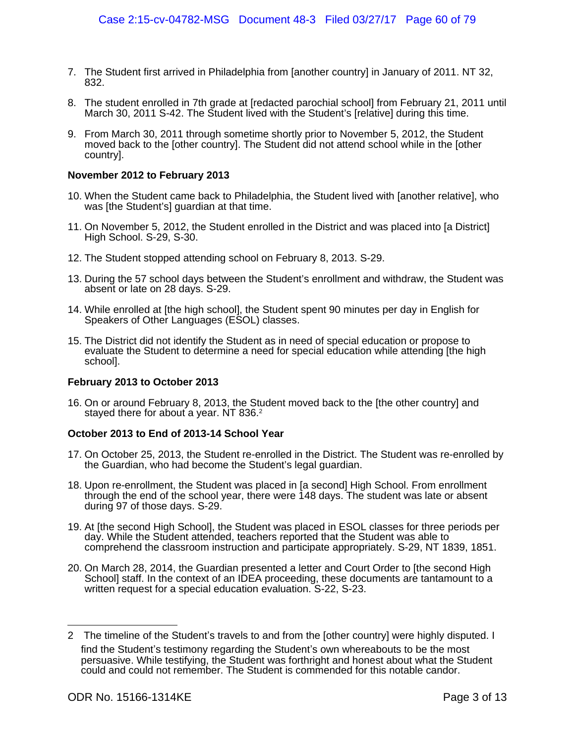7. The Student first arrived in Philadelphia from [another country] in January of 2011. NT 32, 832.

8. The student enrolled in 7th grade at [redacted parochial school] from February 21, 2011 until March 30, 2011 S-42. The Student lived with the Student's [relative] during this time.

9. From March 30, 2011 through sometime shortly prior to November 5, 2012, the Student moved back to the [other country]. The Student did not attend school while in the [other country].

**November 2012 to February 2013**

10. When the Student came back to Philadelphia, the Student lived with [another relative], who was [the Student's] guardian at that time.

11. On November 5, 2012, the Student enrolled in the District and was placed into [a District] High School. S-29, S-30.

12. The Student stopped attending school on February 8, 2013. S-29.

13. During the 57 school days between the Student's enrollment and withdraw, the Student was absent or late on 28 days. S-29.

14. While enrolled at [the high school], the Student spent 90 minutes per day in English for Speakers of Other Languages (ESOL) classes.

15. The District did not identify the Student as in need of special education or propose to evaluate the Student to determine a need for special education while attending [the high school].

**February 2013 to October 2013**

16. On or around February 8, 2013, the Student moved back to the [the other country] and stayed there for about a year. NT 836.[2]

**October 2013 to End of 2013-14 School Year**

17. On October 25, 2013, the Student re-enrolled in the District. The Student was re-enrolled by the Guardian, who had become the Student's legal guardian.

18. Upon re-enrollment, the Student was placed in [a second] High School. From enrollment through the end of the school year, there were 148 days. The student was late or absent during 97 of those days. S-29.

19. At [the second High School], the Student was placed in ESOL classes for three periods per day. While the Student attended, teachers reported that the Student was able to comprehend the classroom instruction and participate appropriately. S-29, NT 1839, 1851.

20. On March 28, 2014, the Guardian presented a letter and Court Order to [the second High School] staff. In the context of an IDEA proceeding, these documents are tantamount to a written request for a special education evaluation. S-22, S-23.

---

2 The timeline of the Student's travels to and from the [other country] were highly disputed. I find the Student's testimony regarding the Student's own whereabouts to be the most persuasive. While testifying, the Student was forthright and honest about what the Student could and could not remember. The Student is commended for this notable candor.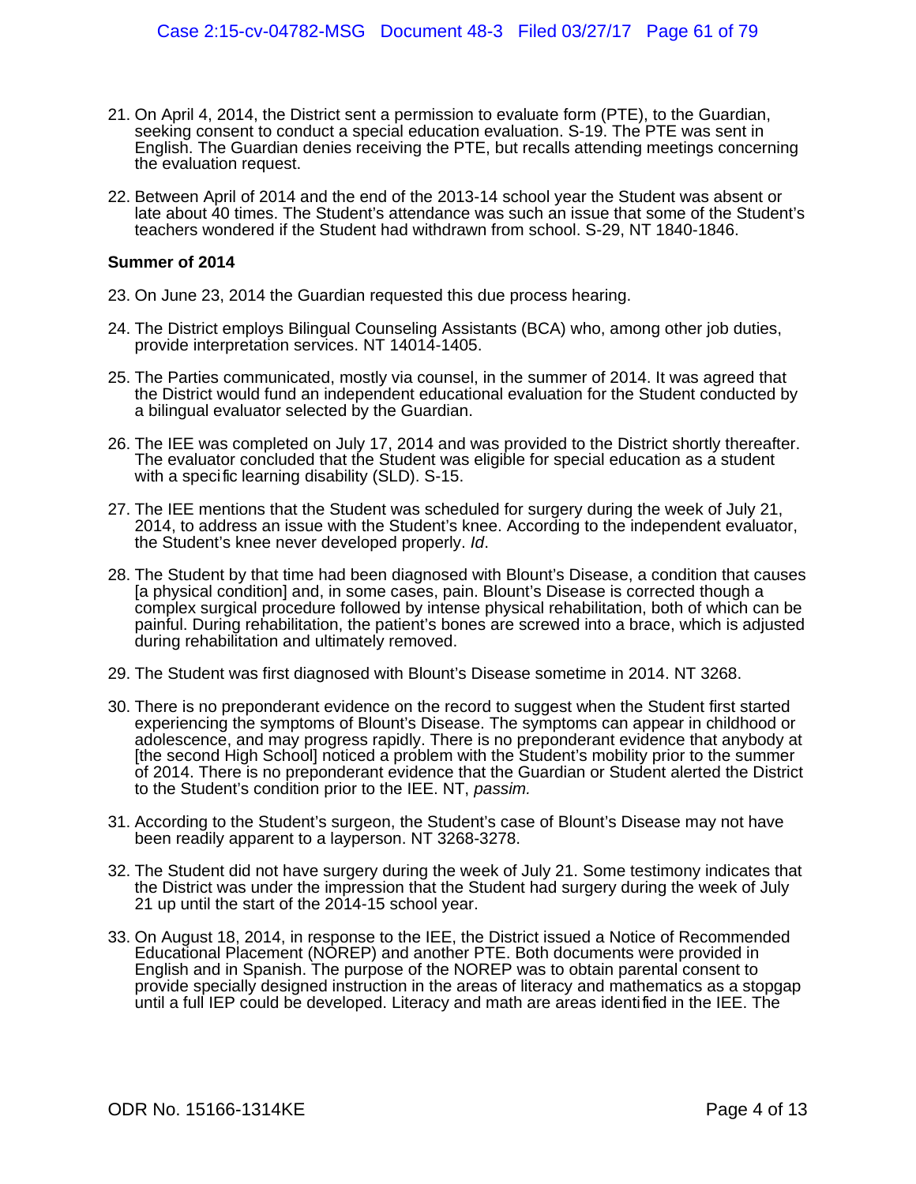21. On April 4, 2014, the District sent a permission to evaluate form (PTE), to the Guardian, seeking consent to conduct a special education evaluation. S-19. The PTE was sent in English. The Guardian denies receiving the PTE, but recalls attending meetings concerning the evaluation request.

22. Between April of 2014 and the end of the 2013-14 school year the Student was absent or late about 40 times. The Student's attendance was such an issue that some of the Student's teachers wondered if the Student had withdrawn from school. S-29, NT 1840-1846.

**Summer of 2014**

23. On June 23, 2014 the Guardian requested this due process hearing.

24. The District employs Bilingual Counseling Assistants (BCA) who, among other job duties, provide interpretation services. NT 14014-1405.

25. The Parties communicated, mostly via counsel, in the summer of 2014. It was agreed that the District would fund an independent educational evaluation for the Student conducted by a bilingual evaluator selected by the Guardian.

26. The IEE was completed on July 17, 2014 and was provided to the District shortly thereafter. The evaluator concluded that the Student was eligible for special education as a student with a specific learning disability (SLD). S-15.

27. The IEE mentions that the Student was scheduled for surgery during the week of July 21, 2014, to address an issue with the Student's knee. According to the independent evaluator, the Student's knee never developed properly. *Id*.

28. The Student by that time had been diagnosed with Blount's Disease, a condition that causes [a physical condition] and, in some cases, pain. Blount's Disease is corrected though a complex surgical procedure followed by intense physical rehabilitation, both of which can be painful. During rehabilitation, the patient's bones are screwed into a brace, which is adjusted during rehabilitation and ultimately removed.

29. The Student was first diagnosed with Blount's Disease sometime in 2014. NT 3268.

30. There is no preponderant evidence on the record to suggest when the Student first started experiencing the symptoms of Blount's Disease. The symptoms can appear in childhood or adolescence, and may progress rapidly. There is no preponderant evidence that anybody at [the second High School] noticed a problem with the Student's mobility prior to the summer of 2014. There is no preponderant evidence that the Guardian or Student alerted the District to the Student's condition prior to the IEE. NT, *passim.*

31. According to the Student's surgeon, the Student's case of Blount's Disease may not have been readily apparent to a layperson. NT 3268-3278.

32. The Student did not have surgery during the week of July 21. Some testimony indicates that the District was under the impression that the Student had surgery during the week of July 21 up until the start of the 2014-15 school year.

33. On August 18, 2014, in response to the IEE, the District issued a Notice of Recommended Educational Placement (NOREP) and another PTE. Both documents were provided in English and in Spanish. The purpose of the NOREP was to obtain parental consent to provide specially designed instruction in the areas of literacy and mathematics as a stopgap until a full IEP could be developed. Literacy and math are areas identified in the IEE. The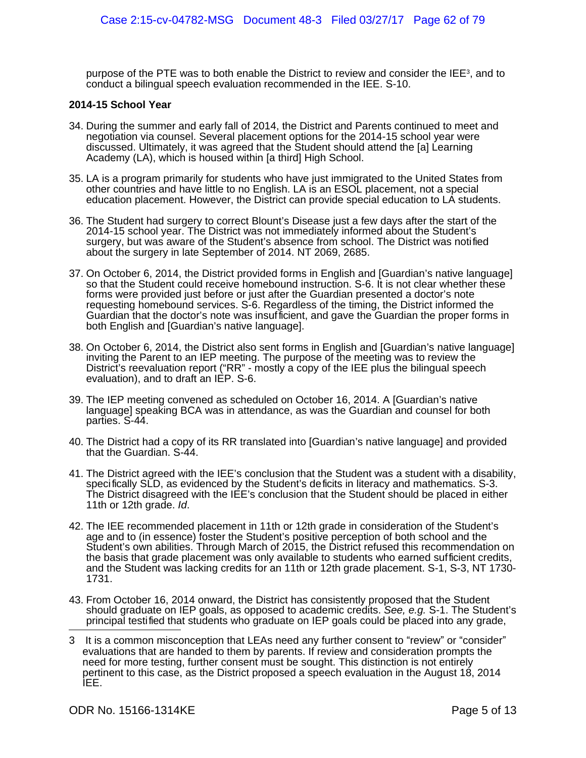purpose of the PTE was to both enable the District to review and consider the IEE[3], and to conduct a bilingual speech evaluation recommended in the IEE. S-10.

**2014-15 School Year**

34. During the summer and early fall of 2014, the District and Parents continued to meet and negotiation via counsel. Several placement options for the 2014-15 school year were discussed. Ultimately, it was agreed that the Student should attend the [a] Learning Academy (LA), which is housed within [a third] High School.

35. LA is a program primarily for students who have just immigrated to the United States from other countries and have little to no English. LA is an ESOL placement, not a special education placement. However, the District can provide special education to LA students.

36. The Student had surgery to correct Blount's Disease just a few days after the start of the 2014-15 school year. The District was not immediately informed about the Student's surgery, but was aware of the Student's absence from school. The District was notified about the surgery in late September of 2014. NT 2069, 2685.

37. On October 6, 2014, the District provided forms in English and [Guardian's native language] so that the Student could receive homebound instruction. S-6. It is not clear whether these forms were provided just before or just after the Guardian presented a doctor's note requesting homebound services. S-6. Regardless of the timing, the District informed the Guardian that the doctor's note was insufficient, and gave the Guardian the proper forms in both English and [Guardian's native language].

38. On October 6, 2014, the District also sent forms in English and [Guardian's native language] inviting the Parent to an IEP meeting. The purpose of the meeting was to review the District's reevaluation report ("RR" - mostly a copy of the IEE plus the bilingual speech evaluation), and to draft an IEP. S-6.

39. The IEP meeting convened as scheduled on October 16, 2014. A [Guardian's native language] speaking BCA was in attendance, as was the Guardian and counsel for both parties. S-44.

40. The District had a copy of its RR translated into [Guardian's native language] and provided that the Guardian. S-44.

41. The District agreed with the IEE's conclusion that the Student was a student with a disability, specifically SLD, as evidenced by the Student's deficits in literacy and mathematics. S-3. The District disagreed with the IEE's conclusion that the Student should be placed in either 11th or 12th grade. *Id*.

42. The IEE recommended placement in 11th or 12th grade in consideration of the Student's age and to (in essence) foster the Student's positive perception of both school and the Student's own abilities. Through March of 2015, the District refused this recommendation on the basis that grade placement was only available to students who earned sufficient credits, and the Student was lacking credits for an 11th or 12th grade placement. S-1, S-3, NT 1730-1731.

43. From October 16, 2014 onward, the District has consistently proposed that the Student should graduate on IEP goals, as opposed to academic credits. *See, e.g.* S-1. The Student's principal testified that students who graduate on IEP goals could be placed into any grade,

---

3 It is a common misconception that LEAs need any further consent to "review" or "consider" evaluations that are handed to them by parents. If review and consideration prompts the need for more testing, further consent must be sought. This distinction is not entirely pertinent to this case, as the District proposed a speech evaluation in the August 18, 2014 IEE.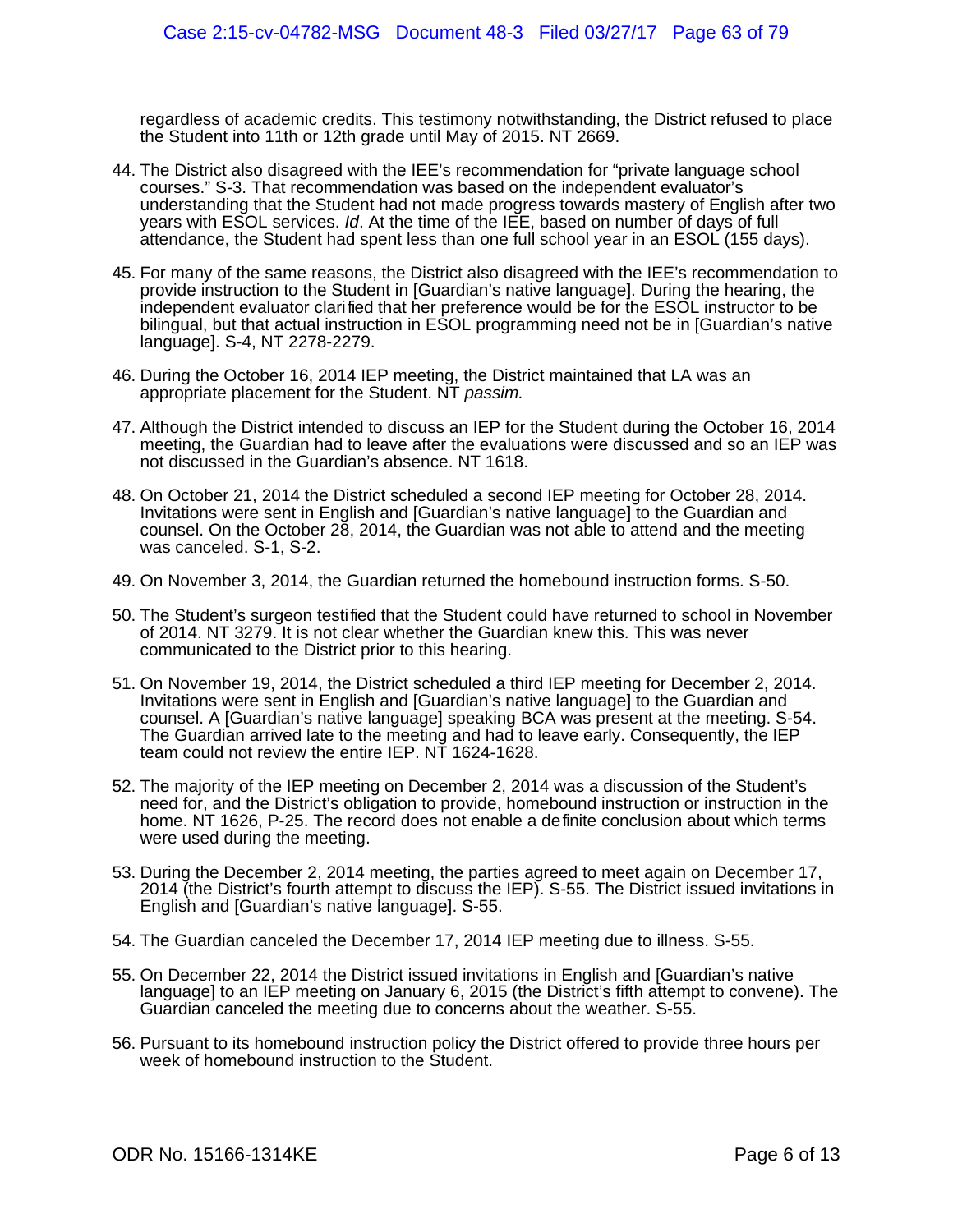regardless of academic credits. This testimony notwithstanding, the District refused to place the Student into 11th or 12th grade until May of 2015. NT 2669.

44. The District also disagreed with the IEE's recommendation for "private language school courses." S-3. That recommendation was based on the independent evaluator's understanding that the Student had not made progress towards mastery of English after two years with ESOL services. *Id*. At the time of the IEE, based on number of days of full attendance, the Student had spent less than one full school year in an ESOL (155 days).

45. For many of the same reasons, the District also disagreed with the IEE's recommendation to provide instruction to the Student in [Guardian's native language]. During the hearing, the independent evaluator clarified that her preference would be for the ESOL instructor to be bilingual, but that actual instruction in ESOL programming need not be in [Guardian's native language]. S-4, NT 2278-2279.

46. During the October 16, 2014 IEP meeting, the District maintained that LA was an appropriate placement for the Student. NT *passim.*

47. Although the District intended to discuss an IEP for the Student during the October 16, 2014 meeting, the Guardian had to leave after the evaluations were discussed and so an IEP was not discussed in the Guardian's absence. NT 1618.

48. On October 21, 2014 the District scheduled a second IEP meeting for October 28, 2014. Invitations were sent in English and [Guardian's native language] to the Guardian and counsel. On the October 28, 2014, the Guardian was not able to attend and the meeting was canceled. S-1, S-2.

49. On November 3, 2014, the Guardian returned the homebound instruction forms. S-50.

50. The Student's surgeon testified that the Student could have returned to school in November of 2014. NT 3279. It is not clear whether the Guardian knew this. This was never communicated to the District prior to this hearing.

51. On November 19, 2014, the District scheduled a third IEP meeting for December 2, 2014. Invitations were sent in English and [Guardian's native language] to the Guardian and counsel. A [Guardian's native language] speaking BCA was present at the meeting. S-54. The Guardian arrived late to the meeting and had to leave early. Consequently, the IEP team could not review the entire IEP. NT 1624-1628.

52. The majority of the IEP meeting on December 2, 2014 was a discussion of the Student's need for, and the District's obligation to provide, homebound instruction or instruction in the home. NT 1626, P-25. The record does not enable a definite conclusion about which terms were used during the meeting.

53. During the December 2, 2014 meeting, the parties agreed to meet again on December 17, 2014 (the District's fourth attempt to discuss the IEP). S-55. The District issued invitations in English and [Guardian's native language]. S-55.

54. The Guardian canceled the December 17, 2014 IEP meeting due to illness. S-55.

55. On December 22, 2014 the District issued invitations in English and [Guardian's native language] to an IEP meeting on January 6, 2015 (the District's fifth attempt to convene). The Guardian canceled the meeting due to concerns about the weather. S-55.

56. Pursuant to its homebound instruction policy the District offered to provide three hours per week of homebound instruction to the Student.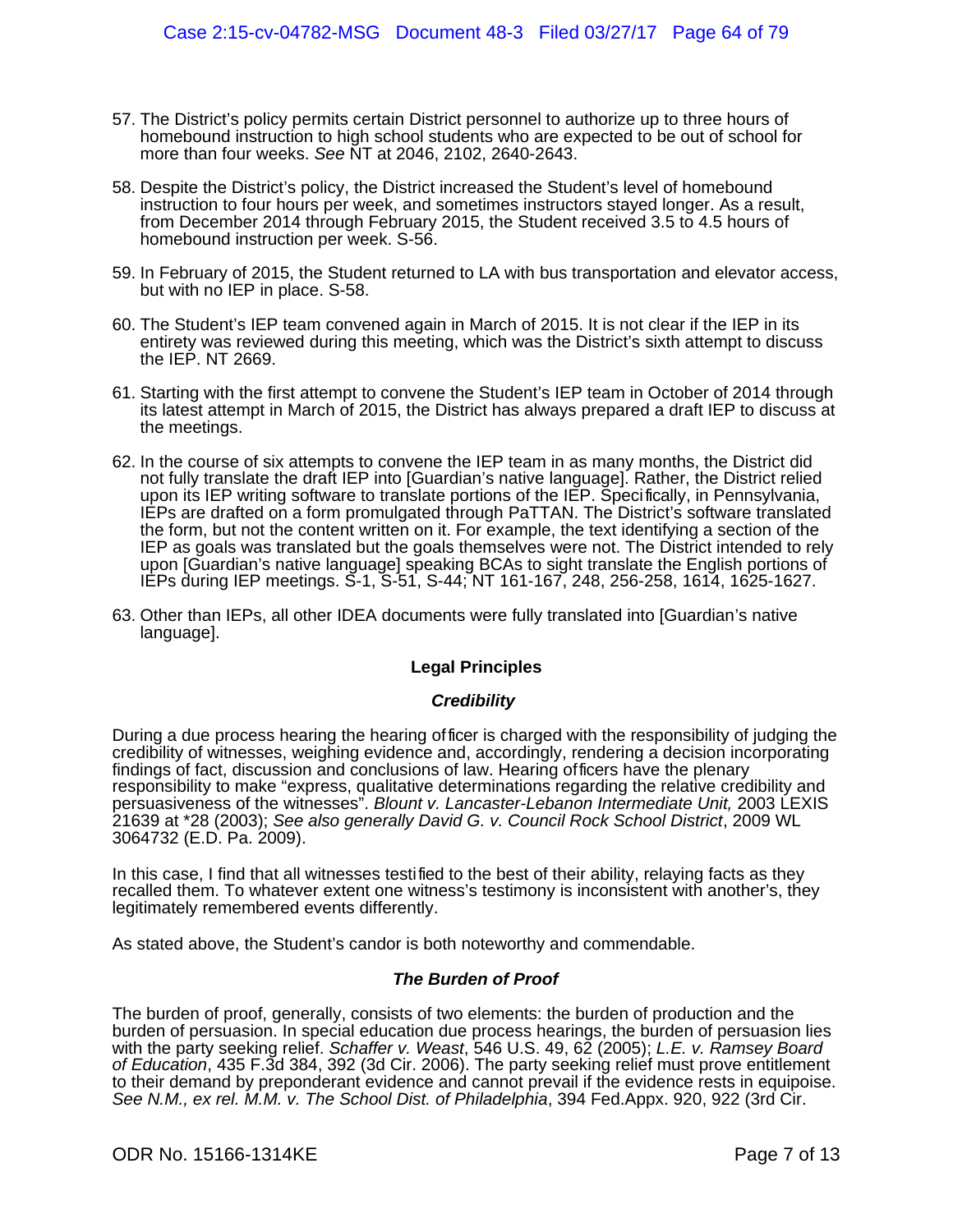57. The District's policy permits certain District personnel to authorize up to three hours of homebound instruction to high school students who are expected to be out of school for more than four weeks. *See* NT at 2046, 2102, 2640-2643.

58. Despite the District's policy, the District increased the Student's level of homebound instruction to four hours per week, and sometimes instructors stayed longer. As a result, from December 2014 through February 2015, the Student received 3.5 to 4.5 hours of homebound instruction per week. S-56.

59. In February of 2015, the Student returned to LA with bus transportation and elevator access, but with no IEP in place. S-58.

60. The Student's IEP team convened again in March of 2015. It is not clear if the IEP in its entirety was reviewed during this meeting, which was the District's sixth attempt to discuss the IEP. NT 2669.

61. Starting with the first attempt to convene the Student's IEP team in October of 2014 through its latest attempt in March of 2015, the District has always prepared a draft IEP to discuss at the meetings.

62. In the course of six attempts to convene the IEP team in as many months, the District did not fully translate the draft IEP into [Guardian's native language]. Rather, the District relied upon its IEP writing software to translate portions of the IEP. Specifically, in Pennsylvania, IEPs are drafted on a form promulgated through PaTTAN. The District's software translated the form, but not the content written on it. For example, the text identifying a section of the IEP as goals was translated but the goals themselves were not. The District intended to rely upon [Guardian's native language] speaking BCAs to sight translate the English portions of IEPs during IEP meetings. S-1, S-51, S-44; NT 161-167, 248, 256-258, 1614, 1625-1627.

63. Other than IEPs, all other IDEA documents were fully translated into [Guardian's native language].

## Legal Principles

### *Credibility*

During a due process hearing the hearing officer is charged with the responsibility of judging the credibility of witnesses, weighing evidence and, accordingly, rendering a decision incorporating findings of fact, discussion and conclusions of law. Hearing officers have the plenary responsibility to make "express, qualitative determinations regarding the relative credibility and persuasiveness of the witnesses". *Blount v. Lancaster-Lebanon Intermediate Unit,* 2003 LEXIS 21639 at *28 (2003); *See also generally David G. v. Council Rock School District*, 2009 WL 3064732 (E.D. Pa. 2009).

In this case, I find that all witnesses testified to the best of their ability, relaying facts as they recalled them. To whatever extent one witness's testimony is inconsistent with another's, they legitimately remembered events differently.

As stated above, the Student's candor is both noteworthy and commendable.

### *The Burden of Proof*

The burden of proof, generally, consists of two elements: the burden of production and the burden of persuasion. In special education due process hearings, the burden of persuasion lies with the party seeking relief. *Schaffer v. Weast*, 546 U.S. 49, 62 (2005); *L.E. v. Ramsey Board of Education*, 435 F.3d 384, 392 (3d Cir. 2006). The party seeking relief must prove entitlement to their demand by preponderant evidence and cannot prevail if the evidence rests in equipoise. *See N.M., ex rel. M.M. v. The School Dist. of Philadelphia*, 394 Fed.Appx. 920, 922 (3rd Cir.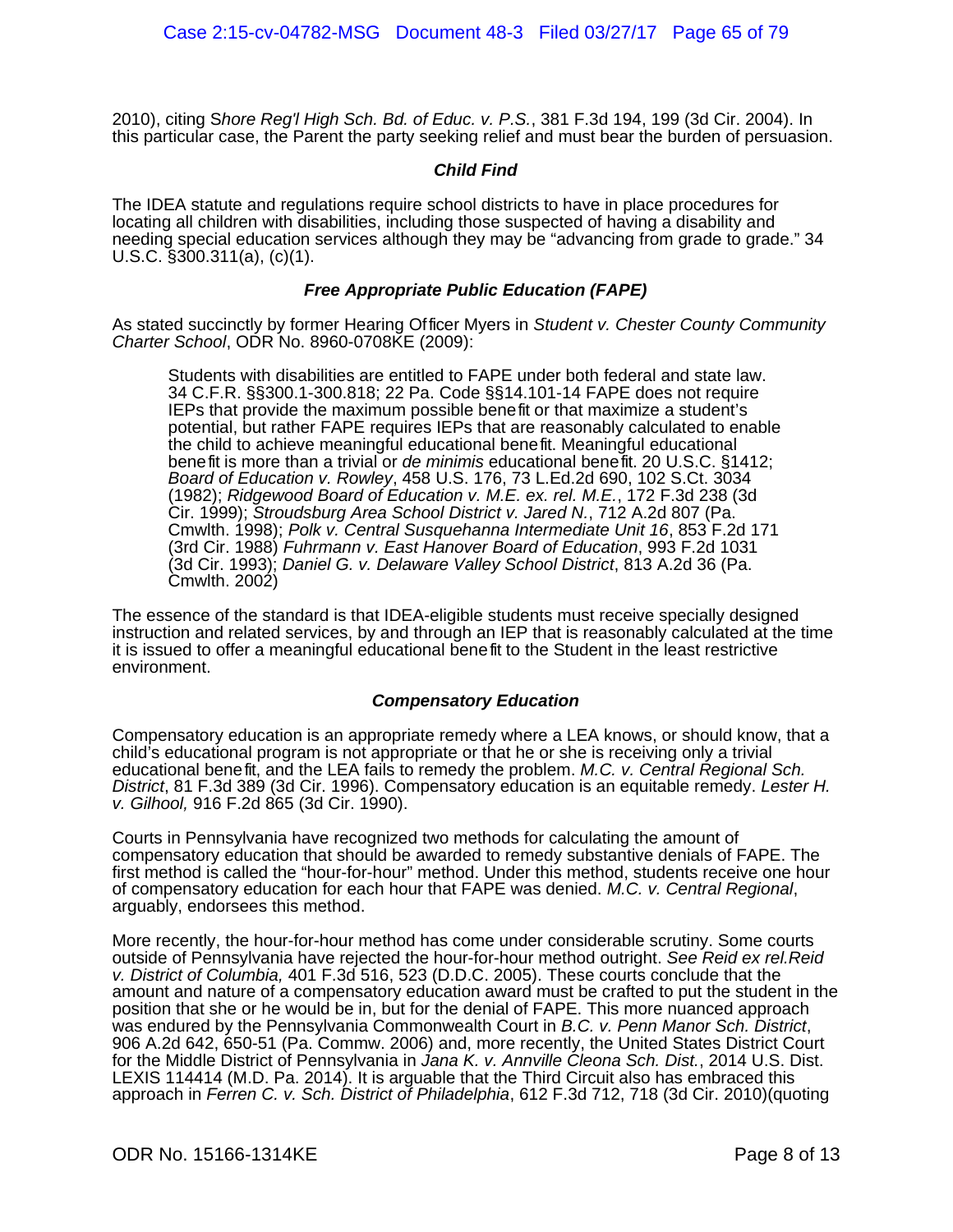2010), citing S*hore Reg'l High Sch. Bd. of Educ. v. P.S.*, 381 F.3d 194, 199 (3d Cir. 2004). In this particular case, the Parent the party seeking relief and must bear the burden of persuasion.

### *Child Find*

The IDEA statute and regulations require school districts to have in place procedures for locating all children with disabilities, including those suspected of having a disability and needing special education services although they may be "advancing from grade to grade." 34 U.S.C. §300.311(a), (c)(1).

### *Free Appropriate Public Education (FAPE)*

As stated succinctly by former Hearing Officer Myers in *Student v. Chester County Community Charter School*, ODR No. 8960-0708KE (2009):

> Students with disabilities are entitled to FAPE under both federal and state law. 34 C.F.R. §§300.1-300.818; 22 Pa. Code §§14.101-14 FAPE does not require IEPs that provide the maximum possible benefit or that maximize a student's potential, but rather FAPE requires IEPs that are reasonably calculated to enable the child to achieve meaningful educational benefit. Meaningful educational benefit is more than a trivial or *de minimis* educational benefit. 20 U.S.C. §1412; *Board of Education v. Rowley*, 458 U.S. 176, 73 L.Ed.2d 690, 102 S.Ct. 3034 (1982); *Ridgewood Board of Education v. M.E. ex. rel. M.E.*, 172 F.3d 238 (3d Cir. 1999); *Stroudsburg Area School District v. Jared N.*, 712 A.2d 807 (Pa. Cmwlth. 1998); *Polk v. Central Susquehanna Intermediate Unit 16*, 853 F.2d 171 (3rd Cir. 1988) *Fuhrmann v. East Hanover Board of Education*, 993 F.2d 1031 (3d Cir. 1993); *Daniel G. v. Delaware Valley School District*, 813 A.2d 36 (Pa. Cmwlth. 2002)

The essence of the standard is that IDEA-eligible students must receive specially designed instruction and related services, by and through an IEP that is reasonably calculated at the time it is issued to offer a meaningful educational benefit to the Student in the least restrictive environment.

### *Compensatory Education*

Compensatory education is an appropriate remedy where a LEA knows, or should know, that a child's educational program is not appropriate or that he or she is receiving only a trivial educational benefit, and the LEA fails to remedy the problem. *M.C. v. Central Regional Sch. District*, 81 F.3d 389 (3d Cir. 1996). Compensatory education is an equitable remedy. *Lester H. v. Gilhool,* 916 F.2d 865 (3d Cir. 1990).

Courts in Pennsylvania have recognized two methods for calculating the amount of compensatory education that should be awarded to remedy substantive denials of FAPE. The first method is called the "hour-for-hour" method. Under this method, students receive one hour of compensatory education for each hour that FAPE was denied. *M.C. v. Central Regional*, arguably, endorsees this method.

More recently, the hour-for-hour method has come under considerable scrutiny. Some courts outside of Pennsylvania have rejected the hour-for-hour method outright. *See Reid ex rel.Reid v. District of Columbia,* 401 F.3d 516, 523 (D.D.C. 2005). These courts conclude that the amount and nature of a compensatory education award must be crafted to put the student in the position that she or he would be in, but for the denial of FAPE. This more nuanced approach was endured by the Pennsylvania Commonwealth Court in *B.C. v. Penn Manor Sch. District*, 906 A.2d 642, 650-51 (Pa. Commw. 2006) and, more recently, the United States District Court for the Middle District of Pennsylvania in *Jana K. v. Annville Cleona Sch. Dist.*, 2014 U.S. Dist. LEXIS 114414 (M.D. Pa. 2014). It is arguable that the Third Circuit also has embraced this approach in *Ferren C. v. Sch. District of Philadelphia*, 612 F.3d 712, 718 (3d Cir. 2010)(quoting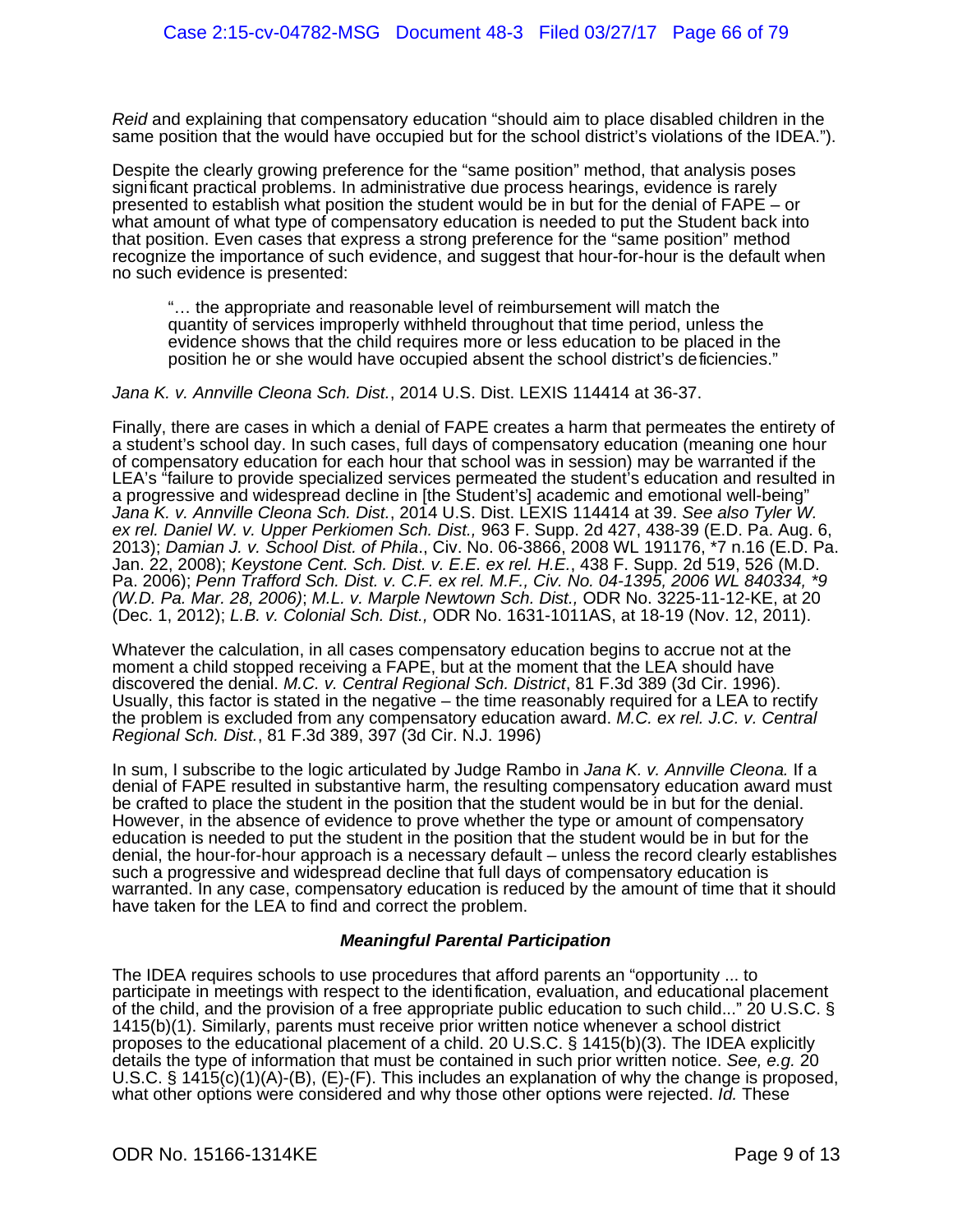*Reid* and explaining that compensatory education "should aim to place disabled children in the same position that the would have occupied but for the school district's violations of the IDEA.").

Despite the clearly growing preference for the "same position" method, that analysis poses significant practical problems. In administrative due process hearings, evidence is rarely presented to establish what position the student would be in but for the denial of FAPE – or what amount of what type of compensatory education is needed to put the Student back into that position. Even cases that express a strong preference for the "same position" method recognize the importance of such evidence, and suggest that hour-for-hour is the default when no such evidence is presented:

> "… the appropriate and reasonable level of reimbursement will match the quantity of services improperly withheld throughout that time period, unless the evidence shows that the child requires more or less education to be placed in the position he or she would have occupied absent the school district's deficiencies."

*Jana K. v. Annville Cleona Sch. Dist.*, 2014 U.S. Dist. LEXIS 114414 at 36-37.

Finally, there are cases in which a denial of FAPE creates a harm that permeates the entirety of a student's school day. In such cases, full days of compensatory education (meaning one hour of compensatory education for each hour that school was in session) may be warranted if the LEA's "failure to provide specialized services permeated the student's education and resulted in a progressive and widespread decline in [the Student's] academic and emotional well-being" *Jana K. v. Annville Cleona Sch. Dist.*, 2014 U.S. Dist. LEXIS 114414 at 39. *See also Tyler W. ex rel. Daniel W. v. Upper Perkiomen Sch. Dist.,* 963 F. Supp. 2d 427, 438-39 (E.D. Pa. Aug. 6, 2013); *Damian J. v. School Dist. of Phila*., Civ. No. 06-3866, 2008 WL 191176, *7 n.16 (E.D. Pa. Jan. 22, 2008); *Keystone Cent. Sch. Dist. v. E.E. ex rel. H.E.*, 438 F. Supp. 2d 519, 526 (M.D. Pa. 2006); *Penn Trafford Sch. Dist. v. C.F. ex rel. M.F., Civ. No. 04-1395, 2006 WL 840334, *9 (W.D. Pa. Mar. 28, 2006)*; *M.L. v. Marple Newtown Sch. Dist.,* ODR No. 3225-11-12-KE, at 20 (Dec. 1, 2012); *L.B. v. Colonial Sch. Dist.,* ODR No. 1631-1011AS, at 18-19 (Nov. 12, 2011).

Whatever the calculation, in all cases compensatory education begins to accrue not at the moment a child stopped receiving a FAPE, but at the moment that the LEA should have discovered the denial. *M.C. v. Central Regional Sch. District*, 81 F.3d 389 (3d Cir. 1996). Usually, this factor is stated in the negative – the time reasonably required for a LEA to rectify the problem is excluded from any compensatory education award. *M.C. ex rel. J.C. v. Central Regional Sch. Dist.*, 81 F.3d 389, 397 (3d Cir. N.J. 1996)

In sum, I subscribe to the logic articulated by Judge Rambo in *Jana K. v. Annville Cleona.* If a denial of FAPE resulted in substantive harm, the resulting compensatory education award must be crafted to place the student in the position that the student would be in but for the denial. However, in the absence of evidence to prove whether the type or amount of compensatory education is needed to put the student in the position that the student would be in but for the denial, the hour-for-hour approach is a necessary default – unless the record clearly establishes such a progressive and widespread decline that full days of compensatory education is warranted. In any case, compensatory education is reduced by the amount of time that it should have taken for the LEA to find and correct the problem.

### ***Meaningful Parental Participation***

The IDEA requires schools to use procedures that afford parents an "opportunity ... to participate in meetings with respect to the identification, evaluation, and educational placement of the child, and the provision of a free appropriate public education to such child..." 20 U.S.C. § 1415(b)(1). Similarly, parents must receive prior written notice whenever a school district proposes to the educational placement of a child. 20 U.S.C. § 1415(b)(3). The IDEA explicitly details the type of information that must be contained in such prior written notice. *See, e.g.* 20 U.S.C. § 1415(c)(1)(A)-(B), (E)-(F). This includes an explanation of why the change is proposed, what other options were considered and why those other options were rejected. *Id.* These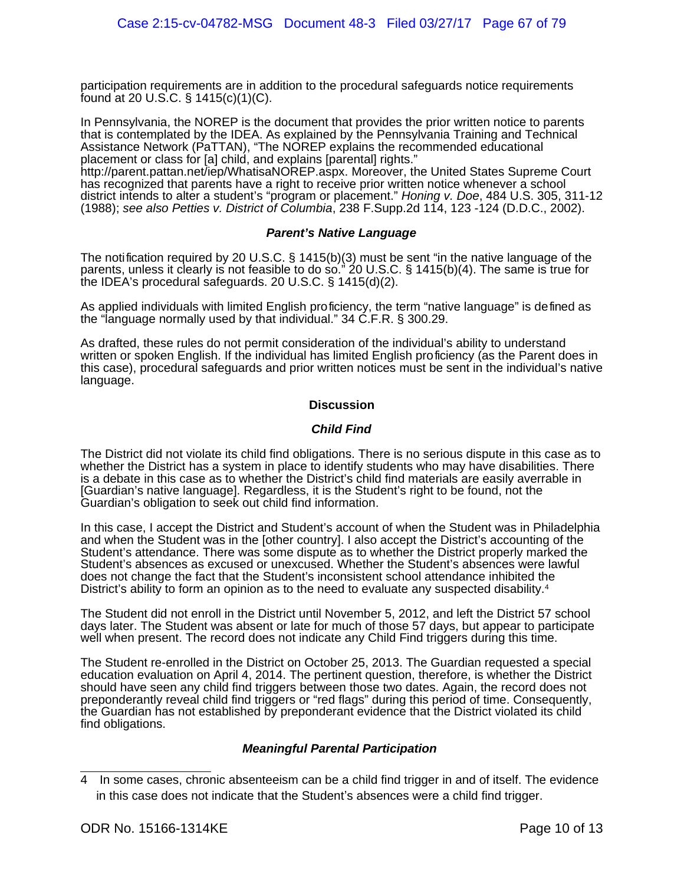participation requirements are in addition to the procedural safeguards notice requirements found at 20 U.S.C. § 1415(c)(1)(C).

In Pennsylvania, the NOREP is the document that provides the prior written notice to parents that is contemplated by the IDEA. As explained by the Pennsylvania Training and Technical Assistance Network (PaTTAN), "The NOREP explains the recommended educational placement or class for [a] child, and explains [parental] rights." http://parent.pattan.net/iep/WhatisaNOREP.aspx. Moreover, the United States Supreme Court has recognized that parents have a right to receive prior written notice whenever a school district intends to alter a student's "program or placement." *Honing v. Doe*, 484 U.S. 305, 311-12 (1988); *see also Petties v. District of Columbia*, 238 F.Supp.2d 114, 123 -124 (D.D.C., 2002).

***Parent's Native Language***

The notification required by 20 U.S.C. § 1415(b)(3) must be sent "in the native language of the parents, unless it clearly is not feasible to do so." 20 U.S.C. § 1415(b)(4). The same is true for the IDEA's procedural safeguards. 20 U.S.C. § 1415(d)(2).

As applied individuals with limited English proficiency, the term "native language" is defined as the "language normally used by that individual." 34 C.F.R. § 300.29.

As drafted, these rules do not permit consideration of the individual's ability to understand written or spoken English. If the individual has limited English proficiency (as the Parent does in this case), procedural safeguards and prior written notices must be sent in the individual's native language.

**Discussion**

***Child Find***

The District did not violate its child find obligations. There is no serious dispute in this case as to whether the District has a system in place to identify students who may have disabilities. There is a debate in this case as to whether the District's child find materials are easily averrable in [Guardian's native language]. Regardless, it is the Student's right to be found, not the Guardian's obligation to seek out child find information.

In this case, I accept the District and Student's account of when the Student was in Philadelphia and when the Student was in the [other country]. I also accept the District's accounting of the Student's attendance. There was some dispute as to whether the District properly marked the Student's absences as excused or unexcused. Whether the Student's absences were lawful does not change the fact that the Student's inconsistent school attendance inhibited the District's ability to form an opinion as to the need to evaluate any suspected disability.[4]

The Student did not enroll in the District until November 5, 2012, and left the District 57 school days later. The Student was absent or late for much of those 57 days, but appear to participate well when present. The record does not indicate any Child Find triggers during this time.

The Student re-enrolled in the District on October 25, 2013. The Guardian requested a special education evaluation on April 4, 2014. The pertinent question, therefore, is whether the District should have seen any child find triggers between those two dates. Again, the record does not preponderantly reveal child find triggers or "red flags" during this period of time. Consequently, the Guardian has not established by preponderant evidence that the District violated its child find obligations.

***Meaningful Parental Participation***

---

4 In some cases, chronic absenteeism can be a child find trigger in and of itself. The evidence in this case does not indicate that the Student's absences were a child find trigger.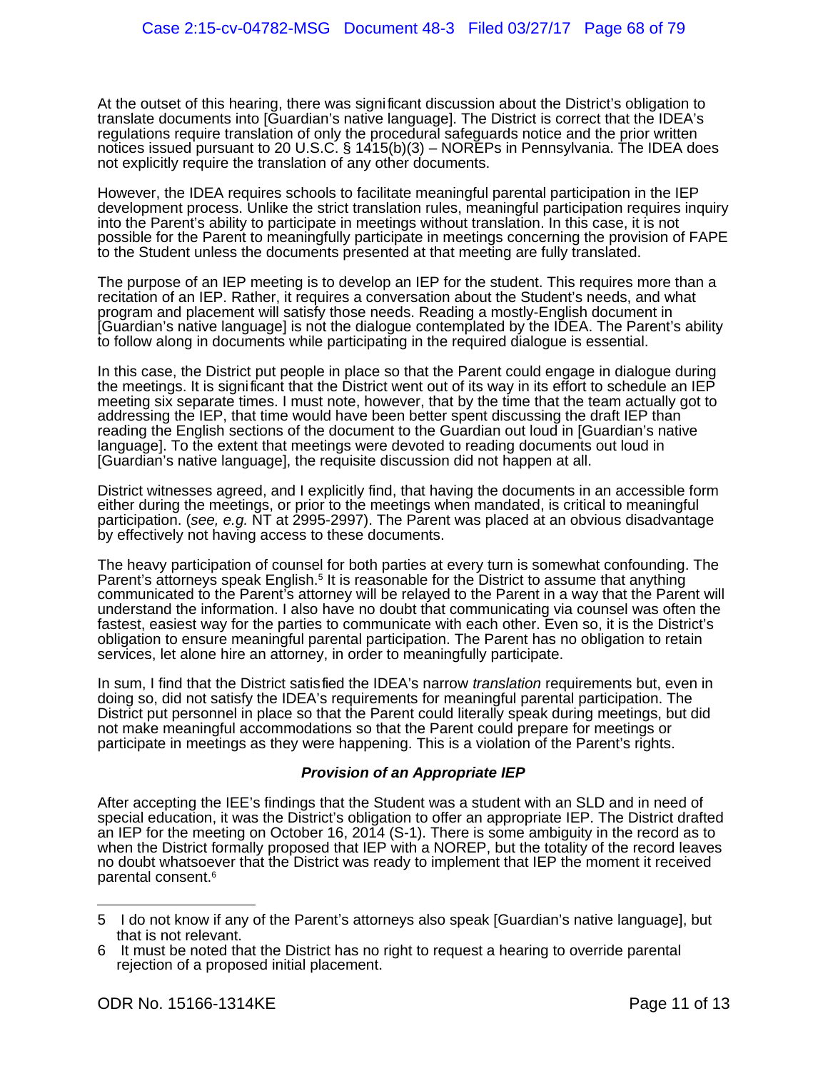At the outset of this hearing, there was significant discussion about the District's obligation to translate documents into [Guardian's native language]. The District is correct that the IDEA's regulations require translation of only the procedural safeguards notice and the prior written notices issued pursuant to 20 U.S.C. § 1415(b)(3) – NOREPs in Pennsylvania. The IDEA does not explicitly require the translation of any other documents.

However, the IDEA requires schools to facilitate meaningful parental participation in the IEP development process. Unlike the strict translation rules, meaningful participation requires inquiry into the Parent's ability to participate in meetings without translation. In this case, it is not possible for the Parent to meaningfully participate in meetings concerning the provision of FAPE to the Student unless the documents presented at that meeting are fully translated.

The purpose of an IEP meeting is to develop an IEP for the student. This requires more than a recitation of an IEP. Rather, it requires a conversation about the Student's needs, and what program and placement will satisfy those needs. Reading a mostly-English document in [Guardian's native language] is not the dialogue contemplated by the IDEA. The Parent's ability to follow along in documents while participating in the required dialogue is essential.

In this case, the District put people in place so that the Parent could engage in dialogue during the meetings. It is significant that the District went out of its way in its effort to schedule an IEP meeting six separate times. I must note, however, that by the time that the team actually got to addressing the IEP, that time would have been better spent discussing the draft IEP than reading the English sections of the document to the Guardian out loud in [Guardian's native language]. To the extent that meetings were devoted to reading documents out loud in [Guardian's native language], the requisite discussion did not happen at all.

District witnesses agreed, and I explicitly find, that having the documents in an accessible form either during the meetings, or prior to the meetings when mandated, is critical to meaningful participation. (*see, e.g.* NT at 2995-2997). The Parent was placed at an obvious disadvantage by effectively not having access to these documents.

The heavy participation of counsel for both parties at every turn is somewhat confounding. The Parent's attorneys speak English.[5] It is reasonable for the District to assume that anything communicated to the Parent's attorney will be relayed to the Parent in a way that the Parent will understand the information. I also have no doubt that communicating via counsel was often the fastest, easiest way for the parties to communicate with each other. Even so, it is the District's obligation to ensure meaningful parental participation. The Parent has no obligation to retain services, let alone hire an attorney, in order to meaningfully participate.

In sum, I find that the District satisfied the IDEA's narrow *translation* requirements but, even in doing so, did not satisfy the IDEA's requirements for meaningful parental participation. The District put personnel in place so that the Parent could literally speak during meetings, but did not make meaningful accommodations so that the Parent could prepare for meetings or participate in meetings as they were happening. This is a violation of the Parent's rights.

### ***Provision of an Appropriate IEP***

After accepting the IEE's findings that the Student was a student with an SLD and in need of special education, it was the District's obligation to offer an appropriate IEP. The District drafted an IEP for the meeting on October 16, 2014 (S-1). There is some ambiguity in the record as to when the District formally proposed that IEP with a NOREP, but the totality of the record leaves no doubt whatsoever that the District was ready to implement that IEP the moment it received parental consent.[6]

---

5 I do not know if any of the Parent's attorneys also speak [Guardian's native language], but that is not relevant.

6 It must be noted that the District has no right to request a hearing to override parental rejection of a proposed initial placement.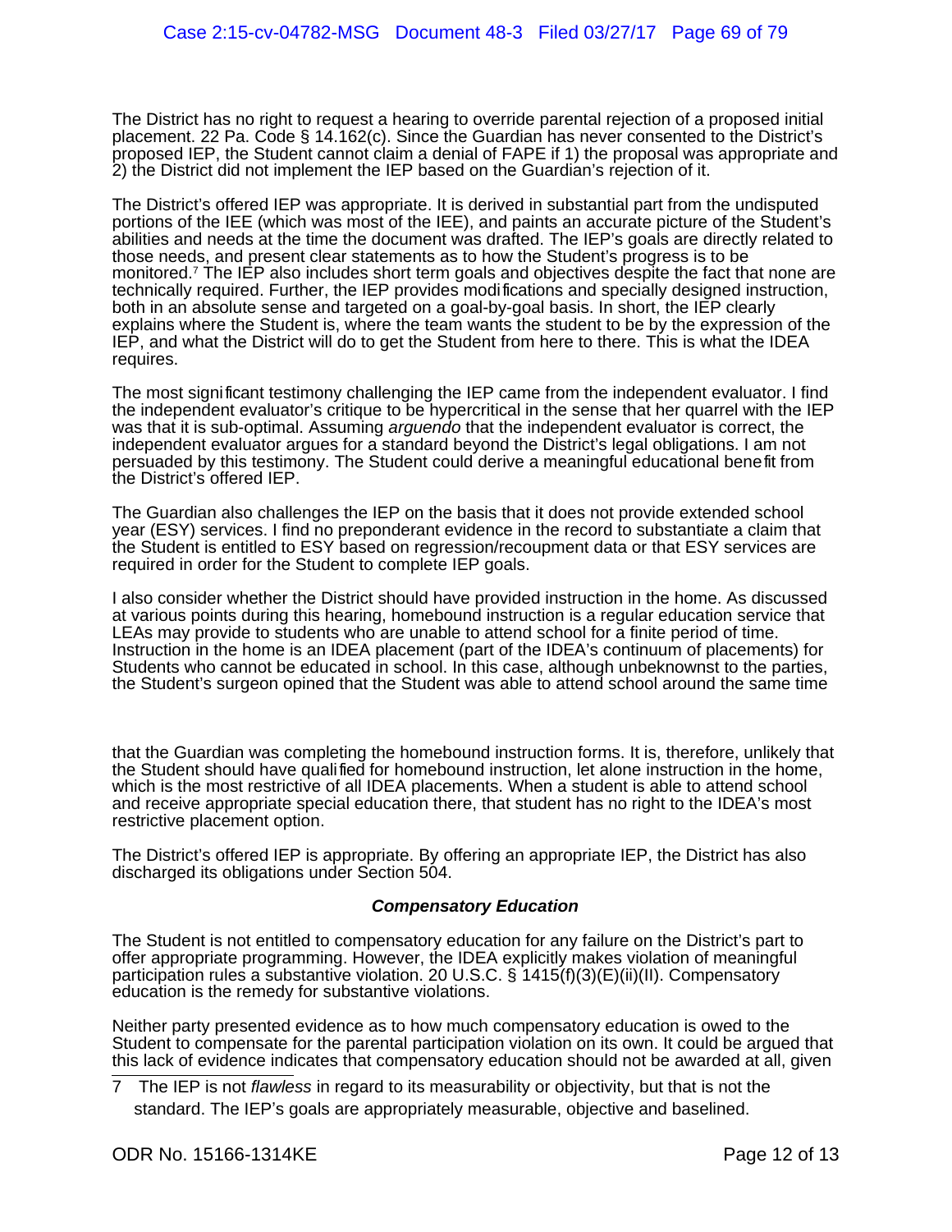The District has no right to request a hearing to override parental rejection of a proposed initial placement. 22 Pa. Code § 14.162(c). Since the Guardian has never consented to the District's proposed IEP, the Student cannot claim a denial of FAPE if 1) the proposal was appropriate and 2) the District did not implement the IEP based on the Guardian's rejection of it.

The District's offered IEP was appropriate. It is derived in substantial part from the undisputed portions of the IEE (which was most of the IEE), and paints an accurate picture of the Student's abilities and needs at the time the document was drafted. The IEP's goals are directly related to those needs, and present clear statements as to how the Student's progress is to be monitored.[7] The IEP also includes short term goals and objectives despite the fact that none are technically required. Further, the IEP provides modifications and specially designed instruction, both in an absolute sense and targeted on a goal-by-goal basis. In short, the IEP clearly explains where the Student is, where the team wants the student to be by the expression of the IEP, and what the District will do to get the Student from here to there. This is what the IDEA requires.

The most significant testimony challenging the IEP came from the independent evaluator. I find the independent evaluator's critique to be hypercritical in the sense that her quarrel with the IEP was that it is sub-optimal. Assuming *arguendo* that the independent evaluator is correct, the independent evaluator argues for a standard beyond the District's legal obligations. I am not persuaded by this testimony. The Student could derive a meaningful educational benefit from the District's offered IEP.

The Guardian also challenges the IEP on the basis that it does not provide extended school year (ESY) services. I find no preponderant evidence in the record to substantiate a claim that the Student is entitled to ESY based on regression/recoupment data or that ESY services are required in order for the Student to complete IEP goals.

I also consider whether the District should have provided instruction in the home. As discussed at various points during this hearing, homebound instruction is a regular education service that LEAs may provide to students who are unable to attend school for a finite period of time. Instruction in the home is an IDEA placement (part of the IDEA's continuum of placements) for Students who cannot be educated in school. In this case, although unbeknownst to the parties, the Student's surgeon opined that the Student was able to attend school around the same time that the Guardian was completing the homebound instruction forms. It is, therefore, unlikely that the Student should have qualified for homebound instruction, let alone instruction in the home, which is the most restrictive of all IDEA placements. When a student is able to attend school and receive appropriate special education there, that student has no right to the IDEA's most restrictive placement option.

The District's offered IEP is appropriate. By offering an appropriate IEP, the District has also discharged its obligations under Section 504.

### ***Compensatory Education***

The Student is not entitled to compensatory education for any failure on the District's part to offer appropriate programming. However, the IDEA explicitly makes violation of meaningful participation rules a substantive violation. 20 U.S.C. § 1415(f)(3)(E)(ii)(II). Compensatory education is the remedy for substantive violations.

Neither party presented evidence as to how much compensatory education is owed to the Student to compensate for the parental participation violation on its own. It could be argued that this lack of evidence indicates that compensatory education should not be awarded at all, given

---

7 The IEP is not *flawless* in regard to its measurability or objectivity, but that is not the standard. The IEP's goals are appropriately measurable, objective and baselined.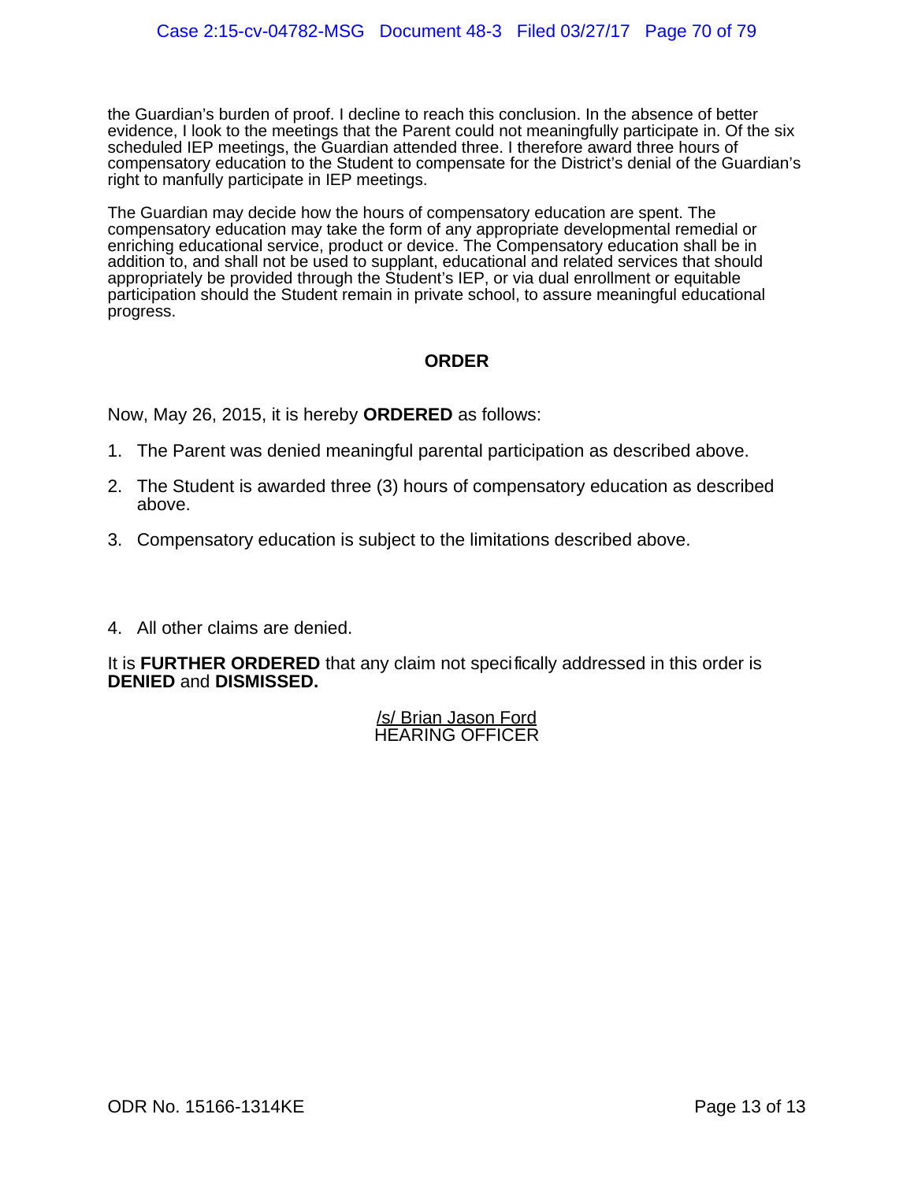the Guardian's burden of proof. I decline to reach this conclusion. In the absence of better evidence, I look to the meetings that the Parent could not meaningfully participate in. Of the six scheduled IEP meetings, the Guardian attended three. I therefore award three hours of compensatory education to the Student to compensate for the District's denial of the Guardian's right to manfully participate in IEP meetings.

The Guardian may decide how the hours of compensatory education are spent. The compensatory education may take the form of any appropriate developmental remedial or enriching educational service, product or device. The Compensatory education shall be in addition to, and shall not be used to supplant, educational and related services that should appropriately be provided through the Student's IEP, or via dual enrollment or equitable participation should the Student remain in private school, to assure meaningful educational progress.

## ORDER

Now, May 26, 2015, it is hereby **ORDERED** as follows:

1. The Parent was denied meaningful parental participation as described above.
2. The Student is awarded three (3) hours of compensatory education as described above.
3. Compensatory education is subject to the limitations described above.
4. All other claims are denied.

It is **FURTHER ORDERED** that any claim not specifically addressed in this order is **DENIED** and **DISMISSED.**

/s/ Brian Jason Ford
HEARING OFFICER

ODR No. 15166-1314KE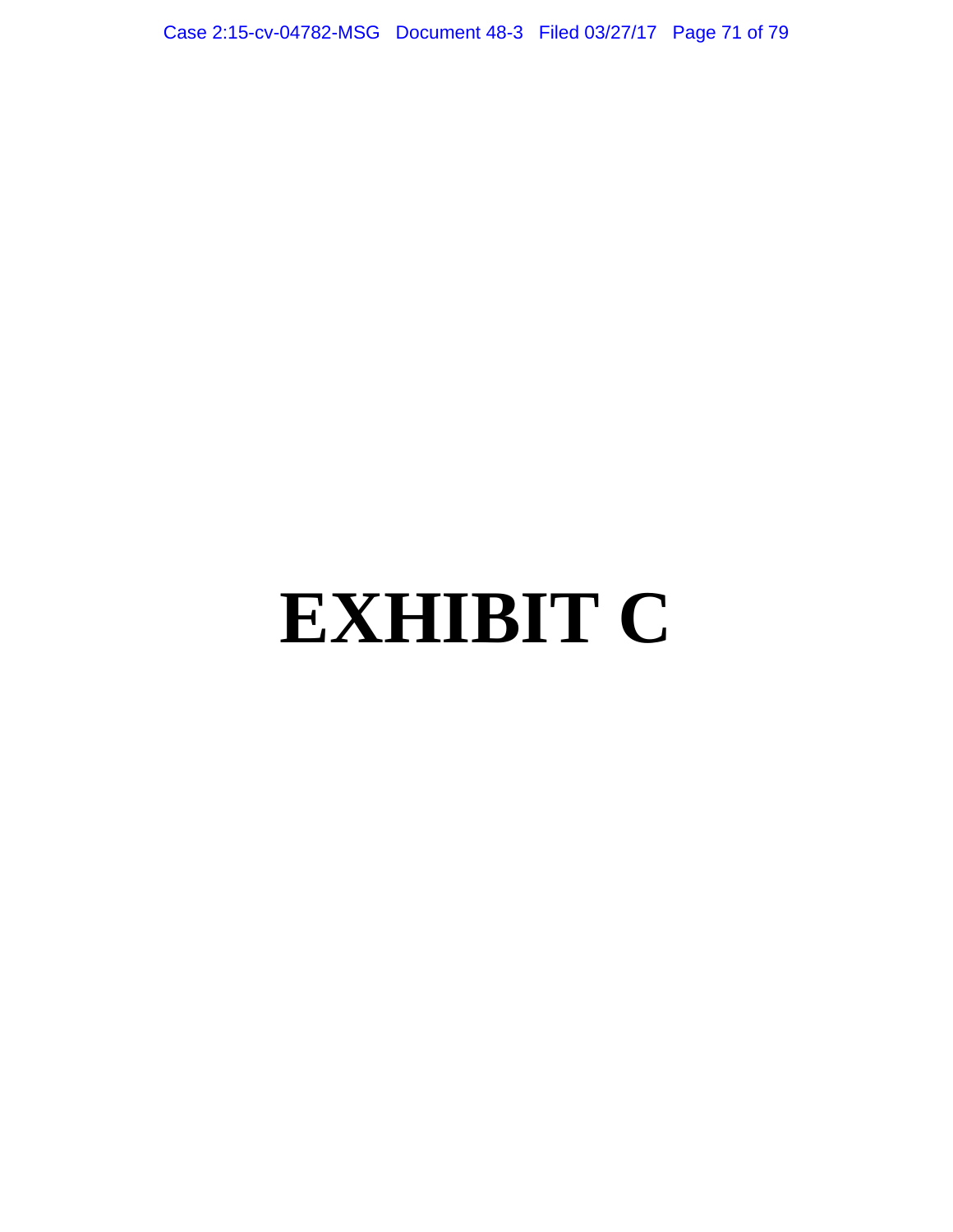# EXHIBIT C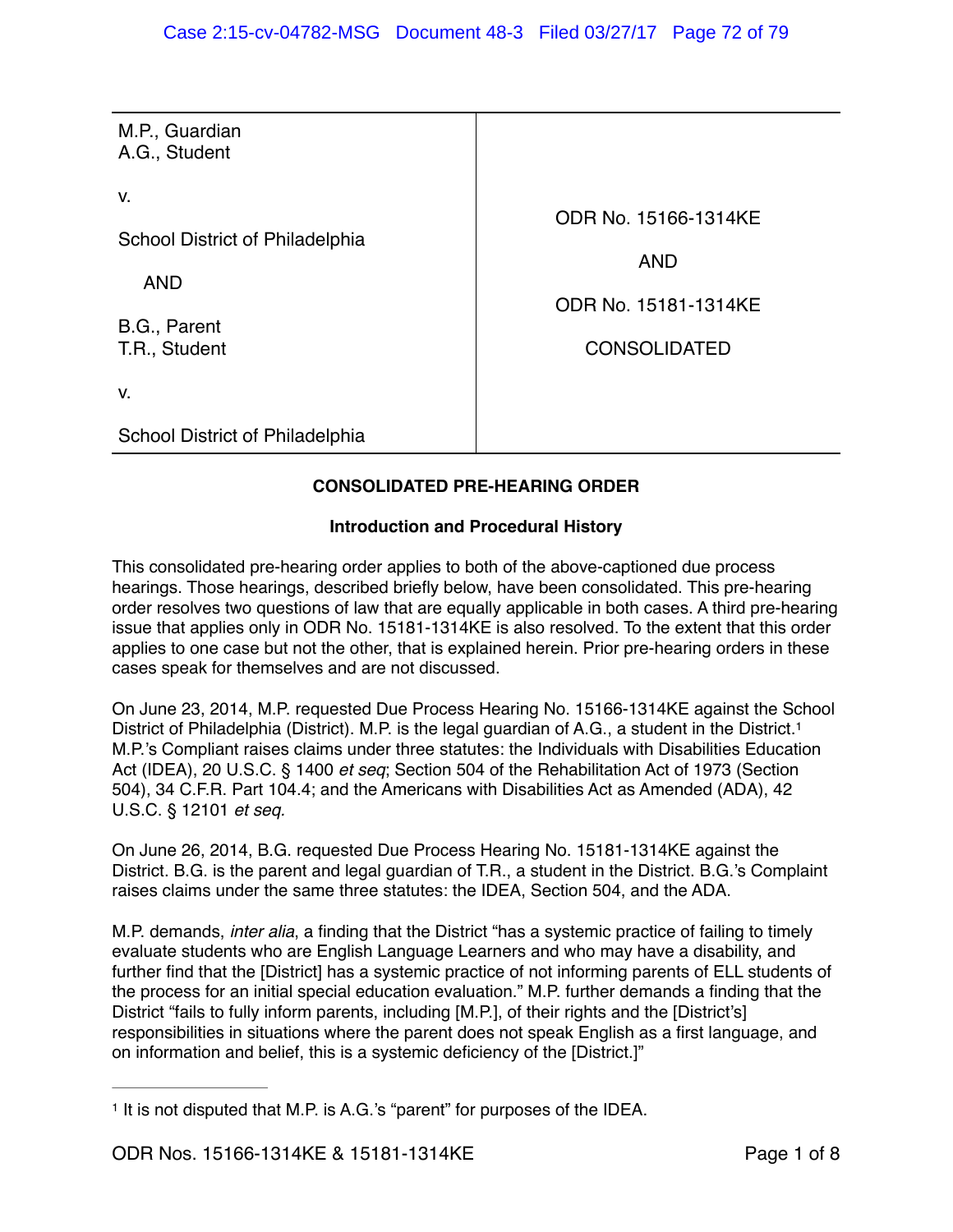| | |
|---|---|
| M.P., Guardian<br>A.G., Student<br><br>v.<br><br>School District of Philadelphia<br><br>AND<br><br>B.G., Parent<br>T.R., Student<br><br>v.<br><br>School District of Philadelphia | ODR No. 15166-1314KE<br><br>AND<br><br>ODR No. 15181-1314KE<br><br>CONSOLIDATED |

## CONSOLIDATED PRE-HEARING ORDER

### Introduction and Procedural History

This consolidated pre-hearing order applies to both of the above-captioned due process hearings. Those hearings, described briefly below, have been consolidated. This pre-hearing order resolves two questions of law that are equally applicable in both cases. A third pre-hearing issue that applies only in ODR No. 15181-1314KE is also resolved. To the extent that this order applies to one case but not the other, that is explained herein. Prior pre-hearing orders in these cases speak for themselves and are not discussed.

On June 23, 2014, M.P. requested Due Process Hearing No. 15166-1314KE against the School District of Philadelphia (District). M.P. is the legal guardian of A.G., a student in the District.[1] M.P.'s Compliant raises claims under three statutes: the Individuals with Disabilities Education Act (IDEA), 20 U.S.C. § 1400 *et seq*; Section 504 of the Rehabilitation Act of 1973 (Section 504), 34 C.F.R. Part 104.4; and the Americans with Disabilities Act as Amended (ADA), 42 U.S.C. § 12101 *et seq.*

On June 26, 2014, B.G. requested Due Process Hearing No. 15181-1314KE against the District. B.G. is the parent and legal guardian of T.R., a student in the District. B.G.'s Complaint raises claims under the same three statutes: the IDEA, Section 504, and the ADA.

M.P. demands, *inter alia*, a finding that the District "has a systemic practice of failing to timely evaluate students who are English Language Learners and who may have a disability, and further find that the [District] has a systemic practice of not informing parents of ELL students of the process for an initial special education evaluation." M.P. further demands a finding that the District "fails to fully inform parents, including [M.P.], of their rights and the [District's] responsibilities in situations where the parent does not speak English as a first language, and on information and belief, this is a systemic deficiency of the [District.]"

---

[1] It is not disputed that M.P. is A.G.'s "parent" for purposes of the IDEA.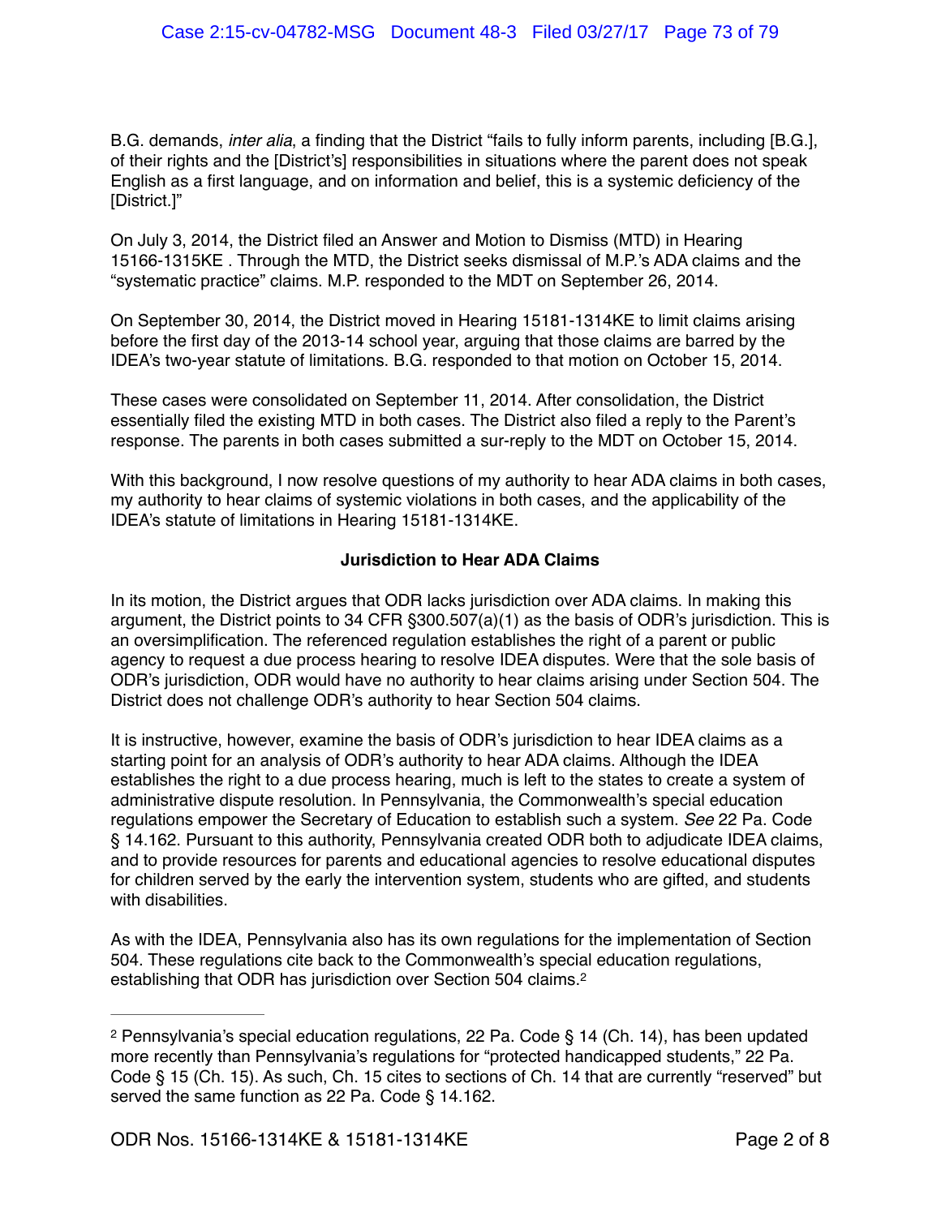B.G. demands, *inter alia*, a finding that the District "fails to fully inform parents, including [B.G.], of their rights and the [District's] responsibilities in situations where the parent does not speak English as a first language, and on information and belief, this is a systemic deficiency of the [District.]"

On July 3, 2014, the District filed an Answer and Motion to Dismiss (MTD) in Hearing 15166-1315KE . Through the MTD, the District seeks dismissal of M.P.'s ADA claims and the "systematic practice" claims. M.P. responded to the MDT on September 26, 2014.

On September 30, 2014, the District moved in Hearing 15181-1314KE to limit claims arising before the first day of the 2013-14 school year, arguing that those claims are barred by the IDEA's two-year statute of limitations. B.G. responded to that motion on October 15, 2014.

These cases were consolidated on September 11, 2014. After consolidation, the District essentially filed the existing MTD in both cases. The District also filed a reply to the Parent's response. The parents in both cases submitted a sur-reply to the MDT on October 15, 2014.

With this background, I now resolve questions of my authority to hear ADA claims in both cases, my authority to hear claims of systemic violations in both cases, and the applicability of the IDEA's statute of limitations in Hearing 15181-1314KE.

**Jurisdiction to Hear ADA Claims**

In its motion, the District argues that ODR lacks jurisdiction over ADA claims. In making this argument, the District points to 34 CFR §300.507(a)(1) as the basis of ODR's jurisdiction. This is an oversimplification. The referenced regulation establishes the right of a parent or public agency to request a due process hearing to resolve IDEA disputes. Were that the sole basis of ODR's jurisdiction, ODR would have no authority to hear claims arising under Section 504. The District does not challenge ODR's authority to hear Section 504 claims.

It is instructive, however, examine the basis of ODR's jurisdiction to hear IDEA claims as a starting point for an analysis of ODR's authority to hear ADA claims. Although the IDEA establishes the right to a due process hearing, much is left to the states to create a system of administrative dispute resolution. In Pennsylvania, the Commonwealth's special education regulations empower the Secretary of Education to establish such a system. *See* 22 Pa. Code § 14.162. Pursuant to this authority, Pennsylvania created ODR both to adjudicate IDEA claims, and to provide resources for parents and educational agencies to resolve educational disputes for children served by the early the intervention system, students who are gifted, and students with disabilities.

As with the IDEA, Pennsylvania also has its own regulations for the implementation of Section 504. These regulations cite back to the Commonwealth's special education regulations, establishing that ODR has jurisdiction over Section 504 claims.[2]

---

[2] Pennsylvania's special education regulations, 22 Pa. Code § 14 (Ch. 14), has been updated more recently than Pennsylvania's regulations for "protected handicapped students," 22 Pa. Code § 15 (Ch. 15). As such, Ch. 15 cites to sections of Ch. 14 that are currently "reserved" but served the same function as 22 Pa. Code § 14.162.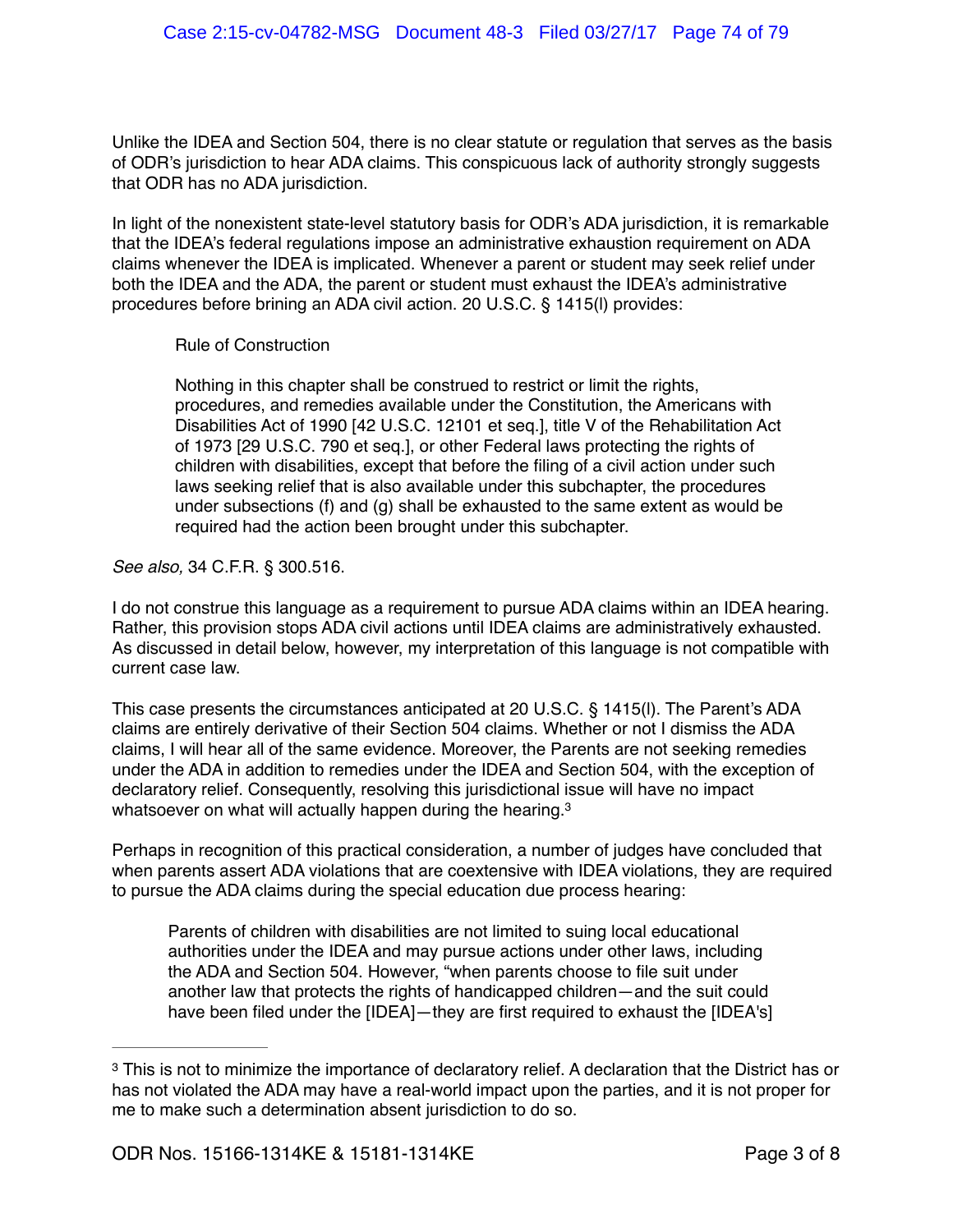Unlike the IDEA and Section 504, there is no clear statute or regulation that serves as the basis of ODR's jurisdiction to hear ADA claims. This conspicuous lack of authority strongly suggests that ODR has no ADA jurisdiction.

In light of the nonexistent state-level statutory basis for ODR's ADA jurisdiction, it is remarkable that the IDEA's federal regulations impose an administrative exhaustion requirement on ADA claims whenever the IDEA is implicated. Whenever a parent or student may seek relief under both the IDEA and the ADA, the parent or student must exhaust the IDEA's administrative procedures before brining an ADA civil action. 20 U.S.C. § 1415(l) provides:

> Rule of Construction
>
> Nothing in this chapter shall be construed to restrict or limit the rights, procedures, and remedies available under the Constitution, the Americans with Disabilities Act of 1990 [42 U.S.C. 12101 et seq.], title V of the Rehabilitation Act of 1973 [29 U.S.C. 790 et seq.], or other Federal laws protecting the rights of children with disabilities, except that before the filing of a civil action under such laws seeking relief that is also available under this subchapter, the procedures under subsections (f) and (g) shall be exhausted to the same extent as would be required had the action been brought under this subchapter.

*See also,* 34 C.F.R. § 300.516.

I do not construe this language as a requirement to pursue ADA claims within an IDEA hearing. Rather, this provision stops ADA civil actions until IDEA claims are administratively exhausted. As discussed in detail below, however, my interpretation of this language is not compatible with current case law.

This case presents the circumstances anticipated at 20 U.S.C. § 1415(l). The Parent's ADA claims are entirely derivative of their Section 504 claims. Whether or not I dismiss the ADA claims, I will hear all of the same evidence. Moreover, the Parents are not seeking remedies under the ADA in addition to remedies under the IDEA and Section 504, with the exception of declaratory relief. Consequently, resolving this jurisdictional issue will have no impact whatsoever on what will actually happen during the hearing.[3]

Perhaps in recognition of this practical consideration, a number of judges have concluded that when parents assert ADA violations that are coextensive with IDEA violations, they are required to pursue the ADA claims during the special education due process hearing:

> Parents of children with disabilities are not limited to suing local educational authorities under the IDEA and may pursue actions under other laws, including the ADA and Section 504. However, "when parents choose to file suit under another law that protects the rights of handicapped children—and the suit could have been filed under the [IDEA]—they are first required to exhaust the [IDEA's]

[3] This is not to minimize the importance of declaratory relief. A declaration that the District has or has not violated the ADA may have a real-world impact upon the parties, and it is not proper for me to make such a determination absent jurisdiction to do so.

ODR Nos. 15166-1314KE & 15181-1314KE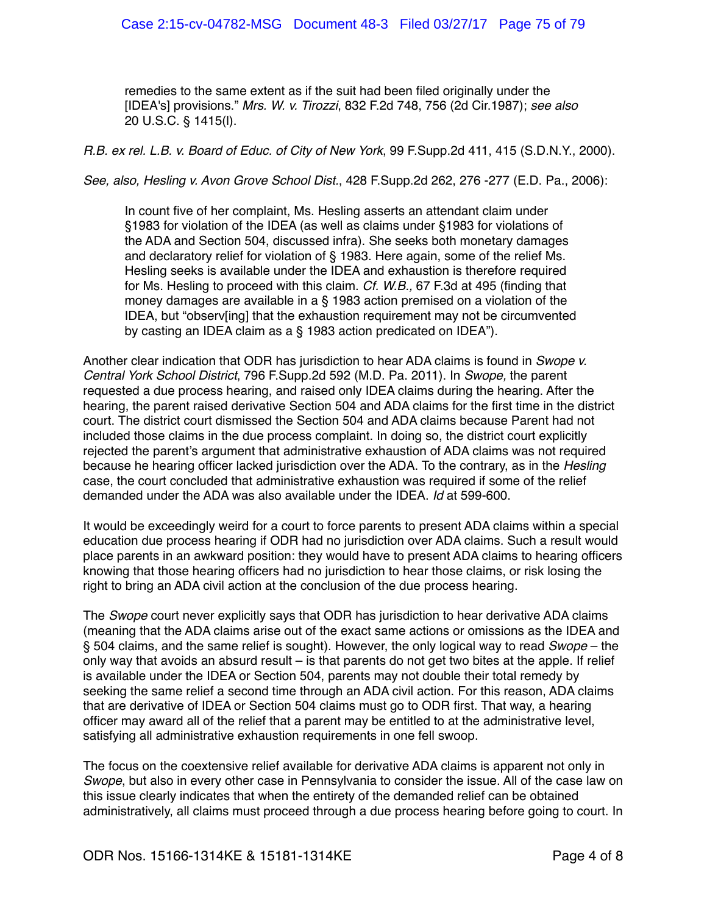> remedies to the same extent as if the suit had been filed originally under the [IDEA's] provisions." *Mrs. W. v. Tirozzi*, 832 F.2d 748, 756 (2d Cir.1987); *see also* 20 U.S.C. § 1415(l).

*R.B. ex rel. L.B. v. Board of Educ. of City of New York*, 99 F.Supp.2d 411, 415 (S.D.N.Y., 2000).

*See, also, Hesling v. Avon Grove School Dist.*, 428 F.Supp.2d 262, 276 -277 (E.D. Pa., 2006):

> In count five of her complaint, Ms. Hesling asserts an attendant claim under §1983 for violation of the IDEA (as well as claims under §1983 for violations of the ADA and Section 504, discussed infra). She seeks both monetary damages and declaratory relief for violation of § 1983. Here again, some of the relief Ms. Hesling seeks is available under the IDEA and exhaustion is therefore required for Ms. Hesling to proceed with this claim. *Cf. W.B.,* 67 F.3d at 495 (finding that money damages are available in a § 1983 action premised on a violation of the IDEA, but "observ[ing] that the exhaustion requirement may not be circumvented by casting an IDEA claim as a § 1983 action predicated on IDEA").

Another clear indication that ODR has jurisdiction to hear ADA claims is found in *Swope v. Central York School District*, 796 F.Supp.2d 592 (M.D. Pa. 2011). In *Swope,* the parent requested a due process hearing, and raised only IDEA claims during the hearing. After the hearing, the parent raised derivative Section 504 and ADA claims for the first time in the district court. The district court dismissed the Section 504 and ADA claims because Parent had not included those claims in the due process complaint. In doing so, the district court explicitly rejected the parent's argument that administrative exhaustion of ADA claims was not required because he hearing officer lacked jurisdiction over the ADA. To the contrary, as in the *Hesling* case, the court concluded that administrative exhaustion was required if some of the relief demanded under the ADA was also available under the IDEA. *Id* at 599-600.

It would be exceedingly weird for a court to force parents to present ADA claims within a special education due process hearing if ODR had no jurisdiction over ADA claims. Such a result would place parents in an awkward position: they would have to present ADA claims to hearing officers knowing that those hearing officers had no jurisdiction to hear those claims, or risk losing the right to bring an ADA civil action at the conclusion of the due process hearing.

The *Swope* court never explicitly says that ODR has jurisdiction to hear derivative ADA claims (meaning that the ADA claims arise out of the exact same actions or omissions as the IDEA and § 504 claims, and the same relief is sought). However, the only logical way to read *Swope* – the only way that avoids an absurd result – is that parents do not get two bites at the apple. If relief is available under the IDEA or Section 504, parents may not double their total remedy by seeking the same relief a second time through an ADA civil action. For this reason, ADA claims that are derivative of IDEA or Section 504 claims must go to ODR first. That way, a hearing officer may award all of the relief that a parent may be entitled to at the administrative level, satisfying all administrative exhaustion requirements in one fell swoop.

The focus on the coextensive relief available for derivative ADA claims is apparent not only in *Swope*, but also in every other case in Pennsylvania to consider the issue. All of the case law on this issue clearly indicates that when the entirety of the demanded relief can be obtained administratively, all claims must proceed through a due process hearing before going to court. In

ODR Nos. 15166-1314KE & 15181-1314KE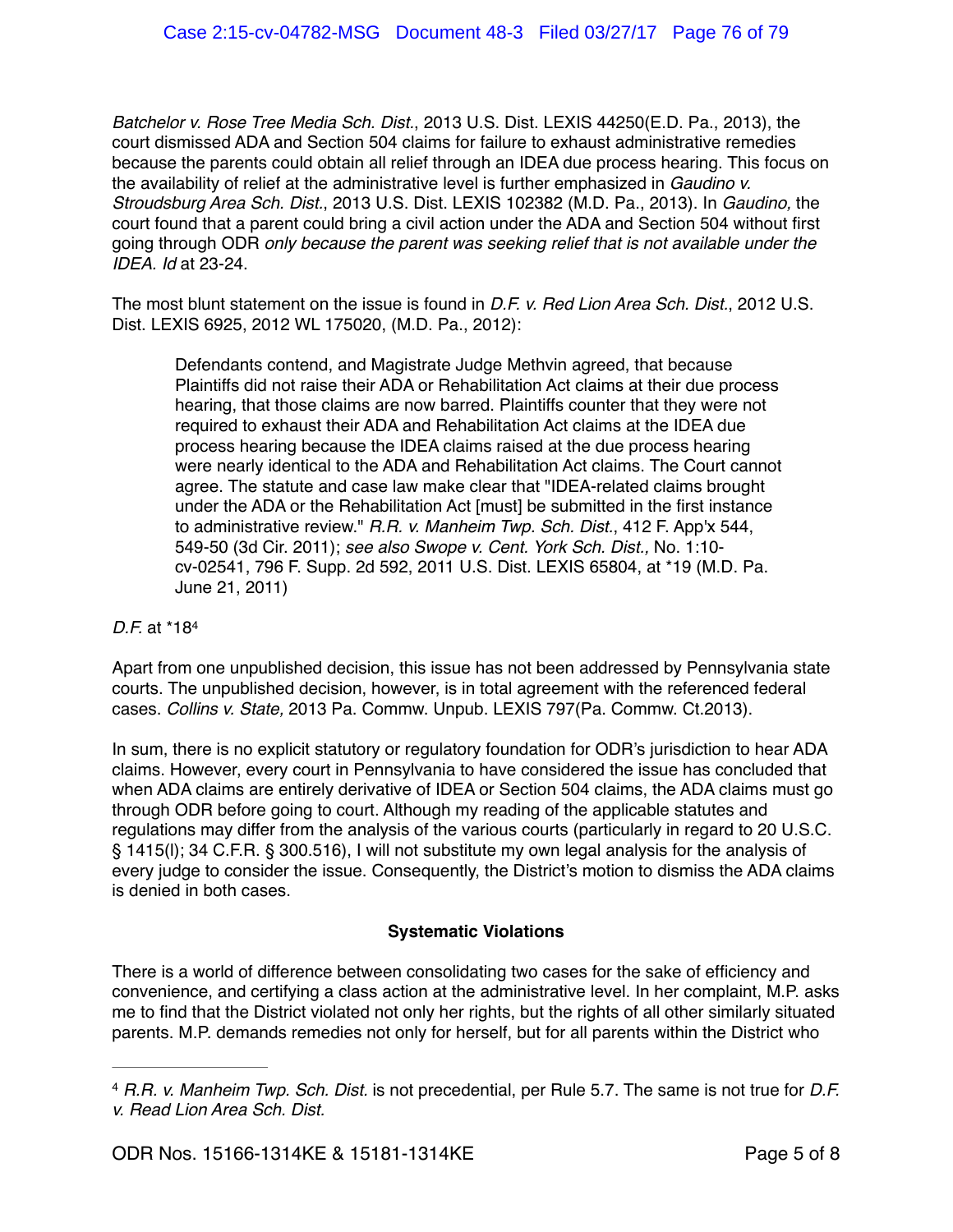*Batchelor v. Rose Tree Media Sch. Dist.*, 2013 U.S. Dist. LEXIS 44250(E.D. Pa., 2013), the court dismissed ADA and Section 504 claims for failure to exhaust administrative remedies because the parents could obtain all relief through an IDEA due process hearing. This focus on the availability of relief at the administrative level is further emphasized in *Gaudino v. Stroudsburg Area Sch. Dist.*, 2013 U.S. Dist. LEXIS 102382 (M.D. Pa., 2013). In *Gaudino,* the court found that a parent could bring a civil action under the ADA and Section 504 without first going through ODR *only because the parent was seeking relief that is not available under the IDEA. Id* at 23-24.

The most blunt statement on the issue is found in *D.F. v. Red Lion Area Sch. Dist.*, 2012 U.S. Dist. LEXIS 6925, 2012 WL 175020, (M.D. Pa., 2012):

> Defendants contend, and Magistrate Judge Methvin agreed, that because Plaintiffs did not raise their ADA or Rehabilitation Act claims at their due process hearing, that those claims are now barred. Plaintiffs counter that they were not required to exhaust their ADA and Rehabilitation Act claims at the IDEA due process hearing because the IDEA claims raised at the due process hearing were nearly identical to the ADA and Rehabilitation Act claims. The Court cannot agree. The statute and case law make clear that "IDEA-related claims brought under the ADA or the Rehabilitation Act [must] be submitted in the first instance to administrative review." *R.R. v. Manheim Twp. Sch. Dist.*, 412 F. App'x 544, 549-50 (3d Cir. 2011); *see also Swope v. Cent. York Sch. Dist.,* No. 1:10-cv-02541, 796 F. Supp. 2d 592, 2011 U.S. Dist. LEXIS 65804, at *19 (M.D. Pa. June 21, 2011)

*D.F.* at *18[4]

Apart from one unpublished decision, this issue has not been addressed by Pennsylvania state courts. The unpublished decision, however, is in total agreement with the referenced federal cases. *Collins v. State,* 2013 Pa. Commw. Unpub. LEXIS 797(Pa. Commw. Ct.2013).

In sum, there is no explicit statutory or regulatory foundation for ODR's jurisdiction to hear ADA claims. However, every court in Pennsylvania to have considered the issue has concluded that when ADA claims are entirely derivative of IDEA or Section 504 claims, the ADA claims must go through ODR before going to court. Although my reading of the applicable statutes and regulations may differ from the analysis of the various courts (particularly in regard to 20 U.S.C. § 1415(l); 34 C.F.R. § 300.516), I will not substitute my own legal analysis for the analysis of every judge to consider the issue. Consequently, the District's motion to dismiss the ADA claims is denied in both cases.

**Systematic Violations**

There is a world of difference between consolidating two cases for the sake of efficiency and convenience, and certifying a class action at the administrative level. In her complaint, M.P. asks me to find that the District violated not only her rights, but the rights of all other similarly situated parents. M.P. demands remedies not only for herself, but for all parents within the District who

---

[4] *R.R. v. Manheim Twp. Sch. Dist.* is not precedential, per Rule 5.7. The same is not true for *D.F. v. Read Lion Area Sch. Dist.*

ODR Nos. 15166-1314KE & 15181-1314KE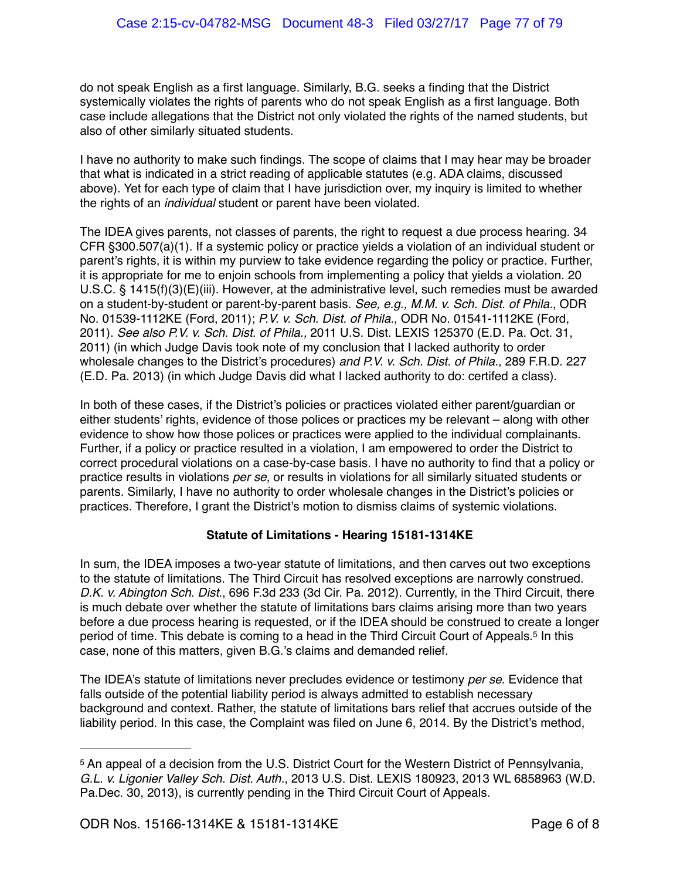do not speak English as a first language. Similarly, B.G. seeks a finding that the District systemically violates the rights of parents who do not speak English as a first language. Both case include allegations that the District not only violated the rights of the named students, but also of other similarly situated students.

I have no authority to make such findings. The scope of claims that I may hear may be broader that what is indicated in a strict reading of applicable statutes (e.g. ADA claims, discussed above). Yet for each type of claim that I have jurisdiction over, my inquiry is limited to whether the rights of an *individual* student or parent have been violated.

The IDEA gives parents, not classes of parents, the right to request a due process hearing. 34 CFR §300.507(a)(1). If a systemic policy or practice yields a violation of an individual student or parent's rights, it is within my purview to take evidence regarding the policy or practice. Further, it is appropriate for me to enjoin schools from implementing a policy that yields a violation. 20 U.S.C. § 1415(f)(3)(E)(iii). However, at the administrative level, such remedies must be awarded on a student-by-student or parent-by-parent basis. *See, e.g., M.M. v. Sch. Dist. of Phila.*, ODR No. 01539-1112KE (Ford, 2011); *P.V. v. Sch. Dist. of Phila.*, ODR No. 01541-1112KE (Ford, 2011). *See also P.V. v. Sch. Dist. of Phila.,* 2011 U.S. Dist. LEXIS 125370 (E.D. Pa. Oct. 31, 2011) (in which Judge Davis took note of my conclusion that I lacked authority to order wholesale changes to the District's procedures) *and P.V. v. Sch. Dist. of Phila.,* 289 F.R.D. 227 (E.D. Pa. 2013) (in which Judge Davis did what I lacked authority to do: certifed a class).

In both of these cases, if the District's policies or practices violated either parent/guardian or either students' rights, evidence of those polices or practices my be relevant – along with other evidence to show how those polices or practices were applied to the individual complainants. Further, if a policy or practice resulted in a violation, I am empowered to order the District to correct procedural violations on a case-by-case basis. I have no authority to find that a policy or practice results in violations *per se*, or results in violations for all similarly situated students or parents. Similarly, I have no authority to order wholesale changes in the District's policies or practices. Therefore, I grant the District's motion to dismiss claims of systemic violations.

**Statute of Limitations - Hearing 15181-1314KE**

In sum, the IDEA imposes a two-year statute of limitations, and then carves out two exceptions to the statute of limitations. The Third Circuit has resolved exceptions are narrowly construed. *D.K. v. Abington Sch. Dist.*, 696 F.3d 233 (3d Cir. Pa. 2012). Currently, in the Third Circuit, there is much debate over whether the statute of limitations bars claims arising more than two years before a due process hearing is requested, or if the IDEA should be construed to create a longer period of time. This debate is coming to a head in the Third Circuit Court of Appeals.[5] In this case, none of this matters, given B.G.'s claims and demanded relief.

The IDEA's statute of limitations never precludes evidence or testimony *per se*. Evidence that falls outside of the potential liability period is always admitted to establish necessary background and context. Rather, the statute of limitations bars relief that accrues outside of the liability period. In this case, the Complaint was filed on June 6, 2014. By the District's method,

---

[5] An appeal of a decision from the U.S. District Court for the Western District of Pennsylvania, *G.L. v. Ligonier Valley Sch. Dist. Auth.*, 2013 U.S. Dist. LEXIS 180923, 2013 WL 6858963 (W.D. Pa.Dec. 30, 2013), is currently pending in the Third Circuit Court of Appeals.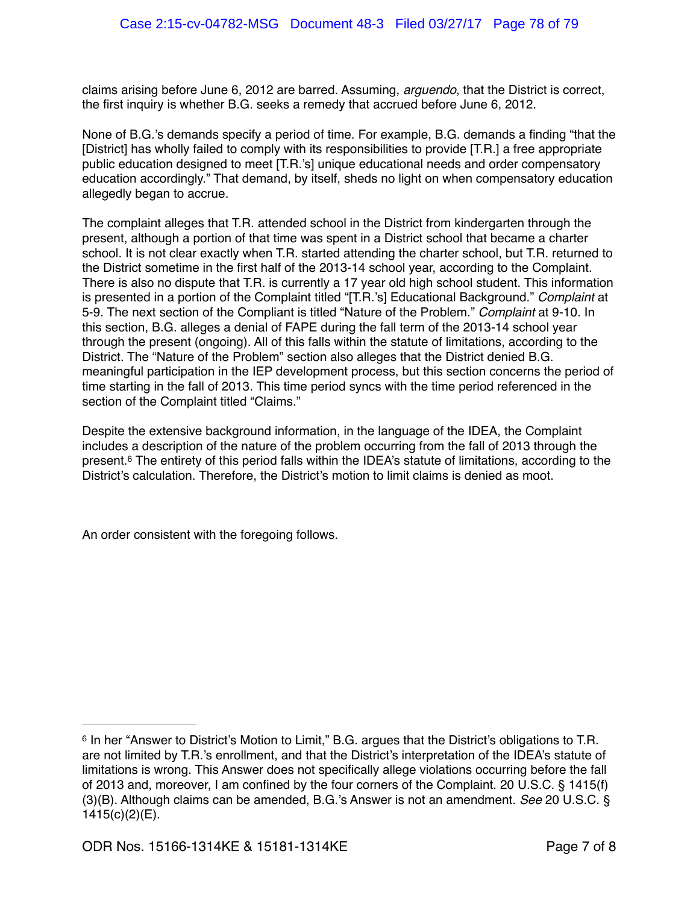claims arising before June 6, 2012 are barred. Assuming, *arguendo*, that the District is correct, the first inquiry is whether B.G. seeks a remedy that accrued before June 6, 2012.

None of B.G.'s demands specify a period of time. For example, B.G. demands a finding "that the [District] has wholly failed to comply with its responsibilities to provide [T.R.] a free appropriate public education designed to meet [T.R.'s] unique educational needs and order compensatory education accordingly." That demand, by itself, sheds no light on when compensatory education allegedly began to accrue.

The complaint alleges that T.R. attended school in the District from kindergarten through the present, although a portion of that time was spent in a District school that became a charter school. It is not clear exactly when T.R. started attending the charter school, but T.R. returned to the District sometime in the first half of the 2013-14 school year, according to the Complaint. There is also no dispute that T.R. is currently a 17 year old high school student. This information is presented in a portion of the Complaint titled "[T.R.'s] Educational Background." *Complaint* at 5-9. The next section of the Compliant is titled "Nature of the Problem." *Complaint* at 9-10. In this section, B.G. alleges a denial of FAPE during the fall term of the 2013-14 school year through the present (ongoing). All of this falls within the statute of limitations, according to the District. The "Nature of the Problem" section also alleges that the District denied B.G. meaningful participation in the IEP development process, but this section concerns the period of time starting in the fall of 2013. This time period syncs with the time period referenced in the section of the Complaint titled "Claims."

Despite the extensive background information, in the language of the IDEA, the Complaint includes a description of the nature of the problem occurring from the fall of 2013 through the present.[6] The entirety of this period falls within the IDEA's statute of limitations, according to the District's calculation. Therefore, the District's motion to limit claims is denied as moot.

An order consistent with the foregoing follows.

---

[6] In her "Answer to District's Motion to Limit," B.G. argues that the District's obligations to T.R. are not limited by T.R.'s enrollment, and that the District's interpretation of the IDEA's statute of limitations is wrong. This Answer does not specifically allege violations occurring before the fall of 2013 and, moreover, I am confined by the four corners of the Complaint. 20 U.S.C. § 1415(f)(3)(B). Although claims can be amended, B.G.'s Answer is not an amendment. *See* 20 U.S.C. § 1415(c)(2)(E).

ODR Nos. 15166-1314KE & 15181-1314KE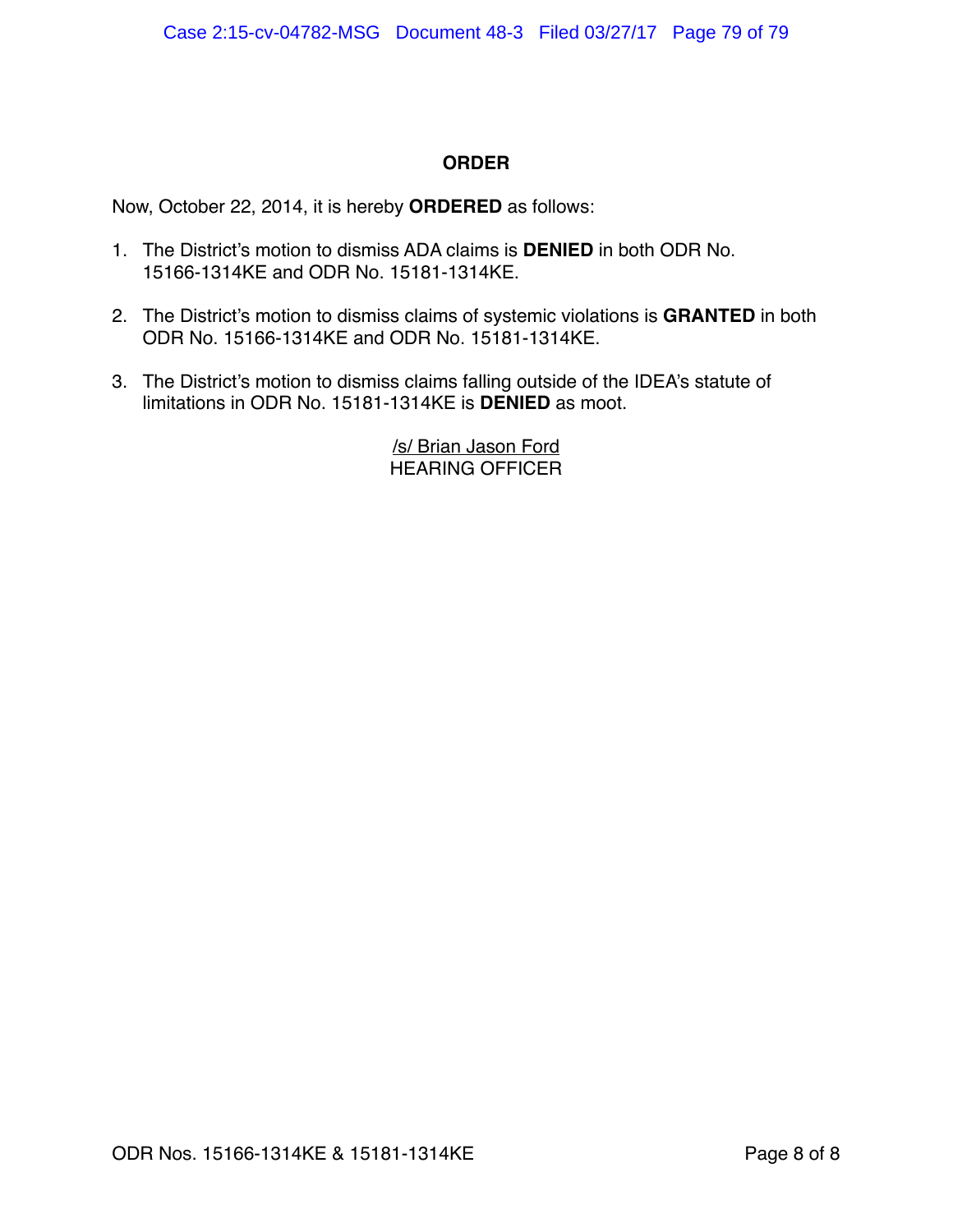## ORDER

Now, October 22, 2014, it is hereby **ORDERED** as follows:

1. The District's motion to dismiss ADA claims is **DENIED** in both ODR No. 15166-1314KE and ODR No. 15181-1314KE.

2. The District's motion to dismiss claims of systemic violations is **GRANTED** in both ODR No. 15166-1314KE and ODR No. 15181-1314KE.

3. The District's motion to dismiss claims falling outside of the IDEA's statute of limitations in ODR No. 15181-1314KE is **DENIED** as moot.

/s/ Brian Jason Ford
HEARING OFFICER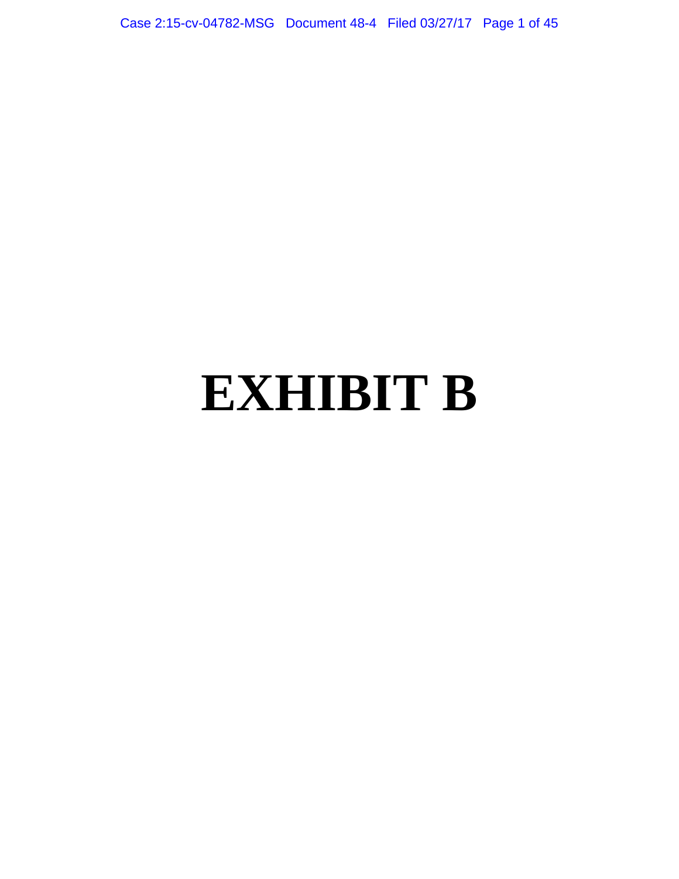# EXHIBIT B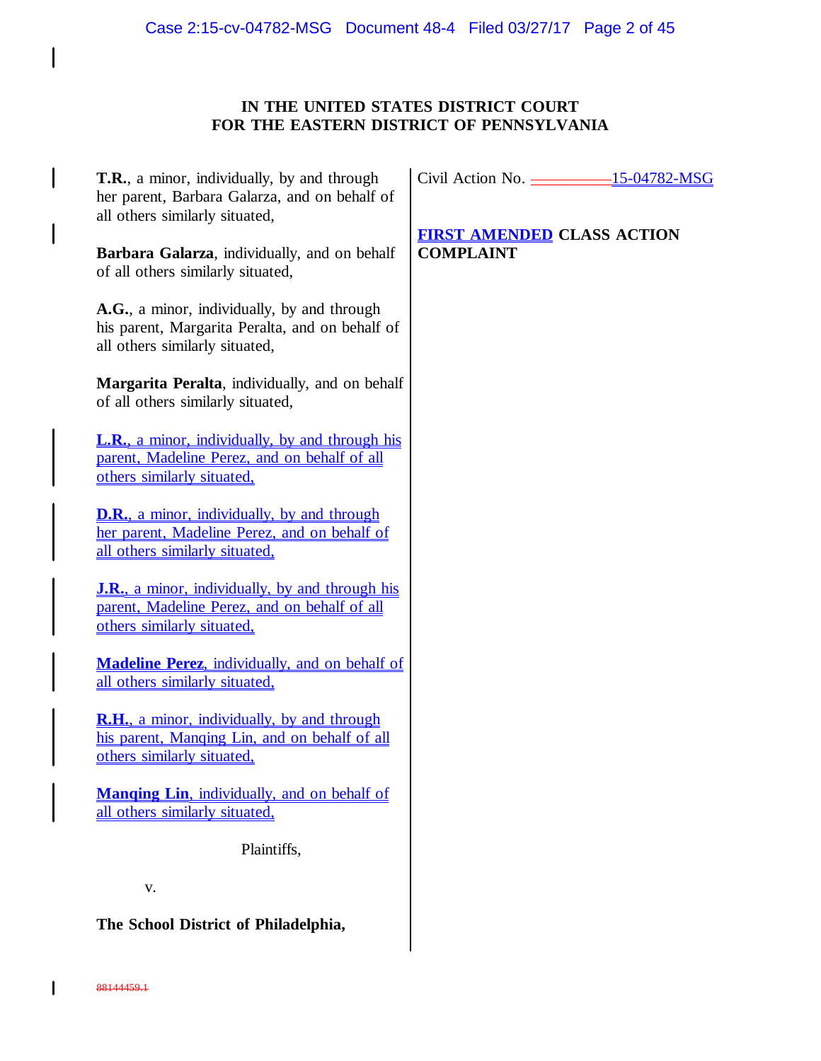IN THE UNITED STATES DISTRICT COURT
FOR THE EASTERN DISTRICT OF PENNSYLVANIA

**T.R.**, a minor, individually, by and through her parent, Barbara Galarza, and on behalf of all others similarly situated,

**Barbara Galarza**, individually, and on behalf of all others similarly situated,

**A.G.**, a minor, individually, by and through his parent, Margarita Peralta, and on behalf of all others similarly situated,

**Margarita Peralta**, individually, and on behalf of all others similarly situated,

**L.R.**, a minor, individually, by and through his parent, Madeline Perez, and on behalf of all others similarly situated,

**D.R.**, a minor, individually, by and through her parent, Madeline Perez, and on behalf of all others similarly situated,

**J.R.**, a minor, individually, by and through his parent, Madeline Perez, and on behalf of all others similarly situated,

**Madeline Perez**, individually, and on behalf of all others similarly situated,

**R.H.**, a minor, individually, by and through his parent, Manqing Lin, and on behalf of all others similarly situated,

**Manqing Lin**, individually, and on behalf of all others similarly situated,

Plaintiffs,

v.

**The School District of Philadelphia,**

Civil Action No. 15-04782-MSG

**FIRST AMENDED CLASS ACTION COMPLAINT**

88144459.1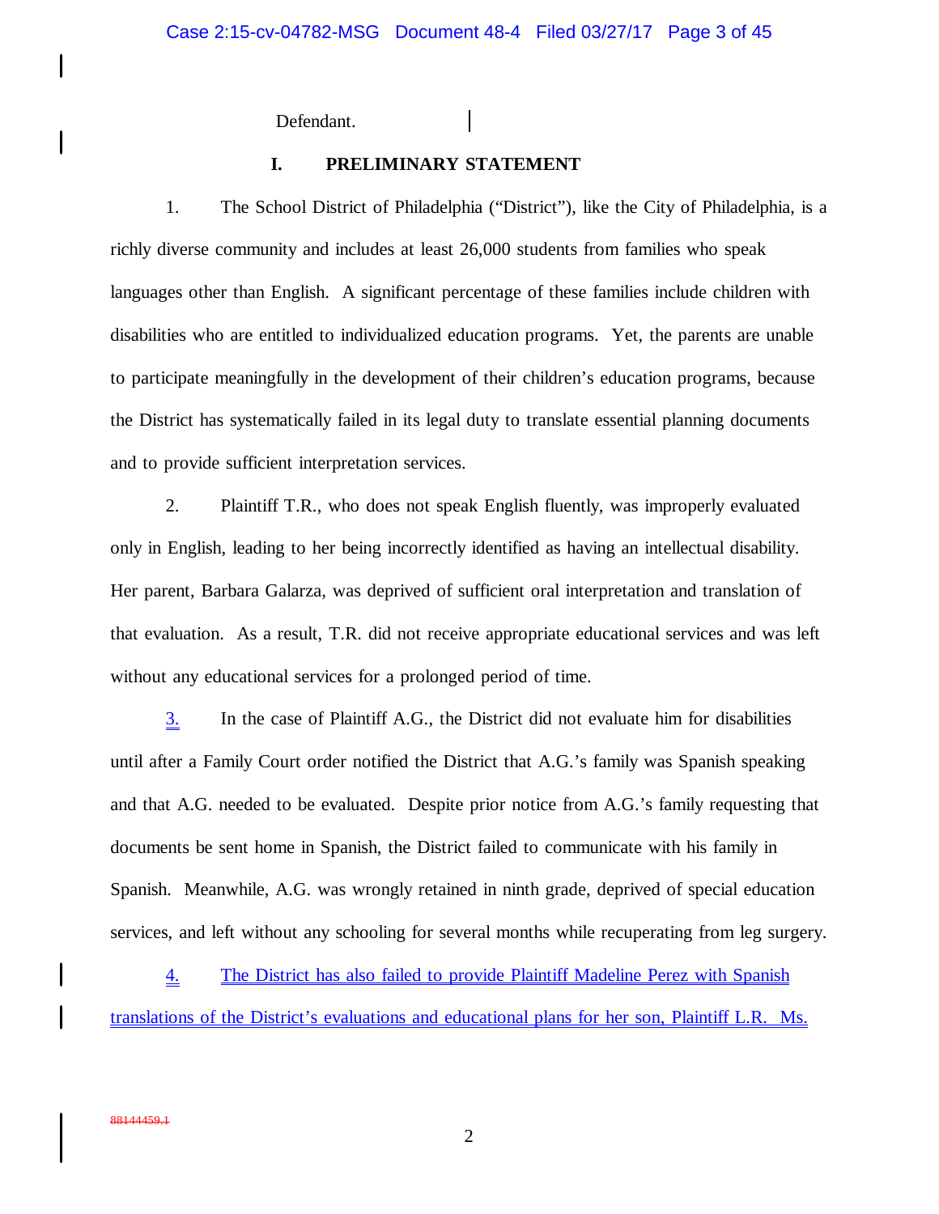Defendant.

## I. PRELIMINARY STATEMENT

1. The School District of Philadelphia ("District"), like the City of Philadelphia, is a richly diverse community and includes at least 26,000 students from families who speak languages other than English. A significant percentage of these families include children with disabilities who are entitled to individualized education programs. Yet, the parents are unable to participate meaningfully in the development of their children's education programs, because the District has systematically failed in its legal duty to translate essential planning documents and to provide sufficient interpretation services.

2. Plaintiff T.R., who does not speak English fluently, was improperly evaluated only in English, leading to her being incorrectly identified as having an intellectual disability. Her parent, Barbara Galarza, was deprived of sufficient oral interpretation and translation of that evaluation. As a result, T.R. did not receive appropriate educational services and was left without any educational services for a prolonged period of time.

3. In the case of Plaintiff A.G., the District did not evaluate him for disabilities until after a Family Court order notified the District that A.G.'s family was Spanish speaking and that A.G. needed to be evaluated. Despite prior notice from A.G.'s family requesting that documents be sent home in Spanish, the District failed to communicate with his family in Spanish. Meanwhile, A.G. was wrongly retained in ninth grade, deprived of special education services, and left without any schooling for several months while recuperating from leg surgery.

4. The District has also failed to provide Plaintiff Madeline Perez with Spanish translations of the District's evaluations and educational plans for her son, Plaintiff L.R. Ms.

88144459.1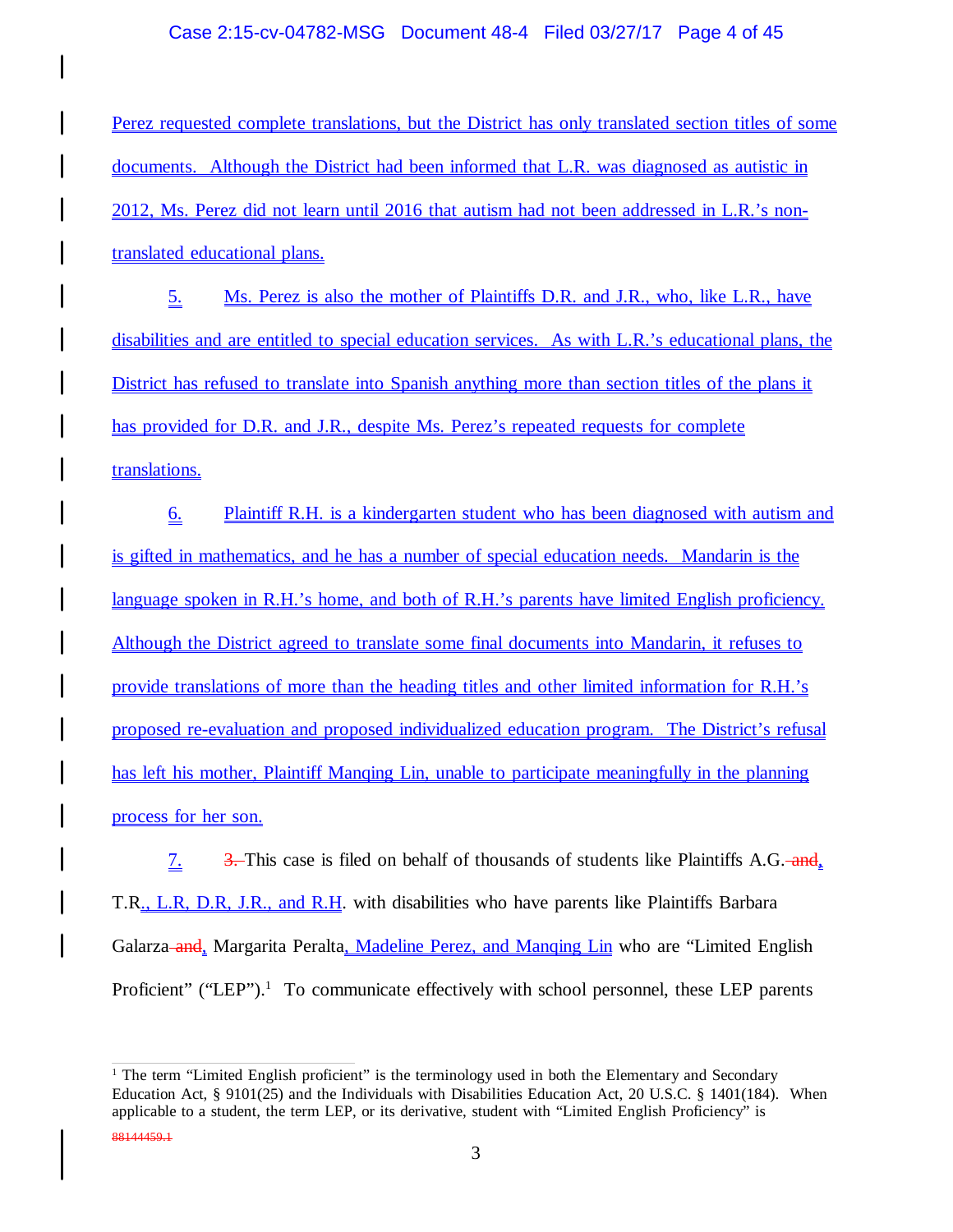Perez requested complete translations, but the District has only translated section titles of some documents. Although the District had been informed that L.R. was diagnosed as autistic in 2012, Ms. Perez did not learn until 2016 that autism had not been addressed in L.R.'s non-translated educational plans.

5. Ms. Perez is also the mother of Plaintiffs D.R. and J.R., who, like L.R., have disabilities and are entitled to special education services. As with L.R.'s educational plans, the District has refused to translate into Spanish anything more than section titles of the plans it has provided for D.R. and J.R., despite Ms. Perez's repeated requests for complete translations.

6. Plaintiff R.H. is a kindergarten student who has been diagnosed with autism and is gifted in mathematics, and he has a number of special education needs. Mandarin is the language spoken in R.H.'s home, and both of R.H.'s parents have limited English proficiency. Although the District agreed to translate some final documents into Mandarin, it refuses to provide translations of more than the heading titles and other limited information for R.H.'s proposed re-evaluation and proposed individualized education program. The District's refusal has left his mother, Plaintiff Manqing Lin, unable to participate meaningfully in the planning process for her son.

7. ~~3.~~ This case is filed on behalf of thousands of students like Plaintiffs A.G.~~ and~~, T.R., L.R, D.R, J.R., and R.H. with disabilities who have parents like Plaintiffs Barbara Galarza~~ and~~, Margarita Peralta, Madeline Perez, and Manqing Lin who are "Limited English Proficient" ("LEP").[1] To communicate effectively with school personnel, these LEP parents

[1] The term "Limited English proficient" is the terminology used in both the Elementary and Secondary Education Act, § 9101(25) and the Individuals with Disabilities Education Act, 20 U.S.C. § 1401(184). When applicable to a student, the term LEP, or its derivative, student with "Limited English Proficiency" is

~~88144459.1~~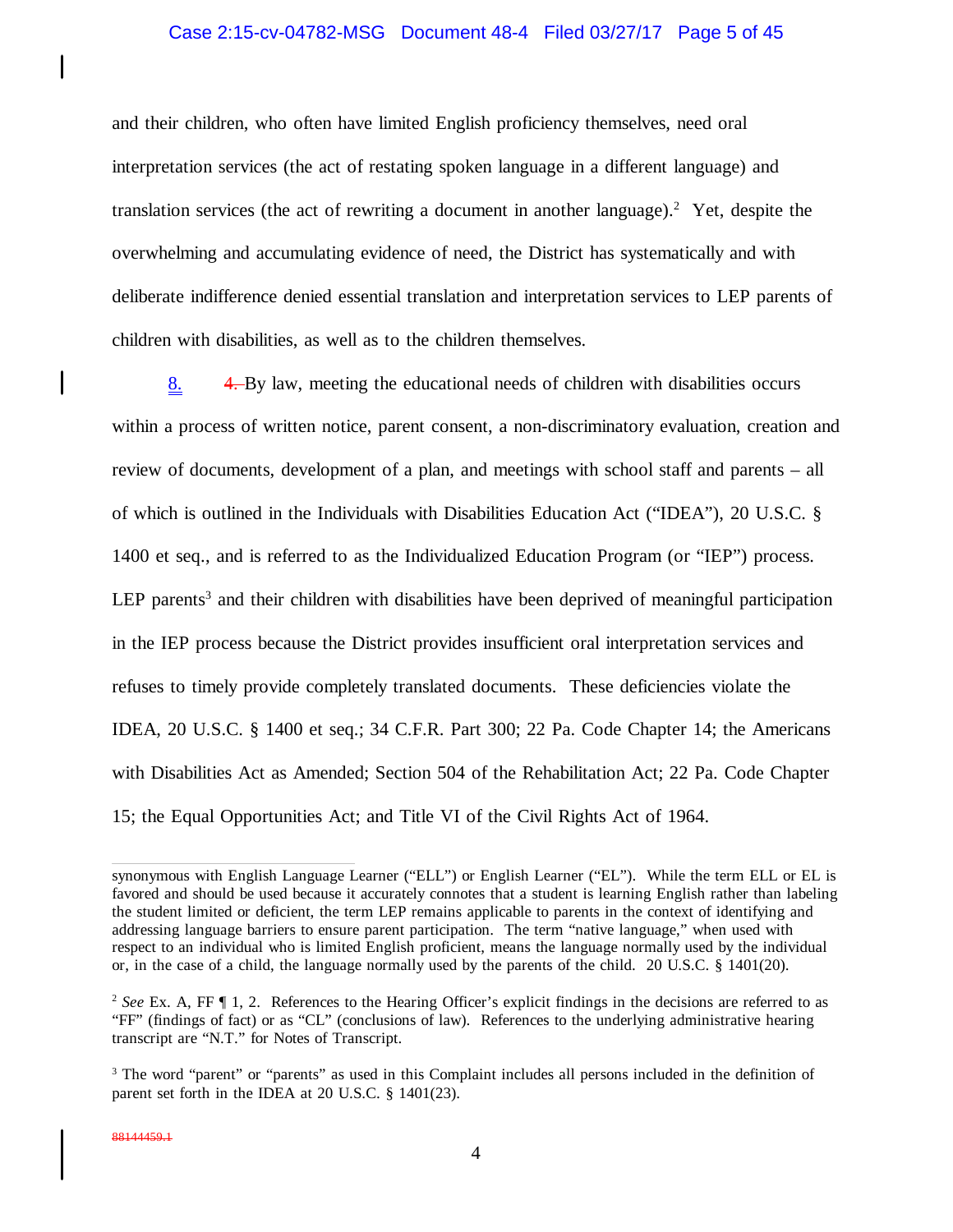and their children, who often have limited English proficiency themselves, need oral interpretation services (the act of restating spoken language in a different language) and translation services (the act of rewriting a document in another language).[2] Yet, despite the overwhelming and accumulating evidence of need, the District has systematically and with deliberate indifference denied essential translation and interpretation services to LEP parents of children with disabilities, as well as to the children themselves.

8. ~~4.~~ By law, meeting the educational needs of children with disabilities occurs within a process of written notice, parent consent, a non-discriminatory evaluation, creation and review of documents, development of a plan, and meetings with school staff and parents – all of which is outlined in the Individuals with Disabilities Education Act ("IDEA"), 20 U.S.C. § 1400 et seq., and is referred to as the Individualized Education Program (or "IEP") process. LEP parents[3] and their children with disabilities have been deprived of meaningful participation in the IEP process because the District provides insufficient oral interpretation services and refuses to timely provide completely translated documents. These deficiencies violate the IDEA, 20 U.S.C. § 1400 et seq.; 34 C.F.R. Part 300; 22 Pa. Code Chapter 14; the Americans with Disabilities Act as Amended; Section 504 of the Rehabilitation Act; 22 Pa. Code Chapter 15; the Equal Opportunities Act; and Title VI of the Civil Rights Act of 1964.

---

synonymous with English Language Learner ("ELL") or English Learner ("EL"). While the term ELL or EL is favored and should be used because it accurately connotes that a student is learning English rather than labeling the student limited or deficient, the term LEP remains applicable to parents in the context of identifying and addressing language barriers to ensure parent participation. The term "native language," when used with respect to an individual who is limited English proficient, means the language normally used by the individual or, in the case of a child, the language normally used by the parents of the child. 20 U.S.C. § 1401(20).

[2] *See* Ex. A, FF ¶ 1, 2. References to the Hearing Officer's explicit findings in the decisions are referred to as "FF" (findings of fact) or as "CL" (conclusions of law). References to the underlying administrative hearing transcript are "N.T." for Notes of Transcript.

[3] The word "parent" or "parents" as used in this Complaint includes all persons included in the definition of parent set forth in the IDEA at 20 U.S.C. § 1401(23).

~~88144459.1~~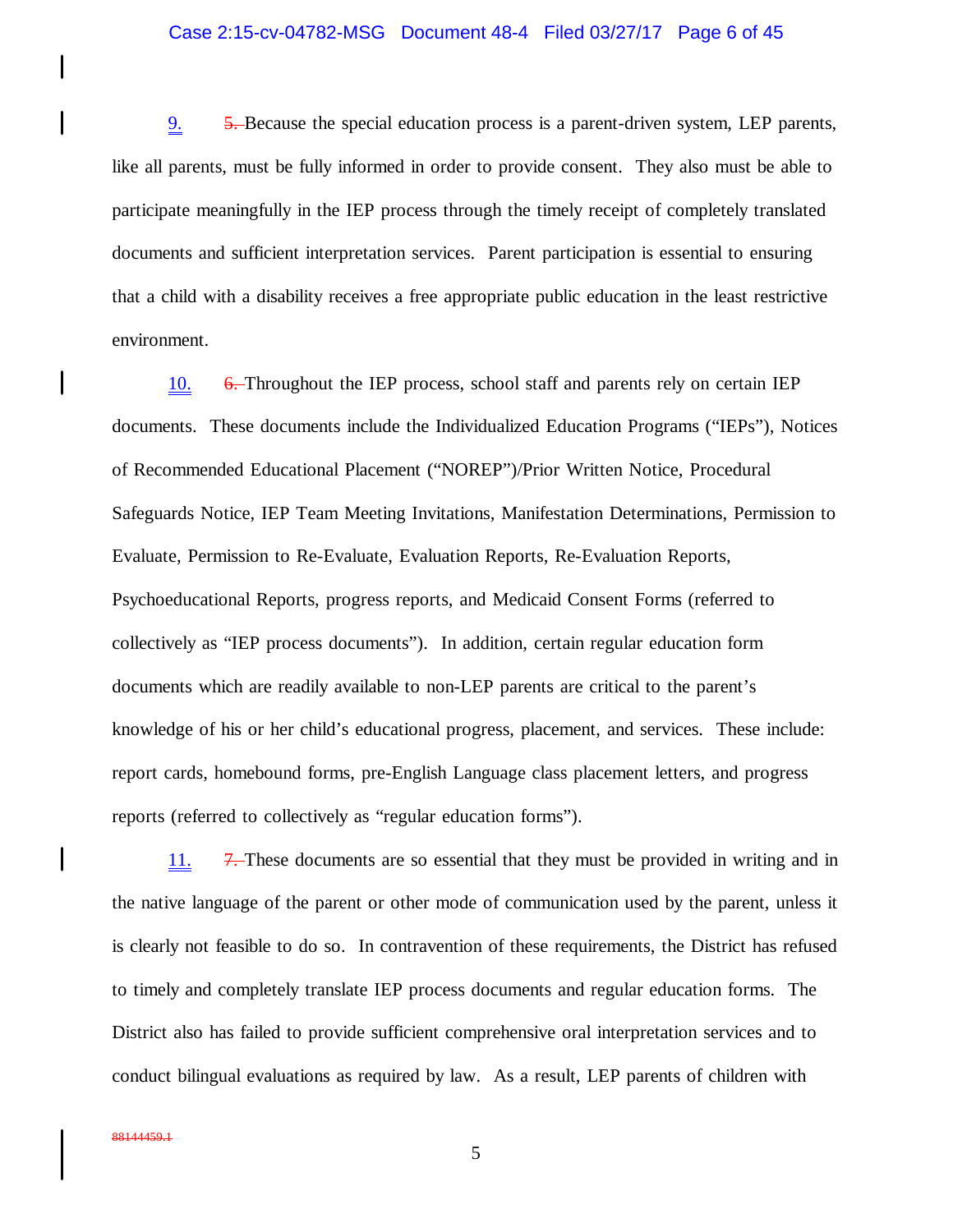9. ~~5.~~ Because the special education process is a parent-driven system, LEP parents, like all parents, must be fully informed in order to provide consent. They also must be able to participate meaningfully in the IEP process through the timely receipt of completely translated documents and sufficient interpretation services. Parent participation is essential to ensuring that a child with a disability receives a free appropriate public education in the least restrictive environment.

10. ~~6.~~ Throughout the IEP process, school staff and parents rely on certain IEP documents. These documents include the Individualized Education Programs ("IEPs"), Notices of Recommended Educational Placement ("NOREP")/Prior Written Notice, Procedural Safeguards Notice, IEP Team Meeting Invitations, Manifestation Determinations, Permission to Evaluate, Permission to Re-Evaluate, Evaluation Reports, Re-Evaluation Reports, Psychoeducational Reports, progress reports, and Medicaid Consent Forms (referred to collectively as "IEP process documents"). In addition, certain regular education form documents which are readily available to non-LEP parents are critical to the parent's knowledge of his or her child's educational progress, placement, and services. These include: report cards, homebound forms, pre-English Language class placement letters, and progress reports (referred to collectively as "regular education forms").

11. ~~7.~~ These documents are so essential that they must be provided in writing and in the native language of the parent or other mode of communication used by the parent, unless it is clearly not feasible to do so. In contravention of these requirements, the District has refused to timely and completely translate IEP process documents and regular education forms. The District also has failed to provide sufficient comprehensive oral interpretation services and to conduct bilingual evaluations as required by law. As a result, LEP parents of children with

~~88144459.1~~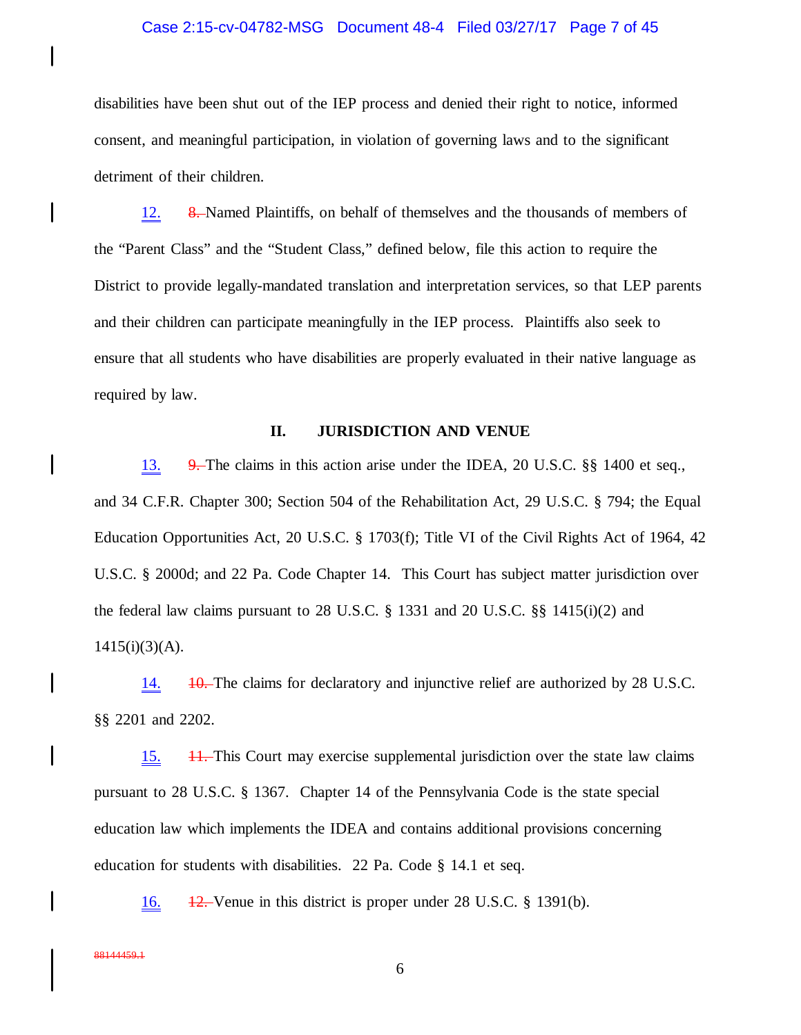disabilities have been shut out of the IEP process and denied their right to notice, informed consent, and meaningful participation, in violation of governing laws and to the significant detriment of their children.

12. ~~8.~~ Named Plaintiffs, on behalf of themselves and the thousands of members of the "Parent Class" and the "Student Class," defined below, file this action to require the District to provide legally-mandated translation and interpretation services, so that LEP parents and their children can participate meaningfully in the IEP process. Plaintiffs also seek to ensure that all students who have disabilities are properly evaluated in their native language as required by law.

## II. JURISDICTION AND VENUE

13. ~~9.~~ The claims in this action arise under the IDEA, 20 U.S.C. §§ 1400 et seq., and 34 C.F.R. Chapter 300; Section 504 of the Rehabilitation Act, 29 U.S.C. § 794; the Equal Education Opportunities Act, 20 U.S.C. § 1703(f); Title VI of the Civil Rights Act of 1964, 42 U.S.C. § 2000d; and 22 Pa. Code Chapter 14. This Court has subject matter jurisdiction over the federal law claims pursuant to 28 U.S.C. § 1331 and 20 U.S.C. §§ 1415(i)(2) and 1415(i)(3)(A).

14. ~~10.~~ The claims for declaratory and injunctive relief are authorized by 28 U.S.C. §§ 2201 and 2202.

15. ~~11.~~ This Court may exercise supplemental jurisdiction over the state law claims pursuant to 28 U.S.C. § 1367. Chapter 14 of the Pennsylvania Code is the state special education law which implements the IDEA and contains additional provisions concerning education for students with disabilities. 22 Pa. Code § 14.1 et seq.

16. ~~12.~~ Venue in this district is proper under 28 U.S.C. § 1391(b).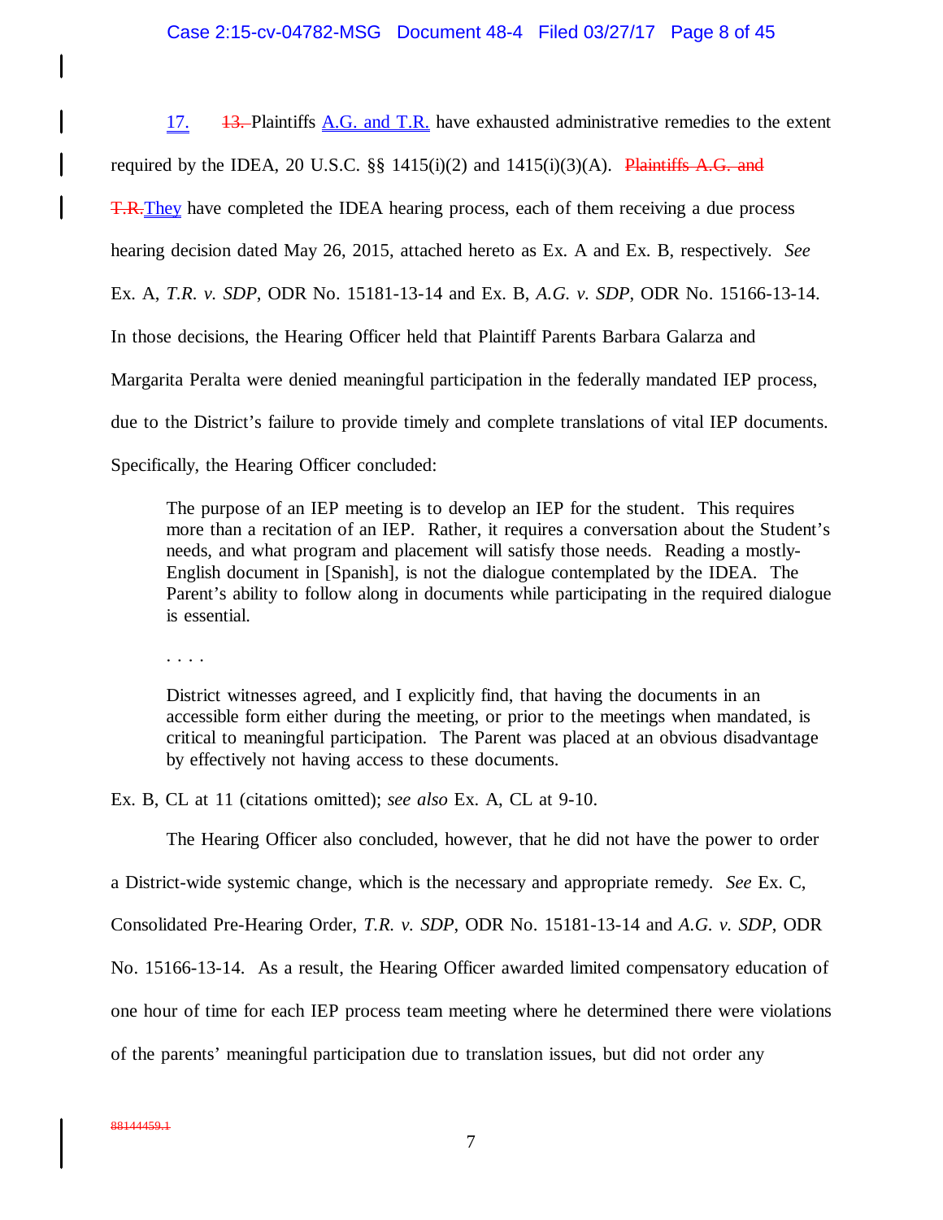17. ~~13.~~ Plaintiffs A.G. and T.R. have exhausted administrative remedies to the extent required by the IDEA, 20 U.S.C. §§ 1415(i)(2) and 1415(i)(3)(A). ~~Plaintiffs A.G. and T.R.~~ They have completed the IDEA hearing process, each of them receiving a due process hearing decision dated May 26, 2015, attached hereto as Ex. A and Ex. B, respectively. *See* Ex. A, *T.R. v. SDP*, ODR No. 15181-13-14 and Ex. B, *A.G. v. SDP*, ODR No. 15166-13-14. In those decisions, the Hearing Officer held that Plaintiff Parents Barbara Galarza and Margarita Peralta were denied meaningful participation in the federally mandated IEP process, due to the District's failure to provide timely and complete translations of vital IEP documents. Specifically, the Hearing Officer concluded:

> The purpose of an IEP meeting is to develop an IEP for the student. This requires more than a recitation of an IEP. Rather, it requires a conversation about the Student's needs, and what program and placement will satisfy those needs. Reading a mostly-English document in [Spanish], is not the dialogue contemplated by the IDEA. The Parent's ability to follow along in documents while participating in the required dialogue is essential.
>
> . . . .
>
> District witnesses agreed, and I explicitly find, that having the documents in an accessible form either during the meeting, or prior to the meetings when mandated, is critical to meaningful participation. The Parent was placed at an obvious disadvantage by effectively not having access to these documents.

Ex. B, CL at 11 (citations omitted); *see also* Ex. A, CL at 9-10.

The Hearing Officer also concluded, however, that he did not have the power to order a District-wide systemic change, which is the necessary and appropriate remedy. *See* Ex. C, Consolidated Pre-Hearing Order, *T.R. v. SDP*, ODR No. 15181-13-14 and *A.G. v. SDP*, ODR No. 15166-13-14. As a result, the Hearing Officer awarded limited compensatory education of one hour of time for each IEP process team meeting where he determined there were violations of the parents' meaningful participation due to translation issues, but did not order any

~~88144459.1~~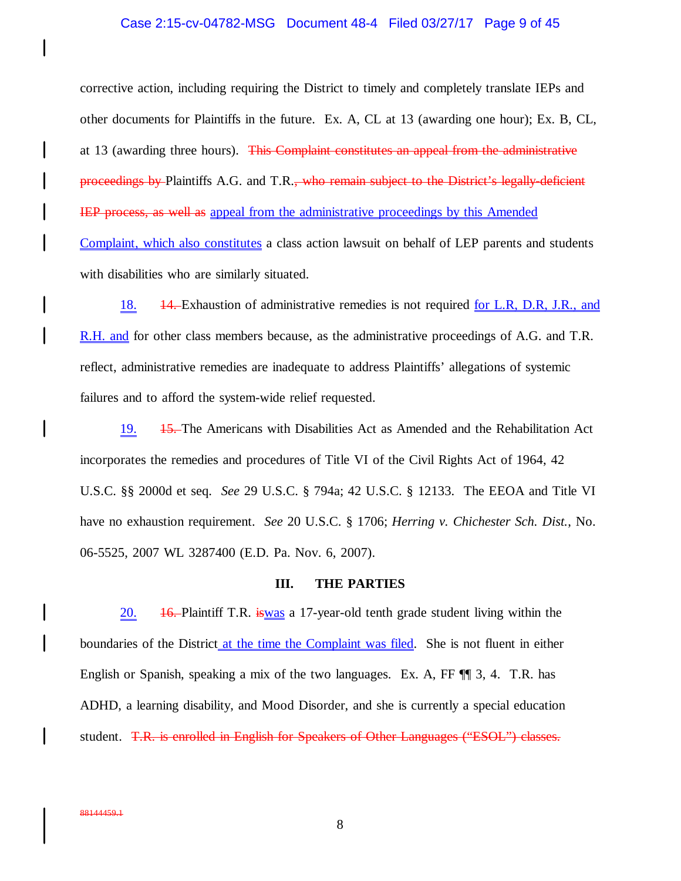corrective action, including requiring the District to timely and completely translate IEPs and other documents for Plaintiffs in the future. Ex. A, CL at 13 (awarding one hour); Ex. B, CL, at 13 (awarding three hours). ~~This Complaint constitutes an appeal from the administrative proceedings by~~ Plaintiffs A.G. and T.R.~~, who remain subject to the District's legally-deficient IEP process, as well as~~ appeal from the administrative proceedings by this Amended Complaint, which also constitutes a class action lawsuit on behalf of LEP parents and students with disabilities who are similarly situated.

18. ~~14.~~ Exhaustion of administrative remedies is not required for L.R, D.R, J.R., and R.H. and for other class members because, as the administrative proceedings of A.G. and T.R. reflect, administrative remedies are inadequate to address Plaintiffs' allegations of systemic failures and to afford the system-wide relief requested.

19. ~~15.~~ The Americans with Disabilities Act as Amended and the Rehabilitation Act incorporates the remedies and procedures of Title VI of the Civil Rights Act of 1964, 42 U.S.C. §§ 2000d et seq. *See* 29 U.S.C. § 794a; 42 U.S.C. § 12133. The EEOA and Title VI have no exhaustion requirement. *See* 20 U.S.C. § 1706; *Herring v. Chichester Sch. Dist.*, No. 06-5525, 2007 WL 3287400 (E.D. Pa. Nov. 6, 2007).

## III. THE PARTIES

20. ~~16.~~ Plaintiff T.R. ~~is~~was a 17-year-old tenth grade student living within the boundaries of the District at the time the Complaint was filed. She is not fluent in either English or Spanish, speaking a mix of the two languages. Ex. A, FF ¶¶ 3, 4. T.R. has ADHD, a learning disability, and Mood Disorder, and she is currently a special education student. ~~T.R. is enrolled in English for Speakers of Other Languages ("ESOL") classes.~~

~~88144459.1~~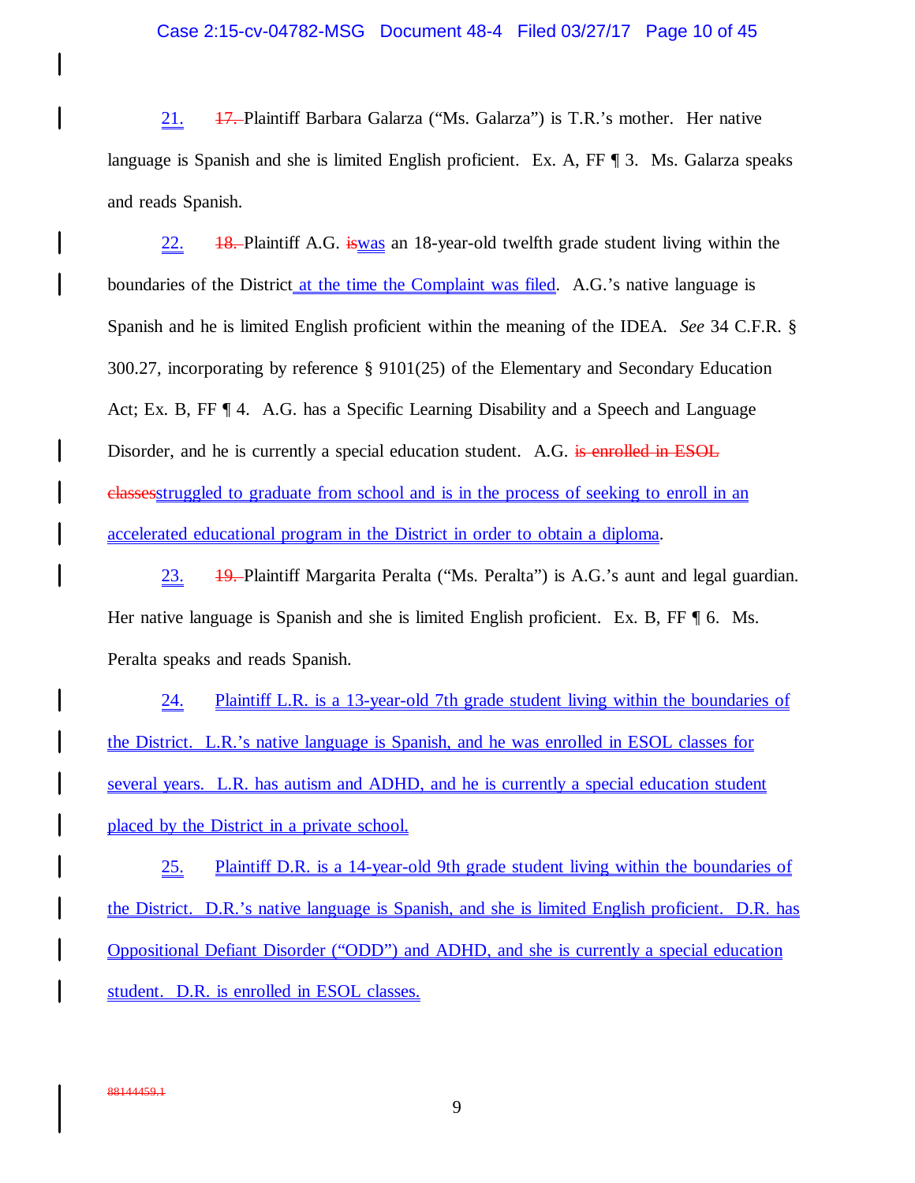21. ~~17.~~ Plaintiff Barbara Galarza ("Ms. Galarza") is T.R.'s mother. Her native language is Spanish and she is limited English proficient. Ex. A, FF ¶ 3. Ms. Galarza speaks and reads Spanish.

22. ~~18.~~ Plaintiff A.G. ~~is~~was an 18-year-old twelfth grade student living within the boundaries of the District at the time the Complaint was filed. A.G.'s native language is Spanish and he is limited English proficient within the meaning of the IDEA. *See* 34 C.F.R. § 300.27, incorporating by reference § 9101(25) of the Elementary and Secondary Education Act; Ex. B, FF ¶ 4. A.G. has a Specific Learning Disability and a Speech and Language Disorder, and he is currently a special education student. A.G. ~~is enrolled in ESOL classes~~struggled to graduate from school and is in the process of seeking to enroll in an accelerated educational program in the District in order to obtain a diploma.

23. ~~19.~~ Plaintiff Margarita Peralta ("Ms. Peralta") is A.G.'s aunt and legal guardian. Her native language is Spanish and she is limited English proficient. Ex. B, FF ¶ 6. Ms. Peralta speaks and reads Spanish.

24. Plaintiff L.R. is a 13-year-old 7th grade student living within the boundaries of the District. L.R.'s native language is Spanish, and he was enrolled in ESOL classes for several years. L.R. has autism and ADHD, and he is currently a special education student placed by the District in a private school.

25. Plaintiff D.R. is a 14-year-old 9th grade student living within the boundaries of the District. D.R.'s native language is Spanish, and she is limited English proficient. D.R. has Oppositional Defiant Disorder ("ODD") and ADHD, and she is currently a special education student. D.R. is enrolled in ESOL classes.

~~88144459.1~~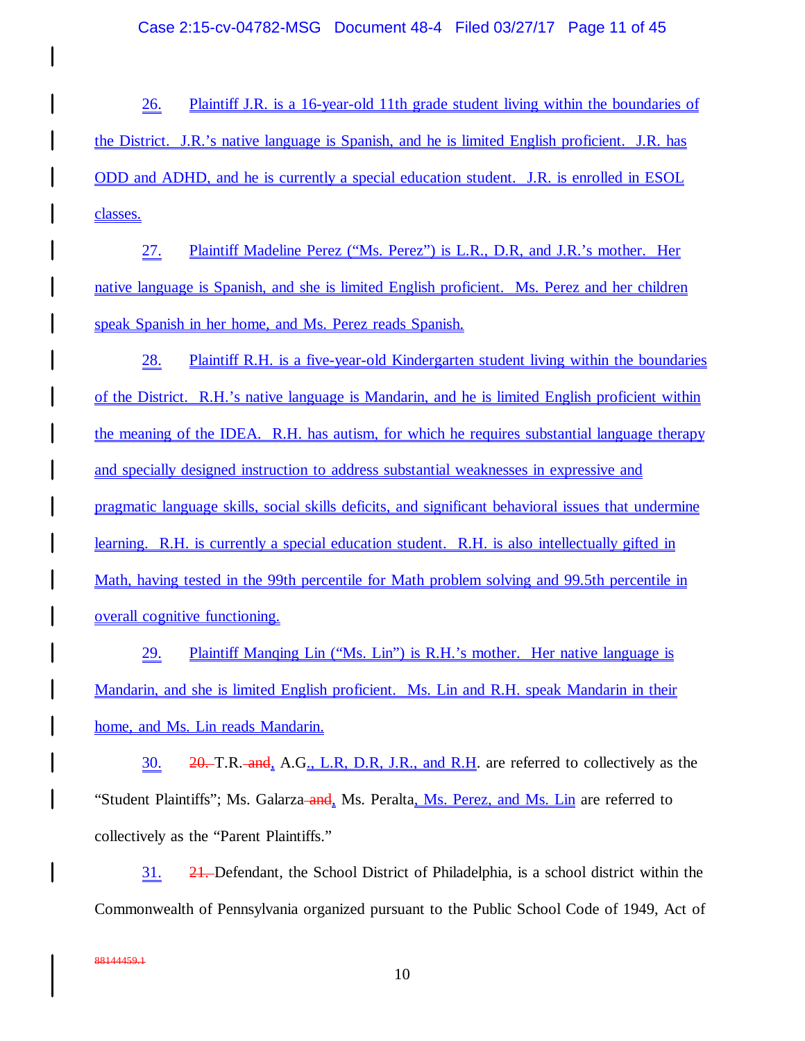26. Plaintiff J.R. is a 16-year-old 11th grade student living within the boundaries of the District. J.R.'s native language is Spanish, and he is limited English proficient. J.R. has ODD and ADHD, and he is currently a special education student. J.R. is enrolled in ESOL classes.

27. Plaintiff Madeline Perez ("Ms. Perez") is L.R., D.R, and J.R.'s mother. Her native language is Spanish, and she is limited English proficient. Ms. Perez and her children speak Spanish in her home, and Ms. Perez reads Spanish.

28. Plaintiff R.H. is a five-year-old Kindergarten student living within the boundaries of the District. R.H.'s native language is Mandarin, and he is limited English proficient within the meaning of the IDEA. R.H. has autism, for which he requires substantial language therapy and specially designed instruction to address substantial weaknesses in expressive and pragmatic language skills, social skills deficits, and significant behavioral issues that undermine learning. R.H. is currently a special education student. R.H. is also intellectually gifted in Math, having tested in the 99th percentile for Math problem solving and 99.5th percentile in overall cognitive functioning.

29. Plaintiff Manqing Lin ("Ms. Lin") is R.H.'s mother. Her native language is Mandarin, and she is limited English proficient. Ms. Lin and R.H. speak Mandarin in their home, and Ms. Lin reads Mandarin.

30. ~~20.~~ T.R.~~ and~~, A.G., L.R, D.R, J.R., and R.H. are referred to collectively as the "Student Plaintiffs"; Ms. Galarza~~ and~~, Ms. Peralta, Ms. Perez, and Ms. Lin are referred to collectively as the "Parent Plaintiffs."

31. ~~21.~~ Defendant, the School District of Philadelphia, is a school district within the Commonwealth of Pennsylvania organized pursuant to the Public School Code of 1949, Act of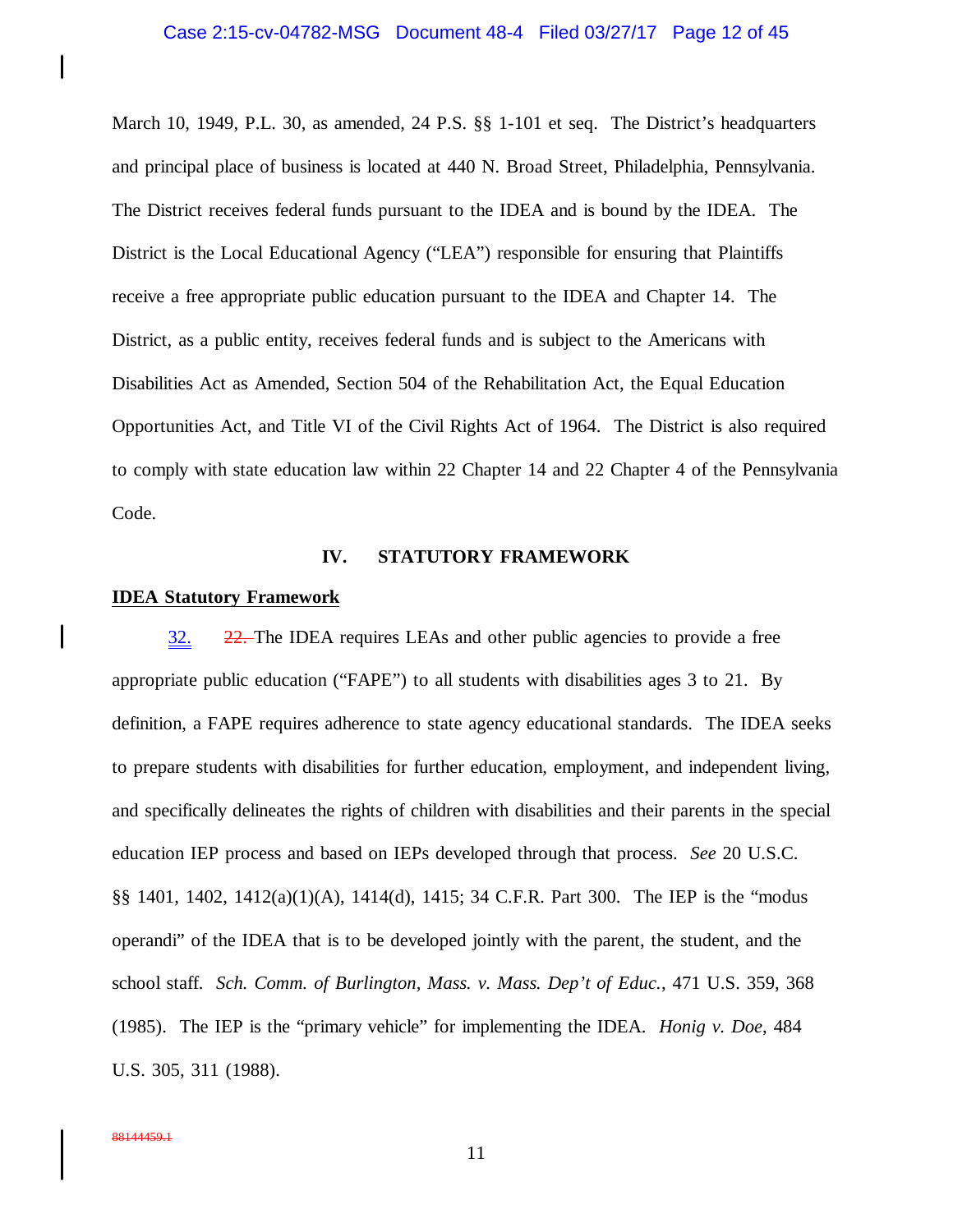March 10, 1949, P.L. 30, as amended, 24 P.S. §§ 1-101 et seq. The District's headquarters and principal place of business is located at 440 N. Broad Street, Philadelphia, Pennsylvania. The District receives federal funds pursuant to the IDEA and is bound by the IDEA. The District is the Local Educational Agency ("LEA") responsible for ensuring that Plaintiffs receive a free appropriate public education pursuant to the IDEA and Chapter 14. The District, as a public entity, receives federal funds and is subject to the Americans with Disabilities Act as Amended, Section 504 of the Rehabilitation Act, the Equal Education Opportunities Act, and Title VI of the Civil Rights Act of 1964. The District is also required to comply with state education law within 22 Chapter 14 and 22 Chapter 4 of the Pennsylvania Code.

## IV. STATUTORY FRAMEWORK

**IDEA Statutory Framework**

32. ~~22.~~ The IDEA requires LEAs and other public agencies to provide a free appropriate public education ("FAPE") to all students with disabilities ages 3 to 21. By definition, a FAPE requires adherence to state agency educational standards. The IDEA seeks to prepare students with disabilities for further education, employment, and independent living, and specifically delineates the rights of children with disabilities and their parents in the special education IEP process and based on IEPs developed through that process. *See* 20 U.S.C. §§ 1401, 1402, 1412(a)(1)(A), 1414(d), 1415; 34 C.F.R. Part 300. The IEP is the "modus operandi" of the IDEA that is to be developed jointly with the parent, the student, and the school staff. *Sch. Comm. of Burlington, Mass. v. Mass. Dep't of Educ.*, 471 U.S. 359, 368 (1985). The IEP is the "primary vehicle" for implementing the IDEA. *Honig v. Doe*, 484 U.S. 305, 311 (1988).

~~88144459.1~~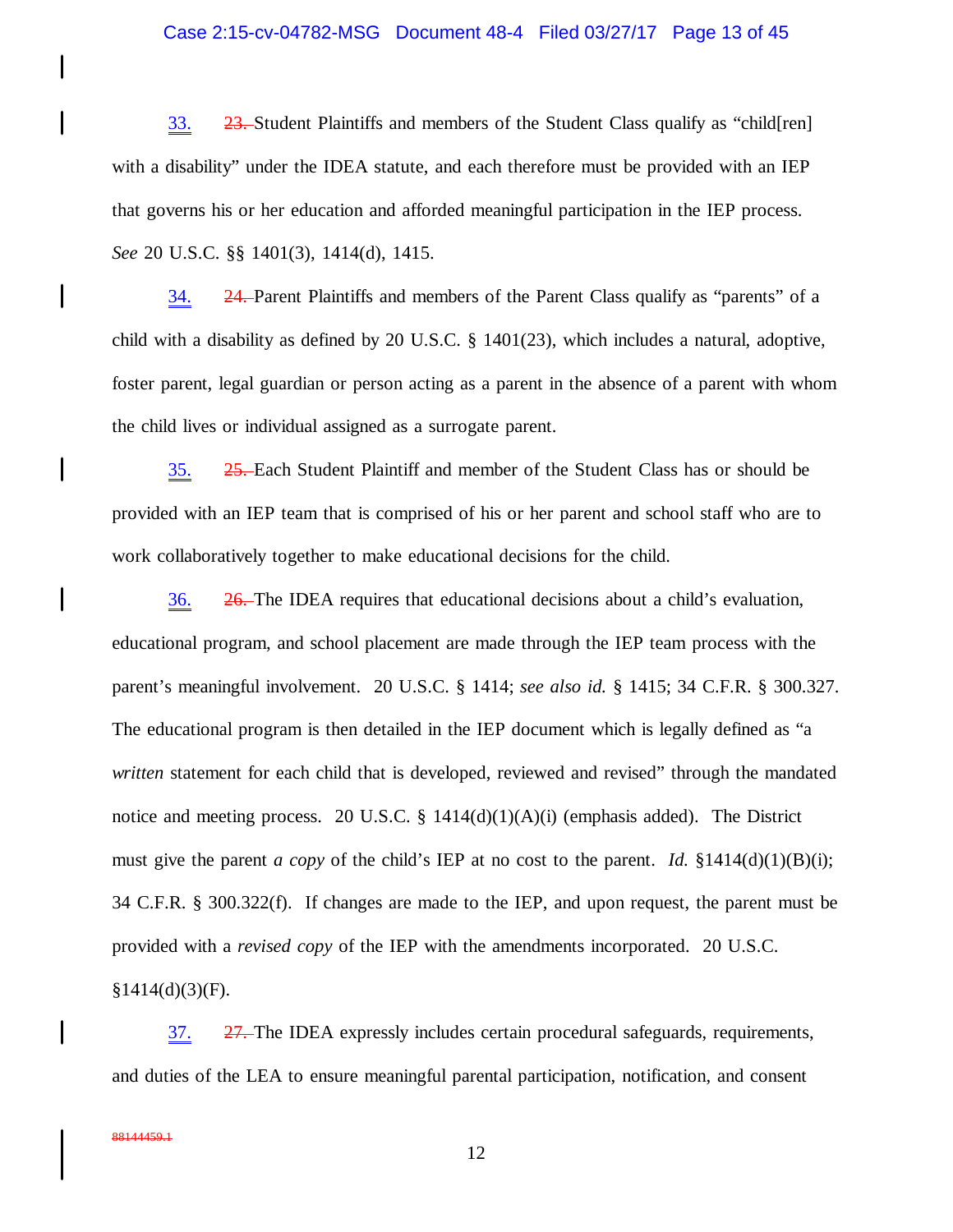33. ~~23.~~ Student Plaintiffs and members of the Student Class qualify as "child[ren] with a disability" under the IDEA statute, and each therefore must be provided with an IEP that governs his or her education and afforded meaningful participation in the IEP process. *See* 20 U.S.C. §§ 1401(3), 1414(d), 1415.

34. ~~24.~~ Parent Plaintiffs and members of the Parent Class qualify as "parents" of a child with a disability as defined by 20 U.S.C. § 1401(23), which includes a natural, adoptive, foster parent, legal guardian or person acting as a parent in the absence of a parent with whom the child lives or individual assigned as a surrogate parent.

35. ~~25.~~ Each Student Plaintiff and member of the Student Class has or should be provided with an IEP team that is comprised of his or her parent and school staff who are to work collaboratively together to make educational decisions for the child.

36. ~~26.~~ The IDEA requires that educational decisions about a child's evaluation, educational program, and school placement are made through the IEP team process with the parent's meaningful involvement. 20 U.S.C. § 1414; *see also id.* § 1415; 34 C.F.R. § 300.327. The educational program is then detailed in the IEP document which is legally defined as "a *written* statement for each child that is developed, reviewed and revised" through the mandated notice and meeting process. 20 U.S.C. § 1414(d)(1)(A)(i) (emphasis added). The District must give the parent *a copy* of the child's IEP at no cost to the parent. *Id.* §1414(d)(1)(B)(i); 34 C.F.R. § 300.322(f). If changes are made to the IEP, and upon request, the parent must be provided with a *revised copy* of the IEP with the amendments incorporated. 20 U.S.C. §1414(d)(3)(F).

37. ~~27.~~ The IDEA expressly includes certain procedural safeguards, requirements, and duties of the LEA to ensure meaningful parental participation, notification, and consent

~~88144459.1~~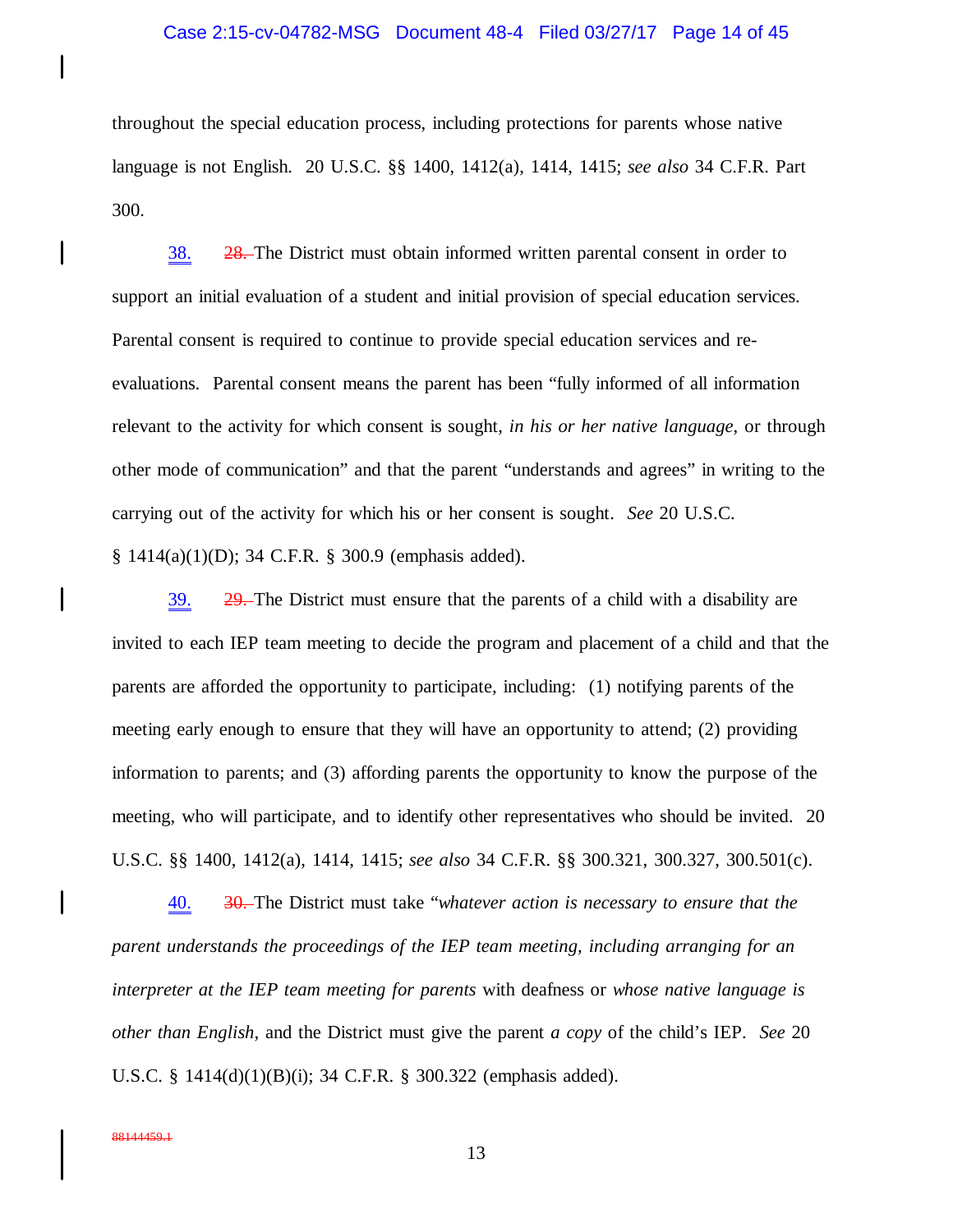throughout the special education process, including protections for parents whose native language is not English. 20 U.S.C. §§ 1400, 1412(a), 1414, 1415; *see also* 34 C.F.R. Part 300.

38. ~~28.~~ The District must obtain informed written parental consent in order to support an initial evaluation of a student and initial provision of special education services. Parental consent is required to continue to provide special education services and re-evaluations. Parental consent means the parent has been "fully informed of all information relevant to the activity for which consent is sought, *in his or her native language*, or through other mode of communication" and that the parent "understands and agrees" in writing to the carrying out of the activity for which his or her consent is sought. *See* 20 U.S.C. § 1414(a)(1)(D); 34 C.F.R. § 300.9 (emphasis added).

39. ~~29.~~ The District must ensure that the parents of a child with a disability are invited to each IEP team meeting to decide the program and placement of a child and that the parents are afforded the opportunity to participate, including: (1) notifying parents of the meeting early enough to ensure that they will have an opportunity to attend; (2) providing information to parents; and (3) affording parents the opportunity to know the purpose of the meeting, who will participate, and to identify other representatives who should be invited. 20 U.S.C. §§ 1400, 1412(a), 1414, 1415; *see also* 34 C.F.R. §§ 300.321, 300.327, 300.501(c).

40. ~~30.~~ The District must take "*whatever action is necessary to ensure that the parent understands the proceedings of the IEP team meeting, including arranging for an interpreter at the IEP team meeting for parents* with deafness or *whose native language is other than English*, and the District must give the parent *a copy* of the child's IEP. *See* 20 U.S.C. § 1414(d)(1)(B)(i); 34 C.F.R. § 300.322 (emphasis added).

~~88144459.1~~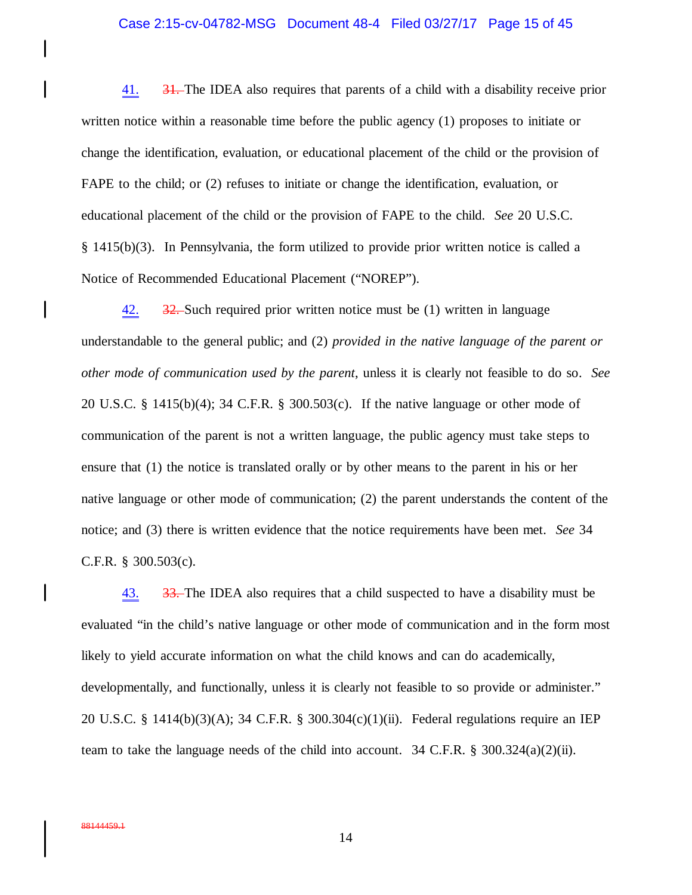41. ~~31.~~ The IDEA also requires that parents of a child with a disability receive prior written notice within a reasonable time before the public agency (1) proposes to initiate or change the identification, evaluation, or educational placement of the child or the provision of FAPE to the child; or (2) refuses to initiate or change the identification, evaluation, or educational placement of the child or the provision of FAPE to the child. *See* 20 U.S.C. § 1415(b)(3). In Pennsylvania, the form utilized to provide prior written notice is called a Notice of Recommended Educational Placement ("NOREP").

42. ~~32.~~ Such required prior written notice must be (1) written in language understandable to the general public; and (2) *provided in the native language of the parent or other mode of communication used by the parent*, unless it is clearly not feasible to do so. *See* 20 U.S.C. § 1415(b)(4); 34 C.F.R. § 300.503(c). If the native language or other mode of communication of the parent is not a written language, the public agency must take steps to ensure that (1) the notice is translated orally or by other means to the parent in his or her native language or other mode of communication; (2) the parent understands the content of the notice; and (3) there is written evidence that the notice requirements have been met. *See* 34 C.F.R. § 300.503(c).

43. ~~33.~~ The IDEA also requires that a child suspected to have a disability must be evaluated "in the child's native language or other mode of communication and in the form most likely to yield accurate information on what the child knows and can do academically, developmentally, and functionally, unless it is clearly not feasible to so provide or administer." 20 U.S.C. § 1414(b)(3)(A); 34 C.F.R. § 300.304(c)(1)(ii). Federal regulations require an IEP team to take the language needs of the child into account. 34 C.F.R. § 300.324(a)(2)(ii).

~~88144459.1~~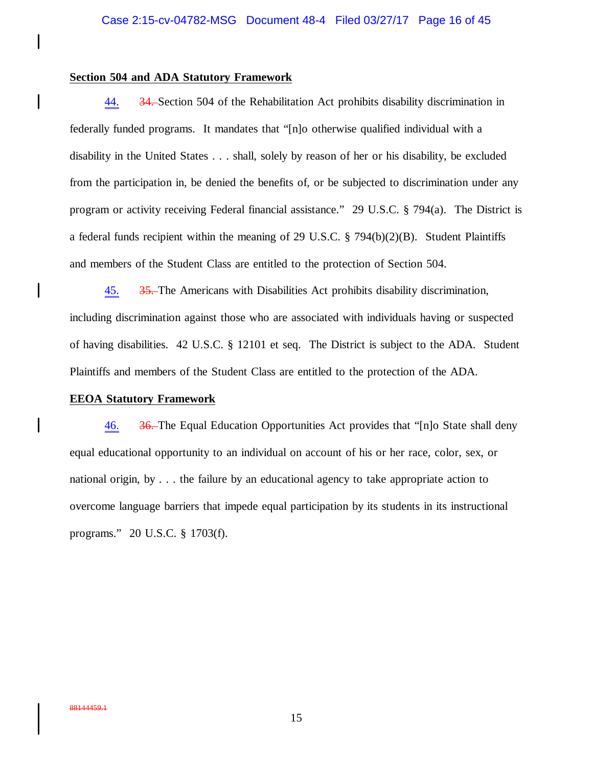**Section 504 and ADA Statutory Framework**

44. ~~34.~~ Section 504 of the Rehabilitation Act prohibits disability discrimination in federally funded programs. It mandates that "[n]o otherwise qualified individual with a disability in the United States . . . shall, solely by reason of her or his disability, be excluded from the participation in, be denied the benefits of, or be subjected to discrimination under any program or activity receiving Federal financial assistance." 29 U.S.C. § 794(a). The District is a federal funds recipient within the meaning of 29 U.S.C. § 794(b)(2)(B). Student Plaintiffs and members of the Student Class are entitled to the protection of Section 504.

45. ~~35.~~ The Americans with Disabilities Act prohibits disability discrimination, including discrimination against those who are associated with individuals having or suspected of having disabilities. 42 U.S.C. § 12101 et seq. The District is subject to the ADA. Student Plaintiffs and members of the Student Class are entitled to the protection of the ADA.

**EEOA Statutory Framework**

46. ~~36.~~ The Equal Education Opportunities Act provides that "[n]o State shall deny equal educational opportunity to an individual on account of his or her race, color, sex, or national origin, by . . . the failure by an educational agency to take appropriate action to overcome language barriers that impede equal participation by its students in its instructional programs." 20 U.S.C. § 1703(f).

~~88144459.1~~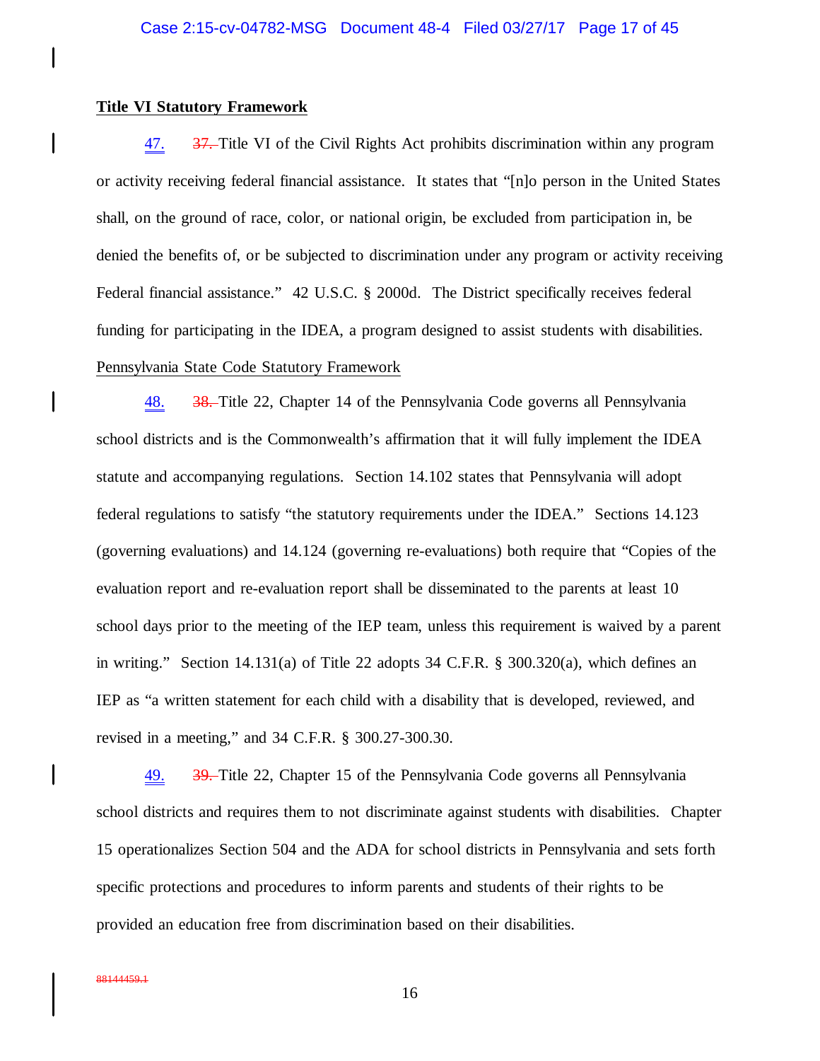**Title VI Statutory Framework**

47. ~~37.~~ Title VI of the Civil Rights Act prohibits discrimination within any program or activity receiving federal financial assistance. It states that "[n]o person in the United States shall, on the ground of race, color, or national origin, be excluded from participation in, be denied the benefits of, or be subjected to discrimination under any program or activity receiving Federal financial assistance." 42 U.S.C. § 2000d. The District specifically receives federal funding for participating in the IDEA, a program designed to assist students with disabilities.

Pennsylvania State Code Statutory Framework

48. ~~38.~~ Title 22, Chapter 14 of the Pennsylvania Code governs all Pennsylvania school districts and is the Commonwealth's affirmation that it will fully implement the IDEA statute and accompanying regulations. Section 14.102 states that Pennsylvania will adopt federal regulations to satisfy "the statutory requirements under the IDEA." Sections 14.123 (governing evaluations) and 14.124 (governing re-evaluations) both require that "Copies of the evaluation report and re-evaluation report shall be disseminated to the parents at least 10 school days prior to the meeting of the IEP team, unless this requirement is waived by a parent in writing." Section 14.131(a) of Title 22 adopts 34 C.F.R. § 300.320(a), which defines an IEP as "a written statement for each child with a disability that is developed, reviewed, and revised in a meeting," and 34 C.F.R. § 300.27-300.30.

49. ~~39.~~ Title 22, Chapter 15 of the Pennsylvania Code governs all Pennsylvania school districts and requires them to not discriminate against students with disabilities. Chapter 15 operationalizes Section 504 and the ADA for school districts in Pennsylvania and sets forth specific protections and procedures to inform parents and students of their rights to be provided an education free from discrimination based on their disabilities.

~~88144459.1~~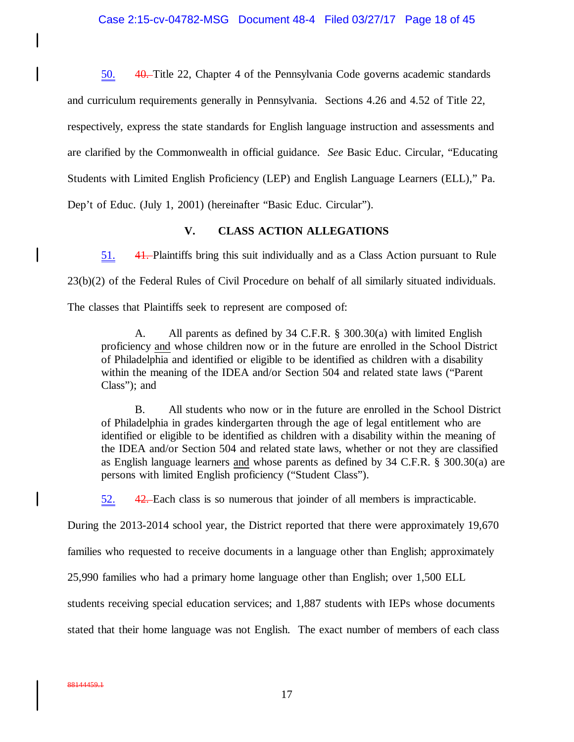50. ~~40.~~ Title 22, Chapter 4 of the Pennsylvania Code governs academic standards and curriculum requirements generally in Pennsylvania. Sections 4.26 and 4.52 of Title 22, respectively, express the state standards for English language instruction and assessments and are clarified by the Commonwealth in official guidance. *See* Basic Educ. Circular, "Educating Students with Limited English Proficiency (LEP) and English Language Learners (ELL)," Pa. Dep't of Educ. (July 1, 2001) (hereinafter "Basic Educ. Circular").

## V. CLASS ACTION ALLEGATIONS

51. ~~41.~~ Plaintiffs bring this suit individually and as a Class Action pursuant to Rule 23(b)(2) of the Federal Rules of Civil Procedure on behalf of all similarly situated individuals. The classes that Plaintiffs seek to represent are composed of:

> A. All parents as defined by 34 C.F.R. § 300.30(a) with limited English proficiency and whose children now or in the future are enrolled in the School District of Philadelphia and identified or eligible to be identified as children with a disability within the meaning of the IDEA and/or Section 504 and related state laws ("Parent Class"); and
>
> B. All students who now or in the future are enrolled in the School District of Philadelphia in grades kindergarten through the age of legal entitlement who are identified or eligible to be identified as children with a disability within the meaning of the IDEA and/or Section 504 and related state laws, whether or not they are classified as English language learners and whose parents as defined by 34 C.F.R. § 300.30(a) are persons with limited English proficiency ("Student Class").

52. ~~42.~~ Each class is so numerous that joinder of all members is impracticable. During the 2013-2014 school year, the District reported that there were approximately 19,670 families who requested to receive documents in a language other than English; approximately 25,990 families who had a primary home language other than English; over 1,500 ELL students receiving special education services; and 1,887 students with IEPs whose documents stated that their home language was not English. The exact number of members of each class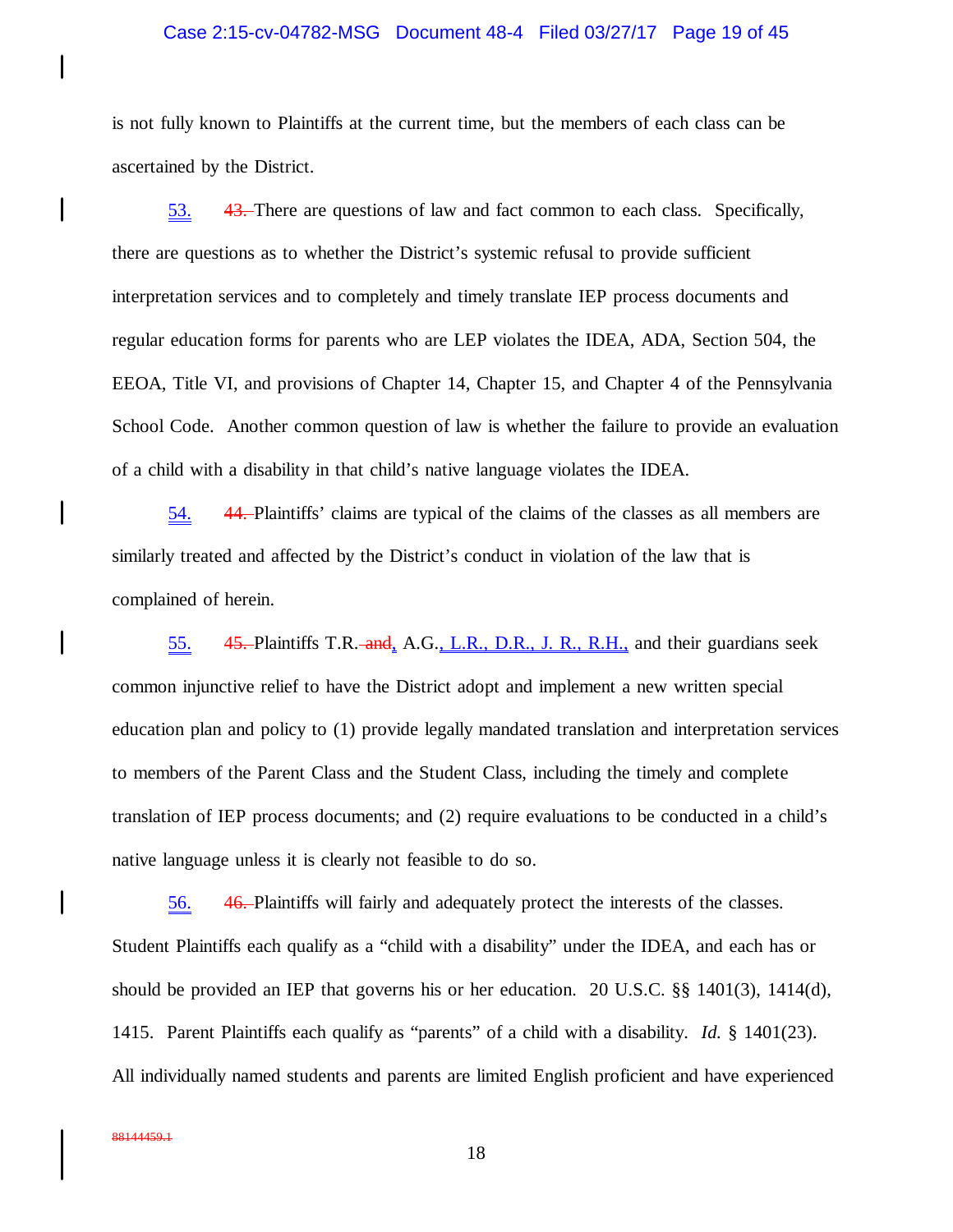is not fully known to Plaintiffs at the current time, but the members of each class can be ascertained by the District.

53. ~~43.~~ There are questions of law and fact common to each class. Specifically, there are questions as to whether the District's systemic refusal to provide sufficient interpretation services and to completely and timely translate IEP process documents and regular education forms for parents who are LEP violates the IDEA, ADA, Section 504, the EEOA, Title VI, and provisions of Chapter 14, Chapter 15, and Chapter 4 of the Pennsylvania School Code. Another common question of law is whether the failure to provide an evaluation of a child with a disability in that child's native language violates the IDEA.

54. ~~44.~~ Plaintiffs' claims are typical of the claims of the classes as all members are similarly treated and affected by the District's conduct in violation of the law that is complained of herein.

55. ~~45.~~ Plaintiffs T.R.~~and~~, A.G., L.R., D.R., J. R., R.H., and their guardians seek common injunctive relief to have the District adopt and implement a new written special education plan and policy to (1) provide legally mandated translation and interpretation services to members of the Parent Class and the Student Class, including the timely and complete translation of IEP process documents; and (2) require evaluations to be conducted in a child's native language unless it is clearly not feasible to do so.

56. ~~46.~~ Plaintiffs will fairly and adequately protect the interests of the classes. Student Plaintiffs each qualify as a "child with a disability" under the IDEA, and each has or should be provided an IEP that governs his or her education. 20 U.S.C. §§ 1401(3), 1414(d), 1415. Parent Plaintiffs each qualify as "parents" of a child with a disability. *Id.* § 1401(23). All individually named students and parents are limited English proficient and have experienced

~~88144459.1~~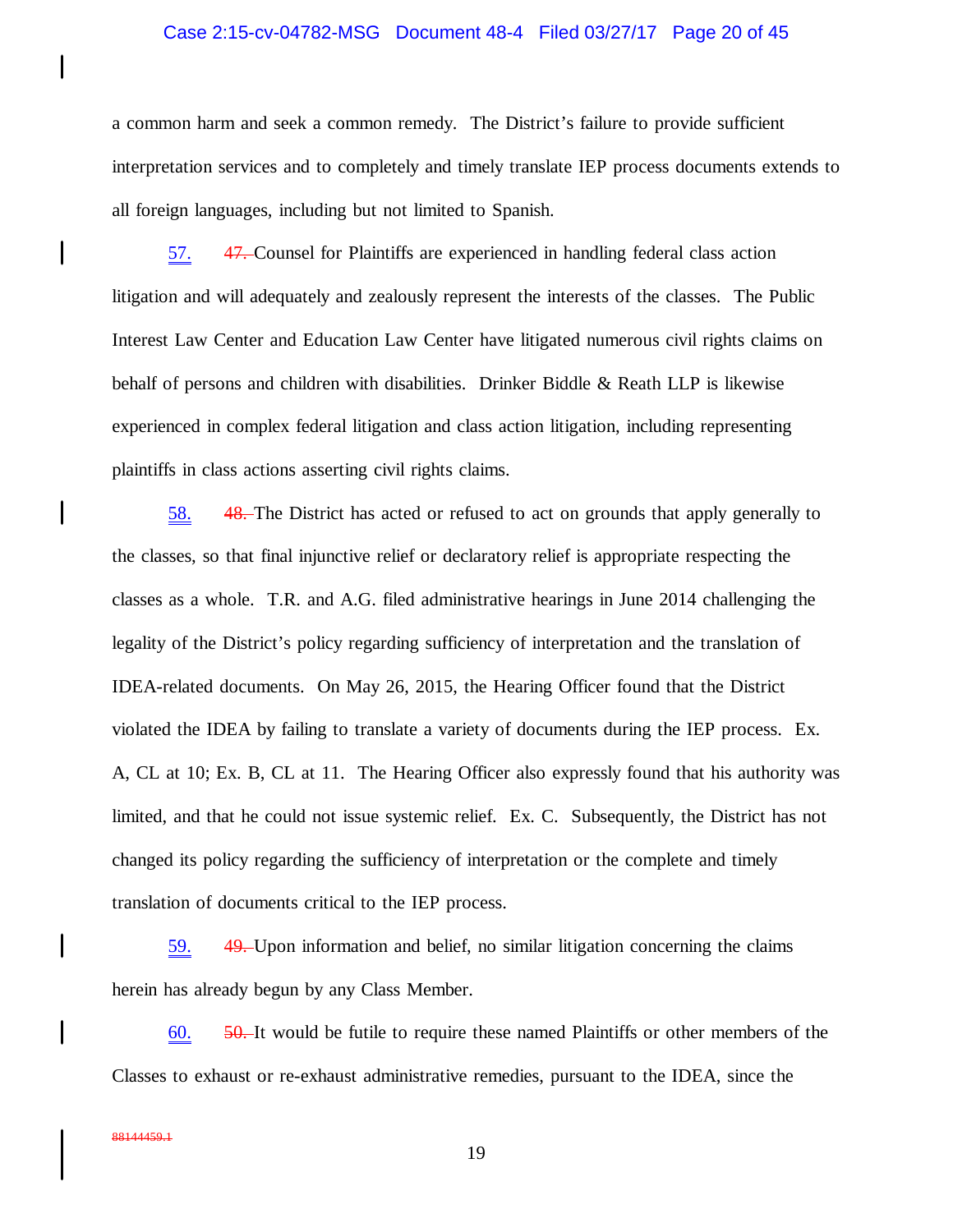a common harm and seek a common remedy. The District's failure to provide sufficient interpretation services and to completely and timely translate IEP process documents extends to all foreign languages, including but not limited to Spanish.

57. ~~47.~~ Counsel for Plaintiffs are experienced in handling federal class action litigation and will adequately and zealously represent the interests of the classes. The Public Interest Law Center and Education Law Center have litigated numerous civil rights claims on behalf of persons and children with disabilities. Drinker Biddle & Reath LLP is likewise experienced in complex federal litigation and class action litigation, including representing plaintiffs in class actions asserting civil rights claims.

58. ~~48.~~ The District has acted or refused to act on grounds that apply generally to the classes, so that final injunctive relief or declaratory relief is appropriate respecting the classes as a whole. T.R. and A.G. filed administrative hearings in June 2014 challenging the legality of the District's policy regarding sufficiency of interpretation and the translation of IDEA-related documents. On May 26, 2015, the Hearing Officer found that the District violated the IDEA by failing to translate a variety of documents during the IEP process. Ex. A, CL at 10; Ex. B, CL at 11. The Hearing Officer also expressly found that his authority was limited, and that he could not issue systemic relief. Ex. C. Subsequently, the District has not changed its policy regarding the sufficiency of interpretation or the complete and timely translation of documents critical to the IEP process.

59. ~~49.~~ Upon information and belief, no similar litigation concerning the claims herein has already begun by any Class Member.

60. ~~50.~~ It would be futile to require these named Plaintiffs or other members of the Classes to exhaust or re-exhaust administrative remedies, pursuant to the IDEA, since the

~~88144459.1~~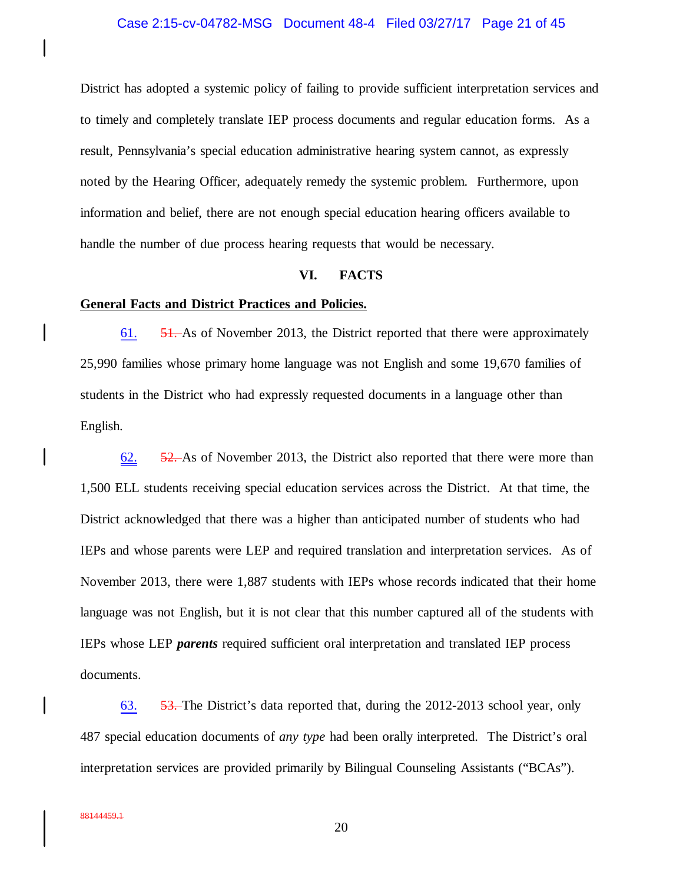District has adopted a systemic policy of failing to provide sufficient interpretation services and to timely and completely translate IEP process documents and regular education forms. As a result, Pennsylvania's special education administrative hearing system cannot, as expressly noted by the Hearing Officer, adequately remedy the systemic problem. Furthermore, upon information and belief, there are not enough special education hearing officers available to handle the number of due process hearing requests that would be necessary.

## VI. FACTS

**General Facts and District Practices and Policies.**

61. ~~51.~~ As of November 2013, the District reported that there were approximately 25,990 families whose primary home language was not English and some 19,670 families of students in the District who had expressly requested documents in a language other than English.

62. ~~52.~~ As of November 2013, the District also reported that there were more than 1,500 ELL students receiving special education services across the District. At that time, the District acknowledged that there was a higher than anticipated number of students who had IEPs and whose parents were LEP and required translation and interpretation services. As of November 2013, there were 1,887 students with IEPs whose records indicated that their home language was not English, but it is not clear that this number captured all of the students with IEPs whose LEP ***parents*** required sufficient oral interpretation and translated IEP process documents.

63. ~~53.~~ The District's data reported that, during the 2012-2013 school year, only 487 special education documents of *any type* had been orally interpreted. The District's oral interpretation services are provided primarily by Bilingual Counseling Assistants ("BCAs").

~~88144459.1~~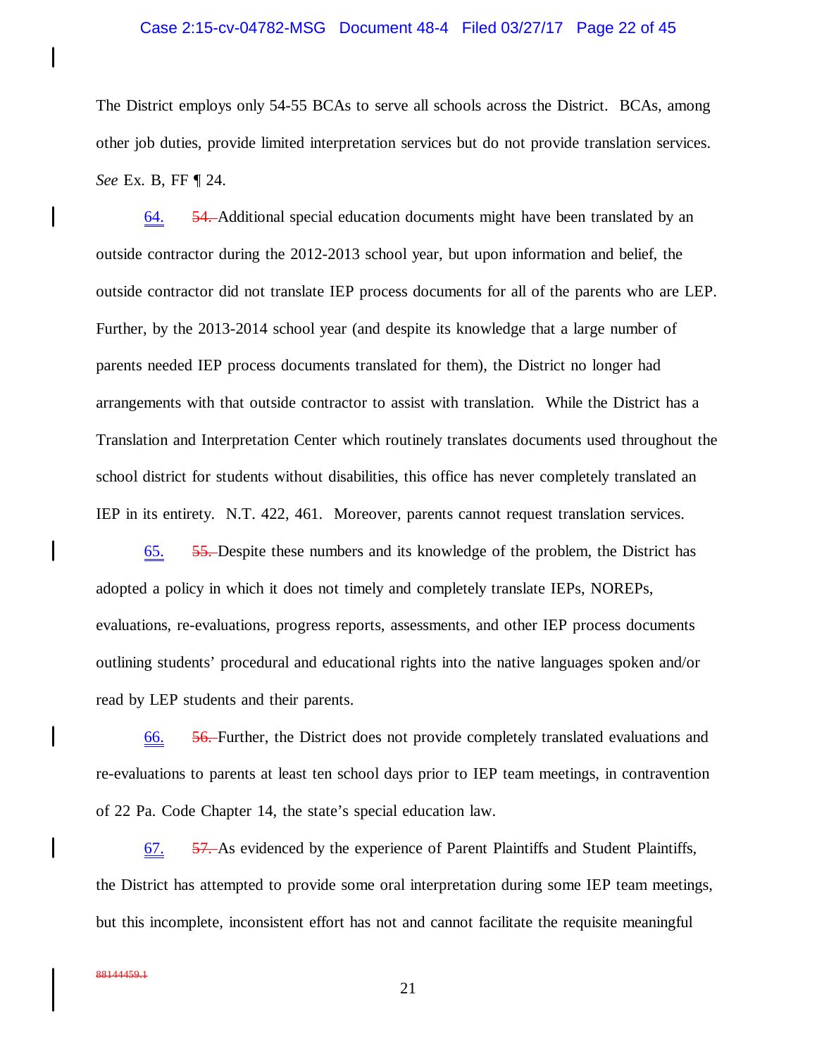The District employs only 54-55 BCAs to serve all schools across the District. BCAs, among other job duties, provide limited interpretation services but do not provide translation services. *See* Ex. B, FF ¶ 24.

64. ~~54.~~ Additional special education documents might have been translated by an outside contractor during the 2012-2013 school year, but upon information and belief, the outside contractor did not translate IEP process documents for all of the parents who are LEP. Further, by the 2013-2014 school year (and despite its knowledge that a large number of parents needed IEP process documents translated for them), the District no longer had arrangements with that outside contractor to assist with translation. While the District has a Translation and Interpretation Center which routinely translates documents used throughout the school district for students without disabilities, this office has never completely translated an IEP in its entirety. N.T. 422, 461. Moreover, parents cannot request translation services.

65. ~~55.~~ Despite these numbers and its knowledge of the problem, the District has adopted a policy in which it does not timely and completely translate IEPs, NOREPs, evaluations, re-evaluations, progress reports, assessments, and other IEP process documents outlining students' procedural and educational rights into the native languages spoken and/or read by LEP students and their parents.

66. ~~56.~~ Further, the District does not provide completely translated evaluations and re-evaluations to parents at least ten school days prior to IEP team meetings, in contravention of 22 Pa. Code Chapter 14, the state's special education law.

67. ~~57.~~ As evidenced by the experience of Parent Plaintiffs and Student Plaintiffs, the District has attempted to provide some oral interpretation during some IEP team meetings, but this incomplete, inconsistent effort has not and cannot facilitate the requisite meaningful

~~88144459.1~~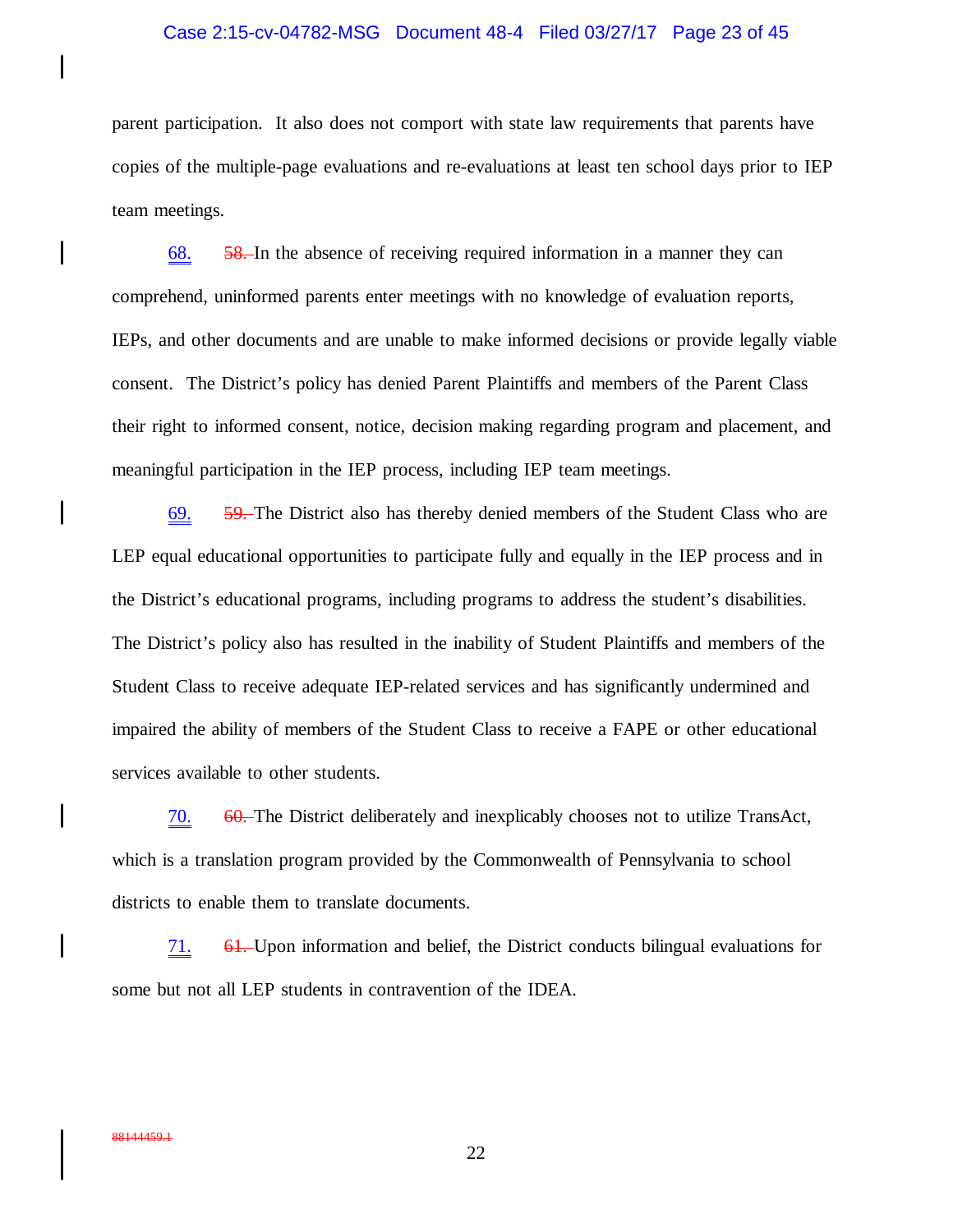parent participation. It also does not comport with state law requirements that parents have copies of the multiple-page evaluations and re-evaluations at least ten school days prior to IEP team meetings.

68. ~~58.~~ In the absence of receiving required information in a manner they can comprehend, uninformed parents enter meetings with no knowledge of evaluation reports, IEPs, and other documents and are unable to make informed decisions or provide legally viable consent. The District's policy has denied Parent Plaintiffs and members of the Parent Class their right to informed consent, notice, decision making regarding program and placement, and meaningful participation in the IEP process, including IEP team meetings.

69. ~~59.~~ The District also has thereby denied members of the Student Class who are LEP equal educational opportunities to participate fully and equally in the IEP process and in the District's educational programs, including programs to address the student's disabilities. The District's policy also has resulted in the inability of Student Plaintiffs and members of the Student Class to receive adequate IEP-related services and has significantly undermined and impaired the ability of members of the Student Class to receive a FAPE or other educational services available to other students.

70. ~~60.~~ The District deliberately and inexplicably chooses not to utilize TransAct, which is a translation program provided by the Commonwealth of Pennsylvania to school districts to enable them to translate documents.

71. ~~61.~~ Upon information and belief, the District conducts bilingual evaluations for some but not all LEP students in contravention of the IDEA.

~~88144459.1~~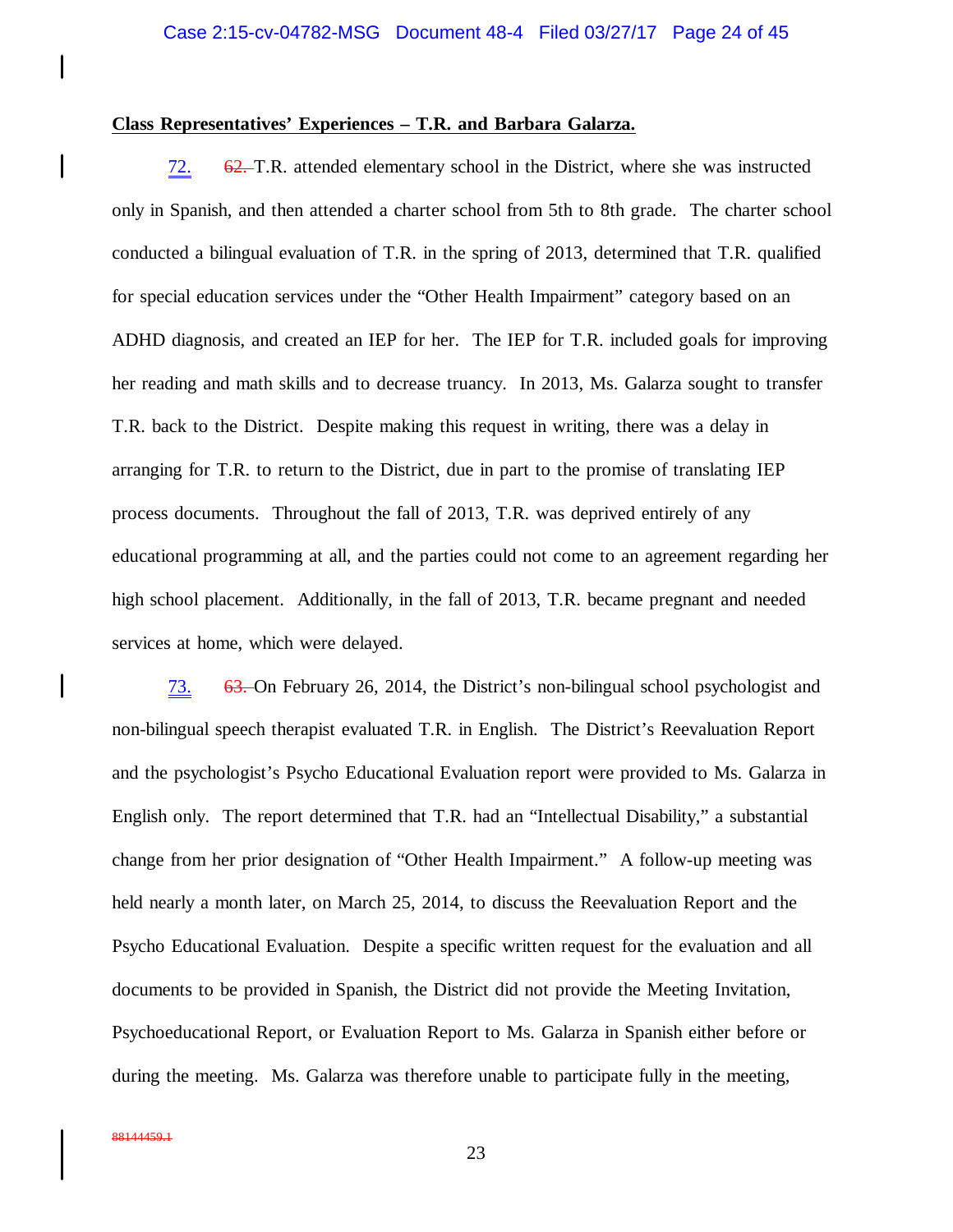**Class Representatives' Experiences – T.R. and Barbara Galarza.**

72. ~~62.~~ T.R. attended elementary school in the District, where she was instructed only in Spanish, and then attended a charter school from 5th to 8th grade. The charter school conducted a bilingual evaluation of T.R. in the spring of 2013, determined that T.R. qualified for special education services under the "Other Health Impairment" category based on an ADHD diagnosis, and created an IEP for her. The IEP for T.R. included goals for improving her reading and math skills and to decrease truancy. In 2013, Ms. Galarza sought to transfer T.R. back to the District. Despite making this request in writing, there was a delay in arranging for T.R. to return to the District, due in part to the promise of translating IEP process documents. Throughout the fall of 2013, T.R. was deprived entirely of any educational programming at all, and the parties could not come to an agreement regarding her high school placement. Additionally, in the fall of 2013, T.R. became pregnant and needed services at home, which were delayed.

73. ~~63.~~ On February 26, 2014, the District's non-bilingual school psychologist and non-bilingual speech therapist evaluated T.R. in English. The District's Reevaluation Report and the psychologist's Psycho Educational Evaluation report were provided to Ms. Galarza in English only. The report determined that T.R. had an "Intellectual Disability," a substantial change from her prior designation of "Other Health Impairment." A follow-up meeting was held nearly a month later, on March 25, 2014, to discuss the Reevaluation Report and the Psycho Educational Evaluation. Despite a specific written request for the evaluation and all documents to be provided in Spanish, the District did not provide the Meeting Invitation, Psychoeducational Report, or Evaluation Report to Ms. Galarza in Spanish either before or during the meeting. Ms. Galarza was therefore unable to participate fully in the meeting,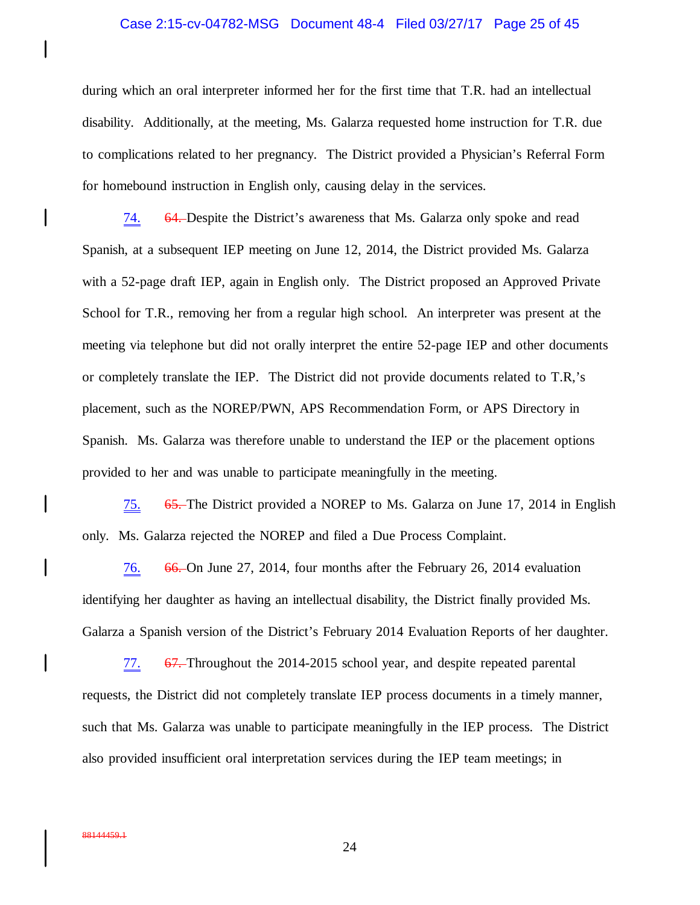during which an oral interpreter informed her for the first time that T.R. had an intellectual disability. Additionally, at the meeting, Ms. Galarza requested home instruction for T.R. due to complications related to her pregnancy. The District provided a Physician's Referral Form for homebound instruction in English only, causing delay in the services.

74. ~~64.~~ Despite the District's awareness that Ms. Galarza only spoke and read Spanish, at a subsequent IEP meeting on June 12, 2014, the District provided Ms. Galarza with a 52-page draft IEP, again in English only. The District proposed an Approved Private School for T.R., removing her from a regular high school. An interpreter was present at the meeting via telephone but did not orally interpret the entire 52-page IEP and other documents or completely translate the IEP. The District did not provide documents related to T.R,'s placement, such as the NOREP/PWN, APS Recommendation Form, or APS Directory in Spanish. Ms. Galarza was therefore unable to understand the IEP or the placement options provided to her and was unable to participate meaningfully in the meeting.

75. ~~65.~~ The District provided a NOREP to Ms. Galarza on June 17, 2014 in English only. Ms. Galarza rejected the NOREP and filed a Due Process Complaint.

76. ~~66.~~ On June 27, 2014, four months after the February 26, 2014 evaluation identifying her daughter as having an intellectual disability, the District finally provided Ms. Galarza a Spanish version of the District's February 2014 Evaluation Reports of her daughter.

77. ~~67.~~ Throughout the 2014-2015 school year, and despite repeated parental requests, the District did not completely translate IEP process documents in a timely manner, such that Ms. Galarza was unable to participate meaningfully in the IEP process. The District also provided insufficient oral interpretation services during the IEP team meetings; in

~~88144459.1~~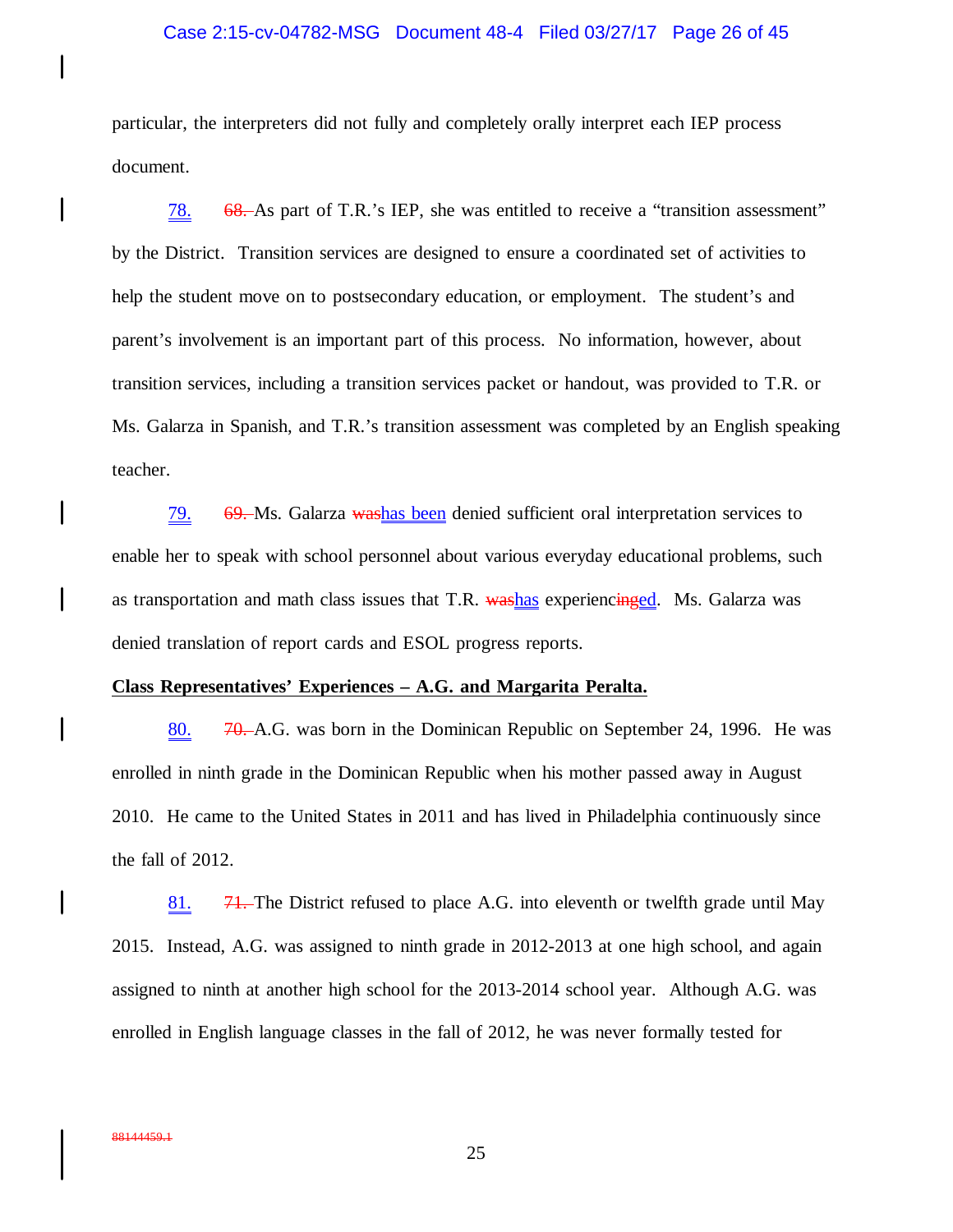particular, the interpreters did not fully and completely orally interpret each IEP process document.

78. ~~68.~~ As part of T.R.'s IEP, she was entitled to receive a "transition assessment" by the District. Transition services are designed to ensure a coordinated set of activities to help the student move on to postsecondary education, or employment. The student's and parent's involvement is an important part of this process. No information, however, about transition services, including a transition services packet or handout, was provided to T.R. or Ms. Galarza in Spanish, and T.R.'s transition assessment was completed by an English speaking teacher.

79. ~~69.~~ Ms. Galarza ~~was~~has been denied sufficient oral interpretation services to enable her to speak with school personnel about various everyday educational problems, such as transportation and math class issues that T.R. ~~was~~has experienc~~ing~~ed. Ms. Galarza was denied translation of report cards and ESOL progress reports.

**Class Representatives' Experiences – A.G. and Margarita Peralta.**

80. ~~70.~~ A.G. was born in the Dominican Republic on September 24, 1996. He was enrolled in ninth grade in the Dominican Republic when his mother passed away in August 2010. He came to the United States in 2011 and has lived in Philadelphia continuously since the fall of 2012.

81. ~~71.~~ The District refused to place A.G. into eleventh or twelfth grade until May 2015. Instead, A.G. was assigned to ninth grade in 2012-2013 at one high school, and again assigned to ninth at another high school for the 2013-2014 school year. Although A.G. was enrolled in English language classes in the fall of 2012, he was never formally tested for

~~88144459.1~~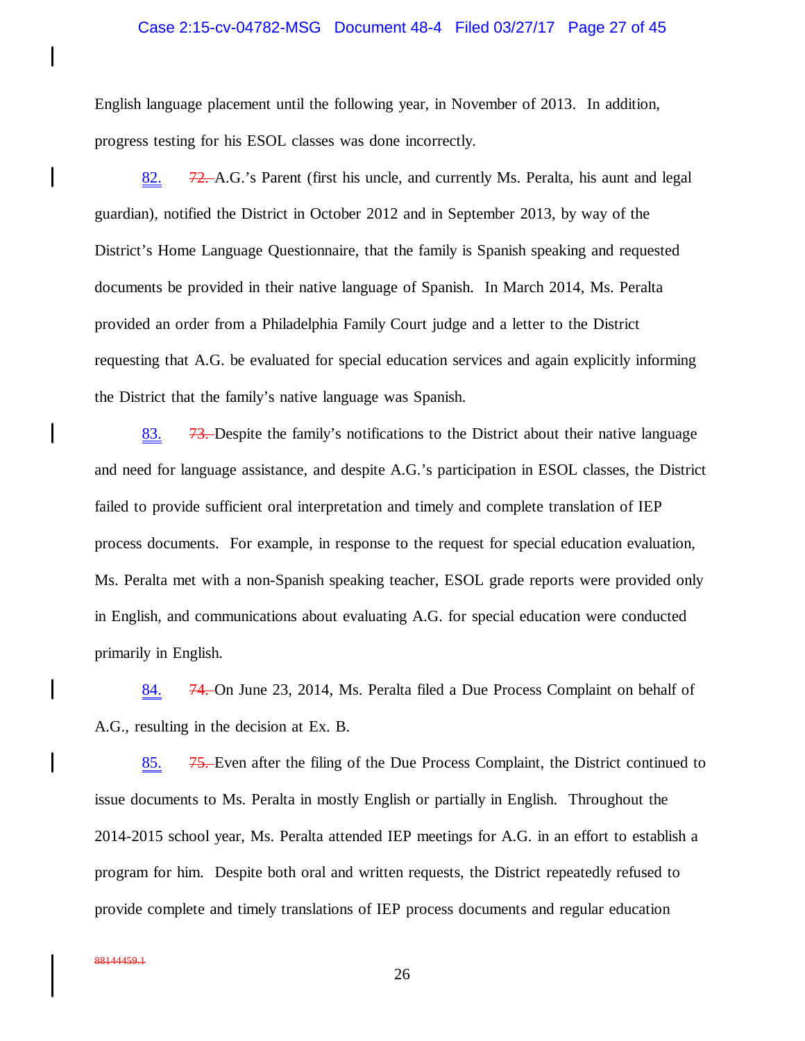English language placement until the following year, in November of 2013. In addition, progress testing for his ESOL classes was done incorrectly.

82. ~~72.~~ A.G.'s Parent (first his uncle, and currently Ms. Peralta, his aunt and legal guardian), notified the District in October 2012 and in September 2013, by way of the District's Home Language Questionnaire, that the family is Spanish speaking and requested documents be provided in their native language of Spanish. In March 2014, Ms. Peralta provided an order from a Philadelphia Family Court judge and a letter to the District requesting that A.G. be evaluated for special education services and again explicitly informing the District that the family's native language was Spanish.

83. ~~73.~~ Despite the family's notifications to the District about their native language and need for language assistance, and despite A.G.'s participation in ESOL classes, the District failed to provide sufficient oral interpretation and timely and complete translation of IEP process documents. For example, in response to the request for special education evaluation, Ms. Peralta met with a non-Spanish speaking teacher, ESOL grade reports were provided only in English, and communications about evaluating A.G. for special education were conducted primarily in English.

84. ~~74.~~ On June 23, 2014, Ms. Peralta filed a Due Process Complaint on behalf of A.G., resulting in the decision at Ex. B.

85. ~~75.~~ Even after the filing of the Due Process Complaint, the District continued to issue documents to Ms. Peralta in mostly English or partially in English. Throughout the 2014-2015 school year, Ms. Peralta attended IEP meetings for A.G. in an effort to establish a program for him. Despite both oral and written requests, the District repeatedly refused to provide complete and timely translations of IEP process documents and regular education

~~88144459.1~~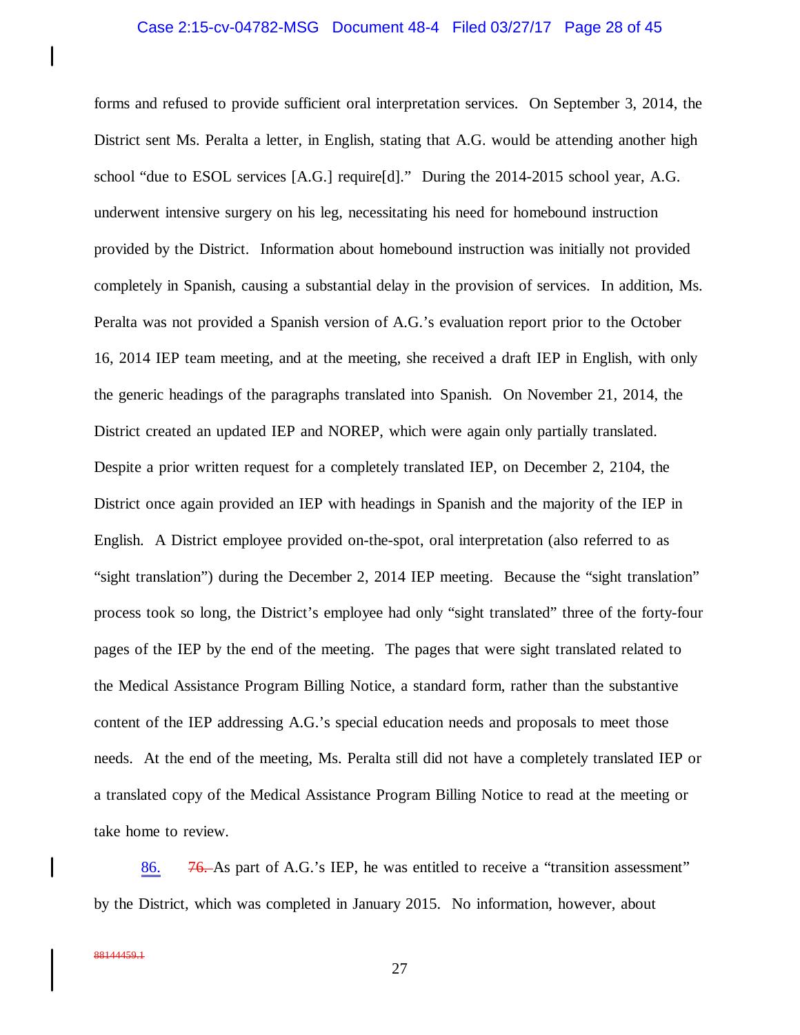forms and refused to provide sufficient oral interpretation services. On September 3, 2014, the District sent Ms. Peralta a letter, in English, stating that A.G. would be attending another high school "due to ESOL services [A.G.] require[d]." During the 2014-2015 school year, A.G. underwent intensive surgery on his leg, necessitating his need for homebound instruction provided by the District. Information about homebound instruction was initially not provided completely in Spanish, causing a substantial delay in the provision of services. In addition, Ms. Peralta was not provided a Spanish version of A.G.'s evaluation report prior to the October 16, 2014 IEP team meeting, and at the meeting, she received a draft IEP in English, with only the generic headings of the paragraphs translated into Spanish. On November 21, 2014, the District created an updated IEP and NOREP, which were again only partially translated. Despite a prior written request for a completely translated IEP, on December 2, 2104, the District once again provided an IEP with headings in Spanish and the majority of the IEP in English. A District employee provided on-the-spot, oral interpretation (also referred to as "sight translation") during the December 2, 2014 IEP meeting. Because the "sight translation" process took so long, the District's employee had only "sight translated" three of the forty-four pages of the IEP by the end of the meeting. The pages that were sight translated related to the Medical Assistance Program Billing Notice, a standard form, rather than the substantive content of the IEP addressing A.G.'s special education needs and proposals to meet those needs. At the end of the meeting, Ms. Peralta still did not have a completely translated IEP or a translated copy of the Medical Assistance Program Billing Notice to read at the meeting or take home to review.

86. ~~76.~~ As part of A.G.'s IEP, he was entitled to receive a "transition assessment" by the District, which was completed in January 2015. No information, however, about

~~88144459.1~~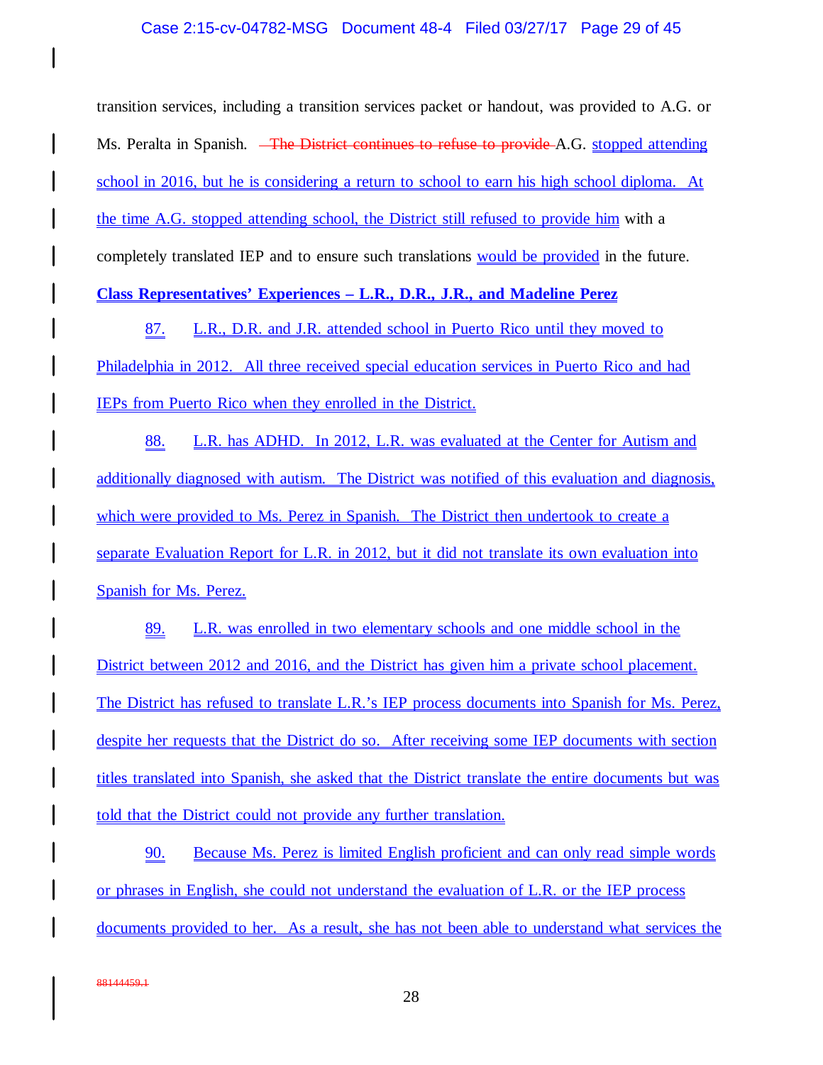transition services, including a transition services packet or handout, was provided to A.G. or Ms. Peralta in Spanish. ~~The District continues to refuse to provide~~ A.G. stopped attending school in 2016, but he is considering a return to school to earn his high school diploma. At the time A.G. stopped attending school, the District still refused to provide him with a completely translated IEP and to ensure such translations would be provided in the future.

**Class Representatives' Experiences – L.R., D.R., J.R., and Madeline Perez**

87. L.R., D.R. and J.R. attended school in Puerto Rico until they moved to Philadelphia in 2012. All three received special education services in Puerto Rico and had IEPs from Puerto Rico when they enrolled in the District.

88. L.R. has ADHD. In 2012, L.R. was evaluated at the Center for Autism and additionally diagnosed with autism. The District was notified of this evaluation and diagnosis, which were provided to Ms. Perez in Spanish. The District then undertook to create a separate Evaluation Report for L.R. in 2012, but it did not translate its own evaluation into Spanish for Ms. Perez.

89. L.R. was enrolled in two elementary schools and one middle school in the District between 2012 and 2016, and the District has given him a private school placement. The District has refused to translate L.R.'s IEP process documents into Spanish for Ms. Perez, despite her requests that the District do so. After receiving some IEP documents with section titles translated into Spanish, she asked that the District translate the entire documents but was told that the District could not provide any further translation.

90. Because Ms. Perez is limited English proficient and can only read simple words or phrases in English, she could not understand the evaluation of L.R. or the IEP process documents provided to her. As a result, she has not been able to understand what services the

~~88144459.1~~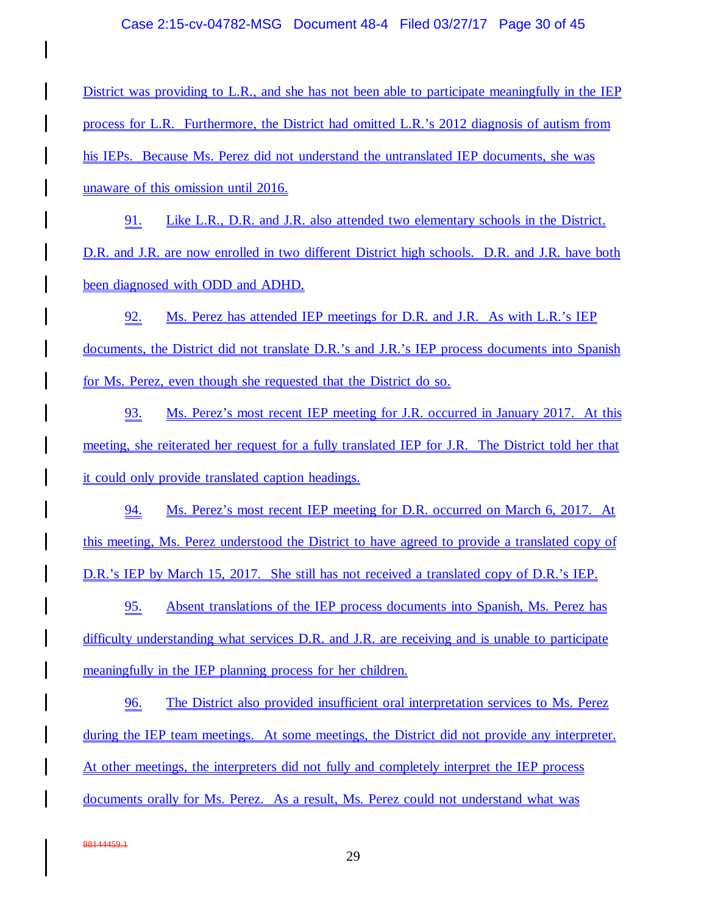District was providing to L.R., and she has not been able to participate meaningfully in the IEP process for L.R. Furthermore, the District had omitted L.R.'s 2012 diagnosis of autism from his IEPs. Because Ms. Perez did not understand the untranslated IEP documents, she was unaware of this omission until 2016.

91. Like L.R., D.R. and J.R. also attended two elementary schools in the District. D.R. and J.R. are now enrolled in two different District high schools. D.R. and J.R. have both been diagnosed with ODD and ADHD.

92. Ms. Perez has attended IEP meetings for D.R. and J.R. As with L.R.'s IEP documents, the District did not translate D.R.'s and J.R.'s IEP process documents into Spanish for Ms. Perez, even though she requested that the District do so.

93. Ms. Perez's most recent IEP meeting for J.R. occurred in January 2017. At this meeting, she reiterated her request for a fully translated IEP for J.R. The District told her that it could only provide translated caption headings.

94. Ms. Perez's most recent IEP meeting for D.R. occurred on March 6, 2017. At this meeting, Ms. Perez understood the District to have agreed to provide a translated copy of D.R.'s IEP by March 15, 2017. She still has not received a translated copy of D.R.'s IEP.

95. Absent translations of the IEP process documents into Spanish, Ms. Perez has difficulty understanding what services D.R. and J.R. are receiving and is unable to participate meaningfully in the IEP planning process for her children.

96. The District also provided insufficient oral interpretation services to Ms. Perez during the IEP team meetings. At some meetings, the District did not provide any interpreter. At other meetings, the interpreters did not fully and completely interpret the IEP process documents orally for Ms. Perez. As a result, Ms. Perez could not understand what was

88144459.1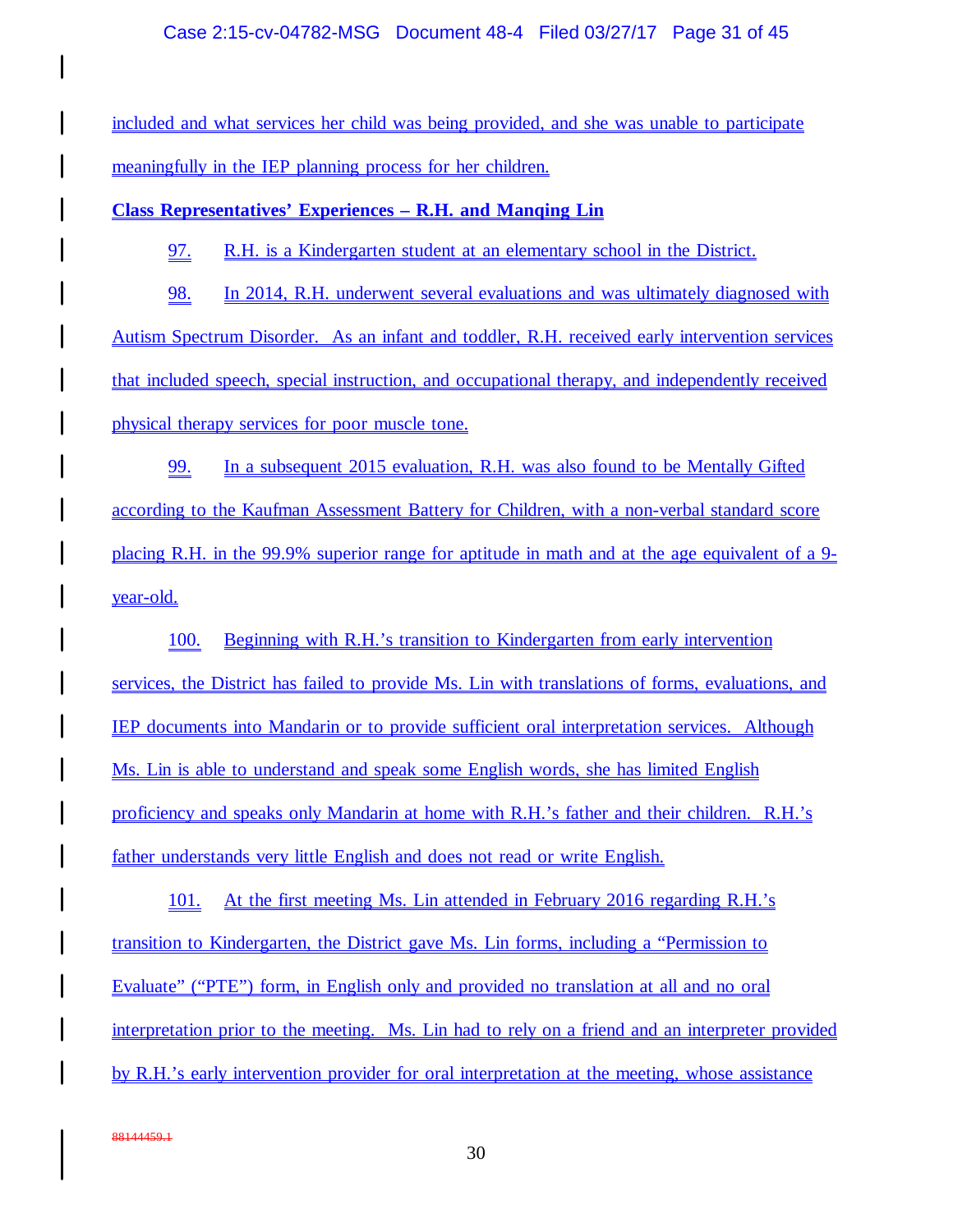included and what services her child was being provided, and she was unable to participate meaningfully in the IEP planning process for her children.

**Class Representatives' Experiences – R.H. and Manqing Lin**

97. R.H. is a Kindergarten student at an elementary school in the District.

98. In 2014, R.H. underwent several evaluations and was ultimately diagnosed with Autism Spectrum Disorder. As an infant and toddler, R.H. received early intervention services that included speech, special instruction, and occupational therapy, and independently received physical therapy services for poor muscle tone.

99. In a subsequent 2015 evaluation, R.H. was also found to be Mentally Gifted according to the Kaufman Assessment Battery for Children, with a non-verbal standard score placing R.H. in the 99.9% superior range for aptitude in math and at the age equivalent of a 9-year-old.

100. Beginning with R.H.'s transition to Kindergarten from early intervention services, the District has failed to provide Ms. Lin with translations of forms, evaluations, and IEP documents into Mandarin or to provide sufficient oral interpretation services. Although Ms. Lin is able to understand and speak some English words, she has limited English proficiency and speaks only Mandarin at home with R.H.'s father and their children. R.H.'s father understands very little English and does not read or write English.

101. At the first meeting Ms. Lin attended in February 2016 regarding R.H.'s transition to Kindergarten, the District gave Ms. Lin forms, including a "Permission to Evaluate" ("PTE") form, in English only and provided no translation at all and no oral interpretation prior to the meeting. Ms. Lin had to rely on a friend and an interpreter provided by R.H.'s early intervention provider for oral interpretation at the meeting, whose assistance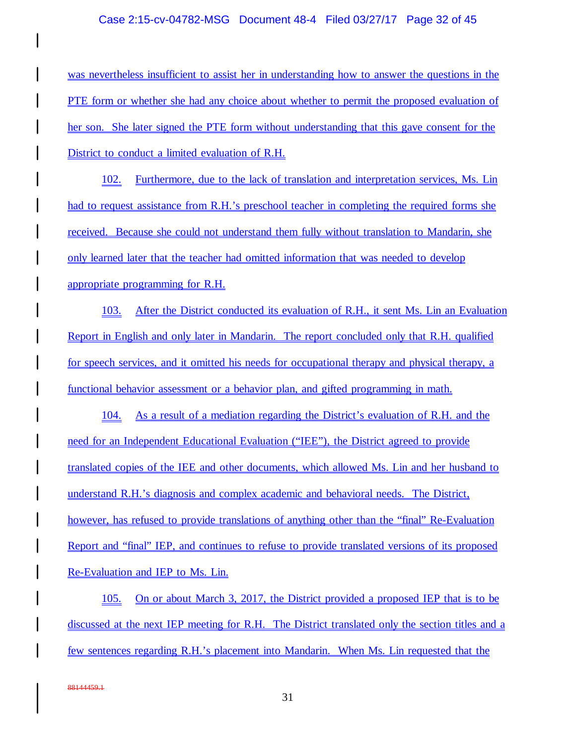was nevertheless insufficient to assist her in understanding how to answer the questions in the PTE form or whether she had any choice about whether to permit the proposed evaluation of her son. She later signed the PTE form without understanding that this gave consent for the District to conduct a limited evaluation of R.H.

102. Furthermore, due to the lack of translation and interpretation services, Ms. Lin had to request assistance from R.H.'s preschool teacher in completing the required forms she received. Because she could not understand them fully without translation to Mandarin, she only learned later that the teacher had omitted information that was needed to develop appropriate programming for R.H.

103. After the District conducted its evaluation of R.H., it sent Ms. Lin an Evaluation Report in English and only later in Mandarin. The report concluded only that R.H. qualified for speech services, and it omitted his needs for occupational therapy and physical therapy, a functional behavior assessment or a behavior plan, and gifted programming in math.

104. As a result of a mediation regarding the District's evaluation of R.H. and the need for an Independent Educational Evaluation ("IEE"), the District agreed to provide translated copies of the IEE and other documents, which allowed Ms. Lin and her husband to understand R.H.'s diagnosis and complex academic and behavioral needs. The District, however, has refused to provide translations of anything other than the "final" Re-Evaluation Report and "final" IEP, and continues to refuse to provide translated versions of its proposed Re-Evaluation and IEP to Ms. Lin.

105. On or about March 3, 2017, the District provided a proposed IEP that is to be discussed at the next IEP meeting for R.H. The District translated only the section titles and a few sentences regarding R.H.'s placement into Mandarin. When Ms. Lin requested that the

88144459.1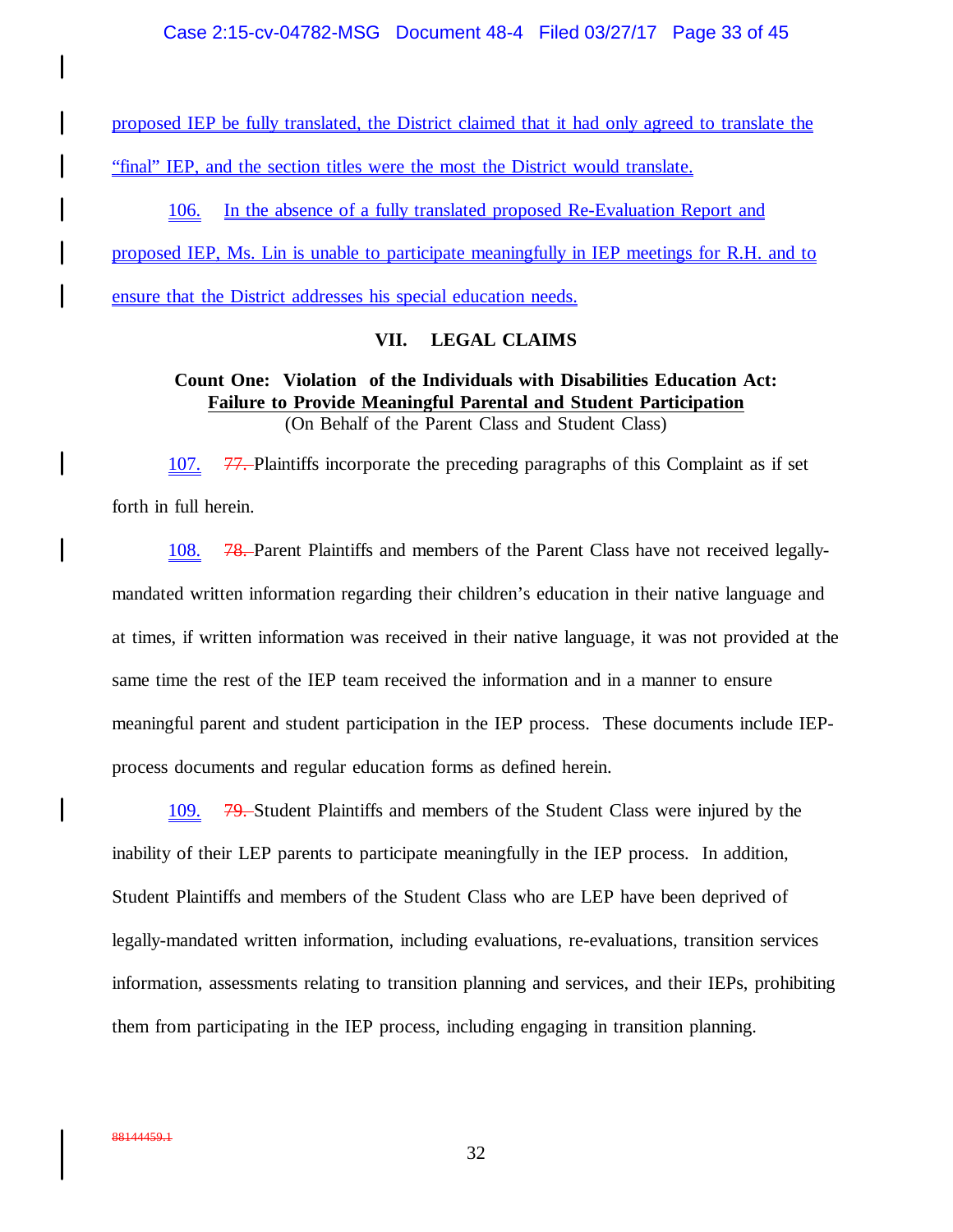proposed IEP be fully translated, the District claimed that it had only agreed to translate the "final" IEP, and the section titles were the most the District would translate.

106. In the absence of a fully translated proposed Re-Evaluation Report and proposed IEP, Ms. Lin is unable to participate meaningfully in IEP meetings for R.H. and to ensure that the District addresses his special education needs.

## VII. LEGAL CLAIMS

### Count One: Violation of the Individuals with Disabilities Education Act: Failure to Provide Meaningful Parental and Student Participation

(On Behalf of the Parent Class and Student Class)

107. ~~77.~~ Plaintiffs incorporate the preceding paragraphs of this Complaint as if set forth in full herein.

108. ~~78.~~ Parent Plaintiffs and members of the Parent Class have not received legally-mandated written information regarding their children's education in their native language and at times, if written information was received in their native language, it was not provided at the same time the rest of the IEP team received the information and in a manner to ensure meaningful parent and student participation in the IEP process. These documents include IEP-process documents and regular education forms as defined herein.

109. ~~79.~~ Student Plaintiffs and members of the Student Class were injured by the inability of their LEP parents to participate meaningfully in the IEP process. In addition, Student Plaintiffs and members of the Student Class who are LEP have been deprived of legally-mandated written information, including evaluations, re-evaluations, transition services information, assessments relating to transition planning and services, and their IEPs, prohibiting them from participating in the IEP process, including engaging in transition planning.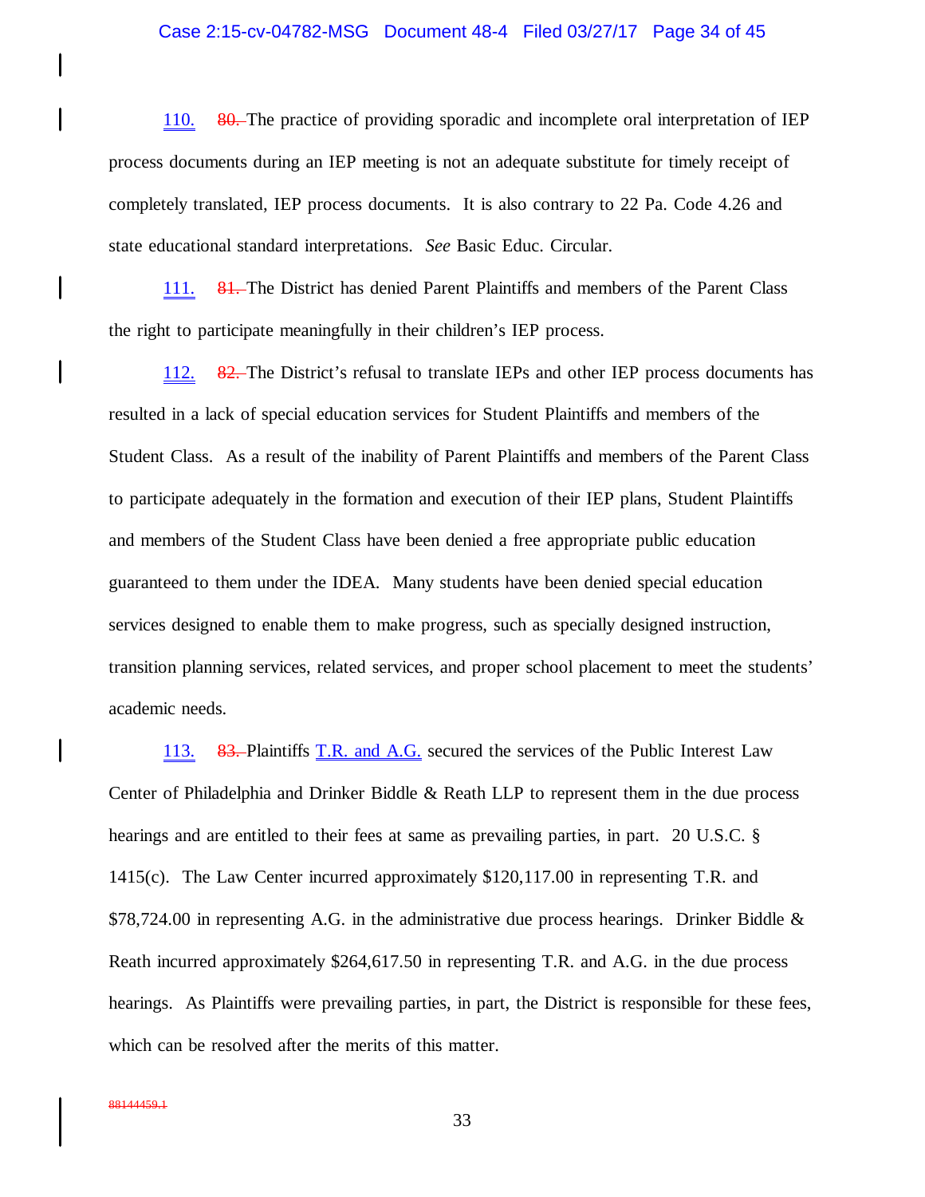110. ~~80.~~ The practice of providing sporadic and incomplete oral interpretation of IEP process documents during an IEP meeting is not an adequate substitute for timely receipt of completely translated, IEP process documents. It is also contrary to 22 Pa. Code 4.26 and state educational standard interpretations. *See* Basic Educ. Circular.

111. ~~81.~~ The District has denied Parent Plaintiffs and members of the Parent Class the right to participate meaningfully in their children's IEP process.

112. ~~82.~~ The District's refusal to translate IEPs and other IEP process documents has resulted in a lack of special education services for Student Plaintiffs and members of the Student Class. As a result of the inability of Parent Plaintiffs and members of the Parent Class to participate adequately in the formation and execution of their IEP plans, Student Plaintiffs and members of the Student Class have been denied a free appropriate public education guaranteed to them under the IDEA. Many students have been denied special education services designed to enable them to make progress, such as specially designed instruction, transition planning services, related services, and proper school placement to meet the students' academic needs.

113. ~~83.~~ Plaintiffs T.R. and A.G. secured the services of the Public Interest Law Center of Philadelphia and Drinker Biddle & Reath LLP to represent them in the due process hearings and are entitled to their fees at same as prevailing parties, in part. 20 U.S.C. § 1415(c). The Law Center incurred approximately $120,117.00 in representing T.R. and $78,724.00 in representing A.G. in the administrative due process hearings. Drinker Biddle & Reath incurred approximately $264,617.50 in representing T.R. and A.G. in the due process hearings. As Plaintiffs were prevailing parties, in part, the District is responsible for these fees, which can be resolved after the merits of this matter.

~~88144459.1~~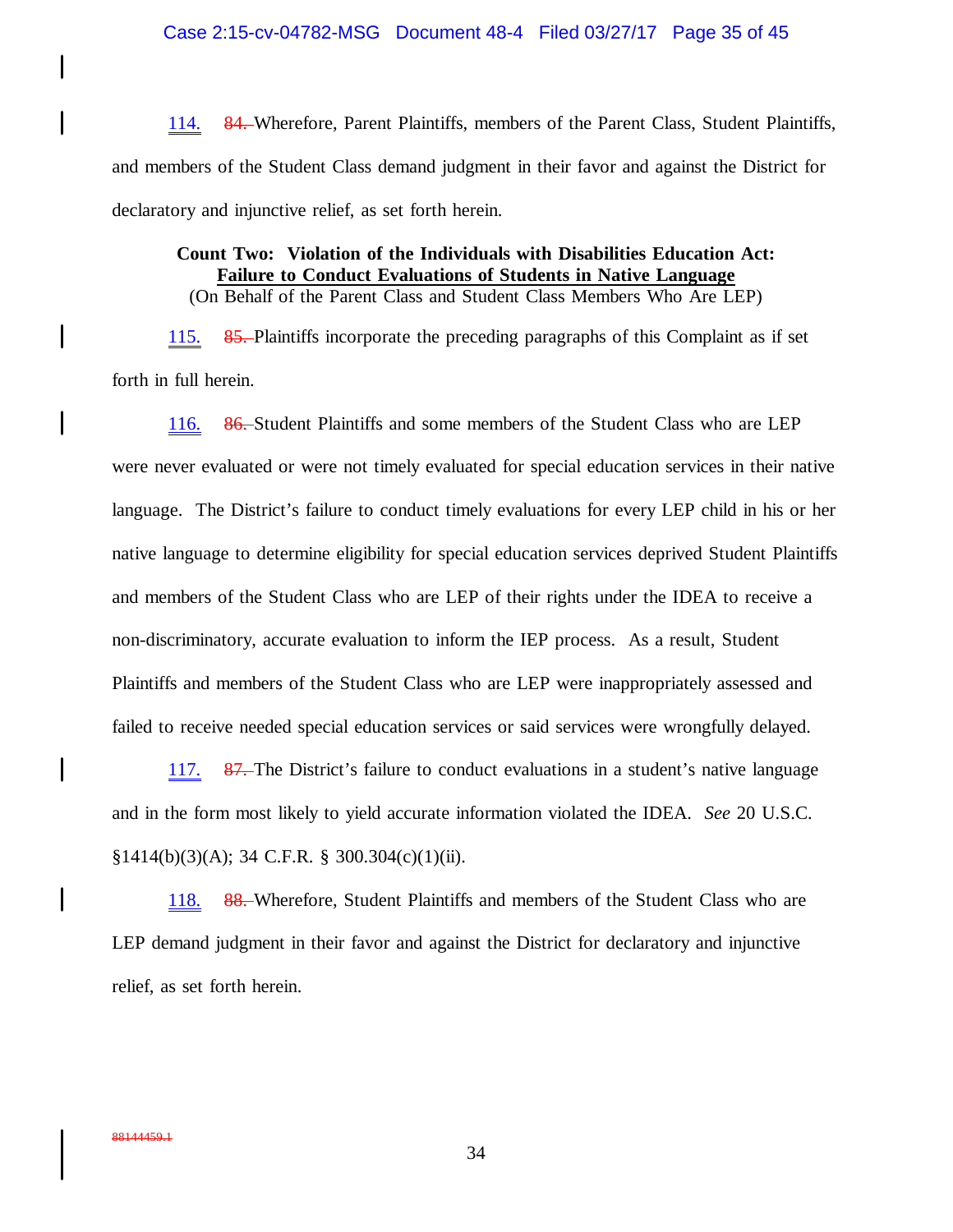114. ~~84.~~ Wherefore, Parent Plaintiffs, members of the Parent Class, Student Plaintiffs, and members of the Student Class demand judgment in their favor and against the District for declaratory and injunctive relief, as set forth herein.

**Count Two: Violation of the Individuals with Disabilities Education Act:**
**<u>Failure to Conduct Evaluations of Students in Native Language</u>**
(On Behalf of the Parent Class and Student Class Members Who Are LEP)

115. ~~85.~~ Plaintiffs incorporate the preceding paragraphs of this Complaint as if set forth in full herein.

116. ~~86.~~ Student Plaintiffs and some members of the Student Class who are LEP were never evaluated or were not timely evaluated for special education services in their native language. The District's failure to conduct timely evaluations for every LEP child in his or her native language to determine eligibility for special education services deprived Student Plaintiffs and members of the Student Class who are LEP of their rights under the IDEA to receive a non-discriminatory, accurate evaluation to inform the IEP process. As a result, Student Plaintiffs and members of the Student Class who are LEP were inappropriately assessed and failed to receive needed special education services or said services were wrongfully delayed.

117. ~~87.~~ The District's failure to conduct evaluations in a student's native language and in the form most likely to yield accurate information violated the IDEA. *See* 20 U.S.C. §1414(b)(3)(A); 34 C.F.R. § 300.304(c)(1)(ii).

118. ~~88.~~ Wherefore, Student Plaintiffs and members of the Student Class who are LEP demand judgment in their favor and against the District for declaratory and injunctive relief, as set forth herein.

~~88144459.1~~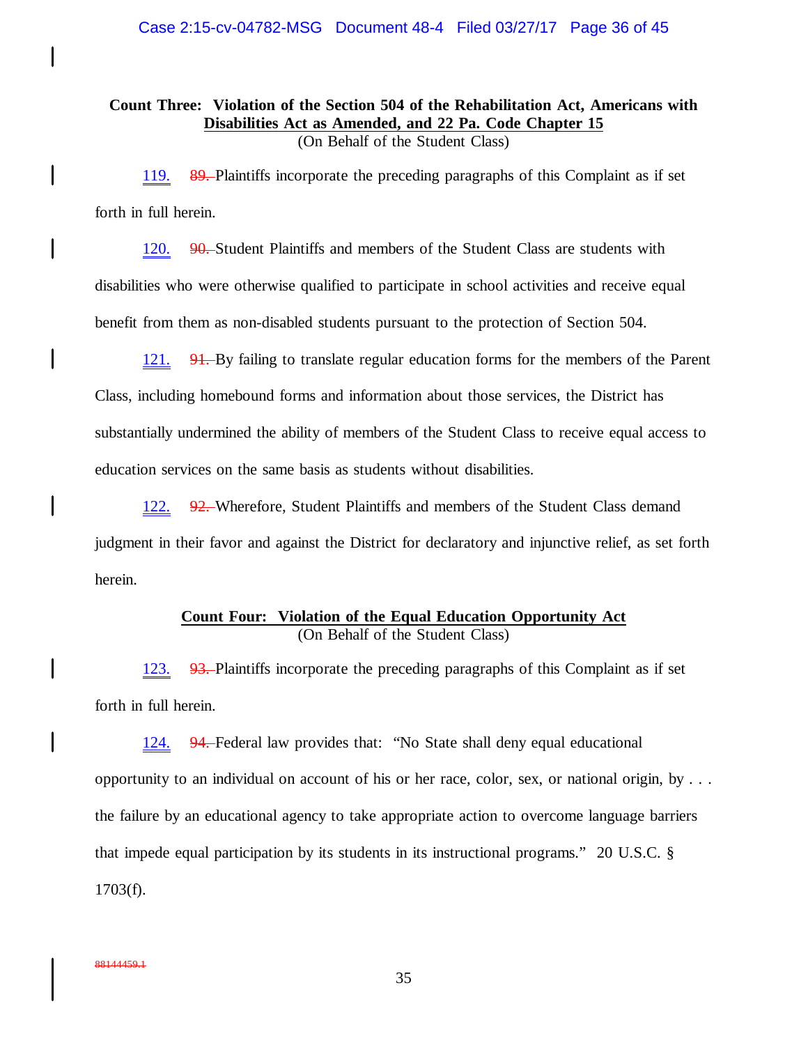**Count Three: Violation of the Section 504 of the Rehabilitation Act, Americans with Disabilities Act as Amended, and 22 Pa. Code Chapter 15**
(On Behalf of the Student Class)

119. ~~89.~~ Plaintiffs incorporate the preceding paragraphs of this Complaint as if set forth in full herein.

120. ~~90.~~ Student Plaintiffs and members of the Student Class are students with disabilities who were otherwise qualified to participate in school activities and receive equal benefit from them as non-disabled students pursuant to the protection of Section 504.

121. ~~91.~~ By failing to translate regular education forms for the members of the Parent Class, including homebound forms and information about those services, the District has substantially undermined the ability of members of the Student Class to receive equal access to education services on the same basis as students without disabilities.

122. ~~92.~~ Wherefore, Student Plaintiffs and members of the Student Class demand judgment in their favor and against the District for declaratory and injunctive relief, as set forth herein.

**Count Four: Violation of the Equal Education Opportunity Act**
(On Behalf of the Student Class)

123. ~~93.~~ Plaintiffs incorporate the preceding paragraphs of this Complaint as if set forth in full herein.

124. ~~94.~~ Federal law provides that: "No State shall deny equal educational opportunity to an individual on account of his or her race, color, sex, or national origin, by . . . the failure by an educational agency to take appropriate action to overcome language barriers that impede equal participation by its students in its instructional programs." 20 U.S.C. § 1703(f).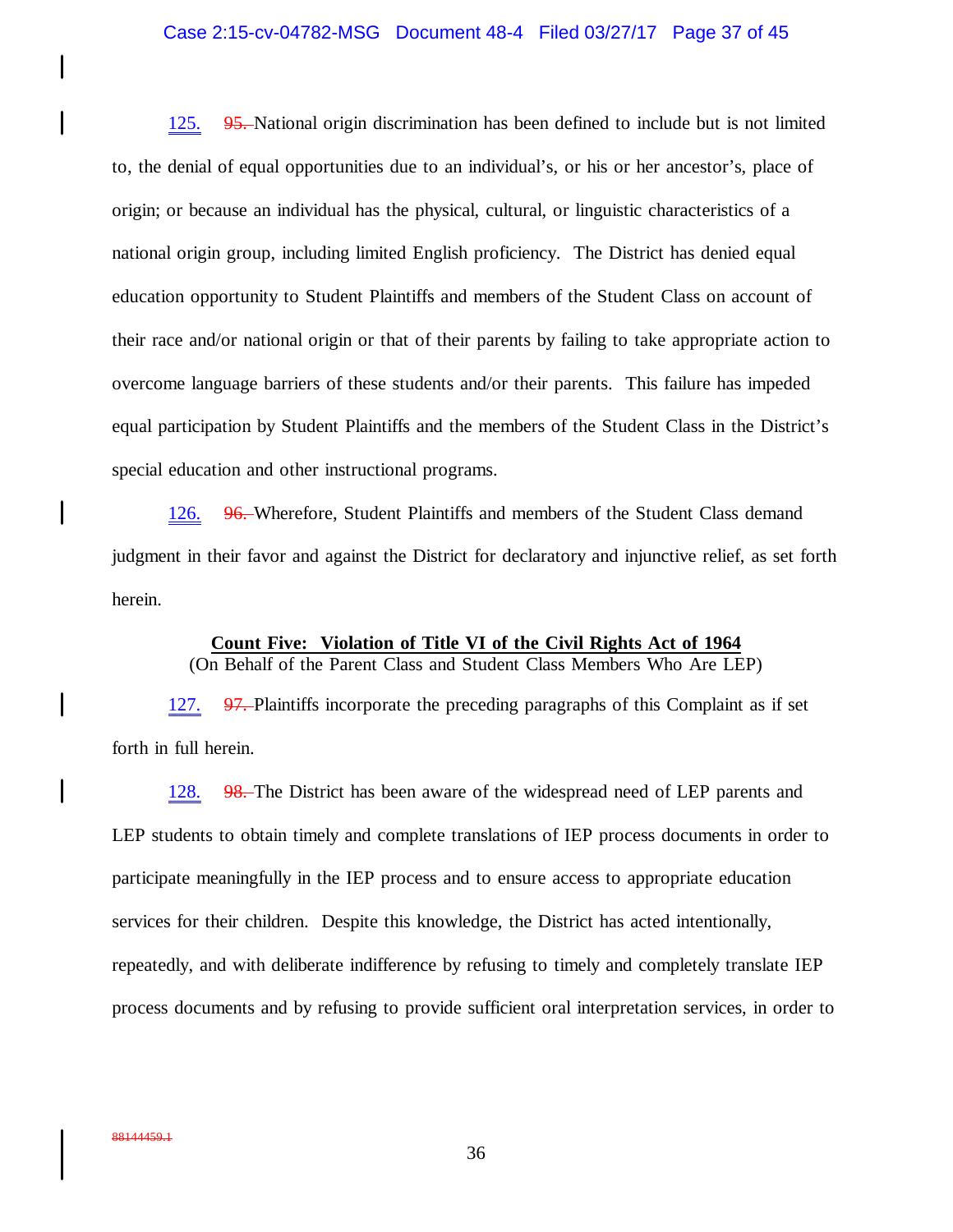125. ~~95.~~ National origin discrimination has been defined to include but is not limited to, the denial of equal opportunities due to an individual's, or his or her ancestor's, place of origin; or because an individual has the physical, cultural, or linguistic characteristics of a national origin group, including limited English proficiency. The District has denied equal education opportunity to Student Plaintiffs and members of the Student Class on account of their race and/or national origin or that of their parents by failing to take appropriate action to overcome language barriers of these students and/or their parents. This failure has impeded equal participation by Student Plaintiffs and the members of the Student Class in the District's special education and other instructional programs.

126. ~~96.~~ Wherefore, Student Plaintiffs and members of the Student Class demand judgment in their favor and against the District for declaratory and injunctive relief, as set forth herein.

**Count Five: Violation of Title VI of the Civil Rights Act of 1964**
(On Behalf of the Parent Class and Student Class Members Who Are LEP)

127. ~~97.~~ Plaintiffs incorporate the preceding paragraphs of this Complaint as if set forth in full herein.

128. ~~98.~~ The District has been aware of the widespread need of LEP parents and LEP students to obtain timely and complete translations of IEP process documents in order to participate meaningfully in the IEP process and to ensure access to appropriate education services for their children. Despite this knowledge, the District has acted intentionally, repeatedly, and with deliberate indifference by refusing to timely and completely translate IEP process documents and by refusing to provide sufficient oral interpretation services, in order to

~~88144459.1~~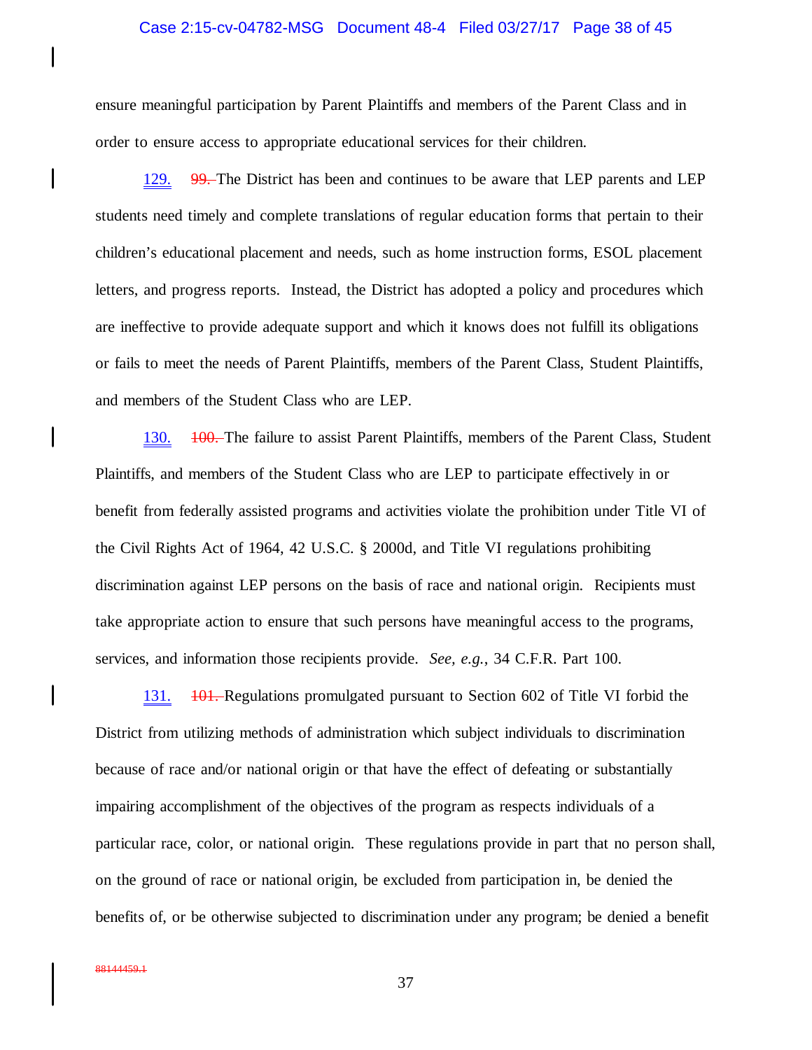ensure meaningful participation by Parent Plaintiffs and members of the Parent Class and in order to ensure access to appropriate educational services for their children.

129. ~~99.~~ The District has been and continues to be aware that LEP parents and LEP students need timely and complete translations of regular education forms that pertain to their children's educational placement and needs, such as home instruction forms, ESOL placement letters, and progress reports. Instead, the District has adopted a policy and procedures which are ineffective to provide adequate support and which it knows does not fulfill its obligations or fails to meet the needs of Parent Plaintiffs, members of the Parent Class, Student Plaintiffs, and members of the Student Class who are LEP.

130. ~~100.~~ The failure to assist Parent Plaintiffs, members of the Parent Class, Student Plaintiffs, and members of the Student Class who are LEP to participate effectively in or benefit from federally assisted programs and activities violate the prohibition under Title VI of the Civil Rights Act of 1964, 42 U.S.C. § 2000d, and Title VI regulations prohibiting discrimination against LEP persons on the basis of race and national origin. Recipients must take appropriate action to ensure that such persons have meaningful access to the programs, services, and information those recipients provide. *See, e.g.*, 34 C.F.R. Part 100.

131. ~~101.~~ Regulations promulgated pursuant to Section 602 of Title VI forbid the District from utilizing methods of administration which subject individuals to discrimination because of race and/or national origin or that have the effect of defeating or substantially impairing accomplishment of the objectives of the program as respects individuals of a particular race, color, or national origin. These regulations provide in part that no person shall, on the ground of race or national origin, be excluded from participation in, be denied the benefits of, or be otherwise subjected to discrimination under any program; be denied a benefit

~~88144459.1~~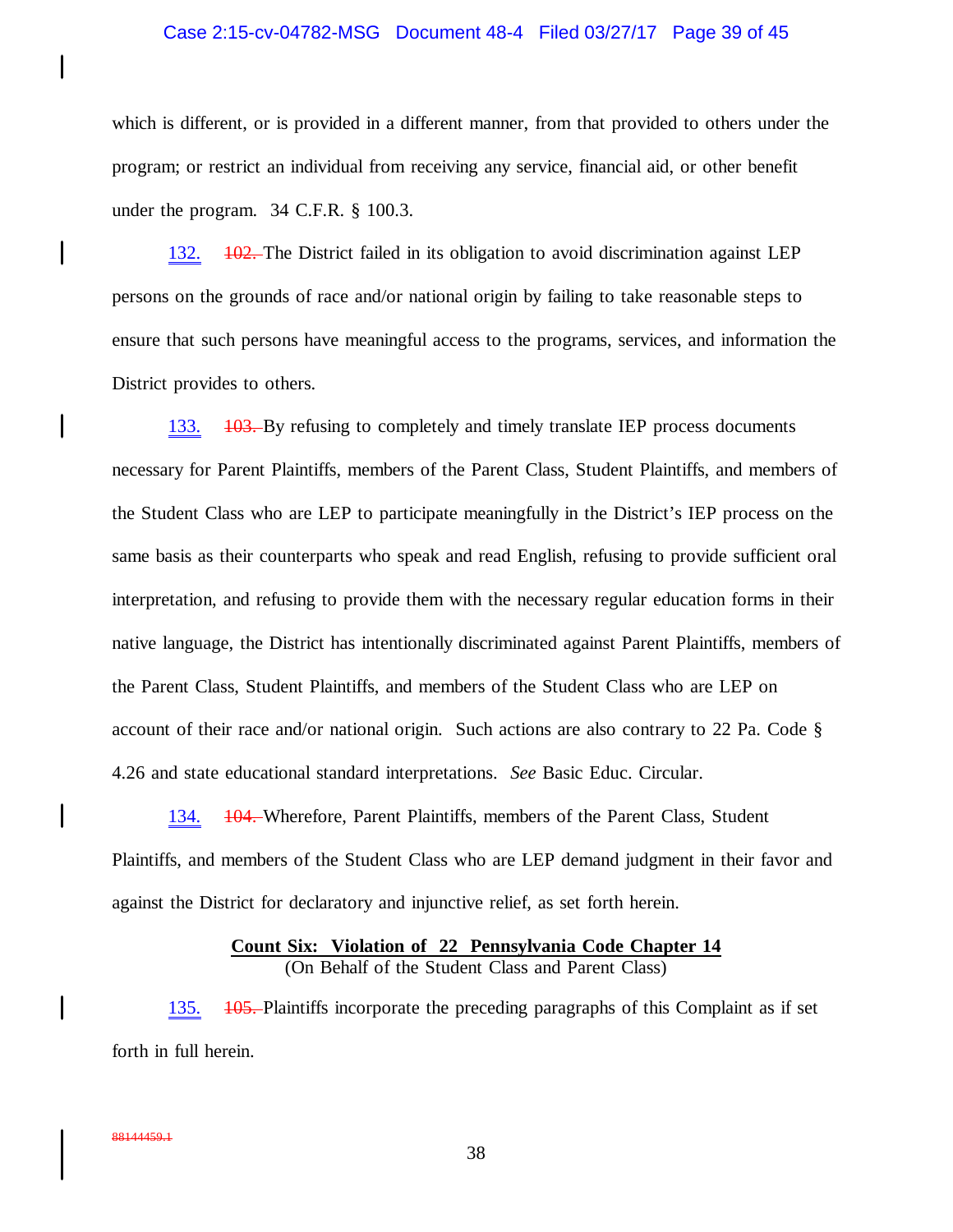which is different, or is provided in a different manner, from that provided to others under the program; or restrict an individual from receiving any service, financial aid, or other benefit under the program. 34 C.F.R. § 100.3.

132. ~~102.~~ The District failed in its obligation to avoid discrimination against LEP persons on the grounds of race and/or national origin by failing to take reasonable steps to ensure that such persons have meaningful access to the programs, services, and information the District provides to others.

133. ~~103.~~ By refusing to completely and timely translate IEP process documents necessary for Parent Plaintiffs, members of the Parent Class, Student Plaintiffs, and members of the Student Class who are LEP to participate meaningfully in the District's IEP process on the same basis as their counterparts who speak and read English, refusing to provide sufficient oral interpretation, and refusing to provide them with the necessary regular education forms in their native language, the District has intentionally discriminated against Parent Plaintiffs, members of the Parent Class, Student Plaintiffs, and members of the Student Class who are LEP on account of their race and/or national origin. Such actions are also contrary to 22 Pa. Code § 4.26 and state educational standard interpretations. *See* Basic Educ. Circular.

134. ~~104.~~ Wherefore, Parent Plaintiffs, members of the Parent Class, Student Plaintiffs, and members of the Student Class who are LEP demand judgment in their favor and against the District for declaratory and injunctive relief, as set forth herein.

**Count Six: Violation of 22 Pennsylvania Code Chapter 14**
(On Behalf of the Student Class and Parent Class)

135. ~~105.~~ Plaintiffs incorporate the preceding paragraphs of this Complaint as if set forth in full herein.

~~88144459.1~~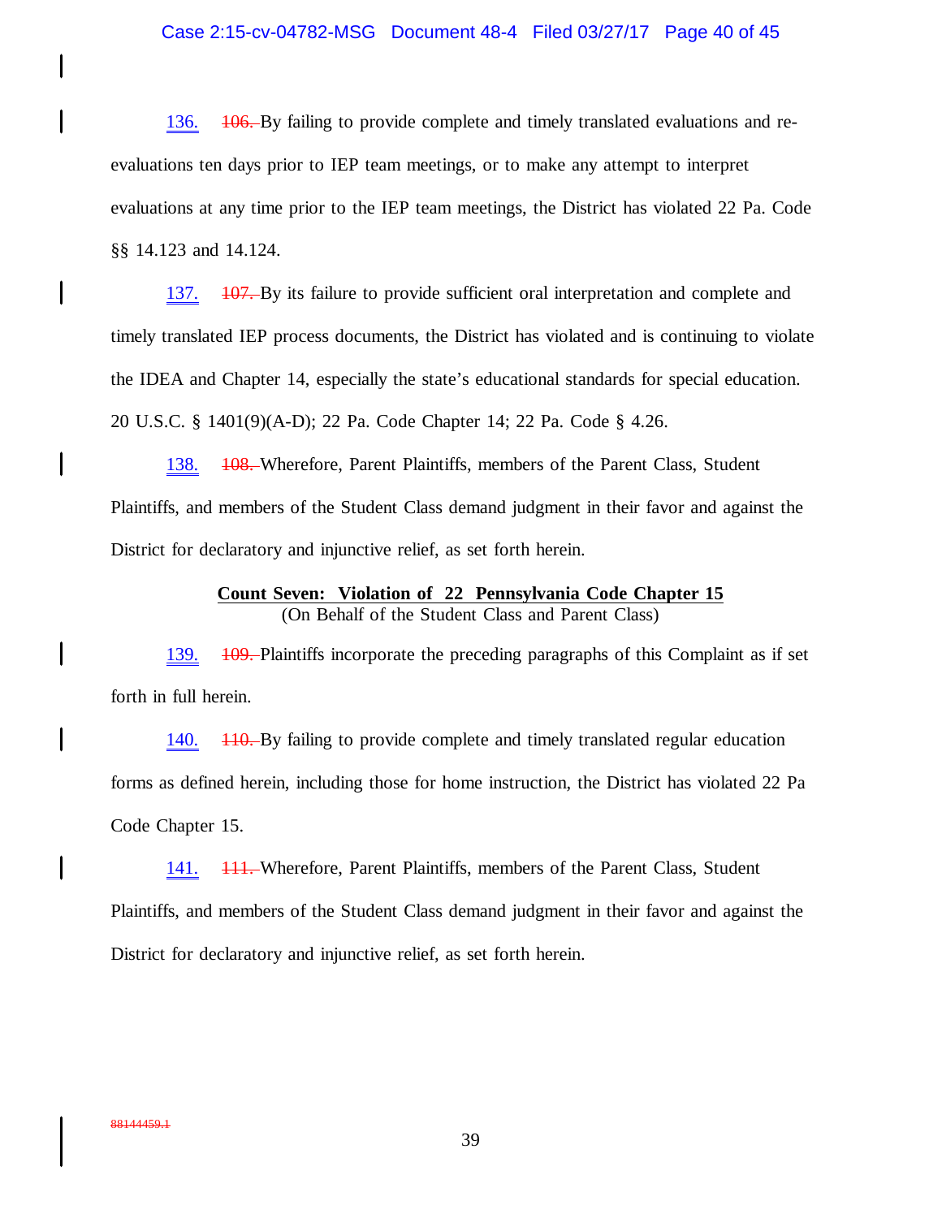136. ~~106.~~ By failing to provide complete and timely translated evaluations and re-evaluations ten days prior to IEP team meetings, or to make any attempt to interpret evaluations at any time prior to the IEP team meetings, the District has violated 22 Pa. Code §§ 14.123 and 14.124.

137. ~~107.~~ By its failure to provide sufficient oral interpretation and complete and timely translated IEP process documents, the District has violated and is continuing to violate the IDEA and Chapter 14, especially the state's educational standards for special education. 20 U.S.C. § 1401(9)(A-D); 22 Pa. Code Chapter 14; 22 Pa. Code § 4.26.

138. ~~108.~~ Wherefore, Parent Plaintiffs, members of the Parent Class, Student Plaintiffs, and members of the Student Class demand judgment in their favor and against the District for declaratory and injunctive relief, as set forth herein.

**Count Seven: Violation of 22 Pennsylvania Code Chapter 15**
(On Behalf of the Student Class and Parent Class)

139. ~~109.~~ Plaintiffs incorporate the preceding paragraphs of this Complaint as if set forth in full herein.

140. ~~110.~~ By failing to provide complete and timely translated regular education forms as defined herein, including those for home instruction, the District has violated 22 Pa Code Chapter 15.

141. ~~111.~~ Wherefore, Parent Plaintiffs, members of the Parent Class, Student Plaintiffs, and members of the Student Class demand judgment in their favor and against the District for declaratory and injunctive relief, as set forth herein.

~~88144459.1~~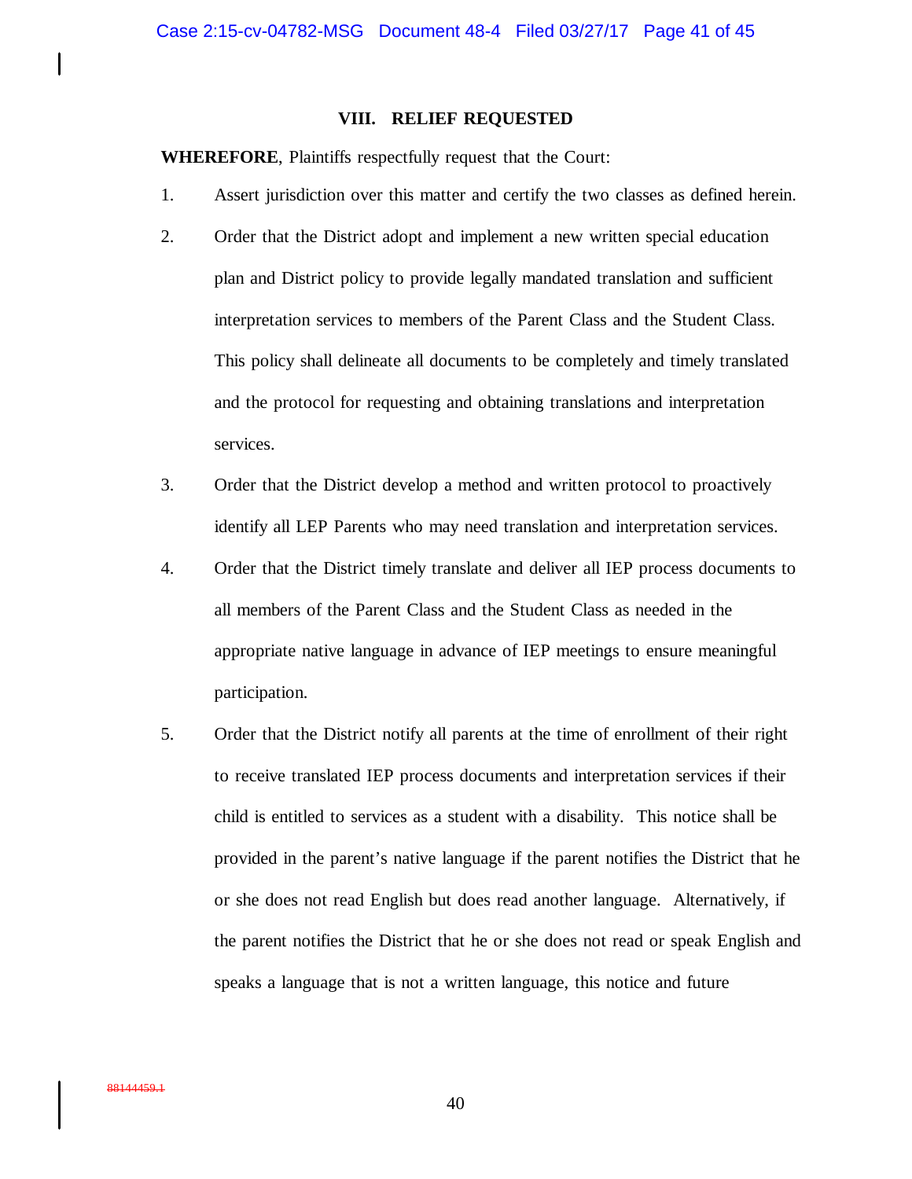## VIII. RELIEF REQUESTED

**WHEREFORE**, Plaintiffs respectfully request that the Court:

1. Assert jurisdiction over this matter and certify the two classes as defined herein.

2. Order that the District adopt and implement a new written special education plan and District policy to provide legally mandated translation and sufficient interpretation services to members of the Parent Class and the Student Class. This policy shall delineate all documents to be completely and timely translated and the protocol for requesting and obtaining translations and interpretation services.

3. Order that the District develop a method and written protocol to proactively identify all LEP Parents who may need translation and interpretation services.

4. Order that the District timely translate and deliver all IEP process documents to all members of the Parent Class and the Student Class as needed in the appropriate native language in advance of IEP meetings to ensure meaningful participation.

5. Order that the District notify all parents at the time of enrollment of their right to receive translated IEP process documents and interpretation services if their child is entitled to services as a student with a disability. This notice shall be provided in the parent's native language if the parent notifies the District that he or she does not read English but does read another language. Alternatively, if the parent notifies the District that he or she does not read or speak English and speaks a language that is not a written language, this notice and future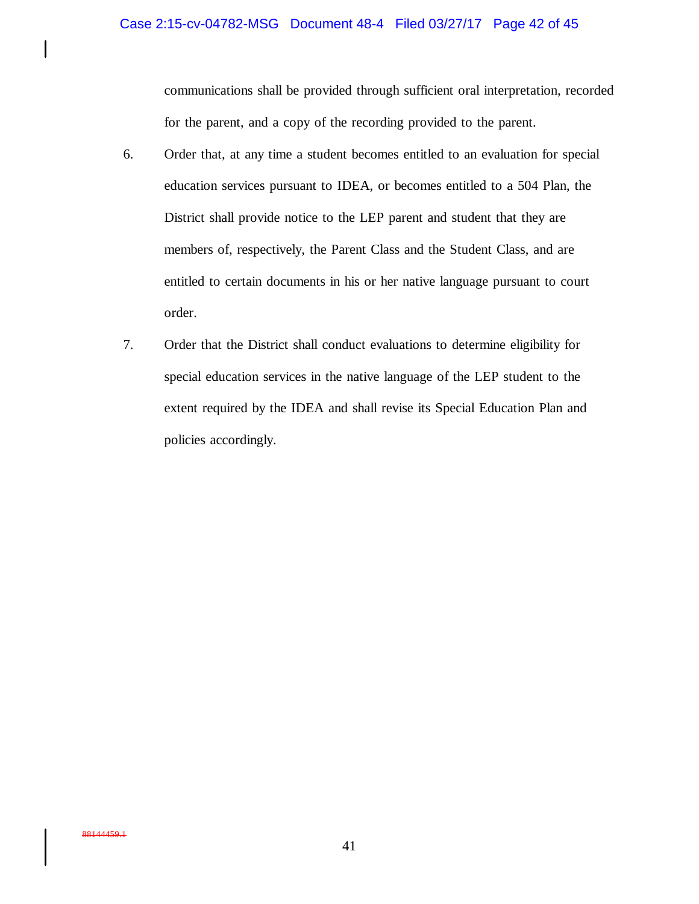communications shall be provided through sufficient oral interpretation, recorded for the parent, and a copy of the recording provided to the parent.

6. Order that, at any time a student becomes entitled to an evaluation for special education services pursuant to IDEA, or becomes entitled to a 504 Plan, the District shall provide notice to the LEP parent and student that they are members of, respectively, the Parent Class and the Student Class, and are entitled to certain documents in his or her native language pursuant to court order.

7. Order that the District shall conduct evaluations to determine eligibility for special education services in the native language of the LEP student to the extent required by the IDEA and shall revise its Special Education Plan and policies accordingly.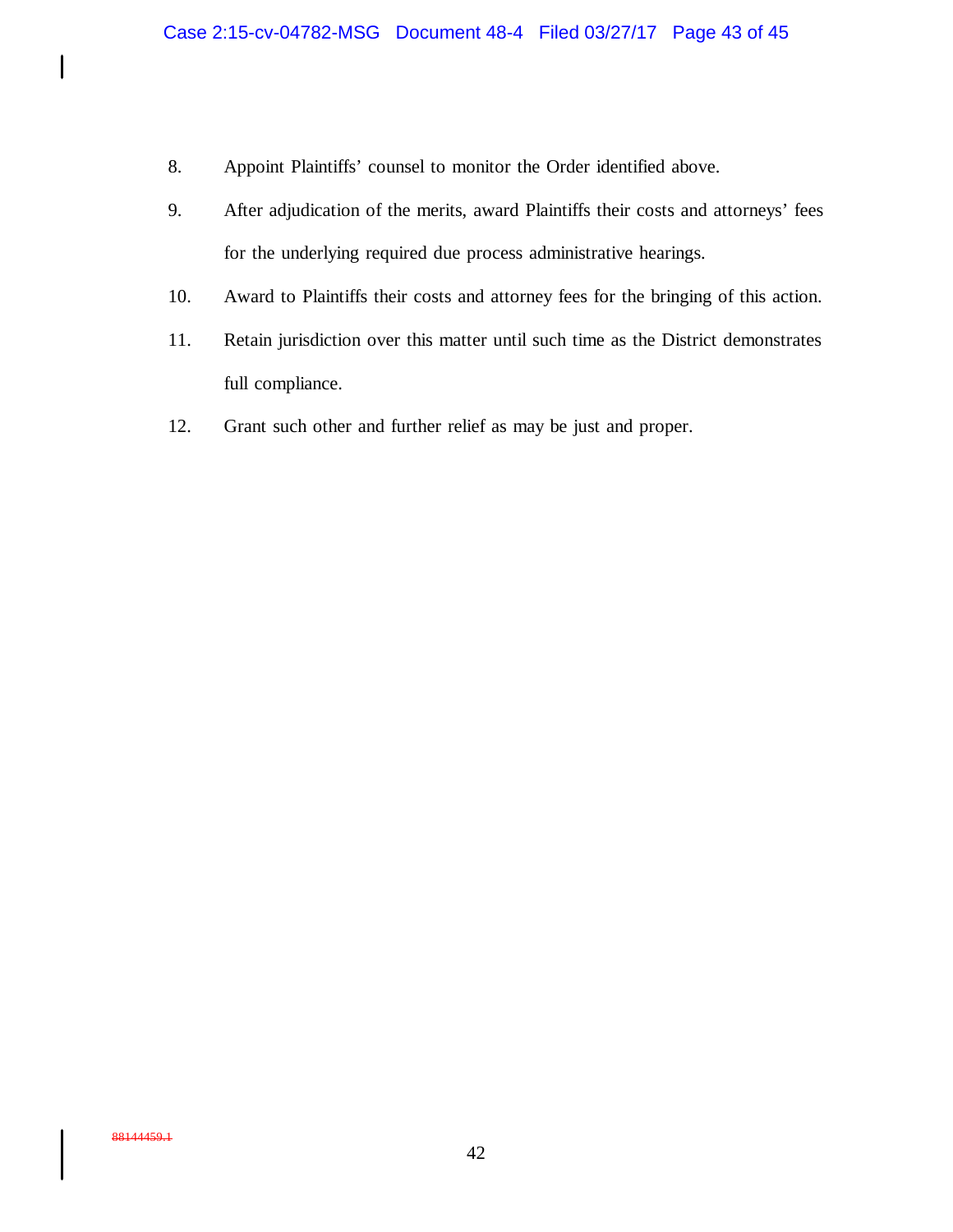8. Appoint Plaintiffs' counsel to monitor the Order identified above.

9. After adjudication of the merits, award Plaintiffs their costs and attorneys' fees for the underlying required due process administrative hearings.

10. Award to Plaintiffs their costs and attorney fees for the bringing of this action.

11. Retain jurisdiction over this matter until such time as the District demonstrates full compliance.

12. Grant such other and further relief as may be just and proper.

~~88144459.1~~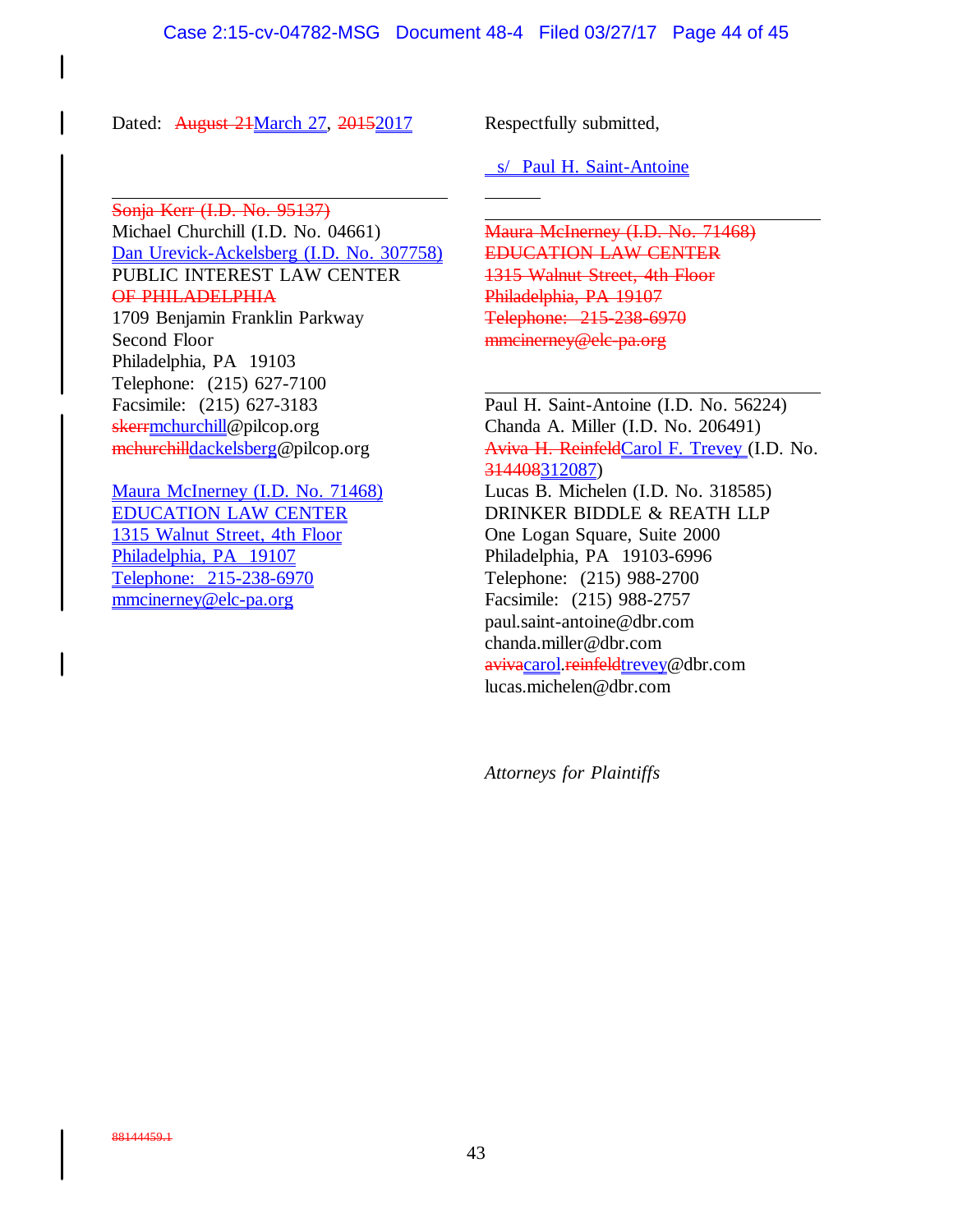Dated: ~~August 21~~March 27, ~~2015~~2017

Respectfully submitted,

s/ Paul H. Saint-Antoine

~~Sonja Kerr (I.D. No. 95137)~~
Michael Churchill (I.D. No. 04661)
Dan Urevick-Ackelsberg (I.D. No. 307758)
PUBLIC INTEREST LAW CENTER
~~OF PHILADELPHIA~~
1709 Benjamin Franklin Parkway
Second Floor
Philadelphia, PA 19103
Telephone: (215) 627-7100
Facsimile: (215) 627-3183
~~skerr~~mchurchill@pilcop.org
~~mchurchill~~dackelsberg@pilcop.org

Maura McInerney (I.D. No. 71468)
EDUCATION LAW CENTER
1315 Walnut Street, 4th Floor
Philadelphia, PA 19107
Telephone: 215-238-6970
mmcinerney@elc-pa.org

~~Maura McInerney (I.D. No. 71468)~~
~~EDUCATION LAW CENTER~~
~~1315 Walnut Street, 4th Floor~~
~~Philadelphia, PA 19107~~
~~Telephone: 215-238-6970~~
~~mmcinerney@elc-pa.org~~

Paul H. Saint-Antoine (I.D. No. 56224)
Chanda A. Miller (I.D. No. 206491)
~~Aviva H. Reinfeld~~Carol F. Trevey (I.D. No. ~~314408~~312087)
Lucas B. Michelen (I.D. No. 318585)
DRINKER BIDDLE & REATH LLP
One Logan Square, Suite 2000
Philadelphia, PA 19103-6996
Telephone: (215) 988-2700
Facsimile: (215) 988-2757
paul.saint-antoine@dbr.com
chanda.miller@dbr.com
~~aviva~~carol.~~reinfeld~~trevey@dbr.com
lucas.michelen@dbr.com

*Attorneys for Plaintiffs*

~~88144459.1~~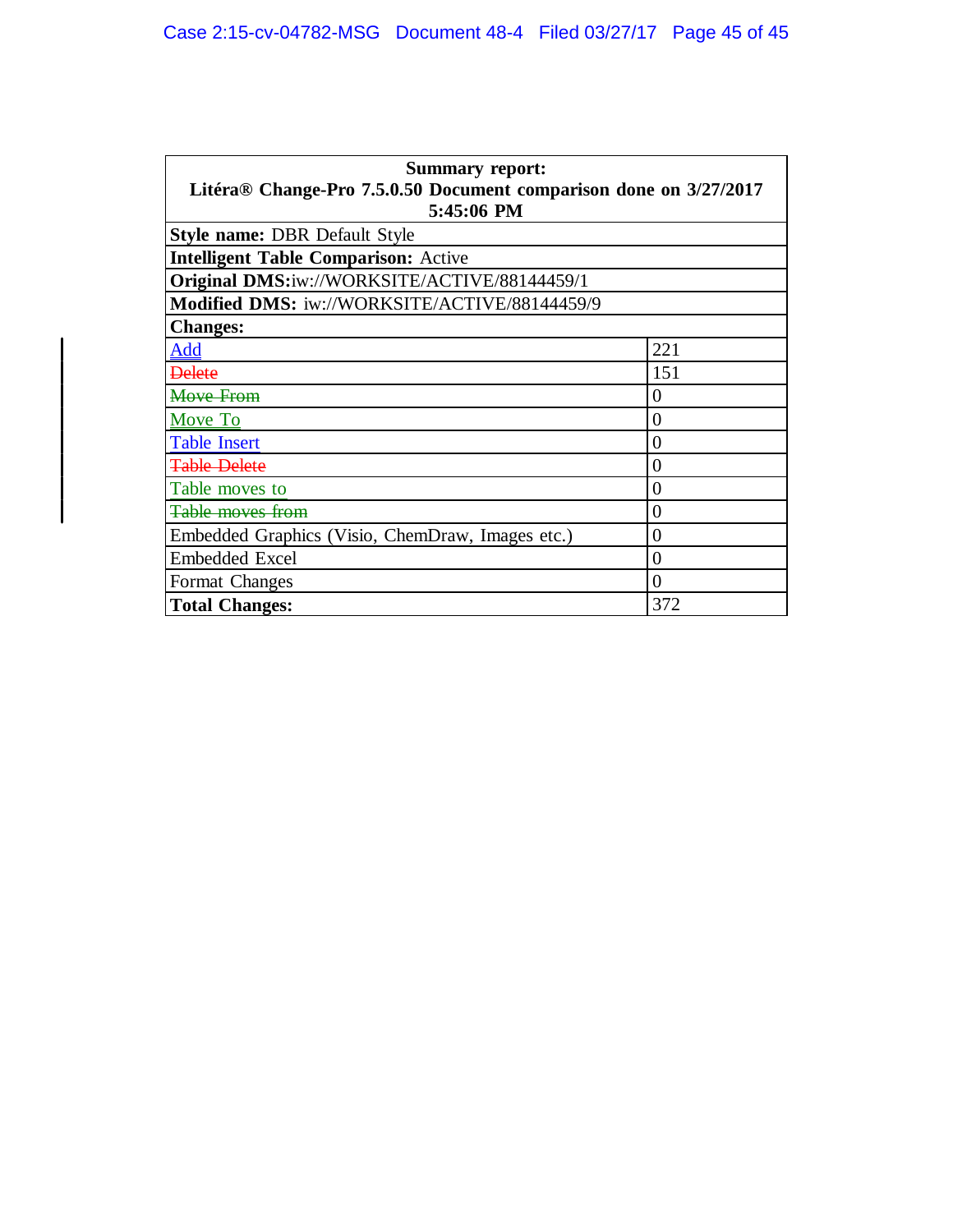| Summary report: Litéra® Change-Pro 7.5.0.50 Document comparison done on 3/27/2017 5:45:06 PM | |
|---|---|
| **Style name:** DBR Default Style | |
| **Intelligent Table Comparison:** Active | |
| **Original DMS:** iw://WORKSITE/ACTIVE/88144459/1 | |
| **Modified DMS:** iw://WORKSITE/ACTIVE/88144459/9 | |
| **Changes:** | |
| Add | 221 |
| ~~Delete~~ | 151 |
| ~~Move From~~ | 0 |
| Move To | 0 |
| Table Insert | 0 |
| ~~Table Delete~~ | 0 |
| Table moves to | 0 |
| ~~Table moves from~~ | 0 |
| Embedded Graphics (Visio, ChemDraw, Images etc.) | 0 |
| Embedded Excel | 0 |
| Format Changes | 0 |
| **Total Changes:** | 372 |